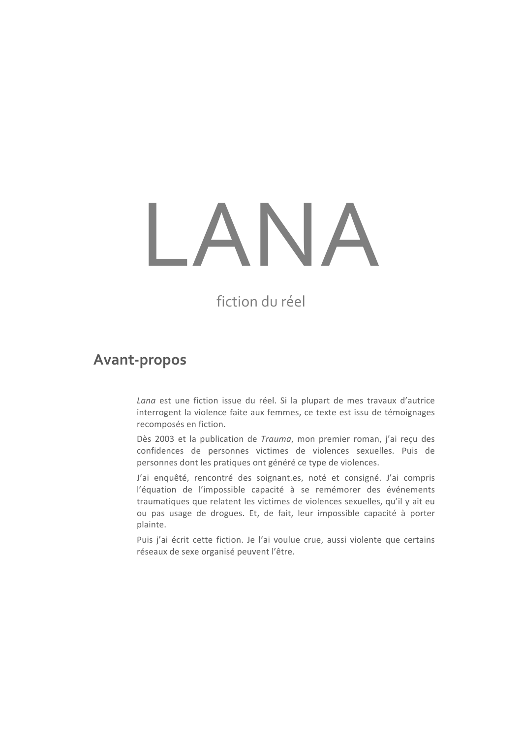# LANA

fiction du réel

## Avant-propos

*Lana* est une fiction issue du réel. Si la plupart de mes travaux d'autrice interrogent la violence faite aux femmes, ce texte est issu de témoignages recomposés en fiction.

Dès 2003 et la publication de *Trauma*, mon premier roman, j'ai reçu des confidences de personnes victimes de violences sexuelles. Puis de personnes dont les pratiques ont généré ce type de violences.

J'ai enquêté, rencontré des soignant.es, noté et consigné. J'ai compris l'équation de l'impossible capacité à se remémorer des événements traumatiques que relatent les victimes de violences sexuelles, qu'il y ait eu ou pas usage de drogues. Et, de fait, leur impossible capacité à porter plainte.

Puis j'ai écrit cette fiction. Je l'ai voulue crue, aussi violente que certains réseaux de sexe organisé peuvent l'être.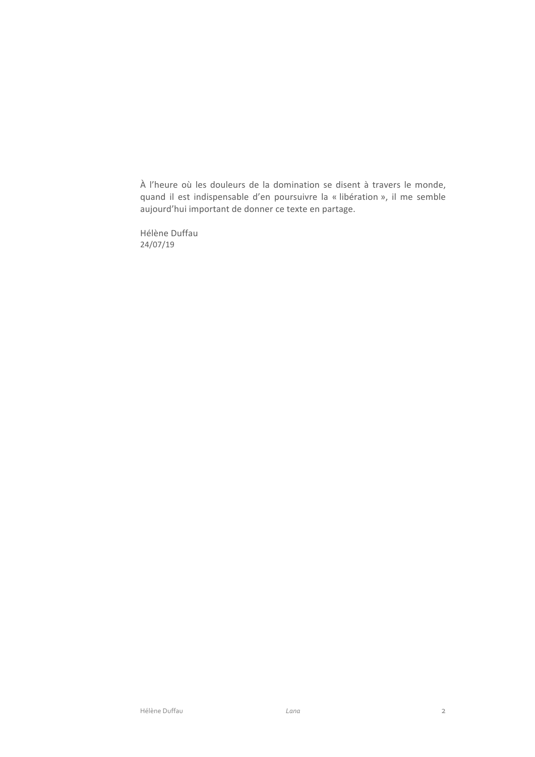À l'heure où les douleurs de la domination se disent à travers le monde, quand il est indispensable d'en poursuivre la « libération », il me semble aujourd'hui important de donner ce texte en partage.

Hélène Duffau
24/07/19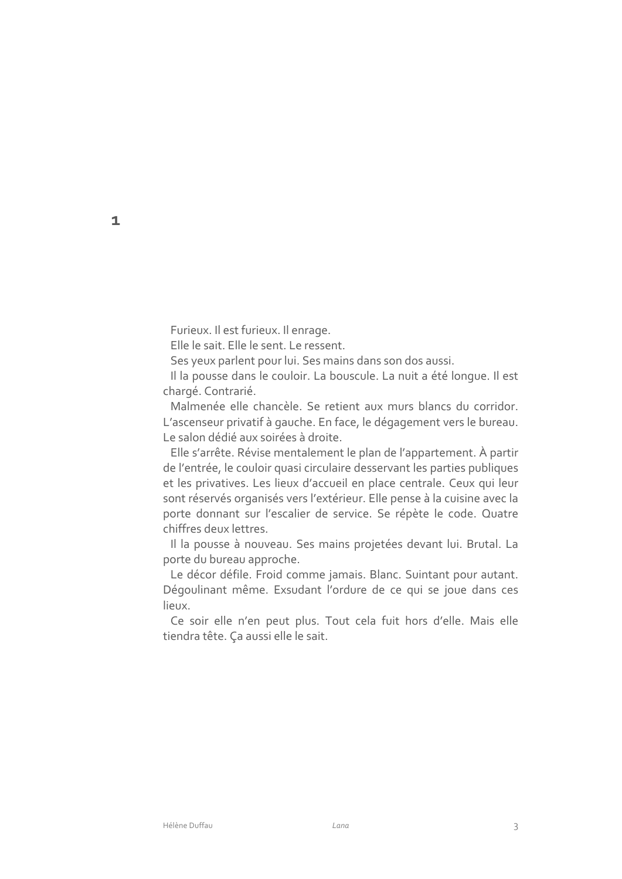# 1

Furieux. Il est furieux. Il enrage.

Elle le sait. Elle le sent. Le ressent.

Ses yeux parlent pour lui. Ses mains dans son dos aussi.

Il la pousse dans le couloir. La bouscule. La nuit a été longue. Il est chargé. Contrarié.

Malmenée elle chancèle. Se retient aux murs blancs du corridor. L'ascenseur privatif à gauche. En face, le dégagement vers le bureau. Le salon dédié aux soirées à droite.

Elle s'arrête. Révise mentalement le plan de l'appartement. À partir de l'entrée, le couloir quasi circulaire desservant les parties publiques et les privatives. Les lieux d'accueil en place centrale. Ceux qui leur sont réservés organisés vers l'extérieur. Elle pense à la cuisine avec la porte donnant sur l'escalier de service. Se répète le code. Quatre chiffres deux lettres.

Il la pousse à nouveau. Ses mains projetées devant lui. Brutal. La porte du bureau approche.

Le décor défile. Froid comme jamais. Blanc. Suintant pour autant. Dégoulinant même. Exsudant l'ordure de ce qui se joue dans ces lieux.

Ce soir elle n'en peut plus. Tout cela fuit hors d'elle. Mais elle tiendra tête. Ça aussi elle le sait.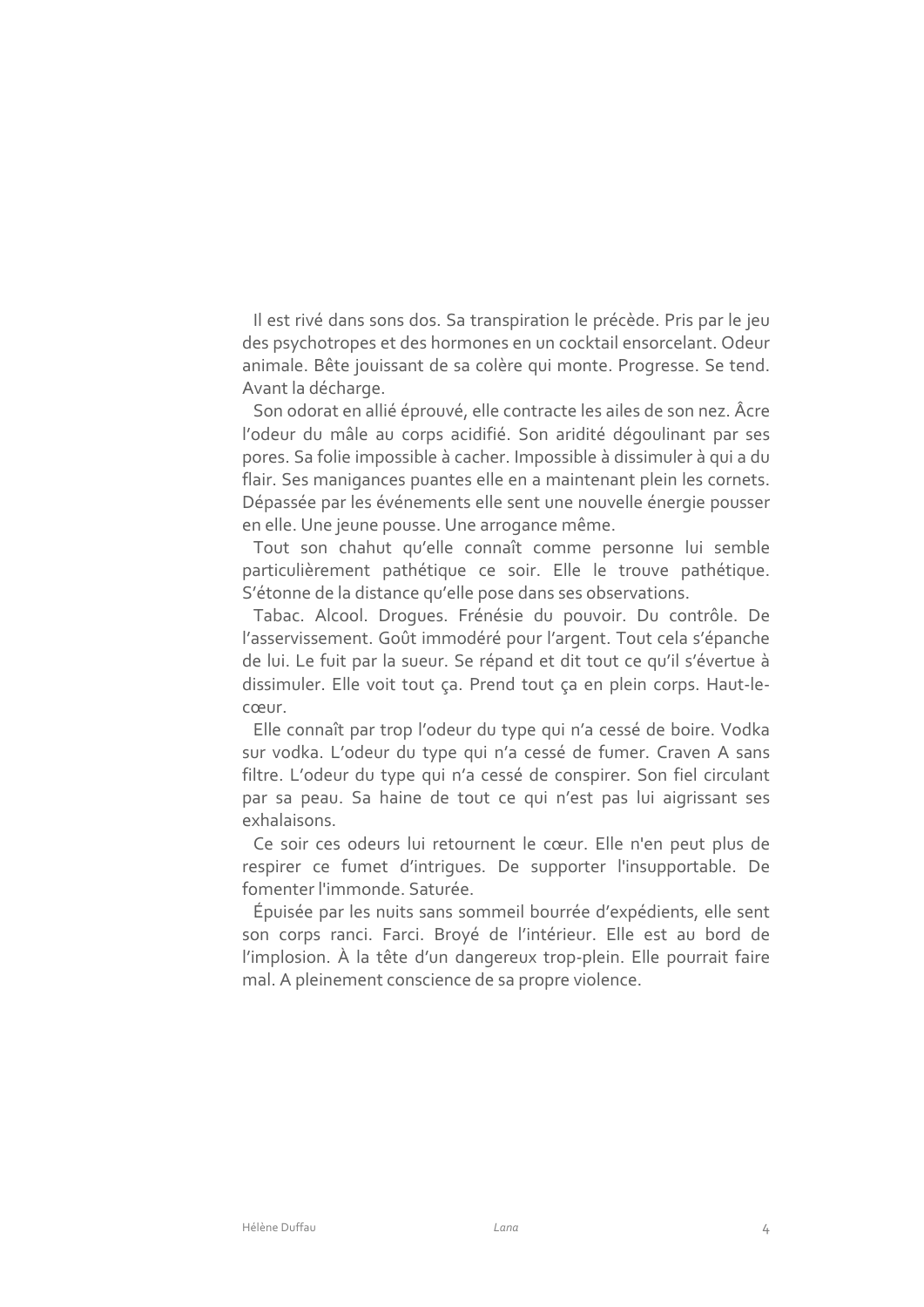Il est rivé dans sons dos. Sa transpiration le précède. Pris par le jeu des psychotropes et des hormones en un cocktail ensorcelant. Odeur animale. Bête jouissant de sa colère qui monte. Progresse. Se tend. Avant la décharge.

Son odorat en allié éprouvé, elle contracte les ailes de son nez. Âcre l'odeur du mâle au corps acidifié. Son aridité dégoulinant par ses pores. Sa folie impossible à cacher. Impossible à dissimuler à qui a du flair. Ses manigances puantes elle en a maintenant plein les cornets. Dépassée par les événements elle sent une nouvelle énergie pousser en elle. Une jeune pousse. Une arrogance même.

Tout son chahut qu'elle connaît comme personne lui semble particulièrement pathétique ce soir. Elle le trouve pathétique. S'étonne de la distance qu'elle pose dans ses observations.

Tabac. Alcool. Drogues. Frénésie du pouvoir. Du contrôle. De l'asservissement. Goût immodéré pour l'argent. Tout cela s'épanche de lui. Le fuit par la sueur. Se répand et dit tout ce qu'il s'évertue à dissimuler. Elle voit tout ça. Prend tout ça en plein corps. Haut-le-cœur.

Elle connaît par trop l'odeur du type qui n'a cessé de boire. Vodka sur vodka. L'odeur du type qui n'a cessé de fumer. Craven A sans filtre. L'odeur du type qui n'a cessé de conspirer. Son fiel circulant par sa peau. Sa haine de tout ce qui n'est pas lui aigrissant ses exhalaisons.

Ce soir ces odeurs lui retournent le cœur. Elle n'en peut plus de respirer ce fumet d'intrigues. De supporter l'insupportable. De fomenter l'immonde. Saturée.

Épuisée par les nuits sans sommeil bourrée d'expédients, elle sent son corps ranci. Farci. Broyé de l'intérieur. Elle est au bord de l'implosion. À la tête d'un dangereux trop-plein. Elle pourrait faire mal. A pleinement conscience de sa propre violence.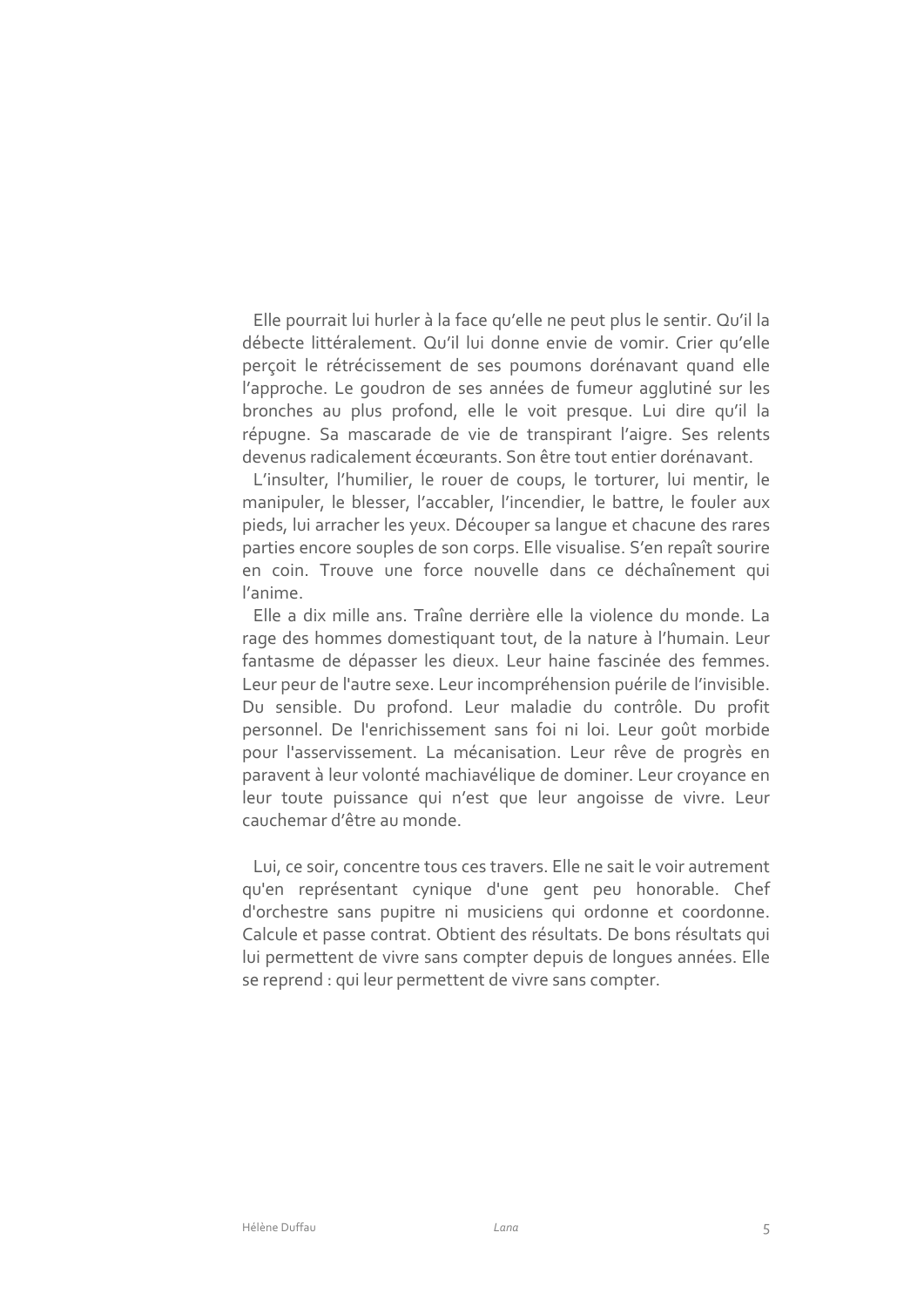Elle pourrait lui hurler à la face qu'elle ne peut plus le sentir. Qu'il la débecte littéralement. Qu'il lui donne envie de vomir. Crier qu'elle perçoit le rétrécissement de ses poumons dorénavant quand elle l'approche. Le goudron de ses années de fumeur agglutiné sur les bronches au plus profond, elle le voit presque. Lui dire qu'il la répugne. Sa mascarade de vie de transpirant l'aigre. Ses relents devenus radicalement écœurants. Son être tout entier dorénavant.

L'insulter, l'humilier, le rouer de coups, le torturer, lui mentir, le manipuler, le blesser, l'accabler, l'incendier, le battre, le fouler aux pieds, lui arracher les yeux. Découper sa langue et chacune des rares parties encore souples de son corps. Elle visualise. S'en repaît sourire en coin. Trouve une force nouvelle dans ce déchaînement qui l'anime.

Elle a dix mille ans. Traîne derrière elle la violence du monde. La rage des hommes domestiquant tout, de la nature à l'humain. Leur fantasme de dépasser les dieux. Leur haine fascinée des femmes. Leur peur de l'autre sexe. Leur incompréhension puérile de l'invisible. Du sensible. Du profond. Leur maladie du contrôle. Du profit personnel. De l'enrichissement sans foi ni loi. Leur goût morbide pour l'asservissement. La mécanisation. Leur rêve de progrès en paravent à leur volonté machiavélique de dominer. Leur croyance en leur toute puissance qui n'est que leur angoisse de vivre. Leur cauchemar d'être au monde.

Lui, ce soir, concentre tous ces travers. Elle ne sait le voir autrement qu'en représentant cynique d'une gent peu honorable. Chef d'orchestre sans pupitre ni musiciens qui ordonne et coordonne. Calcule et passe contrat. Obtient des résultats. De bons résultats qui lui permettent de vivre sans compter depuis de longues années. Elle se reprend : qui leur permettent de vivre sans compter.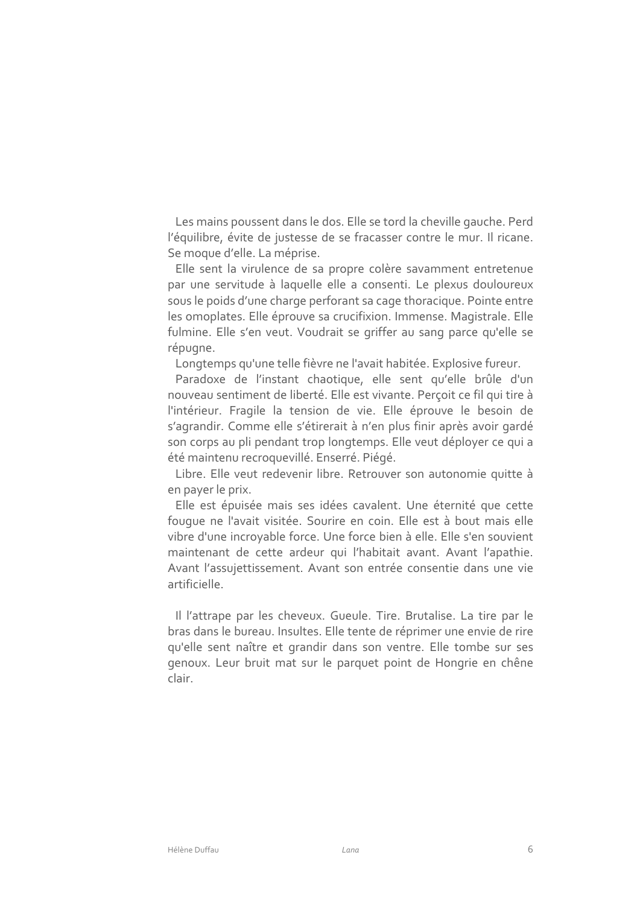Les mains poussent dans le dos. Elle se tord la cheville gauche. Perd l'équilibre, évite de justesse de se fracasser contre le mur. Il ricane. Se moque d'elle. La méprise.

Elle sent la virulence de sa propre colère savamment entretenue par une servitude à laquelle elle a consenti. Le plexus douloureux sous le poids d'une charge perforant sa cage thoracique. Pointe entre les omoplates. Elle éprouve sa crucifixion. Immense. Magistrale. Elle fulmine. Elle s'en veut. Voudrait se griffer au sang parce qu'elle se répugne.

Longtemps qu'une telle fièvre ne l'avait habitée. Explosive fureur.

Paradoxe de l'instant chaotique, elle sent qu'elle brûle d'un nouveau sentiment de liberté. Elle est vivante. Perçoit ce fil qui tire à l'intérieur. Fragile la tension de vie. Elle éprouve le besoin de s'agrandir. Comme elle s'étirerait à n'en plus finir après avoir gardé son corps au pli pendant trop longtemps. Elle veut déployer ce qui a été maintenu recroquevillé. Enserré. Piégé.

Libre. Elle veut redevenir libre. Retrouver son autonomie quitte à en payer le prix.

Elle est épuisée mais ses idées cavalent. Une éternité que cette fougue ne l'avait visitée. Sourire en coin. Elle est à bout mais elle vibre d'une incroyable force. Une force bien à elle. Elle s'en souvient maintenant de cette ardeur qui l'habitait avant. Avant l'apathie. Avant l'assujettissement. Avant son entrée consentie dans une vie artificielle.

Il l'attrape par les cheveux. Gueule. Tire. Brutalise. La tire par le bras dans le bureau. Insultes. Elle tente de réprimer une envie de rire qu'elle sent naître et grandir dans son ventre. Elle tombe sur ses genoux. Leur bruit mat sur le parquet point de Hongrie en chêne clair.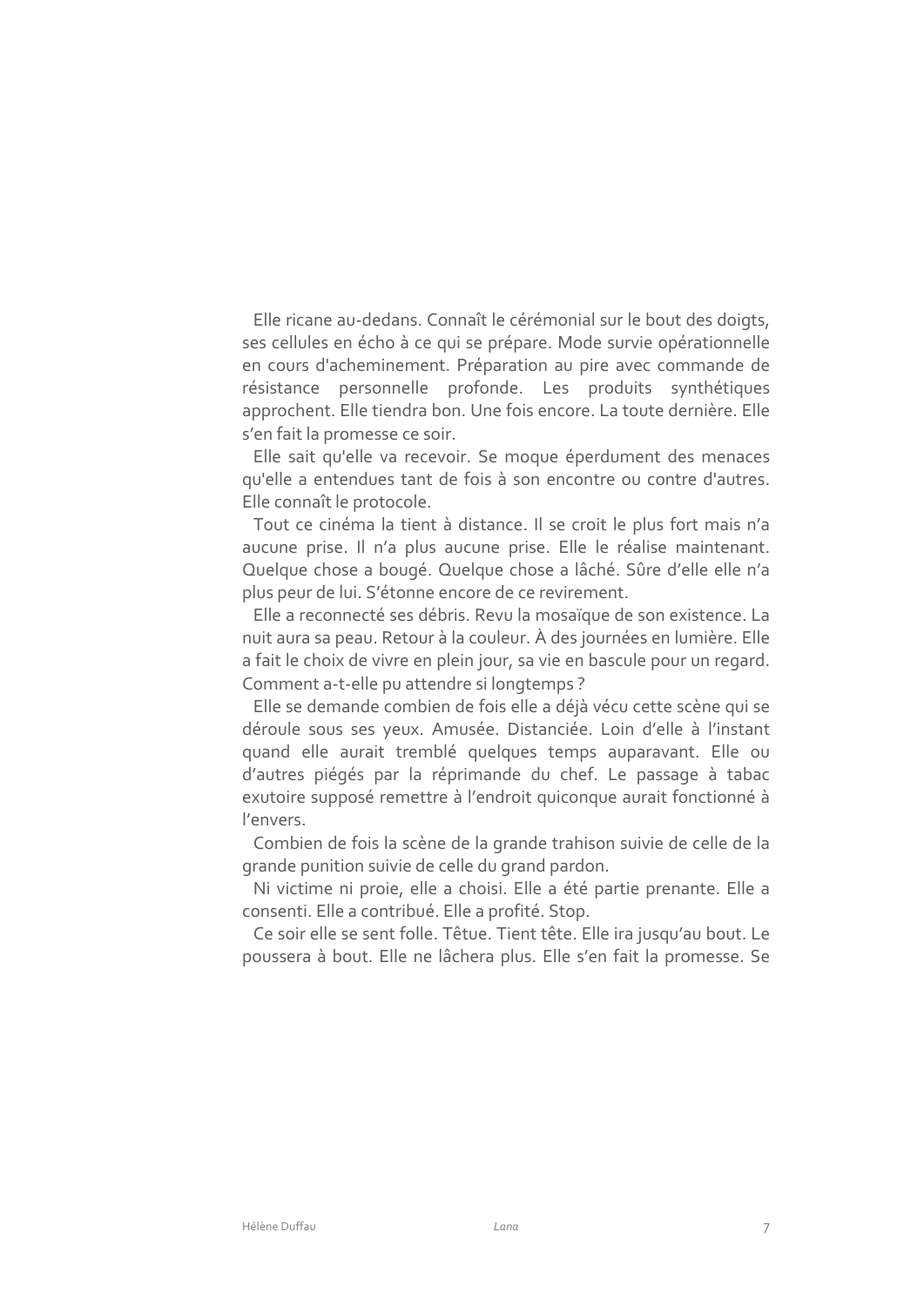Elle ricane au-dedans. Connaît le cérémonial sur le bout des doigts, ses cellules en écho à ce qui se prépare. Mode survie opérationnelle en cours d'acheminement. Préparation au pire avec commande de résistance personnelle profonde. Les produits synthétiques approchent. Elle tiendra bon. Une fois encore. La toute dernière. Elle s'en fait la promesse ce soir.

Elle sait qu'elle va recevoir. Se moque éperdument des menaces qu'elle a entendues tant de fois à son encontre ou contre d'autres. Elle connaît le protocole.

Tout ce cinéma la tient à distance. Il se croit le plus fort mais n'a aucune prise. Il n'a plus aucune prise. Elle le réalise maintenant. Quelque chose a bougé. Quelque chose a lâché. Sûre d'elle elle n'a plus peur de lui. S'étonne encore de ce revirement.

Elle a reconnecté ses débris. Revu la mosaïque de son existence. La nuit aura sa peau. Retour à la couleur. À des journées en lumière. Elle a fait le choix de vivre en plein jour, sa vie en bascule pour un regard. Comment a-t-elle pu attendre si longtemps ?

Elle se demande combien de fois elle a déjà vécu cette scène qui se déroule sous ses yeux. Amusée. Distanciée. Loin d'elle à l'instant quand elle aurait tremblé quelques temps auparavant. Elle ou d'autres piégés par la réprimande du chef. Le passage à tabac exutoire supposé remettre à l'endroit quiconque aurait fonctionné à l'envers.

Combien de fois la scène de la grande trahison suivie de celle de la grande punition suivie de celle du grand pardon.

Ni victime ni proie, elle a choisi. Elle a été partie prenante. Elle a consenti. Elle a contribué. Elle a profité. Stop.

Ce soir elle se sent folle. Têtue. Tient tête. Elle ira jusqu'au bout. Le poussera à bout. Elle ne lâchera plus. Elle s'en fait la promesse. Se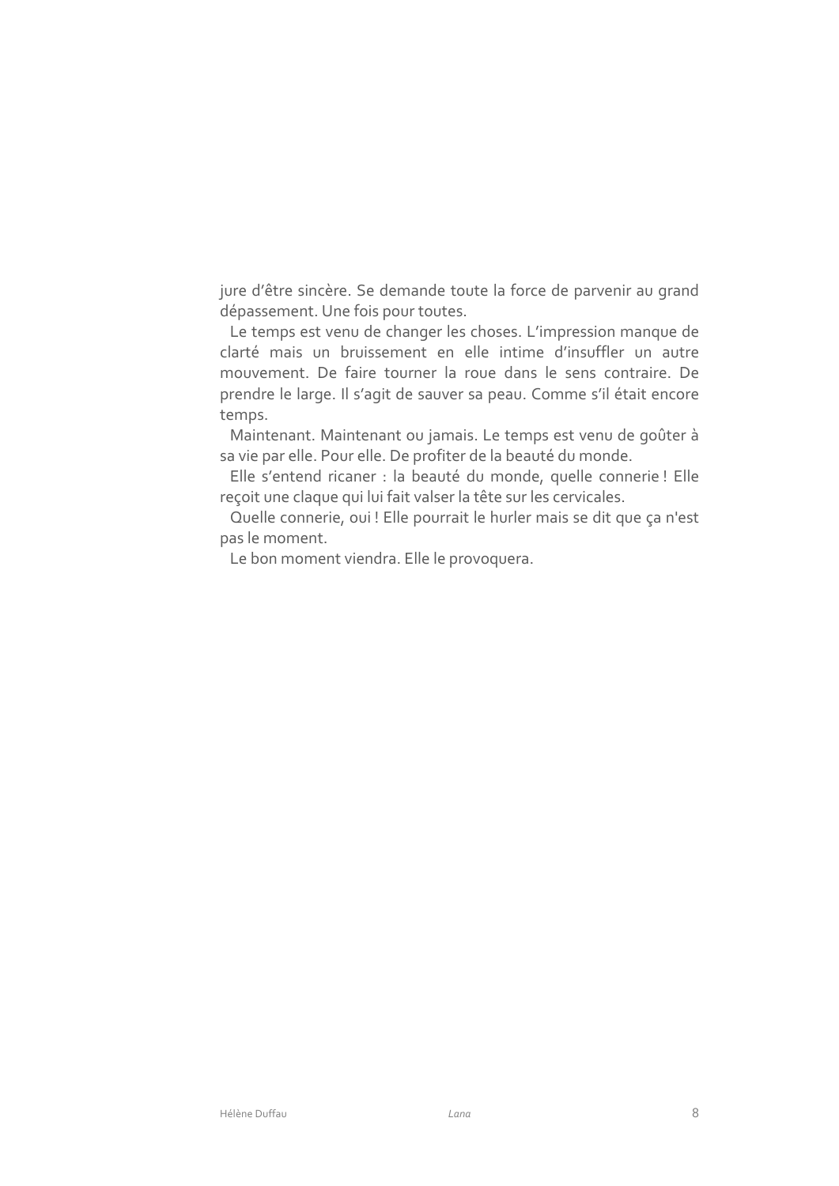jure d'être sincère. Se demande toute la force de parvenir au grand dépassement. Une fois pour toutes.

Le temps est venu de changer les choses. L'impression manque de clarté mais un bruissement en elle intime d'insuffler un autre mouvement. De faire tourner la roue dans le sens contraire. De prendre le large. Il s'agit de sauver sa peau. Comme s'il était encore temps.

Maintenant. Maintenant ou jamais. Le temps est venu de goûter à sa vie par elle. Pour elle. De profiter de la beauté du monde.

Elle s'entend ricaner : la beauté du monde, quelle connerie ! Elle reçoit une claque qui lui fait valser la tête sur les cervicales.

Quelle connerie, oui ! Elle pourrait le hurler mais se dit que ça n'est pas le moment.

Le bon moment viendra. Elle le provoquera.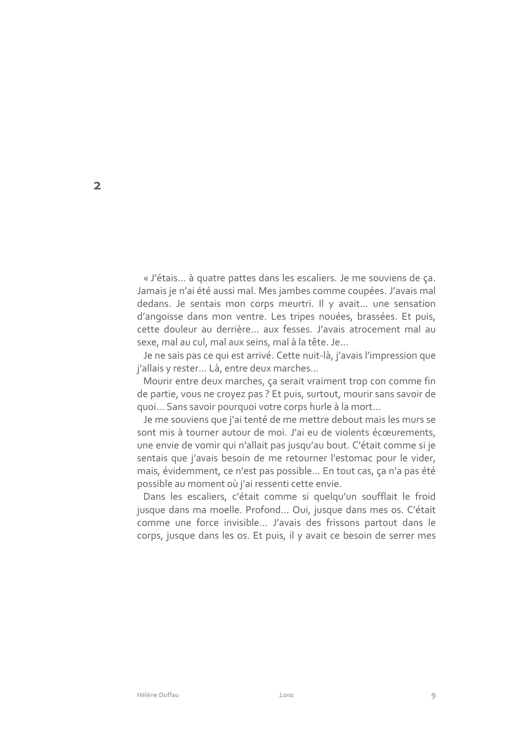## 2

« J'étais… à quatre pattes dans les escaliers. Je me souviens de ça. Jamais je n'ai été aussi mal. Mes jambes comme coupées. J'avais mal dedans. Je sentais mon corps meurtri. Il y avait… une sensation d'angoisse dans mon ventre. Les tripes nouées, brassées. Et puis, cette douleur au derrière… aux fesses. J'avais atrocement mal au sexe, mal au cul, mal aux seins, mal à la tête. Je…

Je ne sais pas ce qui est arrivé. Cette nuit-là, j'avais l'impression que j'allais y rester… Là, entre deux marches…

Mourir entre deux marches, ça serait vraiment trop con comme fin de partie, vous ne croyez pas ? Et puis, surtout, mourir sans savoir de quoi… Sans savoir pourquoi votre corps hurle à la mort…

Je me souviens que j'ai tenté de me mettre debout mais les murs se sont mis à tourner autour de moi. J'ai eu de violents écœurements, une envie de vomir qui n'allait pas jusqu'au bout. C'était comme si je sentais que j'avais besoin de me retourner l'estomac pour le vider, mais, évidemment, ce n'est pas possible… En tout cas, ça n'a pas été possible au moment où j'ai ressenti cette envie.

Dans les escaliers, c'était comme si quelqu'un soufflait le froid jusque dans ma moelle. Profond… Oui, jusque dans mes os. C'était comme une force invisible… J'avais des frissons partout dans le corps, jusque dans les os. Et puis, il y avait ce besoin de serrer mes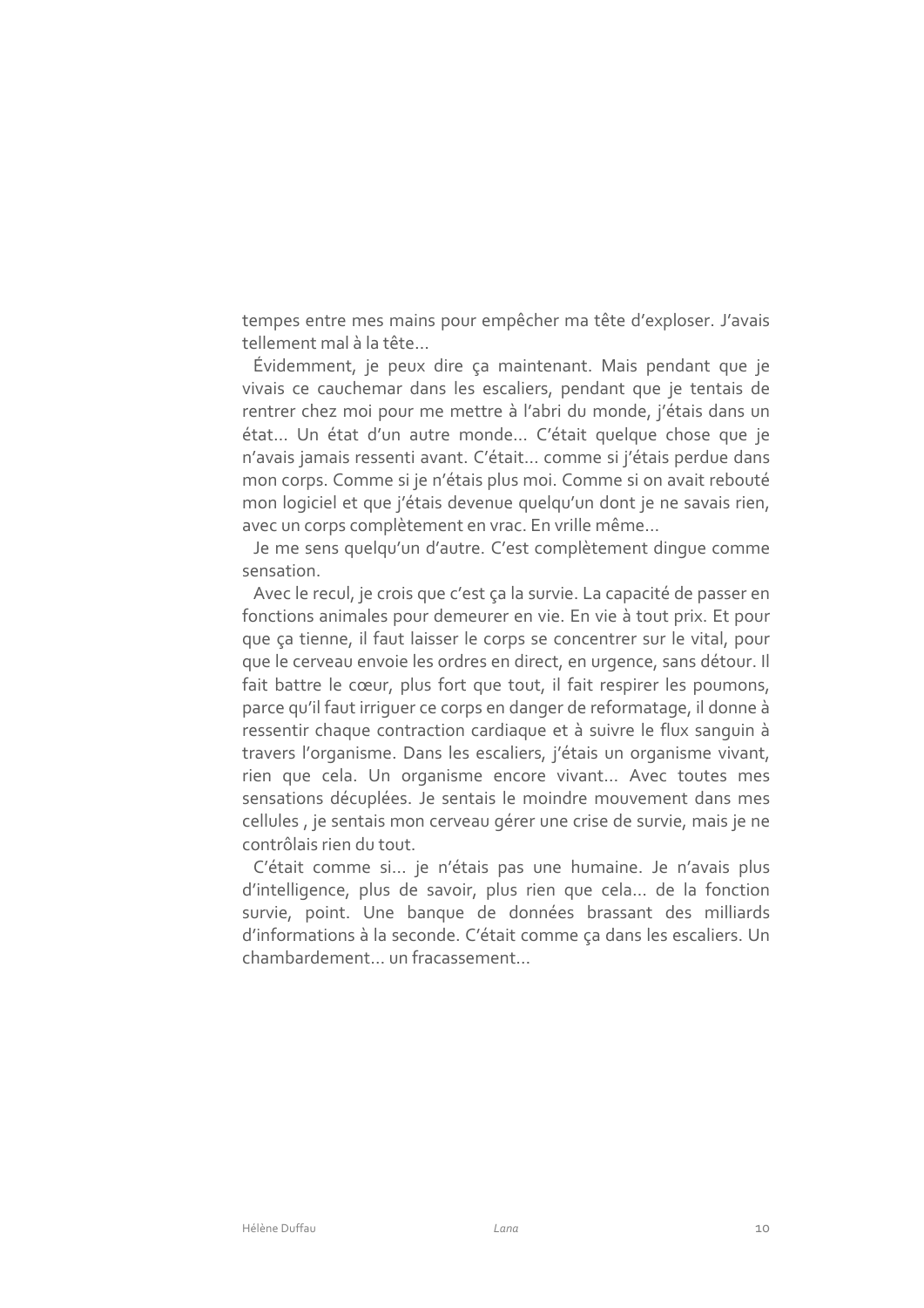tempes entre mes mains pour empêcher ma tête d'exploser. J'avais tellement mal à la tête…

Évidemment, je peux dire ça maintenant. Mais pendant que je vivais ce cauchemar dans les escaliers, pendant que je tentais de rentrer chez moi pour me mettre à l'abri du monde, j'étais dans un état… Un état d'un autre monde… C'était quelque chose que je n'avais jamais ressenti avant. C'était… comme si j'étais perdue dans mon corps. Comme si je n'étais plus moi. Comme si on avait rebouté mon logiciel et que j'étais devenue quelqu'un dont je ne savais rien, avec un corps complètement en vrac. En vrille même…

Je me sens quelqu'un d'autre. C'est complètement dingue comme sensation.

Avec le recul, je crois que c'est ça la survie. La capacité de passer en fonctions animales pour demeurer en vie. En vie à tout prix. Et pour que ça tienne, il faut laisser le corps se concentrer sur le vital, pour que le cerveau envoie les ordres en direct, en urgence, sans détour. Il fait battre le cœur, plus fort que tout, il fait respirer les poumons, parce qu'il faut irriguer ce corps en danger de reformatage, il donne à ressentir chaque contraction cardiaque et à suivre le flux sanguin à travers l'organisme. Dans les escaliers, j'étais un organisme vivant, rien que cela. Un organisme encore vivant… Avec toutes mes sensations décuplées. Je sentais le moindre mouvement dans mes cellules , je sentais mon cerveau gérer une crise de survie, mais je ne contrôlais rien du tout.

C'était comme si… je n'étais pas une humaine. Je n'avais plus d'intelligence, plus de savoir, plus rien que cela… de la fonction survie, point. Une banque de données brassant des milliards d'informations à la seconde. C'était comme ça dans les escaliers. Un chambardement… un fracassement…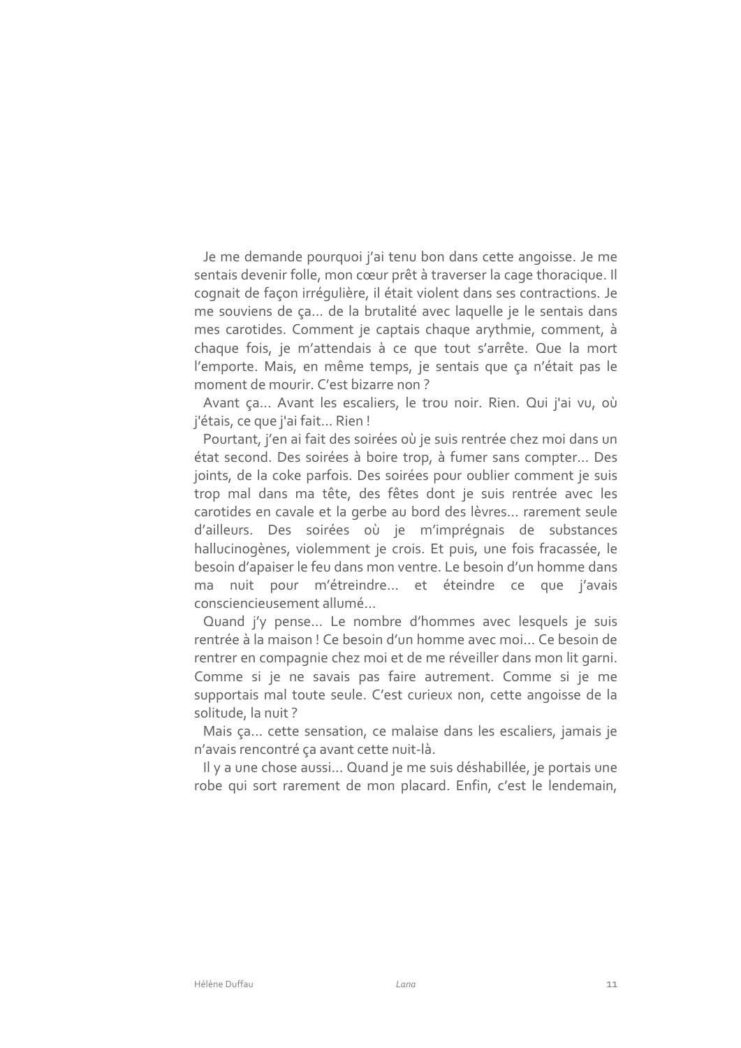Je me demande pourquoi j'ai tenu bon dans cette angoisse. Je me sentais devenir folle, mon cœur prêt à traverser la cage thoracique. Il cognait de façon irrégulière, il était violent dans ses contractions. Je me souviens de ça… de la brutalité avec laquelle je le sentais dans mes carotides. Comment je captais chaque arythmie, comment, à chaque fois, je m'attendais à ce que tout s'arrête. Que la mort l'emporte. Mais, en même temps, je sentais que ça n'était pas le moment de mourir. C'est bizarre non ?

Avant ça… Avant les escaliers, le trou noir. Rien. Qui j'ai vu, où j'étais, ce que j'ai fait… Rien !

Pourtant, j'en ai fait des soirées où je suis rentrée chez moi dans un état second. Des soirées à boire trop, à fumer sans compter… Des joints, de la coke parfois. Des soirées pour oublier comment je suis trop mal dans ma tête, des fêtes dont je suis rentrée avec les carotides en cavale et la gerbe au bord des lèvres… rarement seule d'ailleurs. Des soirées où je m'imprégnais de substances hallucinogènes, violemment je crois. Et puis, une fois fracassée, le besoin d'apaiser le feu dans mon ventre. Le besoin d'un homme dans ma nuit pour m'étreindre… et éteindre ce que j'avais consciencieusement allumé…

Quand j'y pense… Le nombre d'hommes avec lesquels je suis rentrée à la maison ! Ce besoin d'un homme avec moi… Ce besoin de rentrer en compagnie chez moi et de me réveiller dans mon lit garni. Comme si je ne savais pas faire autrement. Comme si je me supportais mal toute seule. C'est curieux non, cette angoisse de la solitude, la nuit ?

Mais ça… cette sensation, ce malaise dans les escaliers, jamais je n'avais rencontré ça avant cette nuit-là.

Il y a une chose aussi… Quand je me suis déshabillée, je portais une robe qui sort rarement de mon placard. Enfin, c'est le lendemain,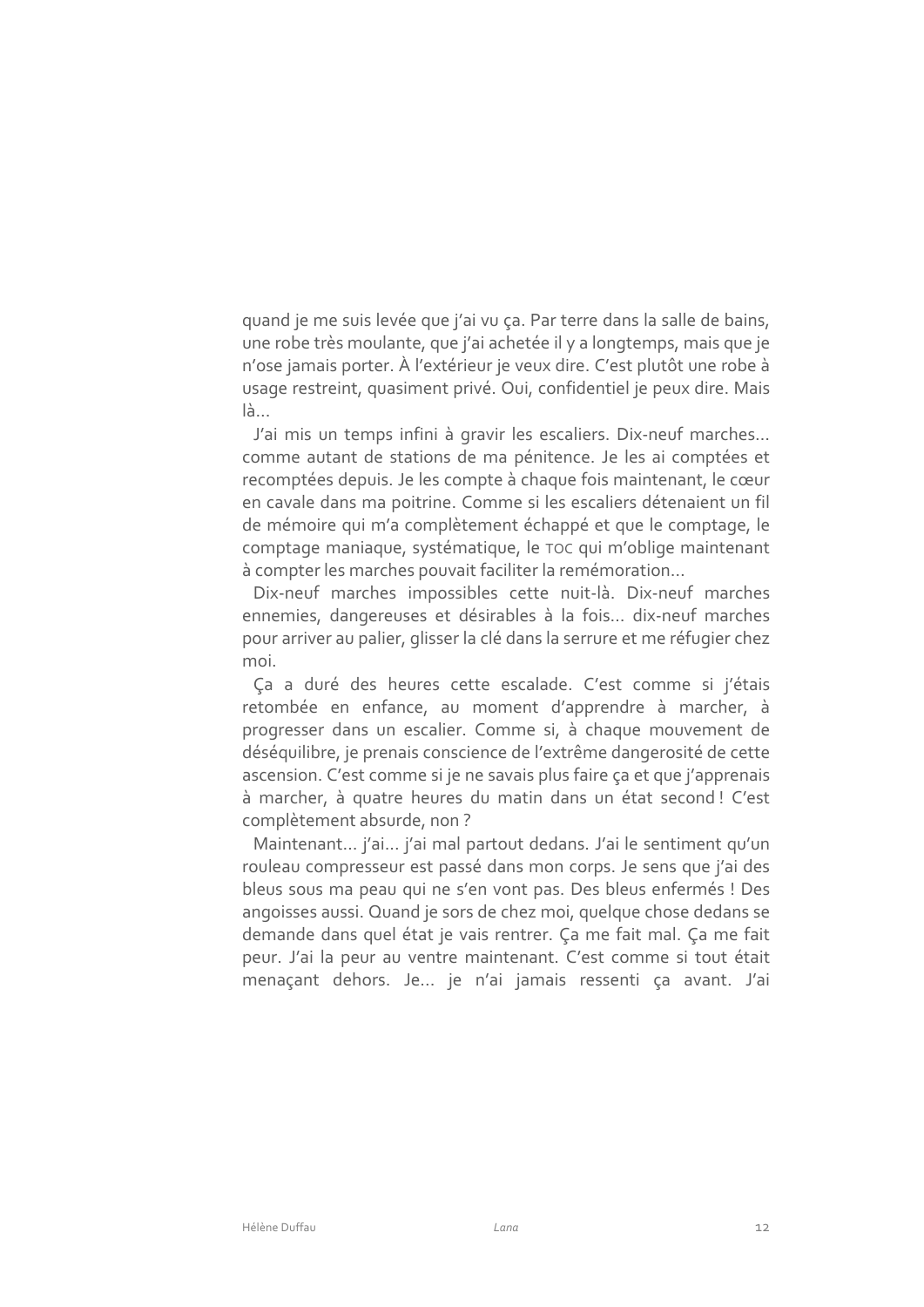quand je me suis levée que j'ai vu ça. Par terre dans la salle de bains, une robe très moulante, que j'ai achetée il y a longtemps, mais que je n'ose jamais porter. À l'extérieur je veux dire. C'est plutôt une robe à usage restreint, quasiment privé. Oui, confidentiel je peux dire. Mais là…

J'ai mis un temps infini à gravir les escaliers. Dix-neuf marches… comme autant de stations de ma pénitence. Je les ai comptées et recomptées depuis. Je les compte à chaque fois maintenant, le cœur en cavale dans ma poitrine. Comme si les escaliers détenaient un fil de mémoire qui m'a complètement échappé et que le comptage, le comptage maniaque, systématique, le TOC qui m'oblige maintenant à compter les marches pouvait faciliter la remémoration…

Dix-neuf marches impossibles cette nuit-là. Dix-neuf marches ennemies, dangereuses et désirables à la fois… dix-neuf marches pour arriver au palier, glisser la clé dans la serrure et me réfugier chez moi.

Ça a duré des heures cette escalade. C'est comme si j'étais retombée en enfance, au moment d'apprendre à marcher, à progresser dans un escalier. Comme si, à chaque mouvement de déséquilibre, je prenais conscience de l'extrême dangerosité de cette ascension. C'est comme si je ne savais plus faire ça et que j'apprenais à marcher, à quatre heures du matin dans un état second ! C'est complètement absurde, non ?

Maintenant… j'ai… j'ai mal partout dedans. J'ai le sentiment qu'un rouleau compresseur est passé dans mon corps. Je sens que j'ai des bleus sous ma peau qui ne s'en vont pas. Des bleus enfermés ! Des angoisses aussi. Quand je sors de chez moi, quelque chose dedans se demande dans quel état je vais rentrer. Ça me fait mal. Ça me fait peur. J'ai la peur au ventre maintenant. C'est comme si tout était menaçant dehors. Je… je n'ai jamais ressenti ça avant. J'ai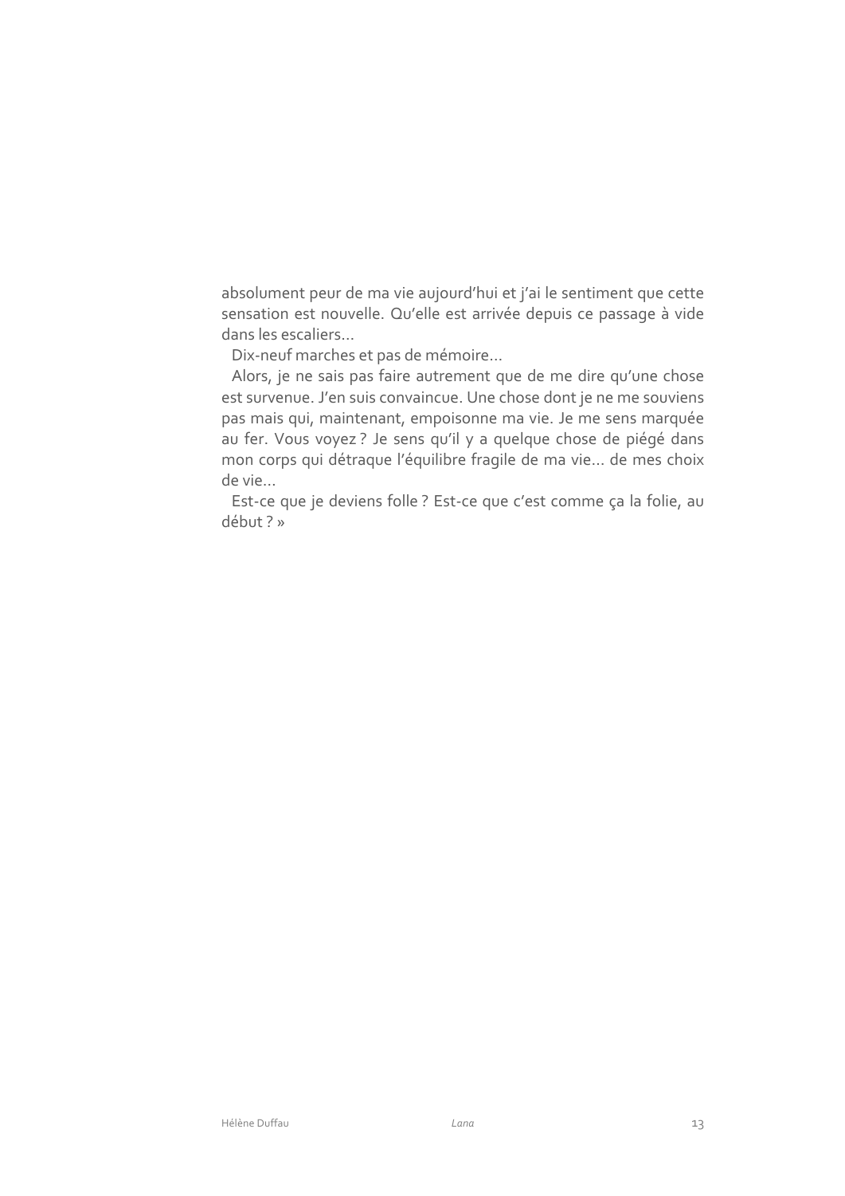absolument peur de ma vie aujourd'hui et j'ai le sentiment que cette sensation est nouvelle. Qu'elle est arrivée depuis ce passage à vide dans les escaliers…

Dix-neuf marches et pas de mémoire…

Alors, je ne sais pas faire autrement que de me dire qu'une chose est survenue. J'en suis convaincue. Une chose dont je ne me souviens pas mais qui, maintenant, empoisonne ma vie. Je me sens marquée au fer. Vous voyez ? Je sens qu'il y a quelque chose de piégé dans mon corps qui détraque l'équilibre fragile de ma vie… de mes choix de vie…

Est-ce que je deviens folle ? Est-ce que c'est comme ça la folie, au début ? »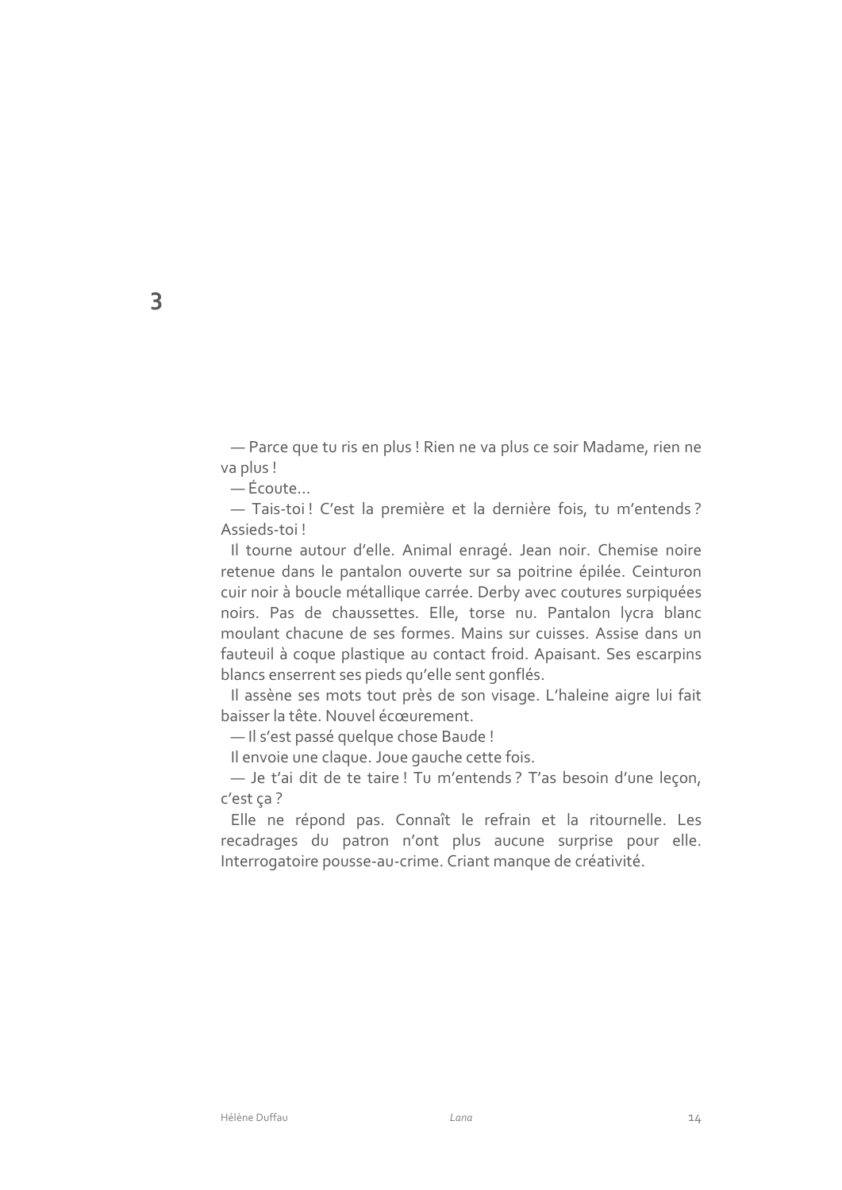# 3

— Parce que tu ris en plus ! Rien ne va plus ce soir Madame, rien ne va plus !

— Écoute…

— Tais-toi ! C’est la première et la dernière fois, tu m’entends ? Assieds-toi !

Il tourne autour d’elle. Animal enragé. Jean noir. Chemise noire retenue dans le pantalon ouverte sur sa poitrine épilée. Ceinturon cuir noir à boucle métallique carrée. Derby avec coutures surpiquées noirs. Pas de chaussettes. Elle, torse nu. Pantalon lycra blanc moulant chacune de ses formes. Mains sur cuisses. Assise dans un fauteuil à coque plastique au contact froid. Apaisant. Ses escarpins blancs enserrent ses pieds qu’elle sent gonflés.

Il assène ses mots tout près de son visage. L’haleine aigre lui fait baisser la tête. Nouvel écœurement.

— Il s’est passé quelque chose Baude !

Il envoie une claque. Joue gauche cette fois.

— Je t’ai dit de te taire ! Tu m’entends ? T’as besoin d’une leçon, c’est ça ?

Elle ne répond pas. Connaît le refrain et la ritournelle. Les recadrages du patron n’ont plus aucune surprise pour elle. Interrogatoire pousse-au-crime. Criant manque de créativité.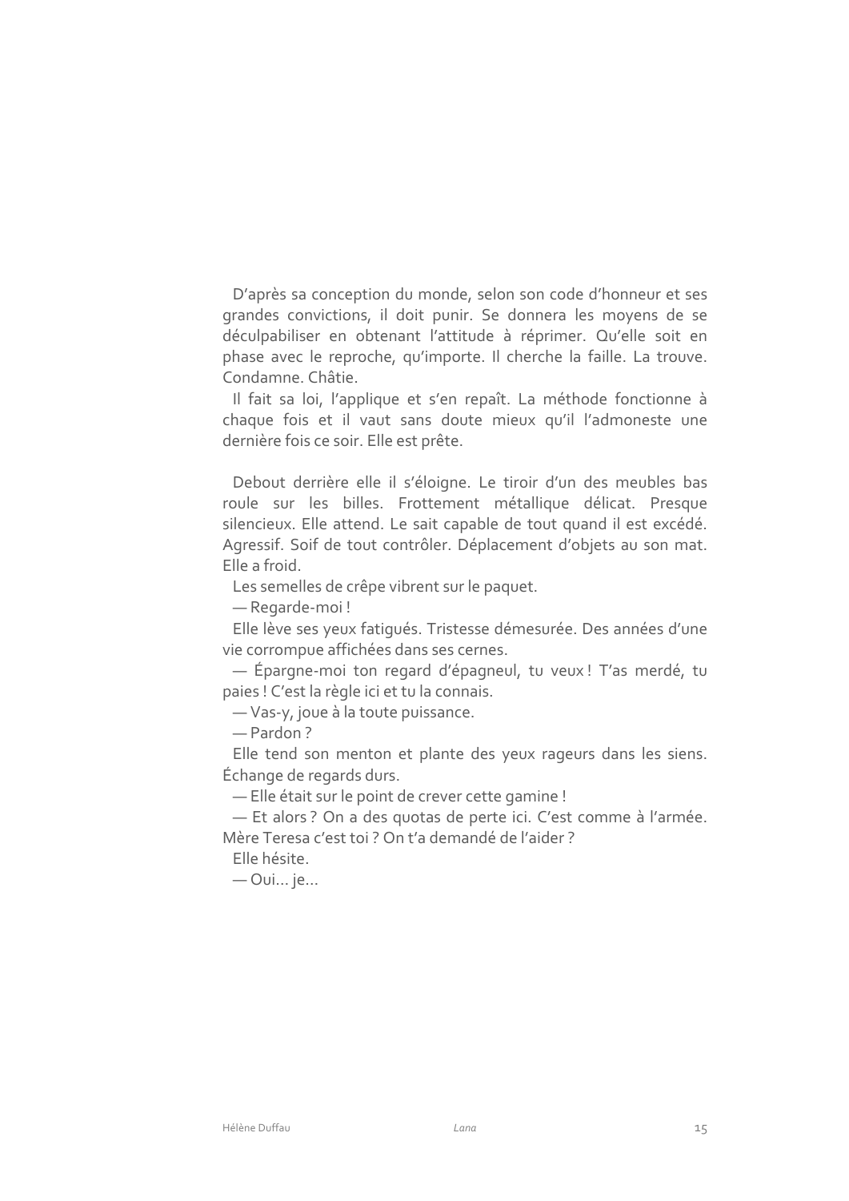D'après sa conception du monde, selon son code d'honneur et ses grandes convictions, il doit punir. Se donnera les moyens de se déculpabiliser en obtenant l'attitude à réprimer. Qu'elle soit en phase avec le reproche, qu'importe. Il cherche la faille. La trouve. Condamne. Châtie.

Il fait sa loi, l'applique et s'en repaît. La méthode fonctionne à chaque fois et il vaut sans doute mieux qu'il l'admoneste une dernière fois ce soir. Elle est prête.

Debout derrière elle il s'éloigne. Le tiroir d'un des meubles bas roule sur les billes. Frottement métallique délicat. Presque silencieux. Elle attend. Le sait capable de tout quand il est excédé. Agressif. Soif de tout contrôler. Déplacement d'objets au son mat. Elle a froid.

Les semelles de crêpe vibrent sur le paquet.

— Regarde-moi !

Elle lève ses yeux fatigués. Tristesse démesurée. Des années d'une vie corrompue affichées dans ses cernes.

— Épargne-moi ton regard d'épagneul, tu veux ! T'as merdé, tu paies ! C'est la règle ici et tu la connais.

— Vas-y, joue à la toute puissance.

— Pardon ?

Elle tend son menton et plante des yeux rageurs dans les siens. Échange de regards durs.

— Elle était sur le point de crever cette gamine !

— Et alors ? On a des quotas de perte ici. C'est comme à l'armée. Mère Teresa c'est toi ? On t'a demandé de l'aider ?

Elle hésite.

— Oui… je…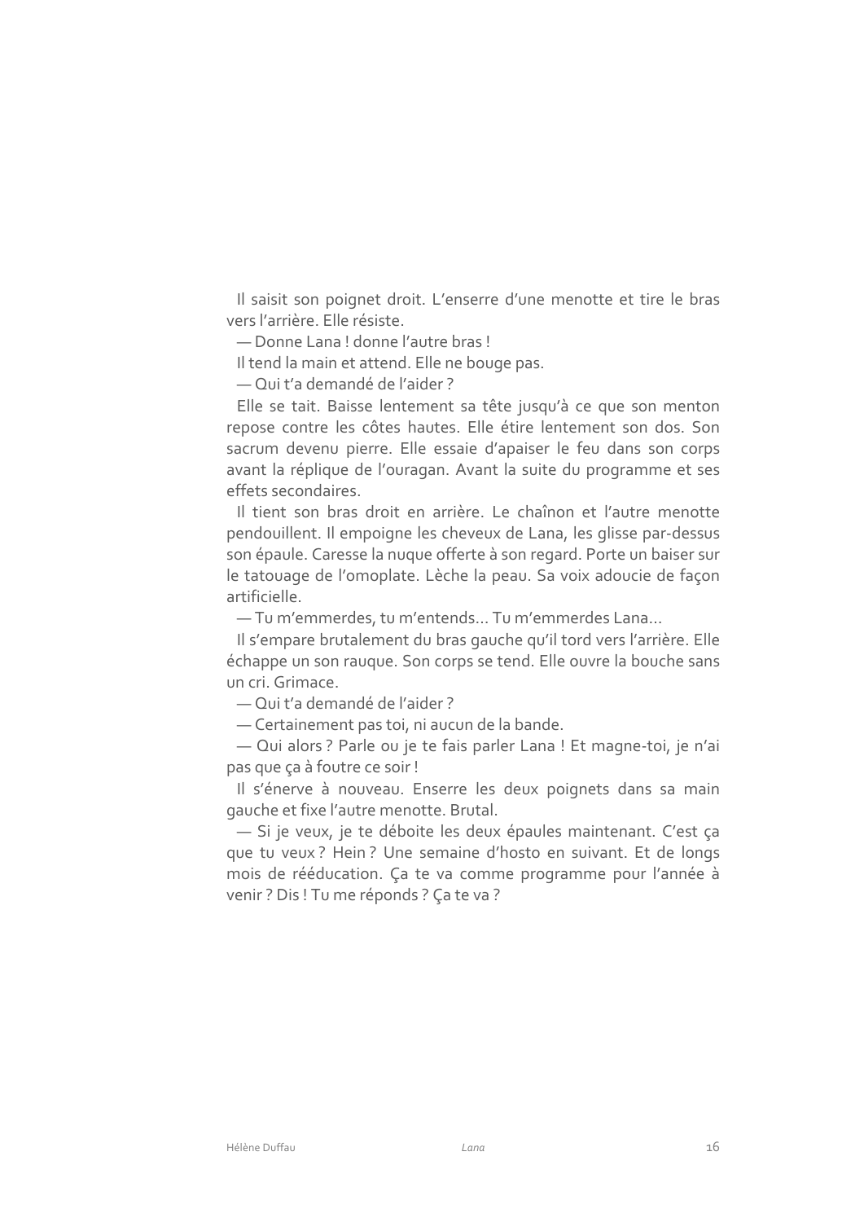Il saisit son poignet droit. L'enserre d'une menotte et tire le bras vers l'arrière. Elle résiste.

— Donne Lana ! donne l'autre bras !

Il tend la main et attend. Elle ne bouge pas.

— Qui t'a demandé de l'aider ?

Elle se tait. Baisse lentement sa tête jusqu'à ce que son menton repose contre les côtes hautes. Elle étire lentement son dos. Son sacrum devenu pierre. Elle essaie d'apaiser le feu dans son corps avant la réplique de l'ouragan. Avant la suite du programme et ses effets secondaires.

Il tient son bras droit en arrière. Le chaînon et l'autre menotte pendouillent. Il empoigne les cheveux de Lana, les glisse par-dessus son épaule. Caresse la nuque offerte à son regard. Porte un baiser sur le tatouage de l'omoplate. Lèche la peau. Sa voix adoucie de façon artificielle.

— Tu m'emmerdes, tu m'entends… Tu m'emmerdes Lana…

Il s'empare brutalement du bras gauche qu'il tord vers l'arrière. Elle échappe un son rauque. Son corps se tend. Elle ouvre la bouche sans un cri. Grimace.

— Qui t'a demandé de l'aider ?

— Certainement pas toi, ni aucun de la bande.

— Qui alors ? Parle ou je te fais parler Lana ! Et magne-toi, je n'ai pas que ça à foutre ce soir !

Il s'énerve à nouveau. Enserre les deux poignets dans sa main gauche et fixe l'autre menotte. Brutal.

— Si je veux, je te déboite les deux épaules maintenant. C'est ça que tu veux ? Hein ? Une semaine d'hosto en suivant. Et de longs mois de rééducation. Ça te va comme programme pour l'année à venir ? Dis ! Tu me réponds ? Ça te va ?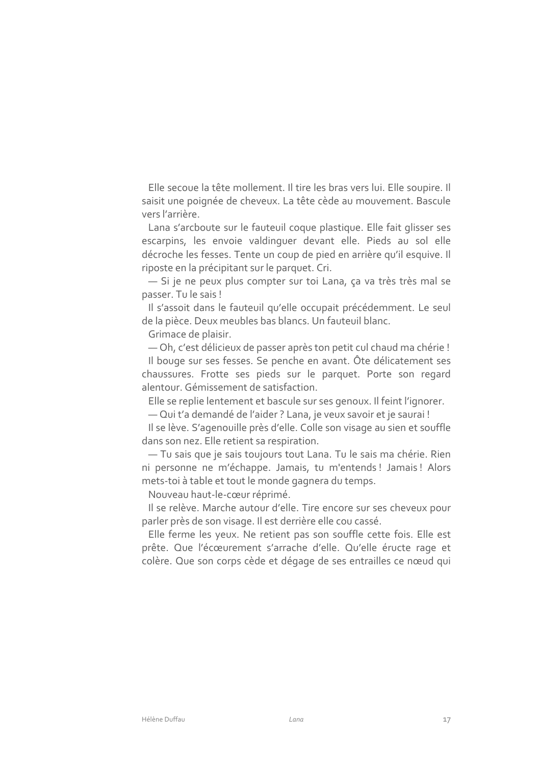Elle secoue la tête mollement. Il tire les bras vers lui. Elle soupire. Il saisit une poignée de cheveux. La tête cède au mouvement. Bascule vers l'arrière.

Lana s'arcboute sur le fauteuil coque plastique. Elle fait glisser ses escarpins, les envoie valdinguer devant elle. Pieds au sol elle décroche les fesses. Tente un coup de pied en arrière qu'il esquive. Il riposte en la précipitant sur le parquet. Cri.

— Si je ne peux plus compter sur toi Lana, ça va très très mal se passer. Tu le sais !

Il s'assoit dans le fauteuil qu'elle occupait précédemment. Le seul de la pièce. Deux meubles bas blancs. Un fauteuil blanc.

Grimace de plaisir.

— Oh, c'est délicieux de passer après ton petit cul chaud ma chérie !

Il bouge sur ses fesses. Se penche en avant. Ôte délicatement ses chaussures. Frotte ses pieds sur le parquet. Porte son regard alentour. Gémissement de satisfaction.

Elle se replie lentement et bascule sur ses genoux. Il feint l'ignorer.

— Qui t'a demandé de l'aider ? Lana, je veux savoir et je saurai !

Il se lève. S'agenouille près d'elle. Colle son visage au sien et souffle dans son nez. Elle retient sa respiration.

— Tu sais que je sais toujours tout Lana. Tu le sais ma chérie. Rien ni personne ne m'échappe. Jamais, tu m'entends ! Jamais ! Alors mets-toi à table et tout le monde gagnera du temps.

Nouveau haut-le-cœur réprimé.

Il se relève. Marche autour d'elle. Tire encore sur ses cheveux pour parler près de son visage. Il est derrière elle cou cassé.

Elle ferme les yeux. Ne retient pas son souffle cette fois. Elle est prête. Que l'écœurement s'arrache d'elle. Qu'elle éructe rage et colère. Que son corps cède et dégage de ses entrailles ce nœud qui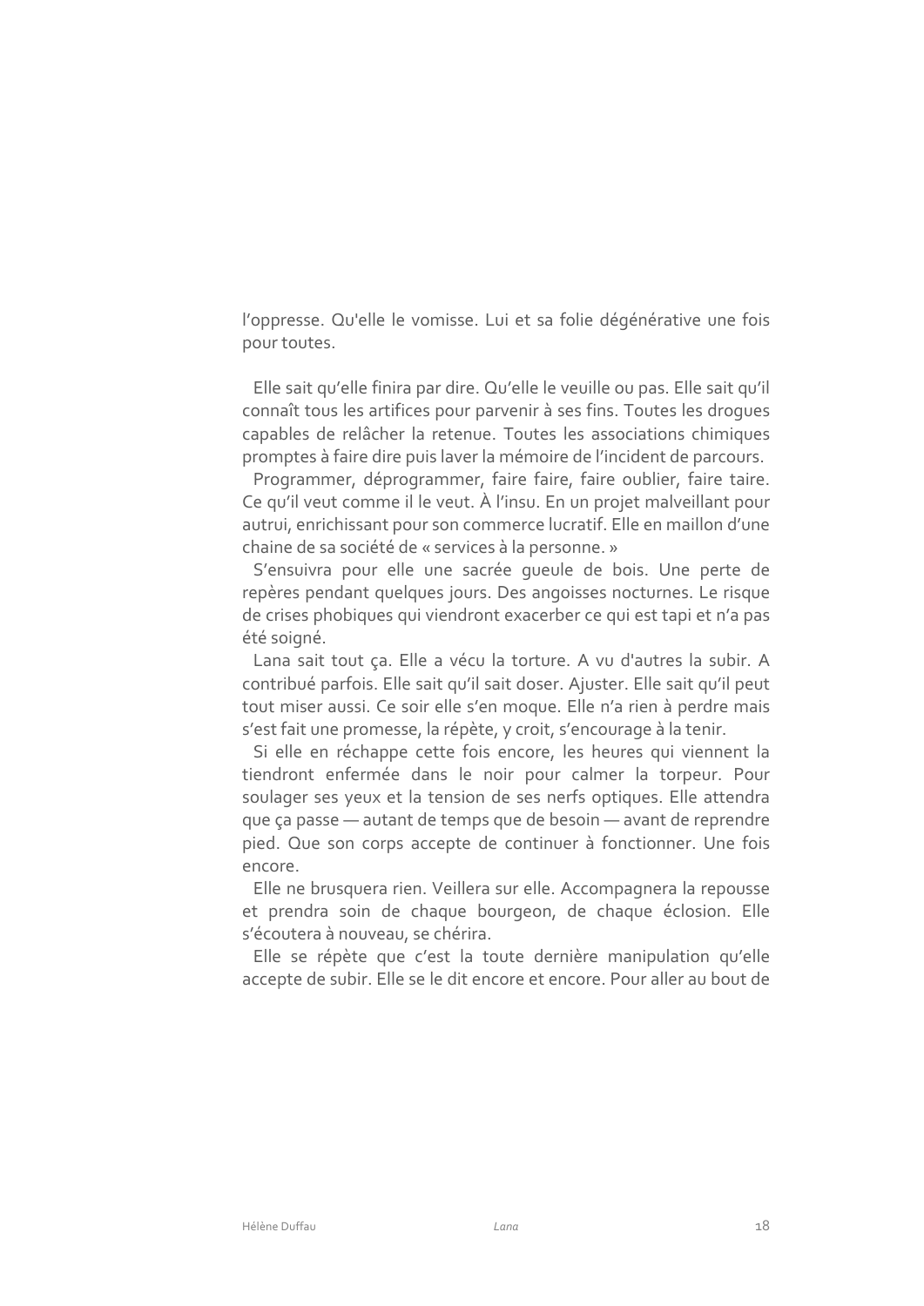l'oppresse. Qu'elle le vomisse. Lui et sa folie dégénérative une fois pour toutes.

Elle sait qu'elle finira par dire. Qu'elle le veuille ou pas. Elle sait qu'il connaît tous les artifices pour parvenir à ses fins. Toutes les drogues capables de relâcher la retenue. Toutes les associations chimiques promptes à faire dire puis laver la mémoire de l'incident de parcours.

Programmer, déprogrammer, faire faire, faire oublier, faire taire. Ce qu'il veut comme il le veut. À l'insu. En un projet malveillant pour autrui, enrichissant pour son commerce lucratif. Elle en maillon d'une chaine de sa société de « services à la personne. »

S'ensuivra pour elle une sacrée gueule de bois. Une perte de repères pendant quelques jours. Des angoisses nocturnes. Le risque de crises phobiques qui viendront exacerber ce qui est tapi et n'a pas été soigné.

Lana sait tout ça. Elle a vécu la torture. A vu d'autres la subir. A contribué parfois. Elle sait qu'il sait doser. Ajuster. Elle sait qu'il peut tout miser aussi. Ce soir elle s'en moque. Elle n'a rien à perdre mais s'est fait une promesse, la répète, y croit, s'encourage à la tenir.

Si elle en réchappe cette fois encore, les heures qui viennent la tiendront enfermée dans le noir pour calmer la torpeur. Pour soulager ses yeux et la tension de ses nerfs optiques. Elle attendra que ça passe — autant de temps que de besoin — avant de reprendre pied. Que son corps accepte de continuer à fonctionner. Une fois encore.

Elle ne brusquera rien. Veillera sur elle. Accompagnera la repousse et prendra soin de chaque bourgeon, de chaque éclosion. Elle s'écoutera à nouveau, se chérira.

Elle se répète que c'est la toute dernière manipulation qu'elle accepte de subir. Elle se le dit encore et encore. Pour aller au bout de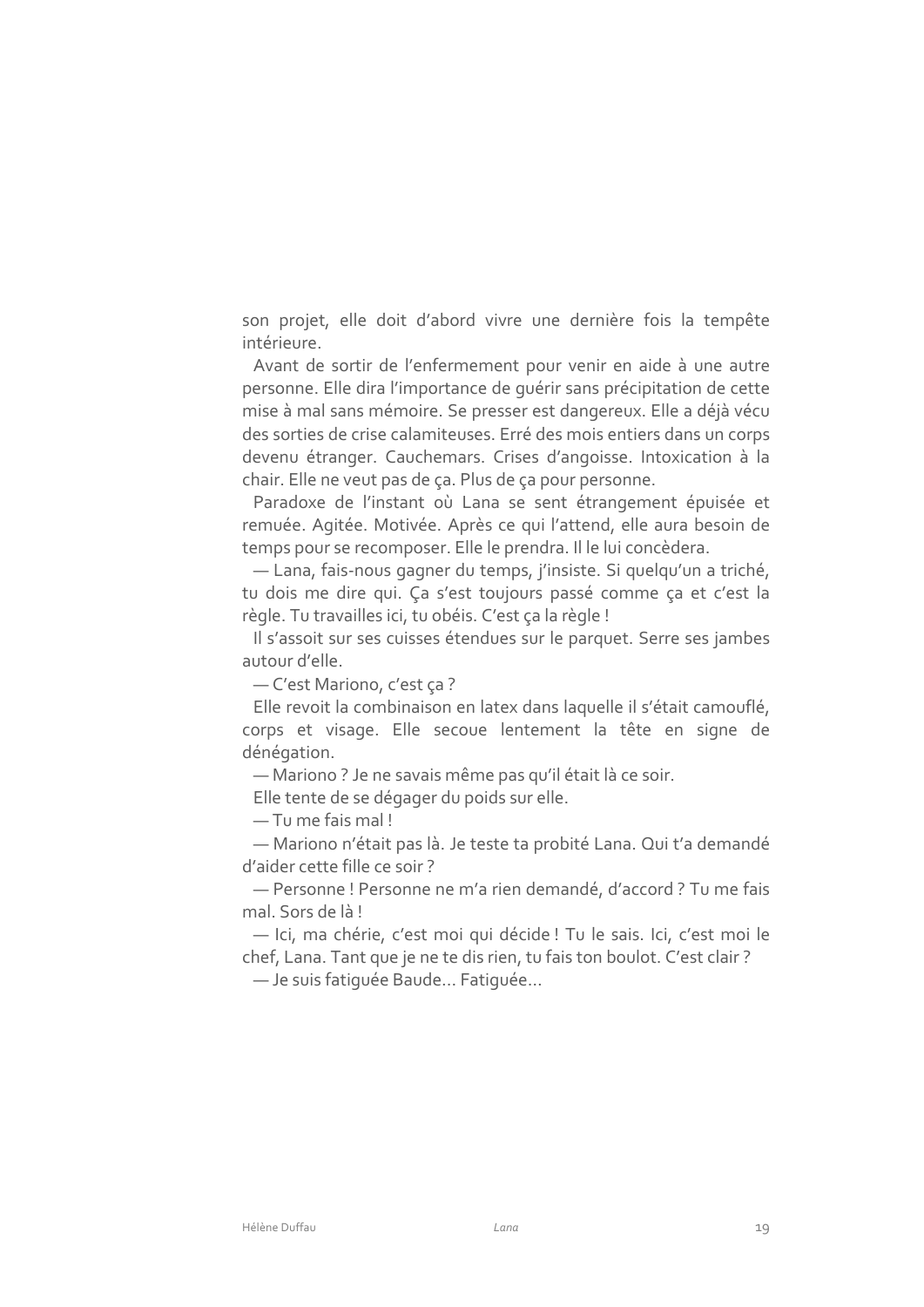son projet, elle doit d'abord vivre une dernière fois la tempête intérieure.

Avant de sortir de l'enfermement pour venir en aide à une autre personne. Elle dira l'importance de guérir sans précipitation de cette mise à mal sans mémoire. Se presser est dangereux. Elle a déjà vécu des sorties de crise calamiteuses. Erré des mois entiers dans un corps devenu étranger. Cauchemars. Crises d'angoisse. Intoxication à la chair. Elle ne veut pas de ça. Plus de ça pour personne.

Paradoxe de l'instant où Lana se sent étrangement épuisée et remuée. Agitée. Motivée. Après ce qui l'attend, elle aura besoin de temps pour se recomposer. Elle le prendra. Il le lui concèdera.

— Lana, fais-nous gagner du temps, j'insiste. Si quelqu'un a triché, tu dois me dire qui. Ça s'est toujours passé comme ça et c'est la règle. Tu travailles ici, tu obéis. C'est ça la règle !

Il s'assoit sur ses cuisses étendues sur le parquet. Serre ses jambes autour d'elle.

— C'est Mariono, c'est ça ?

Elle revoit la combinaison en latex dans laquelle il s'était camouflé, corps et visage. Elle secoue lentement la tête en signe de dénégation.

— Mariono ? Je ne savais même pas qu'il était là ce soir.

Elle tente de se dégager du poids sur elle.

— Tu me fais mal !

— Mariono n'était pas là. Je teste ta probité Lana. Qui t'a demandé d'aider cette fille ce soir ?

— Personne ! Personne ne m'a rien demandé, d'accord ? Tu me fais mal. Sors de là !

— Ici, ma chérie, c'est moi qui décide ! Tu le sais. Ici, c'est moi le chef, Lana. Tant que je ne te dis rien, tu fais ton boulot. C'est clair ?

— Je suis fatiguée Baude… Fatiguée…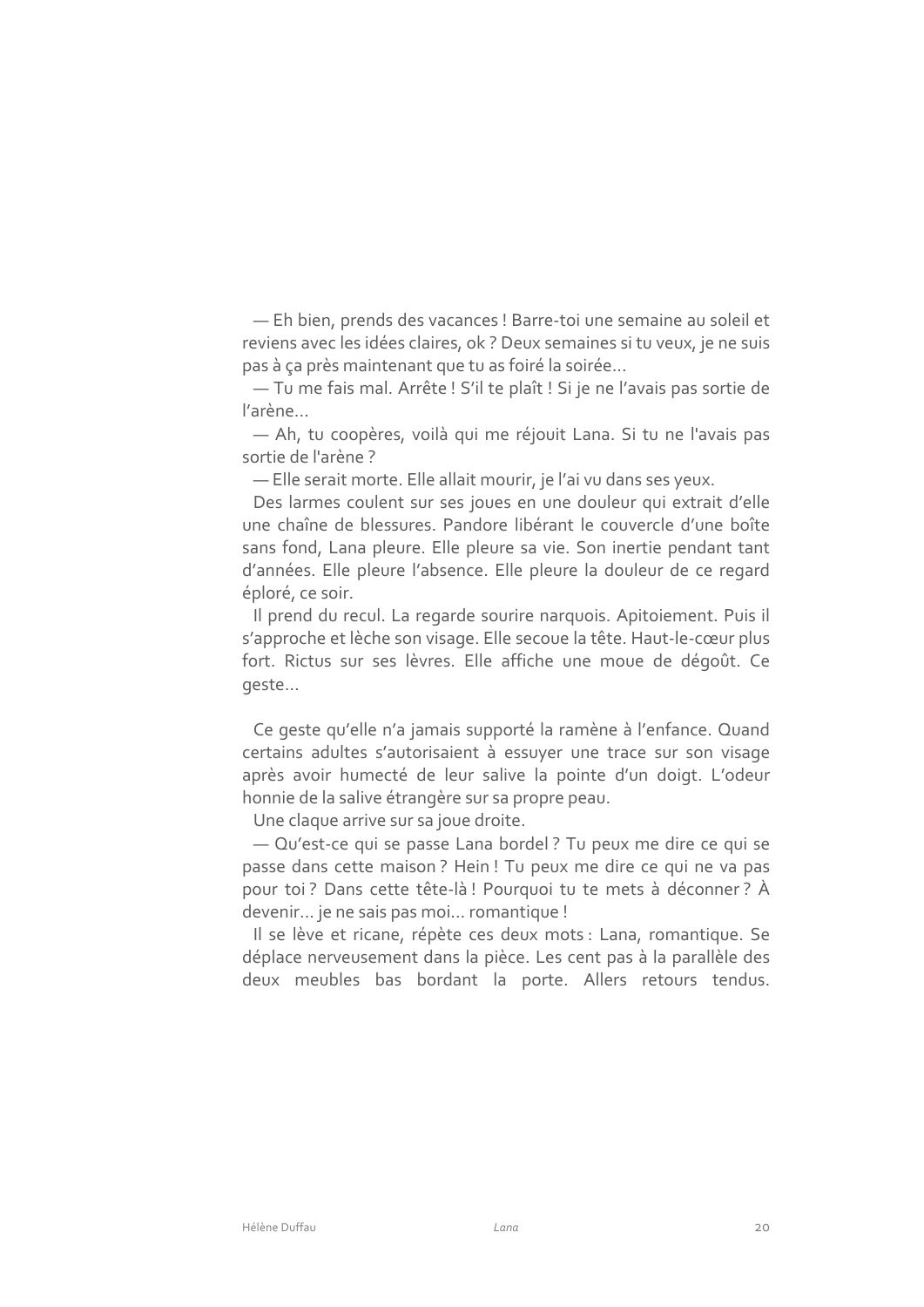— Eh bien, prends des vacances ! Barre-toi une semaine au soleil et reviens avec les idées claires, ok ? Deux semaines si tu veux, je ne suis pas à ça près maintenant que tu as foiré la soirée…

— Tu me fais mal. Arrête ! S'il te plaît ! Si je ne l'avais pas sortie de l'arène…

— Ah, tu coopères, voilà qui me réjouit Lana. Si tu ne l'avais pas sortie de l'arène ?

— Elle serait morte. Elle allait mourir, je l'ai vu dans ses yeux.

Des larmes coulent sur ses joues en une douleur qui extrait d'elle une chaîne de blessures. Pandore libérant le couvercle d'une boîte sans fond, Lana pleure. Elle pleure sa vie. Son inertie pendant tant d'années. Elle pleure l'absence. Elle pleure la douleur de ce regard éploré, ce soir.

Il prend du recul. La regarde sourire narquois. Apitoiement. Puis il s'approche et lèche son visage. Elle secoue la tête. Haut-le-cœur plus fort. Rictus sur ses lèvres. Elle affiche une moue de dégoût. Ce geste…

Ce geste qu'elle n'a jamais supporté la ramène à l'enfance. Quand certains adultes s'autorisaient à essuyer une trace sur son visage après avoir humecté de leur salive la pointe d'un doigt. L'odeur honnie de la salive étrangère sur sa propre peau.

Une claque arrive sur sa joue droite.

— Qu'est-ce qui se passe Lana bordel ? Tu peux me dire ce qui se passe dans cette maison ? Hein ! Tu peux me dire ce qui ne va pas pour toi ? Dans cette tête-là ! Pourquoi tu te mets à déconner ? À devenir… je ne sais pas moi… romantique !

Il se lève et ricane, répète ces deux mots : Lana, romantique. Se déplace nerveusement dans la pièce. Les cent pas à la parallèle des deux meubles bas bordant la porte. Allers retours tendus.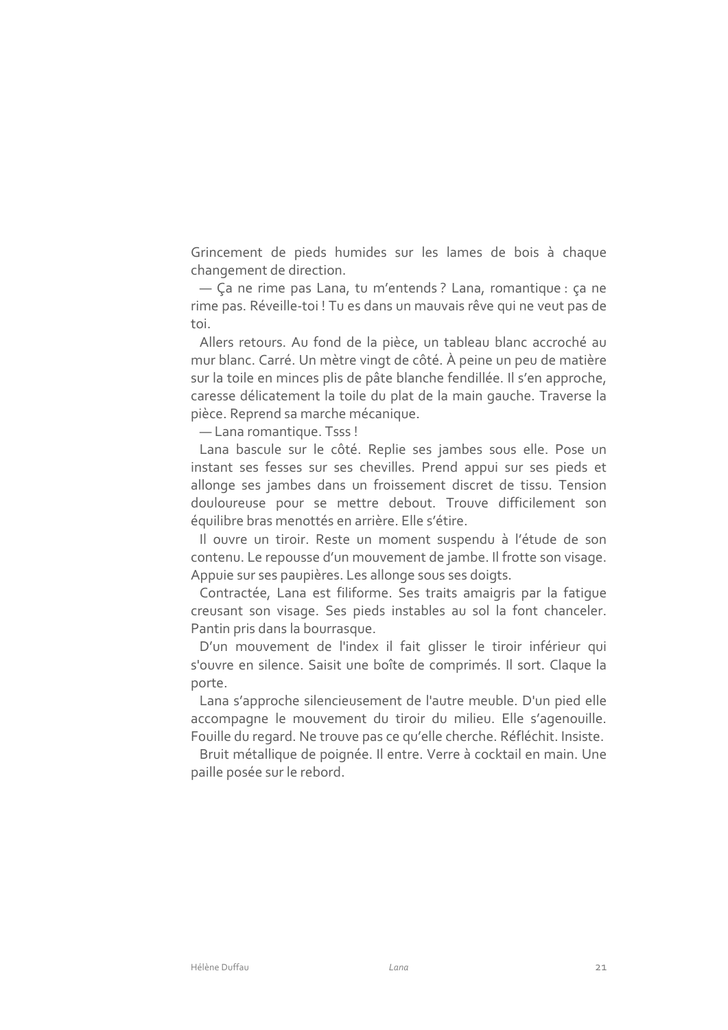Grincement de pieds humides sur les lames de bois à chaque changement de direction.

— Ça ne rime pas Lana, tu m'entends ? Lana, romantique : ça ne rime pas. Réveille-toi ! Tu es dans un mauvais rêve qui ne veut pas de toi.

Allers retours. Au fond de la pièce, un tableau blanc accroché au mur blanc. Carré. Un mètre vingt de côté. À peine un peu de matière sur la toile en minces plis de pâte blanche fendillée. Il s'en approche, caresse délicatement la toile du plat de la main gauche. Traverse la pièce. Reprend sa marche mécanique.

— Lana romantique. Tsss !

Lana bascule sur le côté. Replie ses jambes sous elle. Pose un instant ses fesses sur ses chevilles. Prend appui sur ses pieds et allonge ses jambes dans un froissement discret de tissu. Tension douloureuse pour se mettre debout. Trouve difficilement son équilibre bras menottés en arrière. Elle s'étire.

Il ouvre un tiroir. Reste un moment suspendu à l'étude de son contenu. Le repousse d'un mouvement de jambe. Il frotte son visage. Appuie sur ses paupières. Les allonge sous ses doigts.

Contractée, Lana est filiforme. Ses traits amaigris par la fatigue creusant son visage. Ses pieds instables au sol la font chanceler. Pantin pris dans la bourrasque.

D'un mouvement de l'index il fait glisser le tiroir inférieur qui s'ouvre en silence. Saisit une boîte de comprimés. Il sort. Claque la porte.

Lana s'approche silencieusement de l'autre meuble. D'un pied elle accompagne le mouvement du tiroir du milieu. Elle s'agenouille. Fouille du regard. Ne trouve pas ce qu'elle cherche. Réfléchit. Insiste.

Bruit métallique de poignée. Il entre. Verre à cocktail en main. Une paille posée sur le rebord.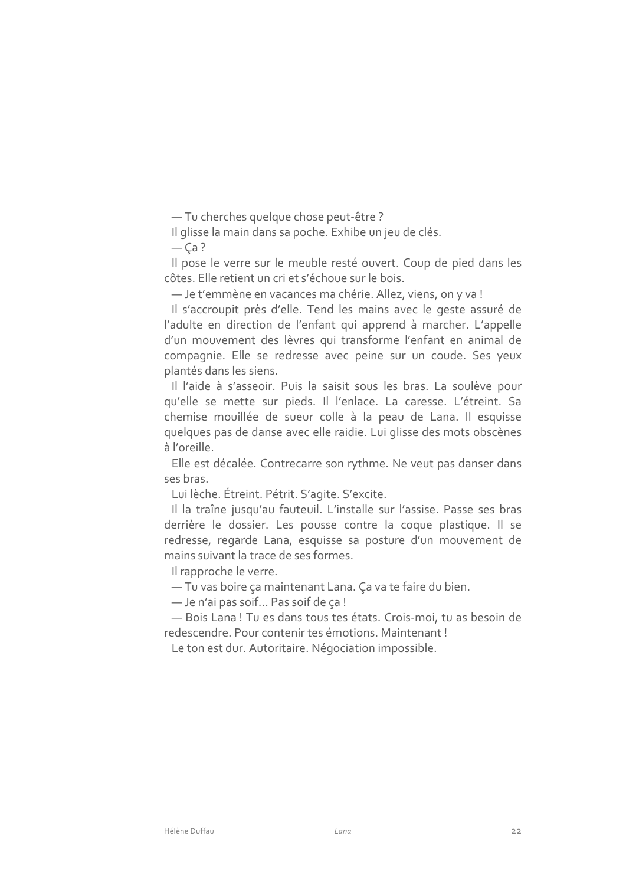— Tu cherches quelque chose peut-être ?

Il glisse la main dans sa poche. Exhibe un jeu de clés.

— Ça ?

Il pose le verre sur le meuble resté ouvert. Coup de pied dans les côtes. Elle retient un cri et s'échoue sur le bois.

— Je t'emmène en vacances ma chérie. Allez, viens, on y va !

Il s'accroupit près d'elle. Tend les mains avec le geste assuré de l'adulte en direction de l'enfant qui apprend à marcher. L'appelle d'un mouvement des lèvres qui transforme l'enfant en animal de compagnie. Elle se redresse avec peine sur un coude. Ses yeux plantés dans les siens.

Il l'aide à s'asseoir. Puis la saisit sous les bras. La soulève pour qu'elle se mette sur pieds. Il l'enlace. La caresse. L'étreint. Sa chemise mouillée de sueur colle à la peau de Lana. Il esquisse quelques pas de danse avec elle raidie. Lui glisse des mots obscènes à l'oreille.

Elle est décalée. Contrecarre son rythme. Ne veut pas danser dans ses bras.

Lui lèche. Étreint. Pétrit. S'agite. S'excite.

Il la traîne jusqu'au fauteuil. L'installe sur l'assise. Passe ses bras derrière le dossier. Les pousse contre la coque plastique. Il se redresse, regarde Lana, esquisse sa posture d'un mouvement de mains suivant la trace de ses formes.

Il rapproche le verre.

— Tu vas boire ça maintenant Lana. Ça va te faire du bien.

— Je n'ai pas soif… Pas soif de ça !

— Bois Lana ! Tu es dans tous tes états. Crois-moi, tu as besoin de redescendre. Pour contenir tes émotions. Maintenant !

Le ton est dur. Autoritaire. Négociation impossible.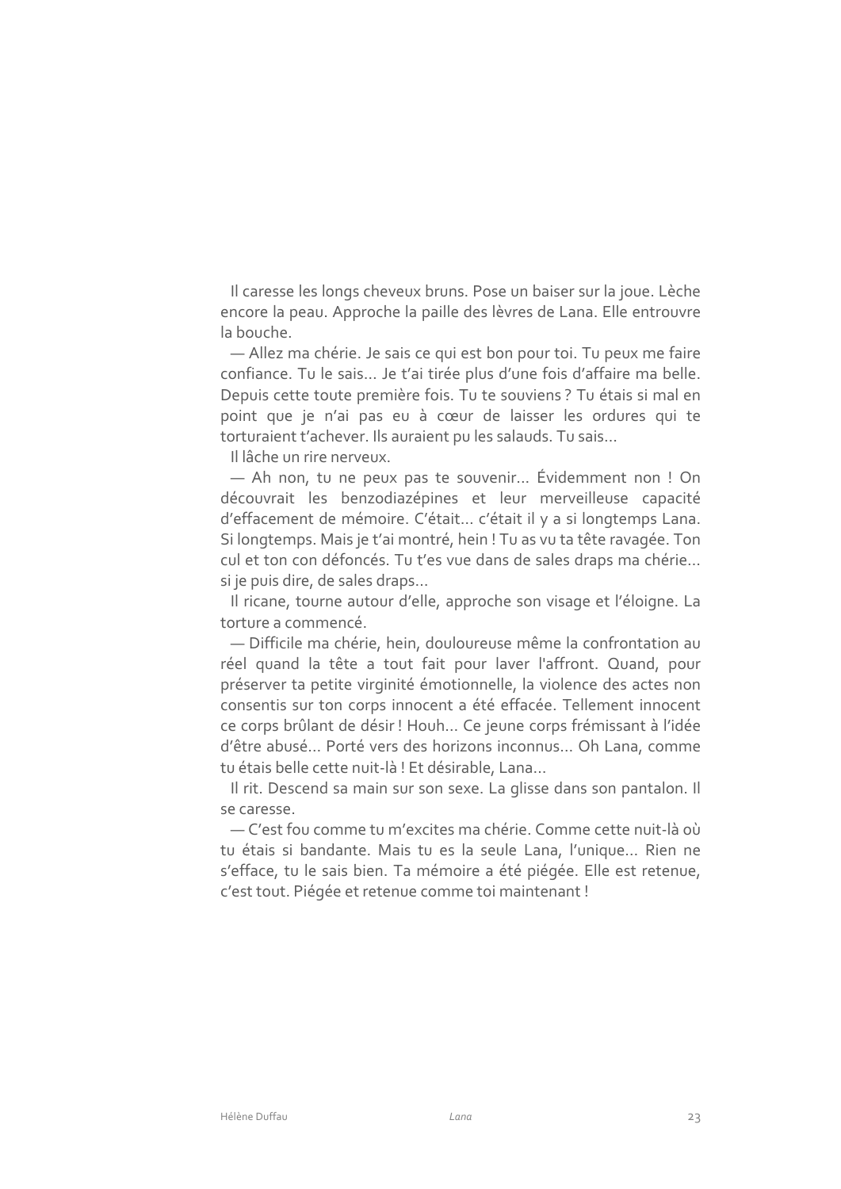Il caresse les longs cheveux bruns. Pose un baiser sur la joue. Lèche encore la peau. Approche la paille des lèvres de Lana. Elle entrouvre la bouche.

— Allez ma chérie. Je sais ce qui est bon pour toi. Tu peux me faire confiance. Tu le sais… Je t'ai tirée plus d'une fois d'affaire ma belle. Depuis cette toute première fois. Tu te souviens ? Tu étais si mal en point que je n'ai pas eu à cœur de laisser les ordures qui te torturaient t'achever. Ils auraient pu les salauds. Tu sais…

Il lâche un rire nerveux.

— Ah non, tu ne peux pas te souvenir… Évidemment non ! On découvrait les benzodiazépines et leur merveilleuse capacité d'effacement de mémoire. C'était… c'était il y a si longtemps Lana. Si longtemps. Mais je t'ai montré, hein ! Tu as vu ta tête ravagée. Ton cul et ton con défoncés. Tu t'es vue dans de sales draps ma chérie… si je puis dire, de sales draps…

Il ricane, tourne autour d'elle, approche son visage et l'éloigne. La torture a commencé.

— Difficile ma chérie, hein, douloureuse même la confrontation au réel quand la tête a tout fait pour laver l'affront. Quand, pour préserver ta petite virginité émotionnelle, la violence des actes non consentis sur ton corps innocent a été effacée. Tellement innocent ce corps brûlant de désir ! Houh… Ce jeune corps frémissant à l'idée d'être abusé… Porté vers des horizons inconnus… Oh Lana, comme tu étais belle cette nuit-là ! Et désirable, Lana…

Il rit. Descend sa main sur son sexe. La glisse dans son pantalon. Il se caresse.

— C'est fou comme tu m'excites ma chérie. Comme cette nuit-là où tu étais si bandante. Mais tu es la seule Lana, l'unique… Rien ne s'efface, tu le sais bien. Ta mémoire a été piégée. Elle est retenue, c'est tout. Piégée et retenue comme toi maintenant !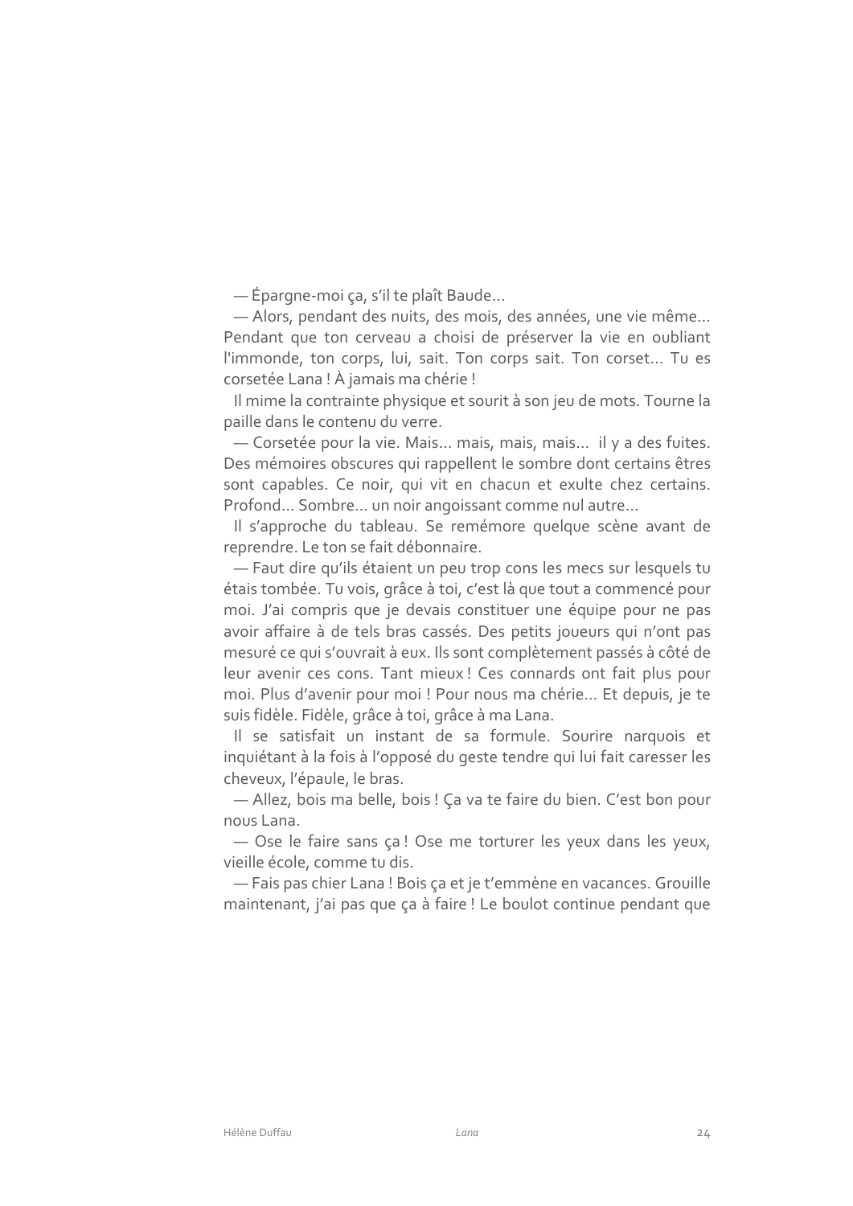— Épargne-moi ça, s'il te plaît Baude…

— Alors, pendant des nuits, des mois, des années, une vie même… Pendant que ton cerveau a choisi de préserver la vie en oubliant l'immonde, ton corps, lui, sait. Ton corps sait. Ton corset… Tu es corsetée Lana ! À jamais ma chérie !

Il mime la contrainte physique et sourit à son jeu de mots. Tourne la paille dans le contenu du verre.

— Corsetée pour la vie. Mais… mais, mais, mais… il y a des fuites. Des mémoires obscures qui rappellent le sombre dont certains êtres sont capables. Ce noir, qui vit en chacun et exulte chez certains. Profond… Sombre… un noir angoissant comme nul autre…

Il s'approche du tableau. Se remémore quelque scène avant de reprendre. Le ton se fait débonnaire.

— Faut dire qu'ils étaient un peu trop cons les mecs sur lesquels tu étais tombée. Tu vois, grâce à toi, c'est là que tout a commencé pour moi. J'ai compris que je devais constituer une équipe pour ne pas avoir affaire à de tels bras cassés. Des petits joueurs qui n'ont pas mesuré ce qui s'ouvrait à eux. Ils sont complètement passés à côté de leur avenir ces cons. Tant mieux ! Ces connards ont fait plus pour moi. Plus d'avenir pour moi ! Pour nous ma chérie… Et depuis, je te suis fidèle. Fidèle, grâce à toi, grâce à ma Lana.

Il se satisfait un instant de sa formule. Sourire narquois et inquiétant à la fois à l'opposé du geste tendre qui lui fait caresser les cheveux, l'épaule, le bras.

— Allez, bois ma belle, bois ! Ça va te faire du bien. C'est bon pour nous Lana.

— Ose le faire sans ça ! Ose me torturer les yeux dans les yeux, vieille école, comme tu dis.

— Fais pas chier Lana ! Bois ça et je t'emmène en vacances. Grouille maintenant, j'ai pas que ça à faire ! Le boulot continue pendant que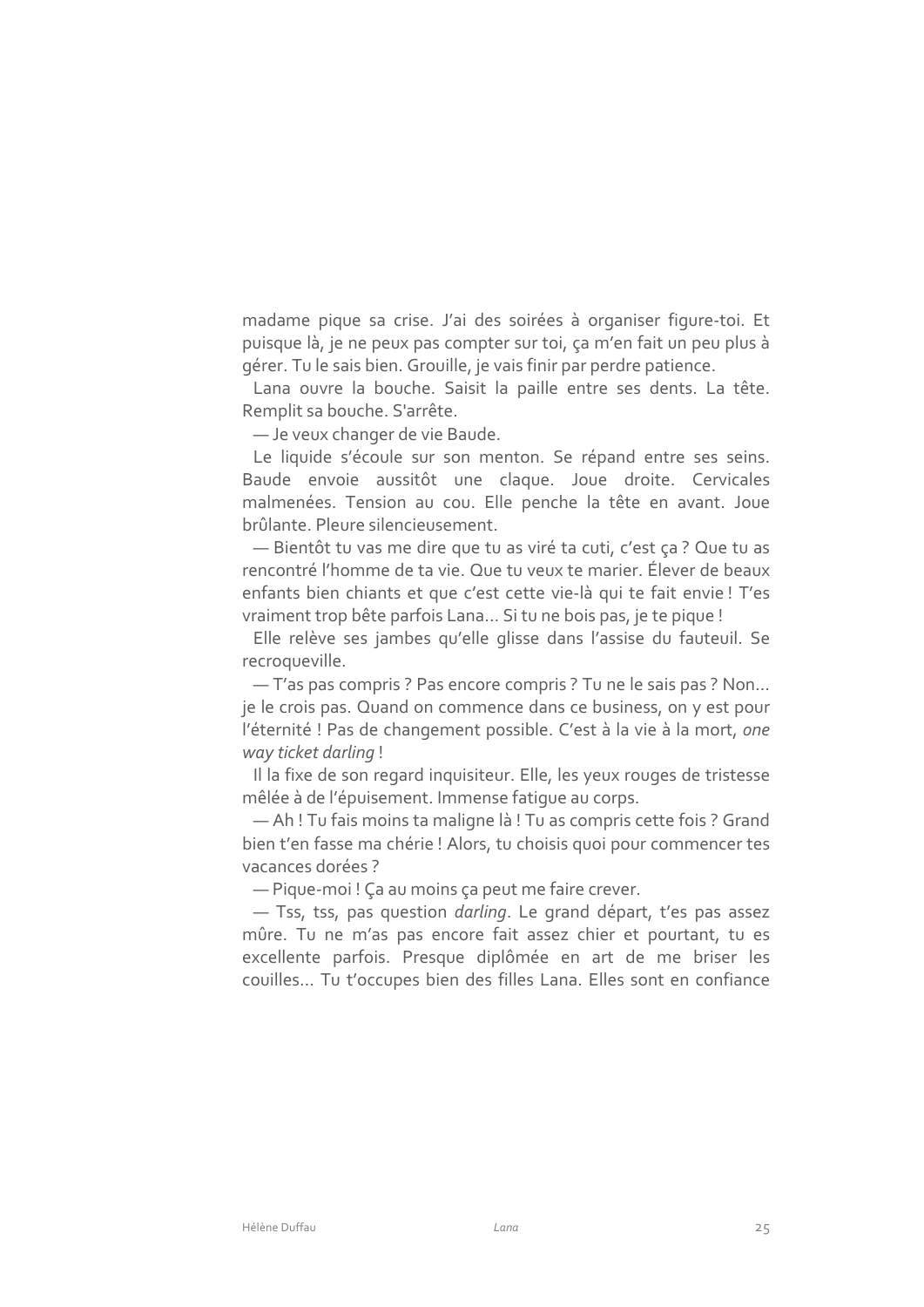madame pique sa crise. J'ai des soirées à organiser figure-toi. Et puisque là, je ne peux pas compter sur toi, ça m'en fait un peu plus à gérer. Tu le sais bien. Grouille, je vais finir par perdre patience.

Lana ouvre la bouche. Saisit la paille entre ses dents. La tête. Remplit sa bouche. S'arrête.

— Je veux changer de vie Baude.

Le liquide s'écoule sur son menton. Se répand entre ses seins. Baude envoie aussitôt une claque. Joue droite. Cervicales malmenées. Tension au cou. Elle penche la tête en avant. Joue brûlante. Pleure silencieusement.

— Bientôt tu vas me dire que tu as viré ta cuti, c'est ça ? Que tu as rencontré l'homme de ta vie. Que tu veux te marier. Élever de beaux enfants bien chiants et que c'est cette vie-là qui te fait envie ! T'es vraiment trop bête parfois Lana… Si tu ne bois pas, je te pique !

Elle relève ses jambes qu'elle glisse dans l'assise du fauteuil. Se recroqueville.

— T'as pas compris ? Pas encore compris ? Tu ne le sais pas ? Non… je le crois pas. Quand on commence dans ce business, on y est pour l'éternité ! Pas de changement possible. C'est à la vie à la mort, *one way ticket darling* !

Il la fixe de son regard inquisiteur. Elle, les yeux rouges de tristesse mêlée à de l'épuisement. Immense fatigue au corps.

— Ah ! Tu fais moins ta maligne là ! Tu as compris cette fois ? Grand bien t'en fasse ma chérie ! Alors, tu choisis quoi pour commencer tes vacances dorées ?

— Pique-moi ! Ça au moins ça peut me faire crever.

— Tss, tss, pas question *darling*. Le grand départ, t'es pas assez mûre. Tu ne m'as pas encore fait assez chier et pourtant, tu es excellente parfois. Presque diplômée en art de me briser les couilles… Tu t'occupes bien des filles Lana. Elles sont en confiance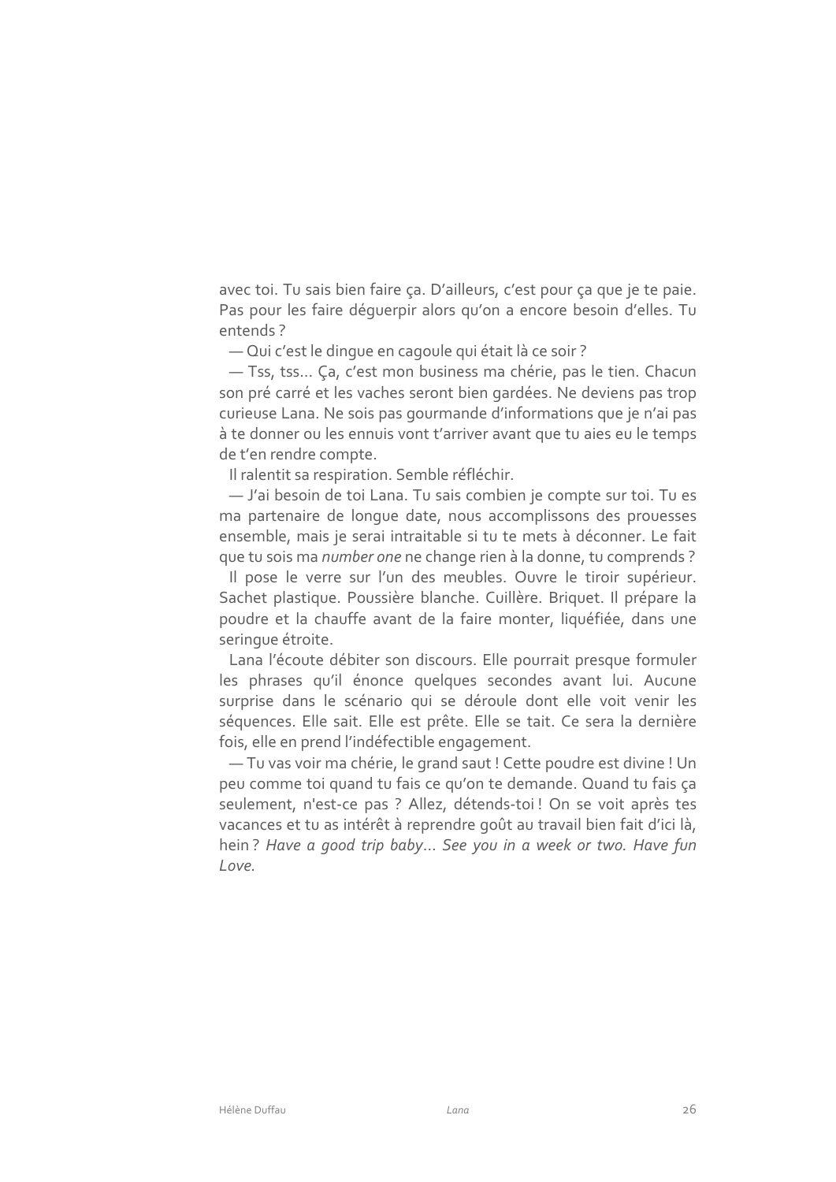avec toi. Tu sais bien faire ça. D'ailleurs, c'est pour ça que je te paie. Pas pour les faire déguerpir alors qu'on a encore besoin d'elles. Tu entends ?

— Qui c'est le dingue en cagoule qui était là ce soir ?

— Tss, tss... Ça, c'est mon business ma chérie, pas le tien. Chacun son pré carré et les vaches seront bien gardées. Ne deviens pas trop curieuse Lana. Ne sois pas gourmande d'informations que je n'ai pas à te donner ou les ennuis vont t'arriver avant que tu aies eu le temps de t'en rendre compte.

Il ralentit sa respiration. Semble réfléchir.

— J'ai besoin de toi Lana. Tu sais combien je compte sur toi. Tu es ma partenaire de longue date, nous accomplissons des prouesses ensemble, mais je serai intraitable si tu te mets à déconner. Le fait que tu sois ma *number one* ne change rien à la donne, tu comprends ?

Il pose le verre sur l'un des meubles. Ouvre le tiroir supérieur. Sachet plastique. Poussière blanche. Cuillère. Briquet. Il prépare la poudre et la chauffe avant de la faire monter, liquéfiée, dans une seringue étroite.

Lana l'écoute débiter son discours. Elle pourrait presque formuler les phrases qu'il énonce quelques secondes avant lui. Aucune surprise dans le scénario qui se déroule dont elle voit venir les séquences. Elle sait. Elle est prête. Elle se tait. Ce sera la dernière fois, elle en prend l'indéfectible engagement.

— Tu vas voir ma chérie, le grand saut ! Cette poudre est divine ! Un peu comme toi quand tu fais ce qu'on te demande. Quand tu fais ça seulement, n'est-ce pas ? Allez, détends-toi ! On se voit après tes vacances et tu as intérêt à reprendre goût au travail bien fait d'ici là, hein ? *Have a good trip baby... See you in a week or two. Have fun Love.*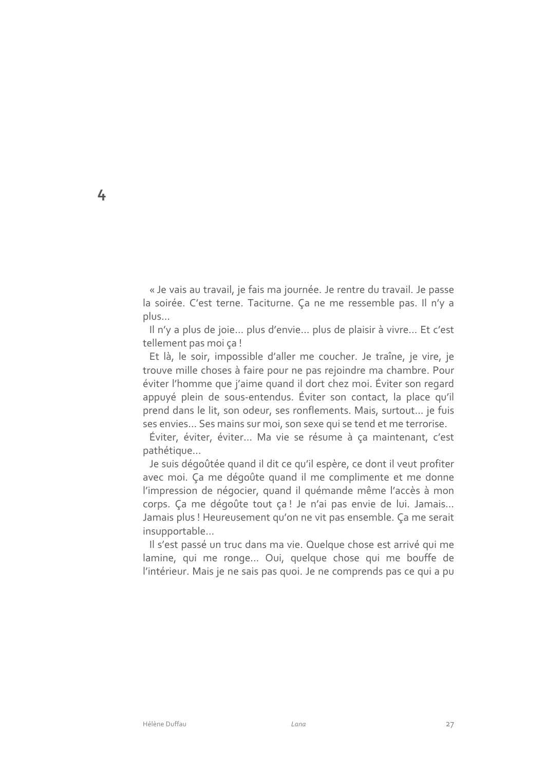# 4

« Je vais au travail, je fais ma journée. Je rentre du travail. Je passe la soirée. C'est terne. Taciturne. Ça ne me ressemble pas. Il n'y a plus…

Il n'y a plus de joie… plus d'envie… plus de plaisir à vivre… Et c'est tellement pas moi ça !

Et là, le soir, impossible d'aller me coucher. Je traîne, je vire, je trouve mille choses à faire pour ne pas rejoindre ma chambre. Pour éviter l'homme que j'aime quand il dort chez moi. Éviter son regard appuyé plein de sous-entendus. Éviter son contact, la place qu'il prend dans le lit, son odeur, ses ronflements. Mais, surtout… je fuis ses envies… Ses mains sur moi, son sexe qui se tend et me terrorise.

Éviter, éviter, éviter… Ma vie se résume à ça maintenant, c'est pathétique…

Je suis dégoûtée quand il dit ce qu'il espère, ce dont il veut profiter avec moi. Ça me dégoûte quand il me complimente et me donne l'impression de négocier, quand il quémande même l'accès à mon corps. Ça me dégoûte tout ça ! Je n'ai pas envie de lui. Jamais… Jamais plus ! Heureusement qu'on ne vit pas ensemble. Ça me serait insupportable…

Il s'est passé un truc dans ma vie. Quelque chose est arrivé qui me lamine, qui me ronge… Oui, quelque chose qui me bouffe de l'intérieur. Mais je ne sais pas quoi. Je ne comprends pas ce qui a pu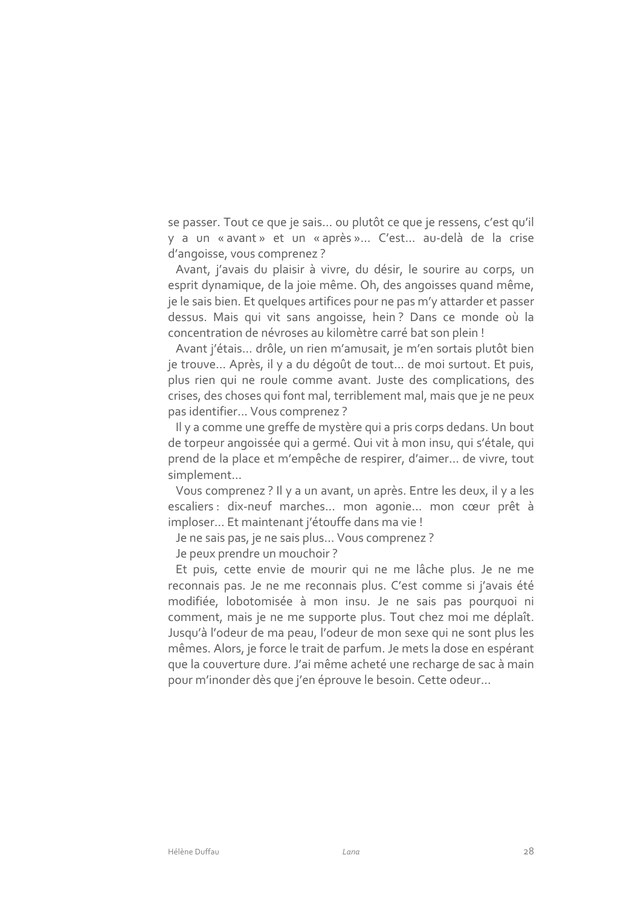se passer. Tout ce que je sais… ou plutôt ce que je ressens, c'est qu'il y a un « avant » et un « après »… C'est… au-delà de la crise d'angoisse, vous comprenez ?

Avant, j'avais du plaisir à vivre, du désir, le sourire au corps, un esprit dynamique, de la joie même. Oh, des angoisses quand même, je le sais bien. Et quelques artifices pour ne pas m'y attarder et passer dessus. Mais qui vit sans angoisse, hein ? Dans ce monde où la concentration de névroses au kilomètre carré bat son plein !

Avant j'étais… drôle, un rien m'amusait, je m'en sortais plutôt bien je trouve… Après, il y a du dégoût de tout… de moi surtout. Et puis, plus rien qui ne roule comme avant. Juste des complications, des crises, des choses qui font mal, terriblement mal, mais que je ne peux pas identifier… Vous comprenez ?

Il y a comme une greffe de mystère qui a pris corps dedans. Un bout de torpeur angoissée qui a germé. Qui vit à mon insu, qui s'étale, qui prend de la place et m'empêche de respirer, d'aimer… de vivre, tout simplement…

Vous comprenez ? Il y a un avant, un après. Entre les deux, il y a les escaliers : dix-neuf marches… mon agonie… mon cœur prêt à imploser… Et maintenant j'étouffe dans ma vie !

Je ne sais pas, je ne sais plus… Vous comprenez ?

Je peux prendre un mouchoir ?

Et puis, cette envie de mourir qui ne me lâche plus. Je ne me reconnais pas. Je ne me reconnais plus. C'est comme si j'avais été modifiée, lobotomisée à mon insu. Je ne sais pas pourquoi ni comment, mais je ne me supporte plus. Tout chez moi me déplaît. Jusqu'à l'odeur de ma peau, l'odeur de mon sexe qui ne sont plus les mêmes. Alors, je force le trait de parfum. Je mets la dose en espérant que la couverture dure. J'ai même acheté une recharge de sac à main pour m'inonder dès que j'en éprouve le besoin. Cette odeur…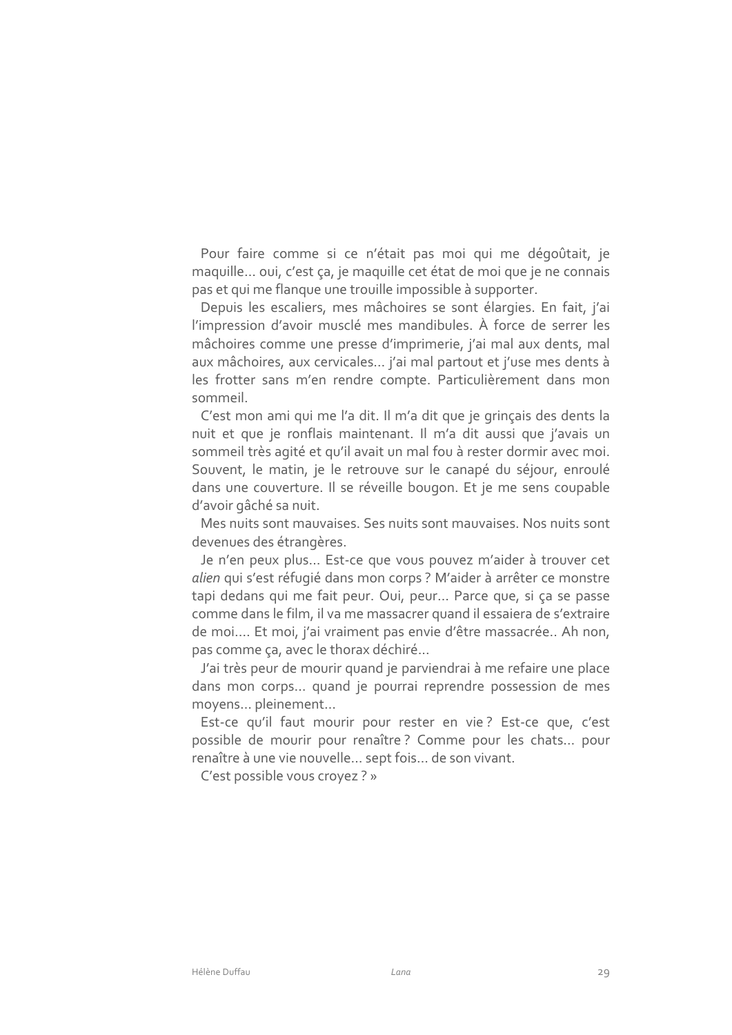Pour faire comme si ce n'était pas moi qui me dégoûtait, je maquille… oui, c'est ça, je maquille cet état de moi que je ne connais pas et qui me flanque une trouille impossible à supporter.

Depuis les escaliers, mes mâchoires se sont élargies. En fait, j'ai l'impression d'avoir musclé mes mandibules. À force de serrer les mâchoires comme une presse d'imprimerie, j'ai mal aux dents, mal aux mâchoires, aux cervicales… j'ai mal partout et j'use mes dents à les frotter sans m'en rendre compte. Particulièrement dans mon sommeil.

C'est mon ami qui me l'a dit. Il m'a dit que je grinçais des dents la nuit et que je ronflais maintenant. Il m'a dit aussi que j'avais un sommeil très agité et qu'il avait un mal fou à rester dormir avec moi. Souvent, le matin, je le retrouve sur le canapé du séjour, enroulé dans une couverture. Il se réveille bougon. Et je me sens coupable d'avoir gâché sa nuit.

Mes nuits sont mauvaises. Ses nuits sont mauvaises. Nos nuits sont devenues des étrangères.

Je n'en peux plus… Est-ce que vous pouvez m'aider à trouver cet *alien* qui s'est réfugié dans mon corps ? M'aider à arrêter ce monstre tapi dedans qui me fait peur. Oui, peur… Parce que, si ça se passe comme dans le film, il va me massacrer quand il essaiera de s'extraire de moi…. Et moi, j'ai vraiment pas envie d'être massacrée.. Ah non, pas comme ça, avec le thorax déchiré…

J'ai très peur de mourir quand je parviendrai à me refaire une place dans mon corps… quand je pourrai reprendre possession de mes moyens… pleinement…

Est-ce qu'il faut mourir pour rester en vie ? Est-ce que, c'est possible de mourir pour renaître ? Comme pour les chats… pour renaître à une vie nouvelle… sept fois… de son vivant.

C'est possible vous croyez ? »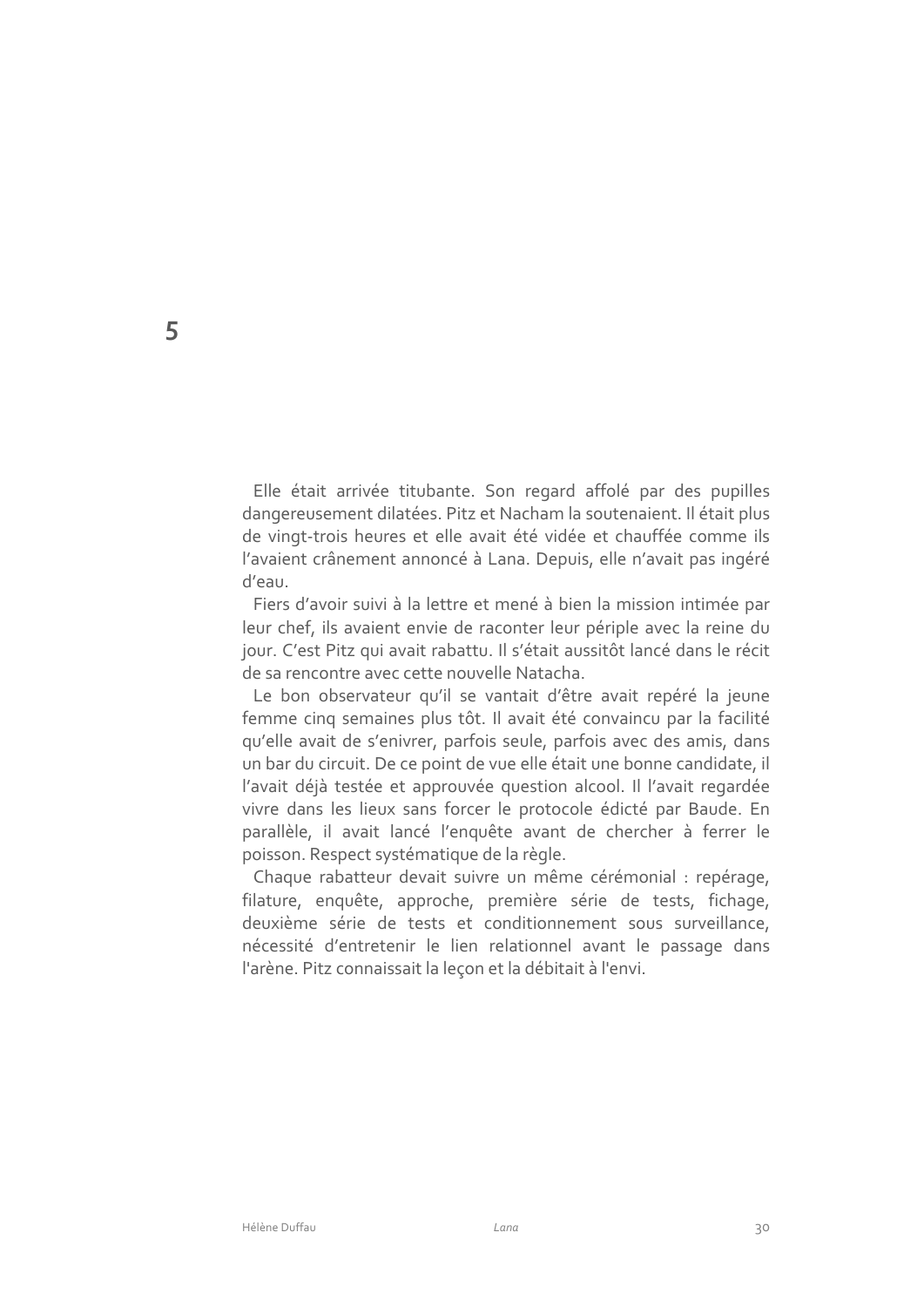# 5

Elle était arrivée titubante. Son regard affolé par des pupilles dangereusement dilatées. Pitz et Nacham la soutenaient. Il était plus de vingt-trois heures et elle avait été vidée et chauffée comme ils l'avaient crânement annoncé à Lana. Depuis, elle n'avait pas ingéré d'eau.

Fiers d'avoir suivi à la lettre et mené à bien la mission intimée par leur chef, ils avaient envie de raconter leur périple avec la reine du jour. C'est Pitz qui avait rabattu. Il s'était aussitôt lancé dans le récit de sa rencontre avec cette nouvelle Natacha.

Le bon observateur qu'il se vantait d'être avait repéré la jeune femme cinq semaines plus tôt. Il avait été convaincu par la facilité qu'elle avait de s'enivrer, parfois seule, parfois avec des amis, dans un bar du circuit. De ce point de vue elle était une bonne candidate, il l'avait déjà testée et approuvée question alcool. Il l'avait regardée vivre dans les lieux sans forcer le protocole édicté par Baude. En parallèle, il avait lancé l'enquête avant de chercher à ferrer le poisson. Respect systématique de la règle.

Chaque rabatteur devait suivre un même cérémonial : repérage, filature, enquête, approche, première série de tests, fichage, deuxième série de tests et conditionnement sous surveillance, nécessité d'entretenir le lien relationnel avant le passage dans l'arène. Pitz connaissait la leçon et la débitait à l'envi.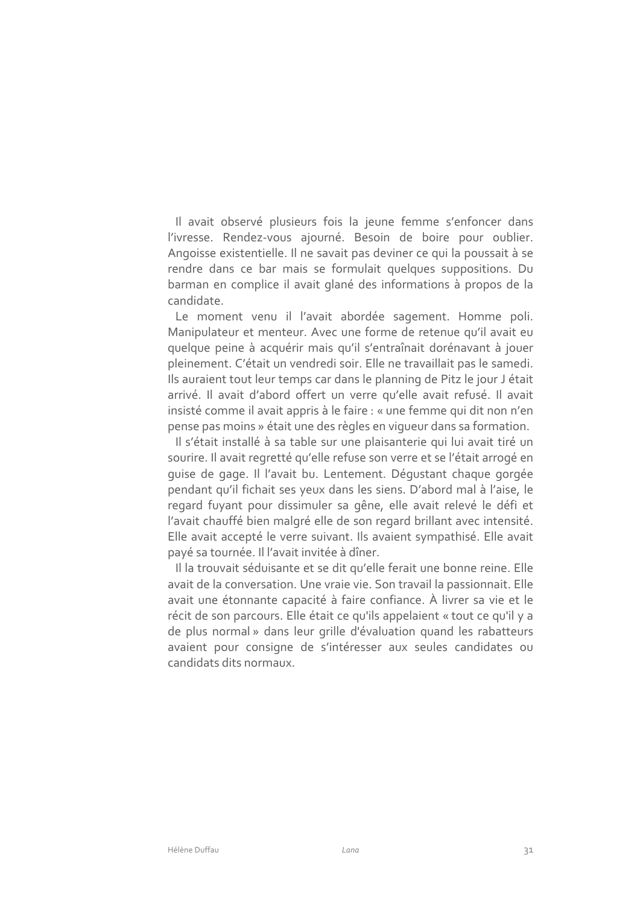Il avait observé plusieurs fois la jeune femme s'enfoncer dans l'ivresse. Rendez-vous ajourné. Besoin de boire pour oublier. Angoisse existentielle. Il ne savait pas deviner ce qui la poussait à se rendre dans ce bar mais se formulait quelques suppositions. Du barman en complice il avait glané des informations à propos de la candidate.

Le moment venu il l'avait abordée sagement. Homme poli. Manipulateur et menteur. Avec une forme de retenue qu'il avait eu quelque peine à acquérir mais qu'il s'entraînait dorénavant à jouer pleinement. C'était un vendredi soir. Elle ne travaillait pas le samedi. Ils auraient tout leur temps car dans le planning de Pitz le jour J était arrivé. Il avait d'abord offert un verre qu'elle avait refusé. Il avait insisté comme il avait appris à le faire : « une femme qui dit non n'en pense pas moins » était une des règles en vigueur dans sa formation.

Il s'était installé à sa table sur une plaisanterie qui lui avait tiré un sourire. Il avait regretté qu'elle refuse son verre et se l'était arrogé en guise de gage. Il l'avait bu. Lentement. Dégustant chaque gorgée pendant qu'il fichait ses yeux dans les siens. D'abord mal à l'aise, le regard fuyant pour dissimuler sa gêne, elle avait relevé le défi et l'avait chauffé bien malgré elle de son regard brillant avec intensité. Elle avait accepté le verre suivant. Ils avaient sympathisé. Elle avait payé sa tournée. Il l'avait invitée à dîner.

Il la trouvait séduisante et se dit qu'elle ferait une bonne reine. Elle avait de la conversation. Une vraie vie. Son travail la passionnait. Elle avait une étonnante capacité à faire confiance. À livrer sa vie et le récit de son parcours. Elle était ce qu'ils appelaient « tout ce qu'il y a de plus normal » dans leur grille d'évaluation quand les rabatteurs avaient pour consigne de s'intéresser aux seules candidates ou candidats dits normaux.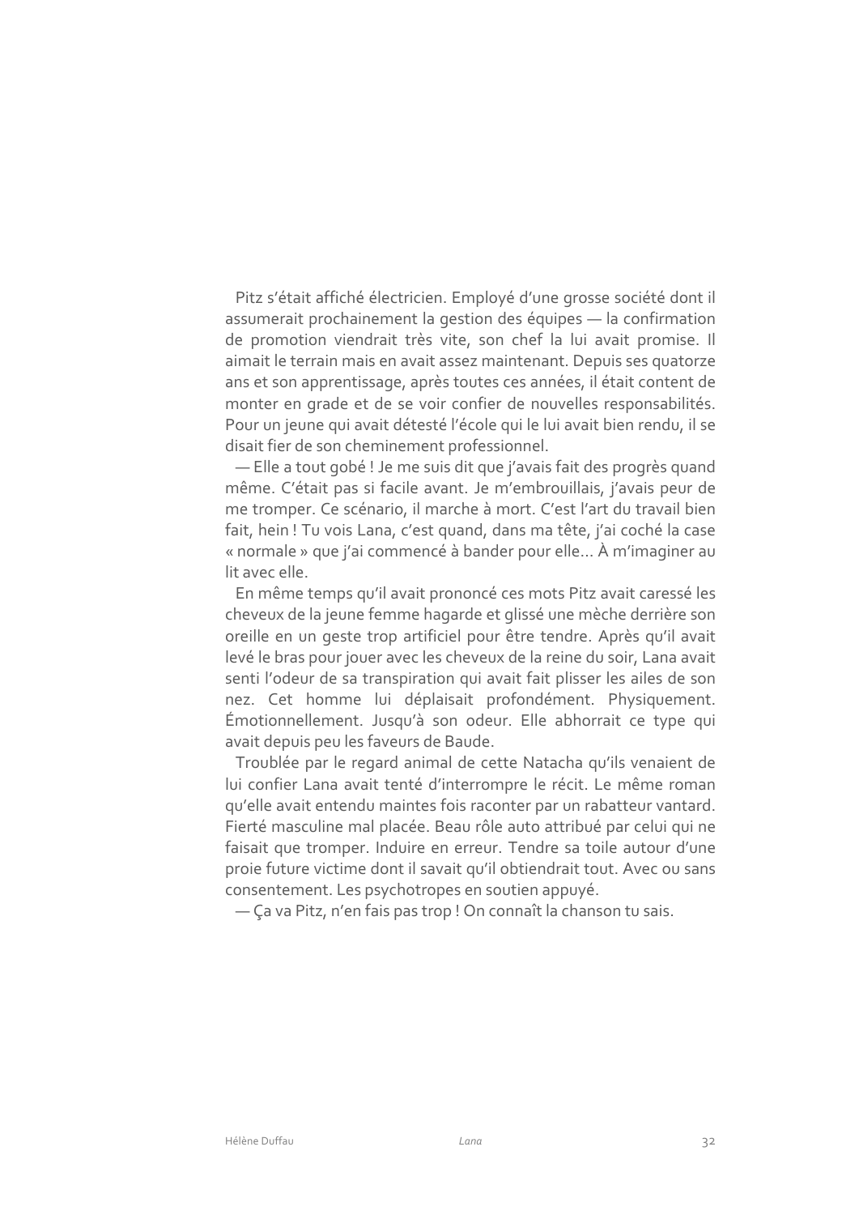Pitz s'était affiché électricien. Employé d'une grosse société dont il assumerait prochainement la gestion des équipes — la confirmation de promotion viendrait très vite, son chef la lui avait promise. Il aimait le terrain mais en avait assez maintenant. Depuis ses quatorze ans et son apprentissage, après toutes ces années, il était content de monter en grade et de se voir confier de nouvelles responsabilités. Pour un jeune qui avait détesté l'école qui le lui avait bien rendu, il se disait fier de son cheminement professionnel.

— Elle a tout gobé ! Je me suis dit que j'avais fait des progrès quand même. C'était pas si facile avant. Je m'embrouillais, j'avais peur de me tromper. Ce scénario, il marche à mort. C'est l'art du travail bien fait, hein ! Tu vois Lana, c'est quand, dans ma tête, j'ai coché la case « normale » que j'ai commencé à bander pour elle… À m'imaginer au lit avec elle.

En même temps qu'il avait prononcé ces mots Pitz avait caressé les cheveux de la jeune femme hagarde et glissé une mèche derrière son oreille en un geste trop artificiel pour être tendre. Après qu'il avait levé le bras pour jouer avec les cheveux de la reine du soir, Lana avait senti l'odeur de sa transpiration qui avait fait plisser les ailes de son nez. Cet homme lui déplaisait profondément. Physiquement. Émotionnellement. Jusqu'à son odeur. Elle abhorrait ce type qui avait depuis peu les faveurs de Baude.

Troublée par le regard animal de cette Natacha qu'ils venaient de lui confier Lana avait tenté d'interrompre le récit. Le même roman qu'elle avait entendu maintes fois raconter par un rabatteur vantard. Fierté masculine mal placée. Beau rôle auto attribué par celui qui ne faisait que tromper. Induire en erreur. Tendre sa toile autour d'une proie future victime dont il savait qu'il obtiendrait tout. Avec ou sans consentement. Les psychotropes en soutien appuyé.

— Ça va Pitz, n'en fais pas trop ! On connaît la chanson tu sais.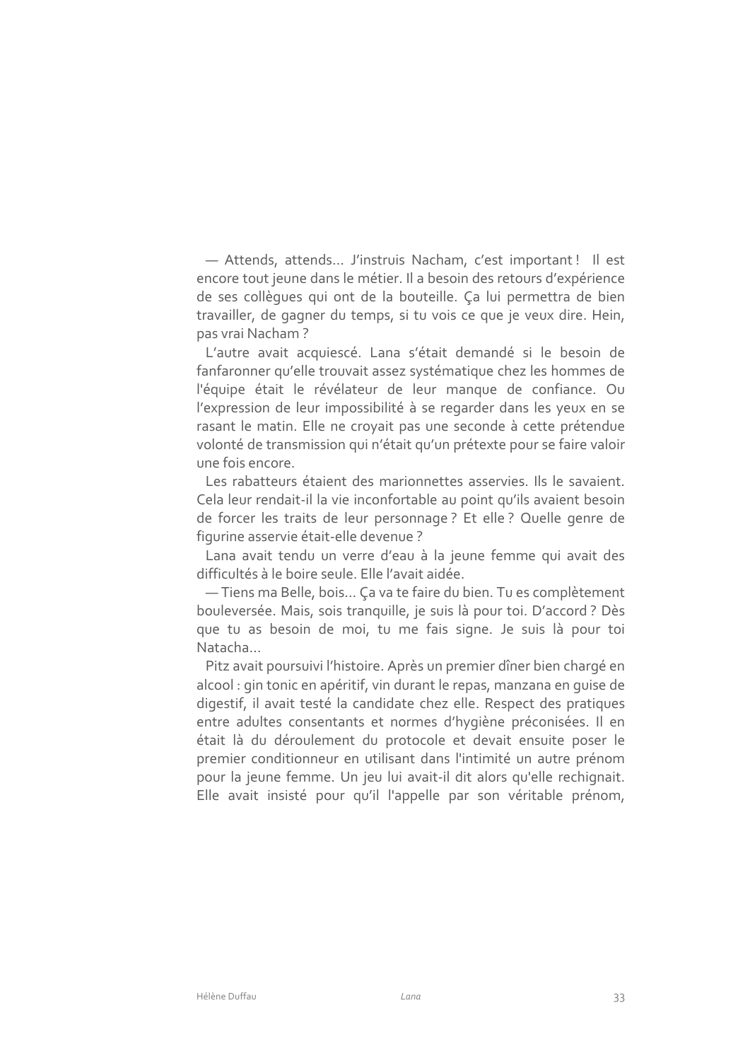— Attends, attends… J'instruis Nacham, c'est important ! Il est encore tout jeune dans le métier. Il a besoin des retours d'expérience de ses collègues qui ont de la bouteille. Ça lui permettra de bien travailler, de gagner du temps, si tu vois ce que je veux dire. Hein, pas vrai Nacham ?

L'autre avait acquiescé. Lana s'était demandé si le besoin de fanfaronner qu'elle trouvait assez systématique chez les hommes de l'équipe était le révélateur de leur manque de confiance. Ou l'expression de leur impossibilité à se regarder dans les yeux en se rasant le matin. Elle ne croyait pas une seconde à cette prétendue volonté de transmission qui n'était qu'un prétexte pour se faire valoir une fois encore.

Les rabatteurs étaient des marionnettes asservies. Ils le savaient. Cela leur rendait-il la vie inconfortable au point qu'ils avaient besoin de forcer les traits de leur personnage ? Et elle ? Quelle genre de figurine asservie était-elle devenue ?

Lana avait tendu un verre d'eau à la jeune femme qui avait des difficultés à le boire seule. Elle l'avait aidée.

— Tiens ma Belle, bois… Ça va te faire du bien. Tu es complètement bouleversée. Mais, sois tranquille, je suis là pour toi. D'accord ? Dès que tu as besoin de moi, tu me fais signe. Je suis là pour toi Natacha…

Pitz avait poursuivi l'histoire. Après un premier dîner bien chargé en alcool : gin tonic en apéritif, vin durant le repas, manzana en guise de digestif, il avait testé la candidate chez elle. Respect des pratiques entre adultes consentants et normes d'hygiène préconisées. Il en était là du déroulement du protocole et devait ensuite poser le premier conditionneur en utilisant dans l'intimité un autre prénom pour la jeune femme. Un jeu lui avait-il dit alors qu'elle rechignait. Elle avait insisté pour qu'il l'appelle par son véritable prénom,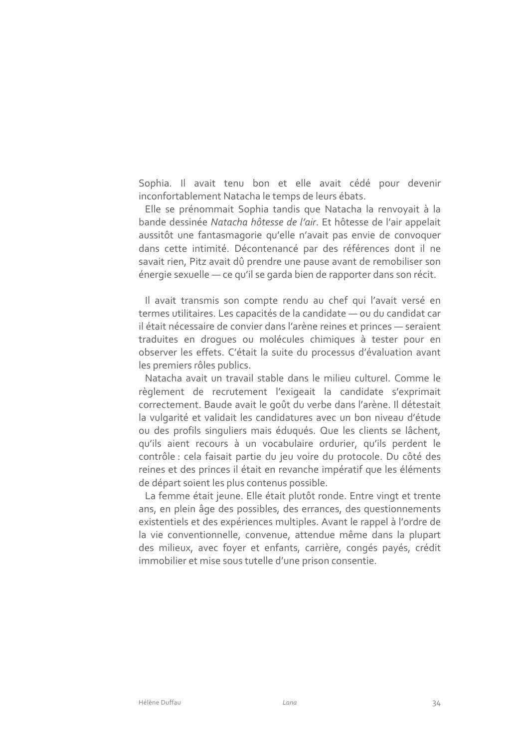Sophia. Il avait tenu bon et elle avait cédé pour devenir inconfortablement Natacha le temps de leurs ébats.

Elle se prénommait Sophia tandis que Natacha la renvoyait à la bande dessinée *Natacha hôtesse de l'air*. Et hôtesse de l'air appelait aussitôt une fantasmagorie qu'elle n'avait pas envie de convoquer dans cette intimité. Décontenancé par des références dont il ne savait rien, Pitz avait dû prendre une pause avant de remobiliser son énergie sexuelle — ce qu'il se garda bien de rapporter dans son récit.

Il avait transmis son compte rendu au chef qui l'avait versé en termes utilitaires. Les capacités de la candidate — ou du candidat car il était nécessaire de convier dans l'arène reines et princes — seraient traduites en drogues ou molécules chimiques à tester pour en observer les effets. C'était la suite du processus d'évaluation avant les premiers rôles publics.

Natacha avait un travail stable dans le milieu culturel. Comme le règlement de recrutement l'exigeait la candidate s'exprimait correctement. Baude avait le goût du verbe dans l'arène. Il détestait la vulgarité et validait les candidatures avec un bon niveau d'étude ou des profils singuliers mais éduqués. Que les clients se lâchent, qu'ils aient recours à un vocabulaire ordurier, qu'ils perdent le contrôle : cela faisait partie du jeu voire du protocole. Du côté des reines et des princes il était en revanche impératif que les éléments de départ soient les plus contenus possible.

La femme était jeune. Elle était plutôt ronde. Entre vingt et trente ans, en plein âge des possibles, des errances, des questionnements existentiels et des expériences multiples. Avant le rappel à l'ordre de la vie conventionnelle, convenue, attendue même dans la plupart des milieux, avec foyer et enfants, carrière, congés payés, crédit immobilier et mise sous tutelle d'une prison consentie.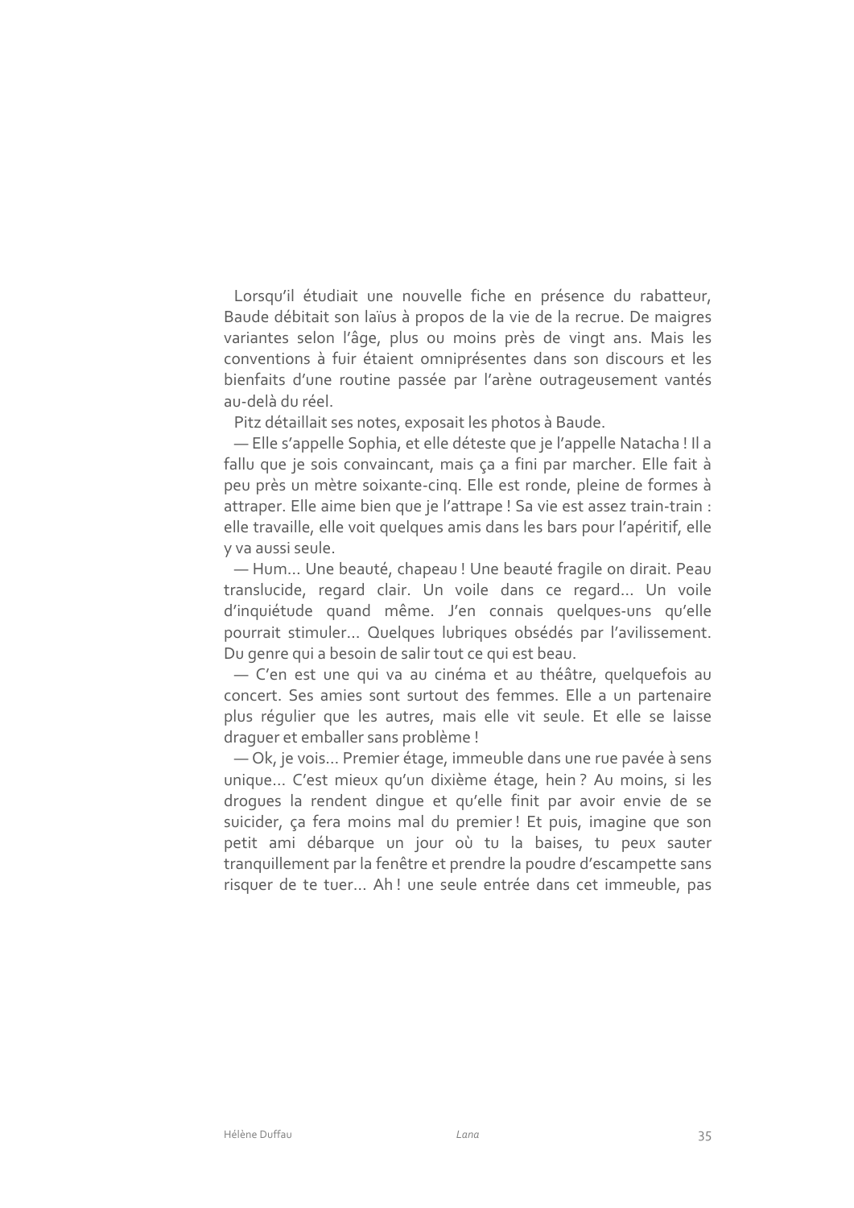Lorsqu'il étudiait une nouvelle fiche en présence du rabatteur, Baude débitait son laïus à propos de la vie de la recrue. De maigres variantes selon l'âge, plus ou moins près de vingt ans. Mais les conventions à fuir étaient omniprésentes dans son discours et les bienfaits d'une routine passée par l'arène outrageusement vantés au-delà du réel.

Pitz détaillait ses notes, exposait les photos à Baude.

— Elle s'appelle Sophia, et elle déteste que je l'appelle Natacha ! Il a fallu que je sois convaincant, mais ça a fini par marcher. Elle fait à peu près un mètre soixante-cinq. Elle est ronde, pleine de formes à attraper. Elle aime bien que je l'attrape ! Sa vie est assez train-train : elle travaille, elle voit quelques amis dans les bars pour l'apéritif, elle y va aussi seule.

— Hum… Une beauté, chapeau ! Une beauté fragile on dirait. Peau translucide, regard clair. Un voile dans ce regard… Un voile d'inquiétude quand même. J'en connais quelques-uns qu'elle pourrait stimuler… Quelques lubriques obsédés par l'avilissement. Du genre qui a besoin de salir tout ce qui est beau.

— C'en est une qui va au cinéma et au théâtre, quelquefois au concert. Ses amies sont surtout des femmes. Elle a un partenaire plus régulier que les autres, mais elle vit seule. Et elle se laisse draguer et emballer sans problème !

— Ok, je vois… Premier étage, immeuble dans une rue pavée à sens unique… C'est mieux qu'un dixième étage, hein ? Au moins, si les drogues la rendent dingue et qu'elle finit par avoir envie de se suicider, ça fera moins mal du premier ! Et puis, imagine que son petit ami débarque un jour où tu la baises, tu peux sauter tranquillement par la fenêtre et prendre la poudre d'escampette sans risquer de te tuer… Ah ! une seule entrée dans cet immeuble, pas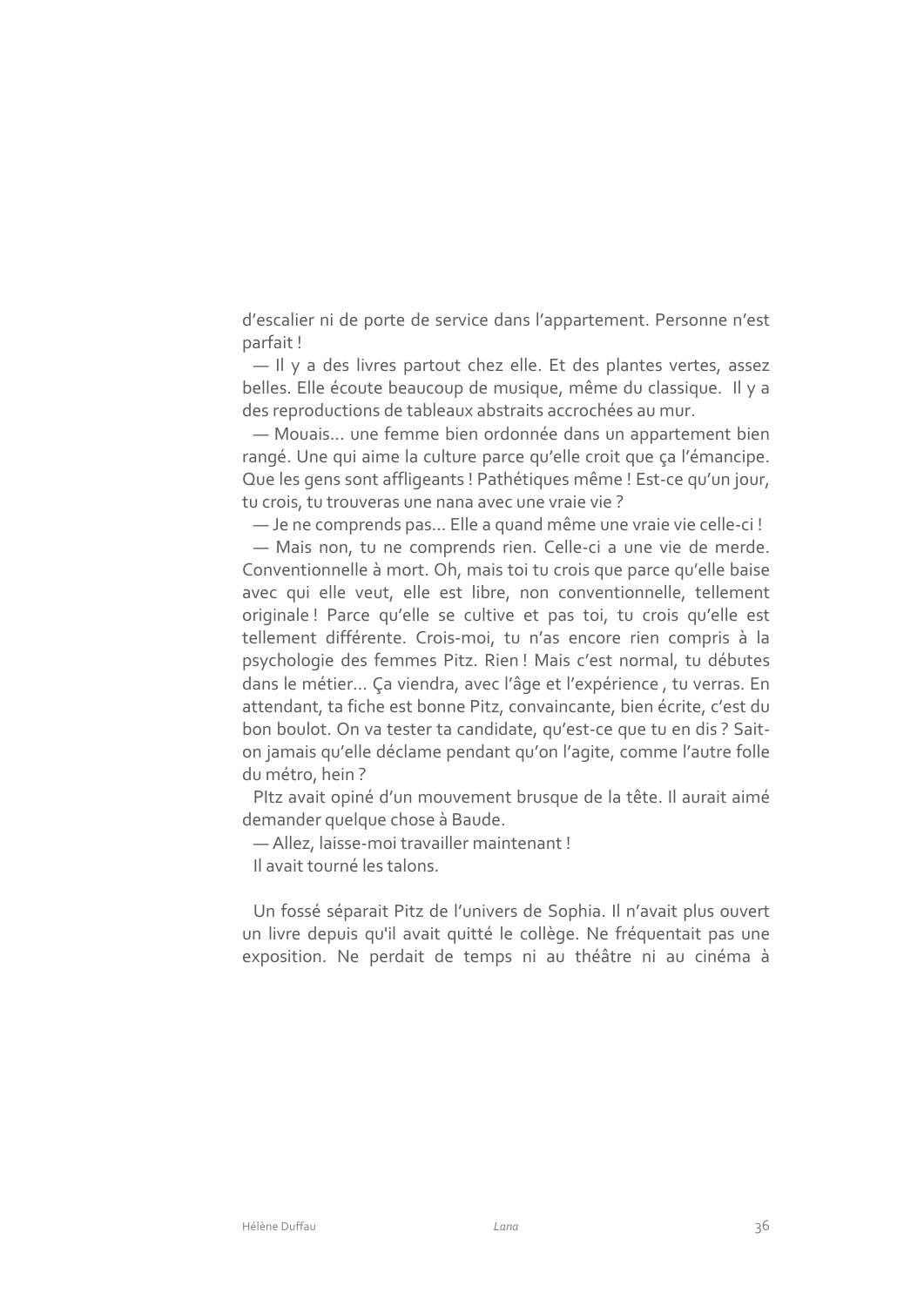d'escalier ni de porte de service dans l'appartement. Personne n'est parfait !

— Il y a des livres partout chez elle. Et des plantes vertes, assez belles. Elle écoute beaucoup de musique, même du classique. Il y a des reproductions de tableaux abstraits accrochées au mur.

— Mouais… une femme bien ordonnée dans un appartement bien rangé. Une qui aime la culture parce qu'elle croit que ça l'émancipe. Que les gens sont affligeants ! Pathétiques même ! Est-ce qu'un jour, tu crois, tu trouveras une nana avec une vraie vie ?

— Je ne comprends pas… Elle a quand même une vraie vie celle-ci !

— Mais non, tu ne comprends rien. Celle-ci a une vie de merde. Conventionnelle à mort. Oh, mais toi tu crois que parce qu'elle baise avec qui elle veut, elle est libre, non conventionnelle, tellement originale ! Parce qu'elle se cultive et pas toi, tu crois qu'elle est tellement différente. Crois-moi, tu n'as encore rien compris à la psychologie des femmes Pitz. Rien ! Mais c'est normal, tu débutes dans le métier… Ça viendra, avec l'âge et l'expérience , tu verras. En attendant, ta fiche est bonne Pitz, convaincante, bien écrite, c'est du bon boulot. On va tester ta candidate, qu'est-ce que tu en dis ? Sait-on jamais qu'elle déclame pendant qu'on l'agite, comme l'autre folle du métro, hein ?

PItz avait opiné d'un mouvement brusque de la tête. Il aurait aimé demander quelque chose à Baude.

— Allez, laisse-moi travailler maintenant !

Il avait tourné les talons.

Un fossé séparait Pitz de l'univers de Sophia. Il n'avait plus ouvert un livre depuis qu'il avait quitté le collège. Ne fréquentait pas une exposition. Ne perdait de temps ni au théâtre ni au cinéma à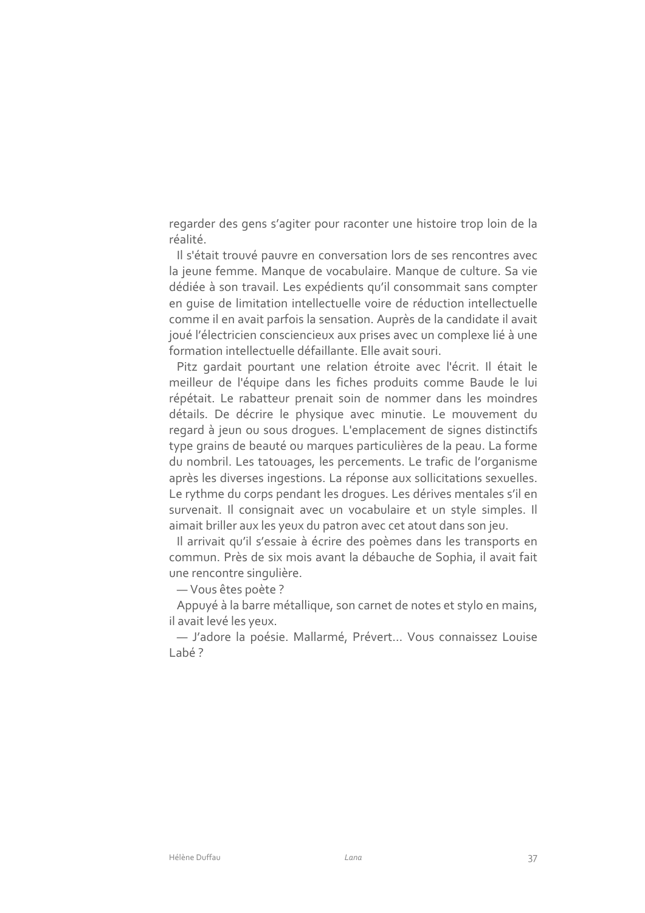regarder des gens s'agiter pour raconter une histoire trop loin de la réalité.

Il s'était trouvé pauvre en conversation lors de ses rencontres avec la jeune femme. Manque de vocabulaire. Manque de culture. Sa vie dédiée à son travail. Les expédients qu'il consommait sans compter en guise de limitation intellectuelle voire de réduction intellectuelle comme il en avait parfois la sensation. Auprès de la candidate il avait joué l'électricien consciencieux aux prises avec un complexe lié à une formation intellectuelle défaillante. Elle avait souri.

Pitz gardait pourtant une relation étroite avec l'écrit. Il était le meilleur de l'équipe dans les fiches produits comme Baude le lui répétait. Le rabatteur prenait soin de nommer dans les moindres détails. De décrire le physique avec minutie. Le mouvement du regard à jeun ou sous drogues. L'emplacement de signes distinctifs type grains de beauté ou marques particulières de la peau. La forme du nombril. Les tatouages, les percements. Le trafic de l'organisme après les diverses ingestions. La réponse aux sollicitations sexuelles. Le rythme du corps pendant les drogues. Les dérives mentales s'il en survenait. Il consignait avec un vocabulaire et un style simples. Il aimait briller aux les yeux du patron avec cet atout dans son jeu.

Il arrivait qu'il s'essaie à écrire des poèmes dans les transports en commun. Près de six mois avant la débauche de Sophia, il avait fait une rencontre singulière.

— Vous êtes poète ?

Appuyé à la barre métallique, son carnet de notes et stylo en mains, il avait levé les yeux.

— J'adore la poésie. Mallarmé, Prévert… Vous connaissez Louise Labé ?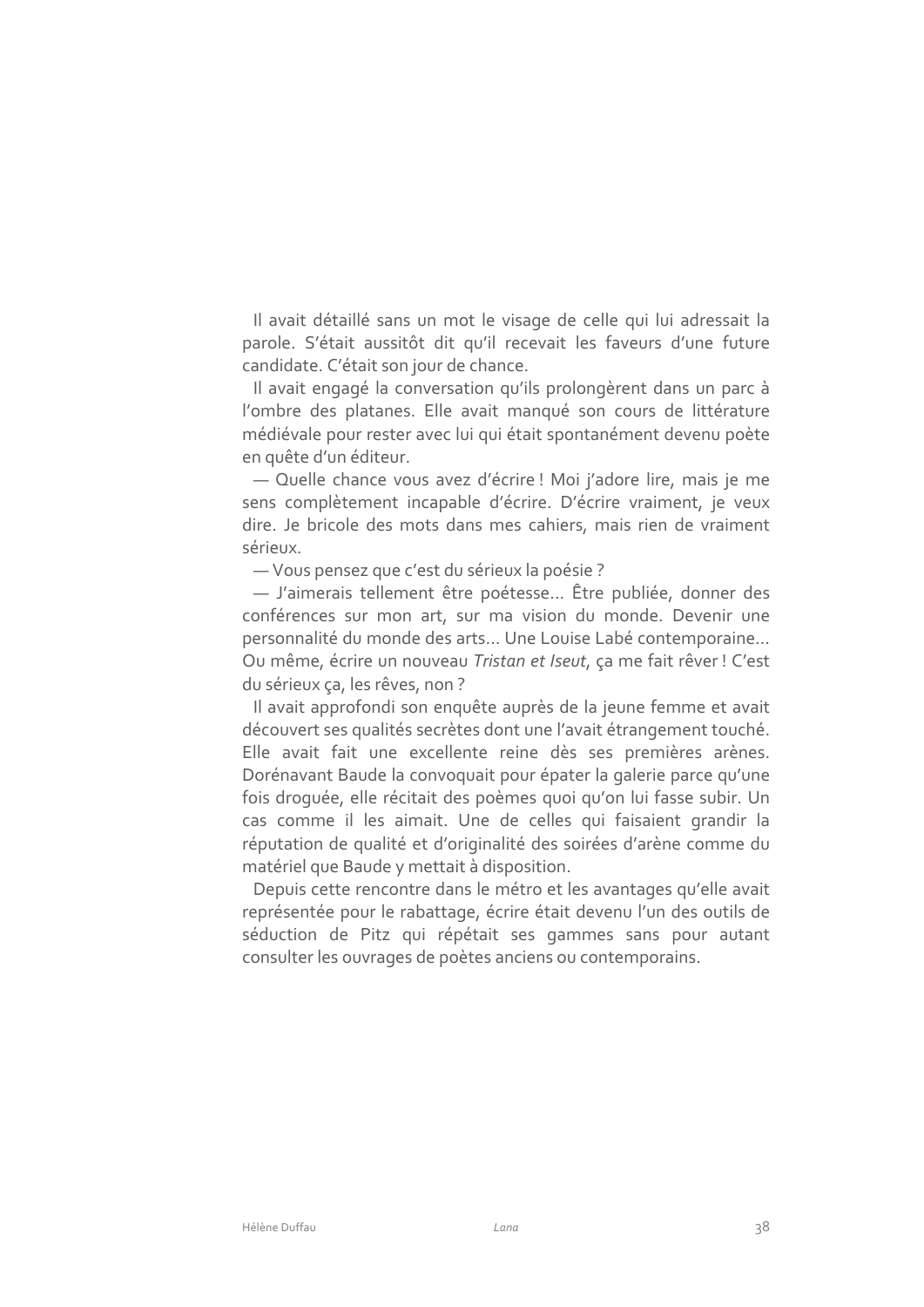Il avait détaillé sans un mot le visage de celle qui lui adressait la parole. S'était aussitôt dit qu'il recevait les faveurs d'une future candidate. C'était son jour de chance.

Il avait engagé la conversation qu'ils prolongèrent dans un parc à l'ombre des platanes. Elle avait manqué son cours de littérature médiévale pour rester avec lui qui était spontanément devenu poète en quête d'un éditeur.

— Quelle chance vous avez d'écrire ! Moi j'adore lire, mais je me sens complètement incapable d'écrire. D'écrire vraiment, je veux dire. Je bricole des mots dans mes cahiers, mais rien de vraiment sérieux.

— Vous pensez que c'est du sérieux la poésie ?

— J'aimerais tellement être poétesse… Être publiée, donner des conférences sur mon art, sur ma vision du monde. Devenir une personnalité du monde des arts… Une Louise Labé contemporaine… Ou même, écrire un nouveau *Tristan et Iseut*, ça me fait rêver ! C'est du sérieux ça, les rêves, non ?

Il avait approfondi son enquête auprès de la jeune femme et avait découvert ses qualités secrètes dont une l'avait étrangement touché. Elle avait fait une excellente reine dès ses premières arènes. Dorénavant Baude la convoquait pour épater la galerie parce qu'une fois droguée, elle récitait des poèmes quoi qu'on lui fasse subir. Un cas comme il les aimait. Une de celles qui faisaient grandir la réputation de qualité et d'originalité des soirées d'arène comme du matériel que Baude y mettait à disposition.

Depuis cette rencontre dans le métro et les avantages qu'elle avait représentée pour le rabattage, écrire était devenu l'un des outils de séduction de Pitz qui répétait ses gammes sans pour autant consulter les ouvrages de poètes anciens ou contemporains.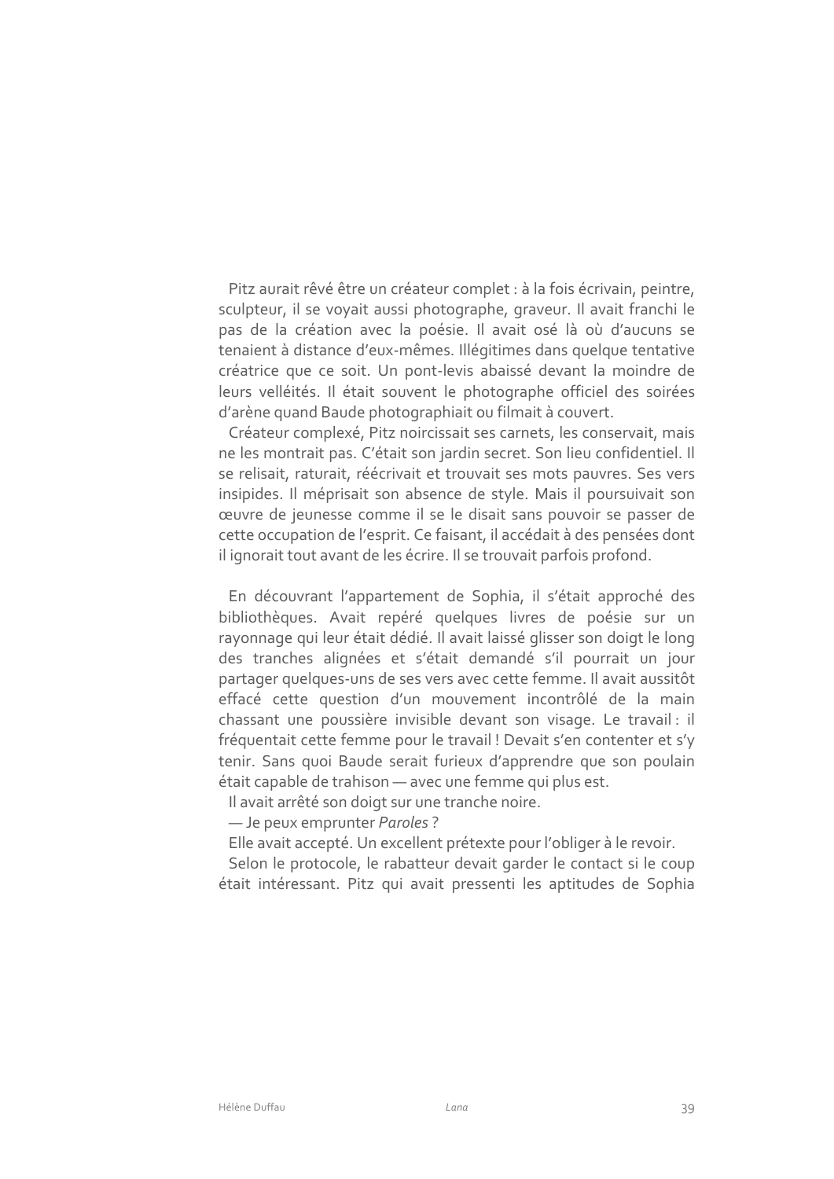Pitz aurait rêvé être un créateur complet : à la fois écrivain, peintre, sculpteur, il se voyait aussi photographe, graveur. Il avait franchi le pas de la création avec la poésie. Il avait osé là où d'aucuns se tenaient à distance d'eux-mêmes. Illégitimes dans quelque tentative créatrice que ce soit. Un pont-levis abaissé devant la moindre de leurs velléités. Il était souvent le photographe officiel des soirées d'arène quand Baude photographiait ou filmait à couvert.

Créateur complexé, Pitz noircissait ses carnets, les conservait, mais ne les montrait pas. C'était son jardin secret. Son lieu confidentiel. Il se relisait, raturait, réécrivait et trouvait ses mots pauvres. Ses vers insipides. Il méprisait son absence de style. Mais il poursuivait son œuvre de jeunesse comme il se le disait sans pouvoir se passer de cette occupation de l'esprit. Ce faisant, il accédait à des pensées dont il ignorait tout avant de les écrire. Il se trouvait parfois profond.

En découvrant l'appartement de Sophia, il s'était approché des bibliothèques. Avait repéré quelques livres de poésie sur un rayonnage qui leur était dédié. Il avait laissé glisser son doigt le long des tranches alignées et s'était demandé s'il pourrait un jour partager quelques-uns de ses vers avec cette femme. Il avait aussitôt effacé cette question d'un mouvement incontrôlé de la main chassant une poussière invisible devant son visage. Le travail : il fréquentait cette femme pour le travail ! Devait s'en contenter et s'y tenir. Sans quoi Baude serait furieux d'apprendre que son poulain était capable de trahison — avec une femme qui plus est.

Il avait arrêté son doigt sur une tranche noire.

— Je peux emprunter *Paroles* ?

Elle avait accepté. Un excellent prétexte pour l'obliger à le revoir.

Selon le protocole, le rabatteur devait garder le contact si le coup était intéressant. Pitz qui avait pressenti les aptitudes de Sophia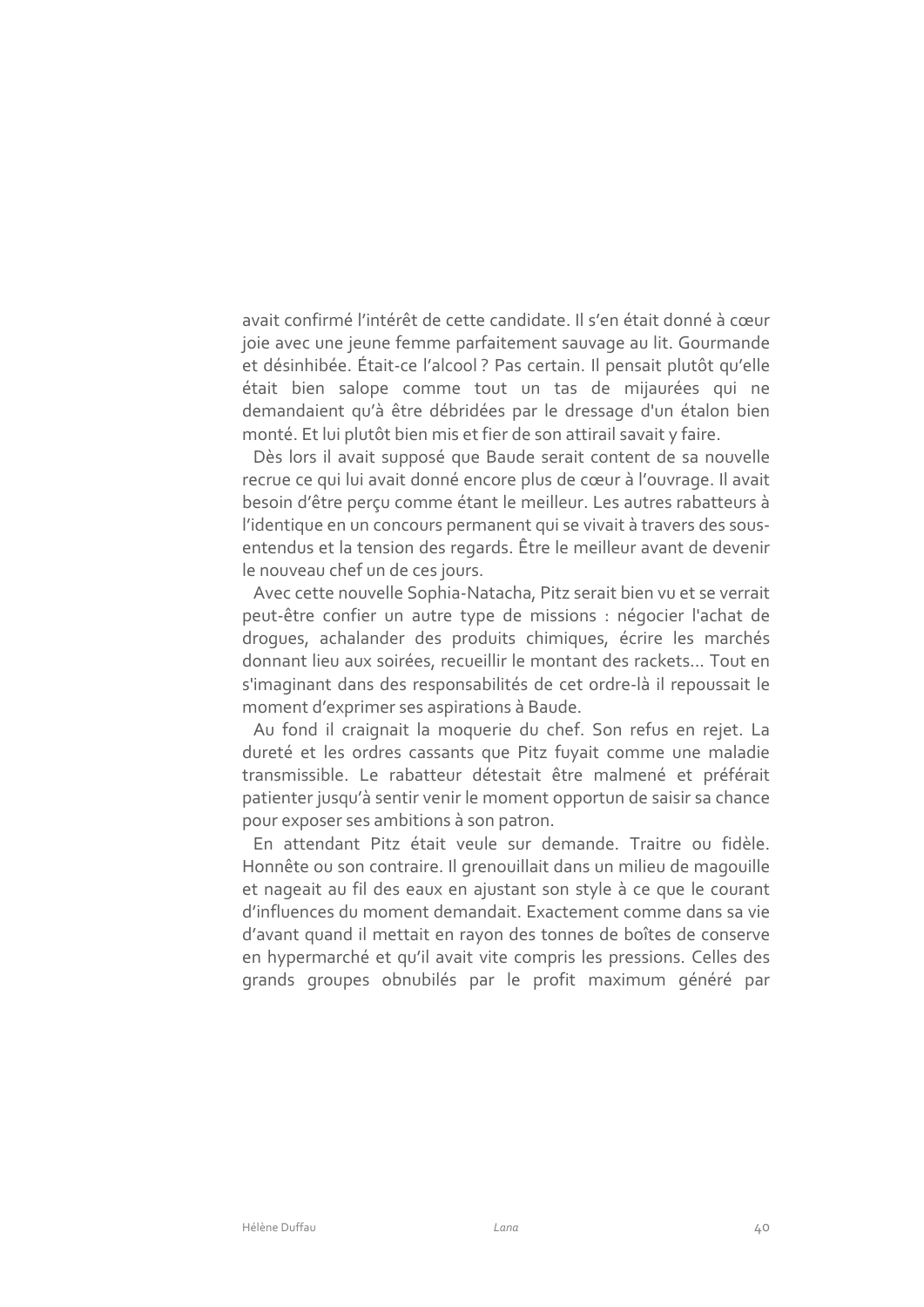avait confirmé l'intérêt de cette candidate. Il s'en était donné à cœur joie avec une jeune femme parfaitement sauvage au lit. Gourmande et désinhibée. Était-ce l'alcool ? Pas certain. Il pensait plutôt qu'elle était bien salope comme tout un tas de mijaurées qui ne demandaient qu'à être débridées par le dressage d'un étalon bien monté. Et lui plutôt bien mis et fier de son attirail savait y faire.

Dès lors il avait supposé que Baude serait content de sa nouvelle recrue ce qui lui avait donné encore plus de cœur à l'ouvrage. Il avait besoin d'être perçu comme étant le meilleur. Les autres rabatteurs à l'identique en un concours permanent qui se vivait à travers des sous-entendus et la tension des regards. Être le meilleur avant de devenir le nouveau chef un de ces jours.

Avec cette nouvelle Sophia-Natacha, Pitz serait bien vu et se verrait peut-être confier un autre type de missions : négocier l'achat de drogues, achalander des produits chimiques, écrire les marchés donnant lieu aux soirées, recueillir le montant des rackets… Tout en s'imaginant dans des responsabilités de cet ordre-là il repoussait le moment d'exprimer ses aspirations à Baude.

Au fond il craignait la moquerie du chef. Son refus en rejet. La dureté et les ordres cassants que Pitz fuyait comme une maladie transmissible. Le rabatteur détestait être malmené et préférait patienter jusqu'à sentir venir le moment opportun de saisir sa chance pour exposer ses ambitions à son patron.

En attendant Pitz était veule sur demande. Traitre ou fidèle. Honnête ou son contraire. Il grenouillait dans un milieu de magouille et nageait au fil des eaux en ajustant son style à ce que le courant d'influences du moment demandait. Exactement comme dans sa vie d'avant quand il mettait en rayon des tonnes de boîtes de conserve en hypermarché et qu'il avait vite compris les pressions. Celles des grands groupes obnubilés par le profit maximum généré par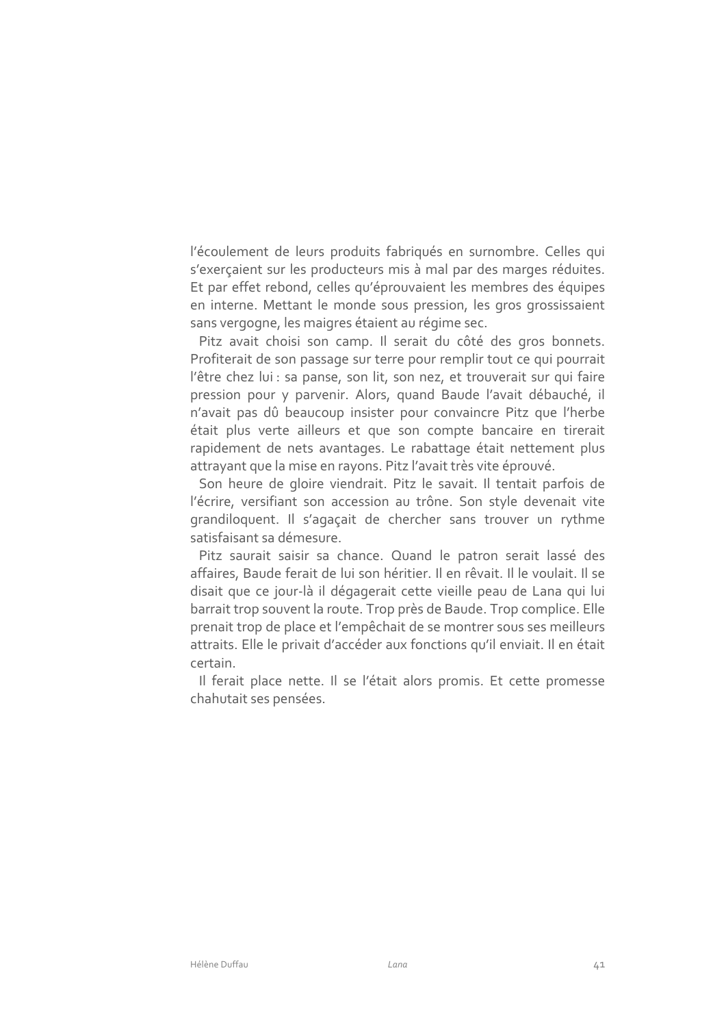l'écoulement de leurs produits fabriqués en surnombre. Celles qui s'exerçaient sur les producteurs mis à mal par des marges réduites. Et par effet rebond, celles qu'éprouvaient les membres des équipes en interne. Mettant le monde sous pression, les gros grossissaient sans vergogne, les maigres étaient au régime sec.

Pitz avait choisi son camp. Il serait du côté des gros bonnets. Profiterait de son passage sur terre pour remplir tout ce qui pourrait l'être chez lui : sa panse, son lit, son nez, et trouverait sur qui faire pression pour y parvenir. Alors, quand Baude l'avait débauché, il n'avait pas dû beaucoup insister pour convaincre Pitz que l'herbe était plus verte ailleurs et que son compte bancaire en tirerait rapidement de nets avantages. Le rabattage était nettement plus attrayant que la mise en rayons. Pitz l'avait très vite éprouvé.

Son heure de gloire viendrait. Pitz le savait. Il tentait parfois de l'écrire, versifiant son accession au trône. Son style devenait vite grandiloquent. Il s'agaçait de chercher sans trouver un rythme satisfaisant sa démesure.

Pitz saurait saisir sa chance. Quand le patron serait lassé des affaires, Baude ferait de lui son héritier. Il en rêvait. Il le voulait. Il se disait que ce jour-là il dégagerait cette vieille peau de Lana qui lui barrait trop souvent la route. Trop près de Baude. Trop complice. Elle prenait trop de place et l'empêchait de se montrer sous ses meilleurs attraits. Elle le privait d'accéder aux fonctions qu'il enviait. Il en était certain.

Il ferait place nette. Il se l'était alors promis. Et cette promesse chahutait ses pensées.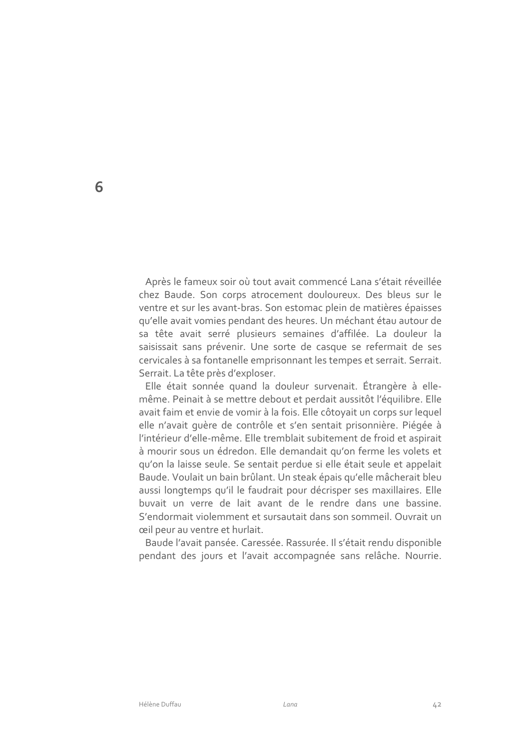# 6

Après le fameux soir où tout avait commencé Lana s'était réveillée chez Baude. Son corps atrocement douloureux. Des bleus sur le ventre et sur les avant-bras. Son estomac plein de matières épaisses qu'elle avait vomies pendant des heures. Un méchant étau autour de sa tête avait serré plusieurs semaines d'affilée. La douleur la saisissait sans prévenir. Une sorte de casque se refermait de ses cervicales à sa fontanelle emprisonnant les tempes et serrait. Serrait. Serrait. La tête près d'exploser.

Elle était sonnée quand la douleur survenait. Étrangère à elle-même. Peinait à se mettre debout et perdait aussitôt l'équilibre. Elle avait faim et envie de vomir à la fois. Elle côtoyait un corps sur lequel elle n'avait guère de contrôle et s'en sentait prisonnière. Piégée à l'intérieur d'elle-même. Elle tremblait subitement de froid et aspirait à mourir sous un édredon. Elle demandait qu'on ferme les volets et qu'on la laisse seule. Se sentait perdue si elle était seule et appelait Baude. Voulait un bain brûlant. Un steak épais qu'elle mâcherait bleu aussi longtemps qu'il le faudrait pour décrisper ses maxillaires. Elle buvait un verre de lait avant de le rendre dans une bassine. S'endormait violemment et sursautait dans son sommeil. Ouvrait un œil peur au ventre et hurlait.

Baude l'avait pansée. Caressée. Rassurée. Il s'était rendu disponible pendant des jours et l'avait accompagnée sans relâche. Nourrie.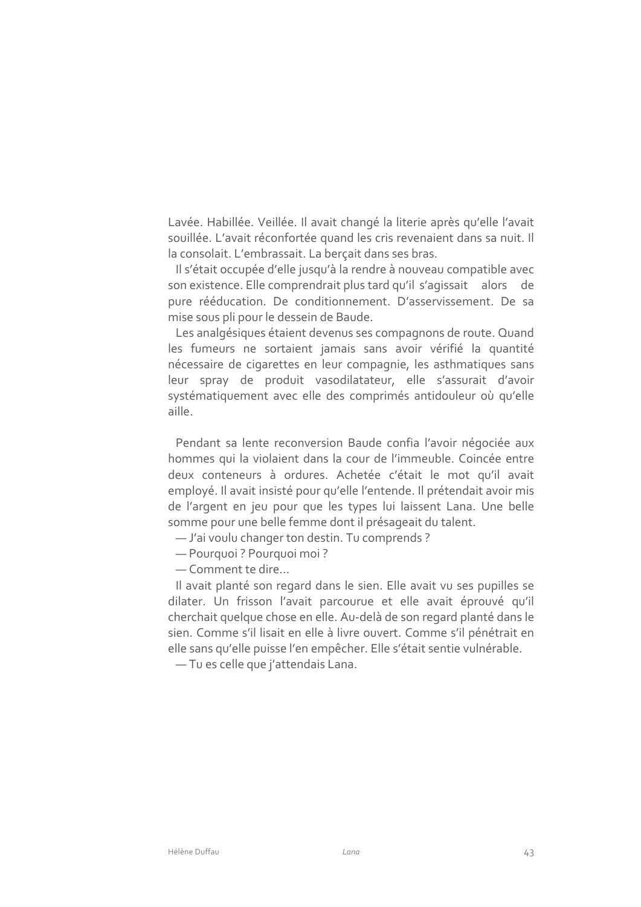Lavée. Habillée. Veillée. Il avait changé la literie après qu'elle l'avait souillée. L'avait réconfortée quand les cris revenaient dans sa nuit. Il la consolait. L'embrassait. La berçait dans ses bras.

Il s'était occupée d'elle jusqu'à la rendre à nouveau compatible avec son existence. Elle comprendrait plus tard qu'il s'agissait alors de pure rééducation. De conditionnement. D'asservissement. De sa mise sous pli pour le dessein de Baude.

Les analgésiques étaient devenus ses compagnons de route. Quand les fumeurs ne sortaient jamais sans avoir vérifié la quantité nécessaire de cigarettes en leur compagnie, les asthmatiques sans leur spray de produit vasodilatateur, elle s'assurait d'avoir systématiquement avec elle des comprimés antidouleur où qu'elle aille.

Pendant sa lente reconversion Baude confia l'avoir négociée aux hommes qui la violaient dans la cour de l'immeuble. Coincée entre deux conteneurs à ordures. Achetée c'était le mot qu'il avait employé. Il avait insisté pour qu'elle l'entende. Il prétendait avoir mis de l'argent en jeu pour que les types lui laissent Lana. Une belle somme pour une belle femme dont il présageait du talent.

— J'ai voulu changer ton destin. Tu comprends ?

— Pourquoi ? Pourquoi moi ?

— Comment te dire…

Il avait planté son regard dans le sien. Elle avait vu ses pupilles se dilater. Un frisson l'avait parcourue et elle avait éprouvé qu'il cherchait quelque chose en elle. Au-delà de son regard planté dans le sien. Comme s'il lisait en elle à livre ouvert. Comme s'il pénétrait en elle sans qu'elle puisse l'en empêcher. Elle s'était sentie vulnérable.

— Tu es celle que j'attendais Lana.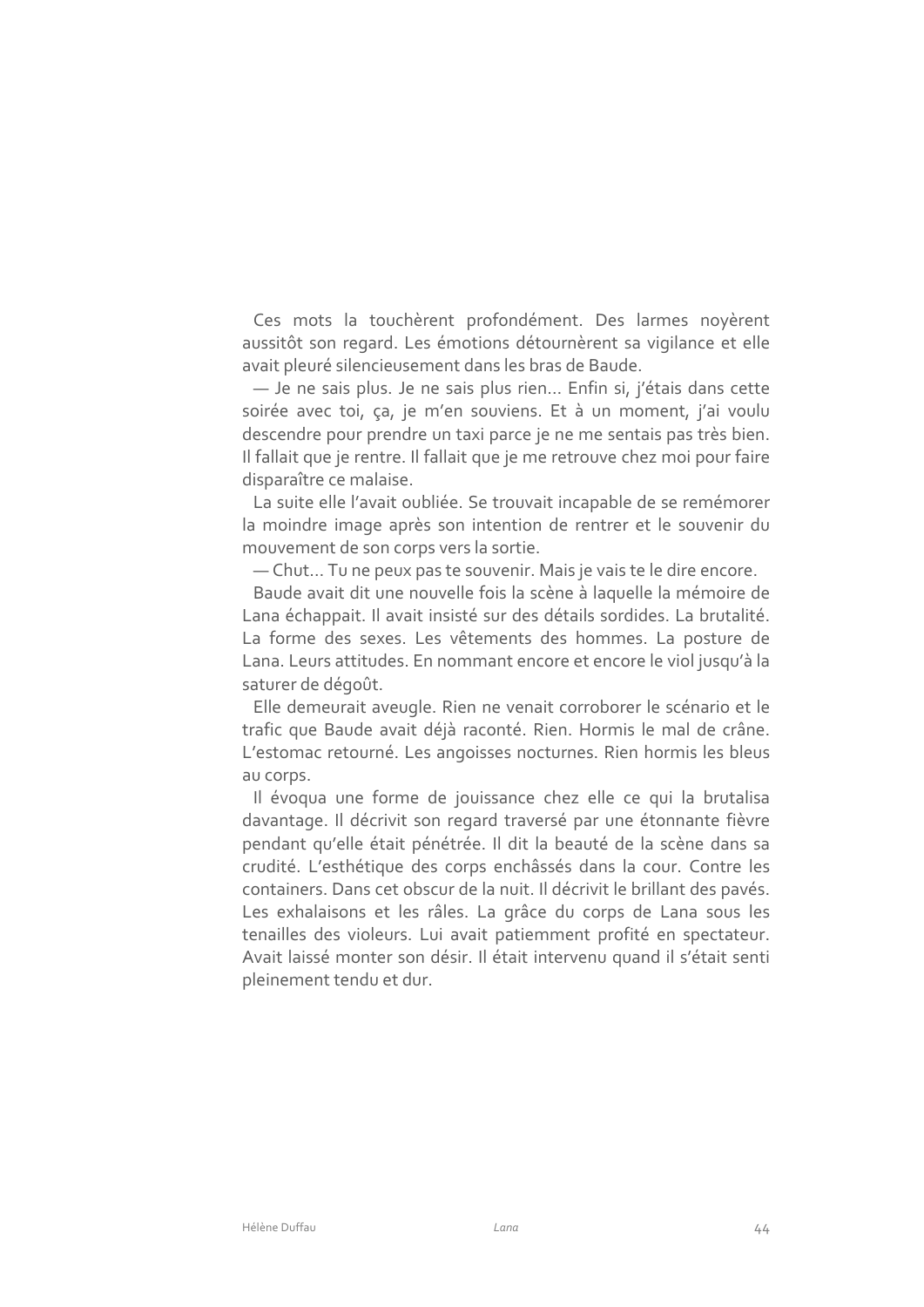Ces mots la touchèrent profondément. Des larmes noyèrent aussitôt son regard. Les émotions détournèrent sa vigilance et elle avait pleuré silencieusement dans les bras de Baude.

— Je ne sais plus. Je ne sais plus rien… Enfin si, j'étais dans cette soirée avec toi, ça, je m'en souviens. Et à un moment, j'ai voulu descendre pour prendre un taxi parce je ne me sentais pas très bien. Il fallait que je rentre. Il fallait que je me retrouve chez moi pour faire disparaître ce malaise.

La suite elle l'avait oubliée. Se trouvait incapable de se remémorer la moindre image après son intention de rentrer et le souvenir du mouvement de son corps vers la sortie.

— Chut… Tu ne peux pas te souvenir. Mais je vais te le dire encore.

Baude avait dit une nouvelle fois la scène à laquelle la mémoire de Lana échappait. Il avait insisté sur des détails sordides. La brutalité. La forme des sexes. Les vêtements des hommes. La posture de Lana. Leurs attitudes. En nommant encore et encore le viol jusqu'à la saturer de dégoût.

Elle demeurait aveugle. Rien ne venait corroborer le scénario et le trafic que Baude avait déjà raconté. Rien. Hormis le mal de crâne. L'estomac retourné. Les angoisses nocturnes. Rien hormis les bleus au corps.

Il évoqua une forme de jouissance chez elle ce qui la brutalisa davantage. Il décrivit son regard traversé par une étonnante fièvre pendant qu'elle était pénétrée. Il dit la beauté de la scène dans sa crudité. L'esthétique des corps enchâssés dans la cour. Contre les containers. Dans cet obscur de la nuit. Il décrivit le brillant des pavés. Les exhalaisons et les râles. La grâce du corps de Lana sous les tenailles des violeurs. Lui avait patiemment profité en spectateur. Avait laissé monter son désir. Il était intervenu quand il s'était senti pleinement tendu et dur.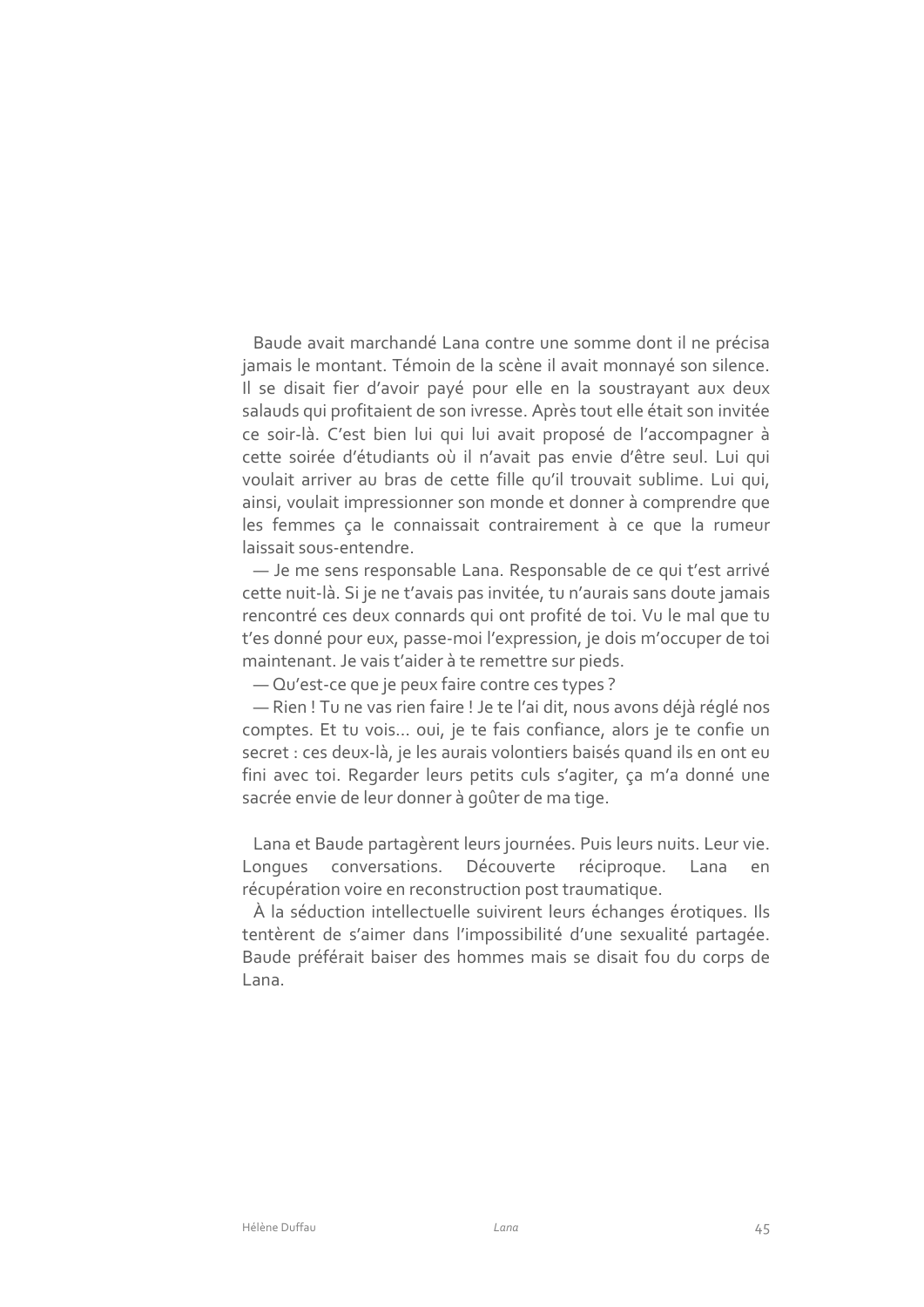Baude avait marchandé Lana contre une somme dont il ne précisa jamais le montant. Témoin de la scène il avait monnayé son silence. Il se disait fier d'avoir payé pour elle en la soustrayant aux deux salauds qui profitaient de son ivresse. Après tout elle était son invitée ce soir-là. C'est bien lui qui lui avait proposé de l'accompagner à cette soirée d'étudiants où il n'avait pas envie d'être seul. Lui qui voulait arriver au bras de cette fille qu'il trouvait sublime. Lui qui, ainsi, voulait impressionner son monde et donner à comprendre que les femmes ça le connaissait contrairement à ce que la rumeur laissait sous-entendre.

— Je me sens responsable Lana. Responsable de ce qui t'est arrivé cette nuit-là. Si je ne t'avais pas invitée, tu n'aurais sans doute jamais rencontré ces deux connards qui ont profité de toi. Vu le mal que tu t'es donné pour eux, passe-moi l'expression, je dois m'occuper de toi maintenant. Je vais t'aider à te remettre sur pieds.

— Qu'est-ce que je peux faire contre ces types ?

— Rien ! Tu ne vas rien faire ! Je te l'ai dit, nous avons déjà réglé nos comptes. Et tu vois... oui, je te fais confiance, alors je te confie un secret : ces deux-là, je les aurais volontiers baisés quand ils en ont eu fini avec toi. Regarder leurs petits culs s'agiter, ça m'a donné une sacrée envie de leur donner à goûter de ma tige.

Lana et Baude partagèrent leurs journées. Puis leurs nuits. Leur vie. Longues conversations. Découverte réciproque. Lana en récupération voire en reconstruction post traumatique.

À la séduction intellectuelle suivirent leurs échanges érotiques. Ils tentèrent de s'aimer dans l'impossibilité d'une sexualité partagée. Baude préférait baiser des hommes mais se disait fou du corps de Lana.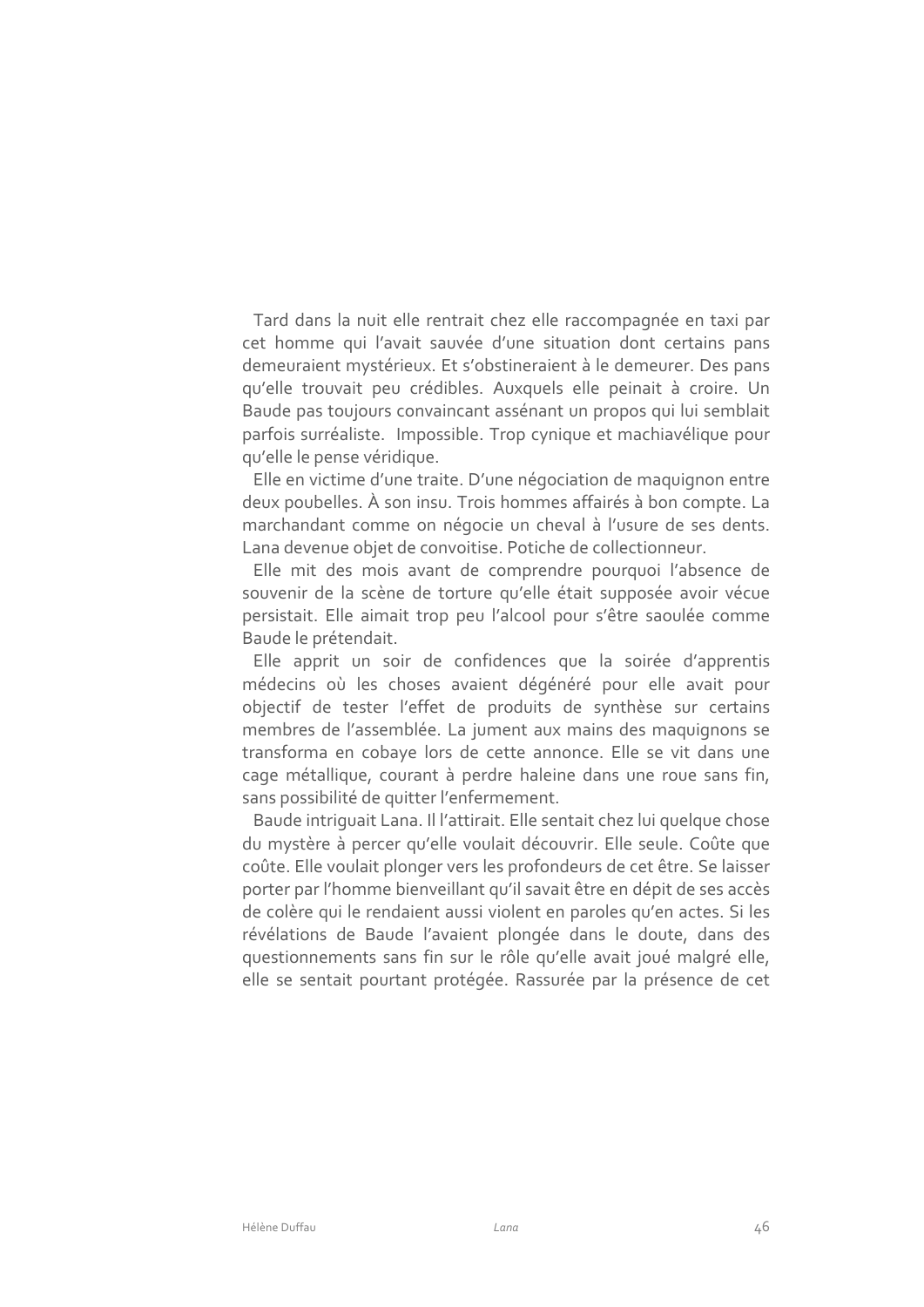Tard dans la nuit elle rentrait chez elle raccompagnée en taxi par cet homme qui l'avait sauvée d'une situation dont certains pans demeuraient mystérieux. Et s'obstineraient à le demeurer. Des pans qu'elle trouvait peu crédibles. Auxquels elle peinait à croire. Un Baude pas toujours convaincant assénant un propos qui lui semblait parfois surréaliste. Impossible. Trop cynique et machiavélique pour qu'elle le pense véridique.

Elle en victime d'une traite. D'une négociation de maquignon entre deux poubelles. À son insu. Trois hommes affairés à bon compte. La marchandant comme on négocie un cheval à l'usure de ses dents. Lana devenue objet de convoitise. Potiche de collectionneur.

Elle mit des mois avant de comprendre pourquoi l'absence de souvenir de la scène de torture qu'elle était supposée avoir vécue persistait. Elle aimait trop peu l'alcool pour s'être saoulée comme Baude le prétendait.

Elle apprit un soir de confidences que la soirée d'apprentis médecins où les choses avaient dégénéré pour elle avait pour objectif de tester l'effet de produits de synthèse sur certains membres de l'assemblée. La jument aux mains des maquignons se transforma en cobaye lors de cette annonce. Elle se vit dans une cage métallique, courant à perdre haleine dans une roue sans fin, sans possibilité de quitter l'enfermement.

Baude intriguait Lana. Il l'attirait. Elle sentait chez lui quelque chose du mystère à percer qu'elle voulait découvrir. Elle seule. Coûte que coûte. Elle voulait plonger vers les profondeurs de cet être. Se laisser porter par l'homme bienveillant qu'il savait être en dépit de ses accès de colère qui le rendaient aussi violent en paroles qu'en actes. Si les révélations de Baude l'avaient plongée dans le doute, dans des questionnements sans fin sur le rôle qu'elle avait joué malgré elle, elle se sentait pourtant protégée. Rassurée par la présence de cet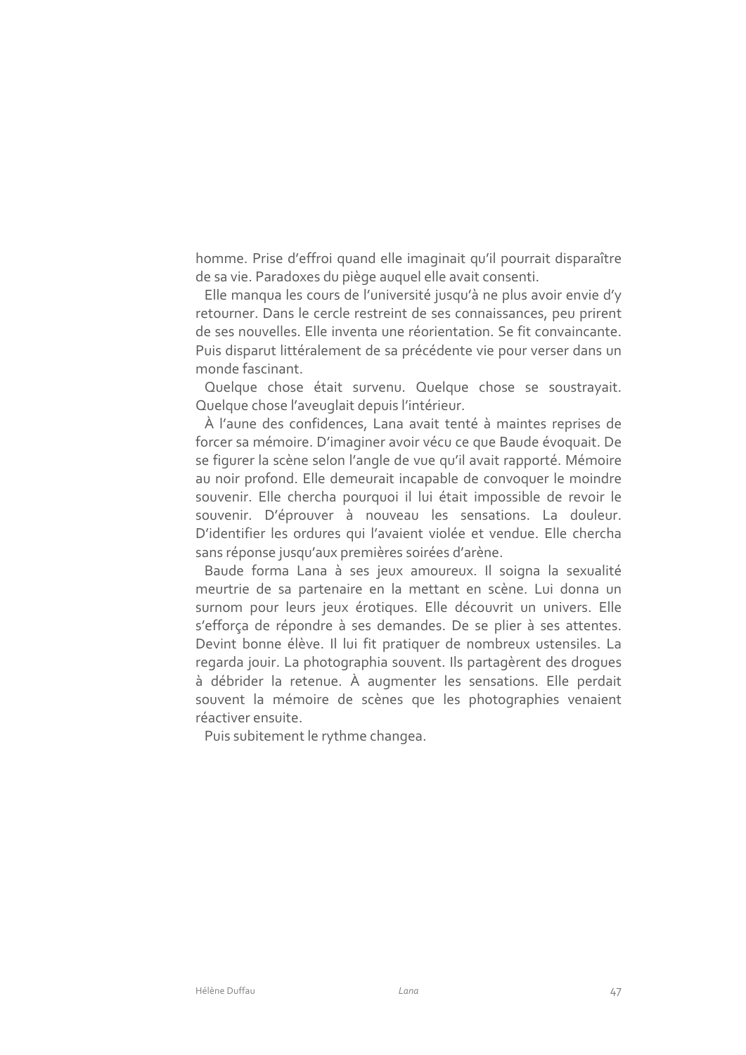homme. Prise d'effroi quand elle imaginait qu'il pourrait disparaître de sa vie. Paradoxes du piège auquel elle avait consenti.

Elle manqua les cours de l'université jusqu'à ne plus avoir envie d'y retourner. Dans le cercle restreint de ses connaissances, peu prirent de ses nouvelles. Elle inventa une réorientation. Se fit convaincante. Puis disparut littéralement de sa précédente vie pour verser dans un monde fascinant.

Quelque chose était survenu. Quelque chose se soustrayait. Quelque chose l'aveuglait depuis l'intérieur.

À l'aune des confidences, Lana avait tenté à maintes reprises de forcer sa mémoire. D'imaginer avoir vécu ce que Baude évoquait. De se figurer la scène selon l'angle de vue qu'il avait rapporté. Mémoire au noir profond. Elle demeurait incapable de convoquer le moindre souvenir. Elle chercha pourquoi il lui était impossible de revoir le souvenir. D'éprouver à nouveau les sensations. La douleur. D'identifier les ordures qui l'avaient violée et vendue. Elle chercha sans réponse jusqu'aux premières soirées d'arène.

Baude forma Lana à ses jeux amoureux. Il soigna la sexualité meurtrie de sa partenaire en la mettant en scène. Lui donna un surnom pour leurs jeux érotiques. Elle découvrit un univers. Elle s'efforça de répondre à ses demandes. De se plier à ses attentes. Devint bonne élève. Il lui fit pratiquer de nombreux ustensiles. La regarda jouir. La photographia souvent. Ils partagèrent des drogues à débrider la retenue. À augmenter les sensations. Elle perdait souvent la mémoire de scènes que les photographies venaient réactiver ensuite.

Puis subitement le rythme changea.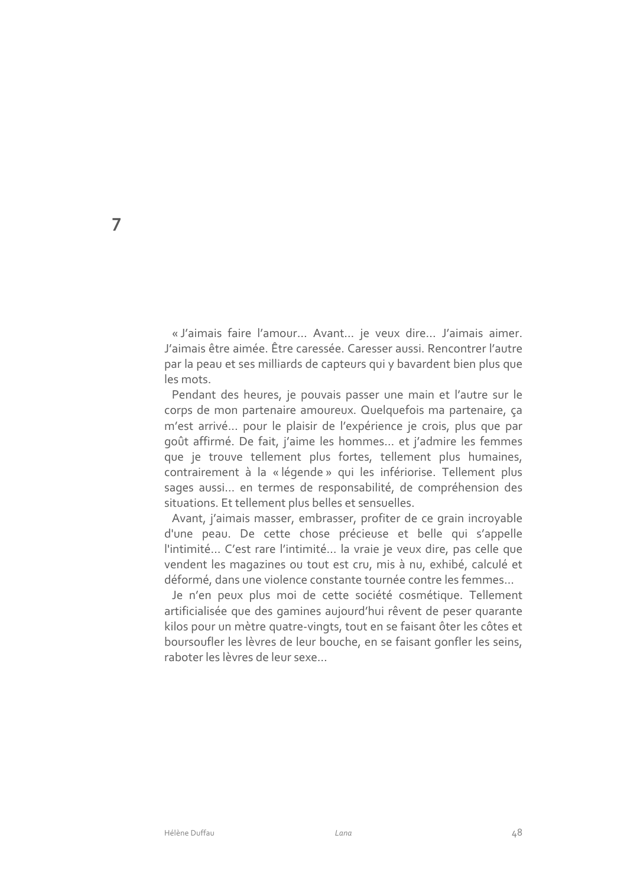# 7

« J'aimais faire l'amour… Avant… je veux dire… J'aimais aimer. J'aimais être aimée. Être caressée. Caresser aussi. Rencontrer l'autre par la peau et ses milliards de capteurs qui y bavardent bien plus que les mots.

Pendant des heures, je pouvais passer une main et l'autre sur le corps de mon partenaire amoureux. Quelquefois ma partenaire, ça m'est arrivé… pour le plaisir de l'expérience je crois, plus que par goût affirmé. De fait, j'aime les hommes… et j'admire les femmes que je trouve tellement plus fortes, tellement plus humaines, contrairement à la « légende » qui les infériorise. Tellement plus sages aussi… en termes de responsabilité, de compréhension des situations. Et tellement plus belles et sensuelles.

Avant, j'aimais masser, embrasser, profiter de ce grain incroyable d'une peau. De cette chose précieuse et belle qui s'appelle l'intimité… C'est rare l'intimité… la vraie je veux dire, pas celle que vendent les magazines ou tout est cru, mis à nu, exhibé, calculé et déformé, dans une violence constante tournée contre les femmes…

Je n'en peux plus moi de cette société cosmétique. Tellement artificialisée que des gamines aujourd'hui rêvent de peser quarante kilos pour un mètre quatre-vingts, tout en se faisant ôter les côtes et boursoufler les lèvres de leur bouche, en se faisant gonfler les seins, raboter les lèvres de leur sexe…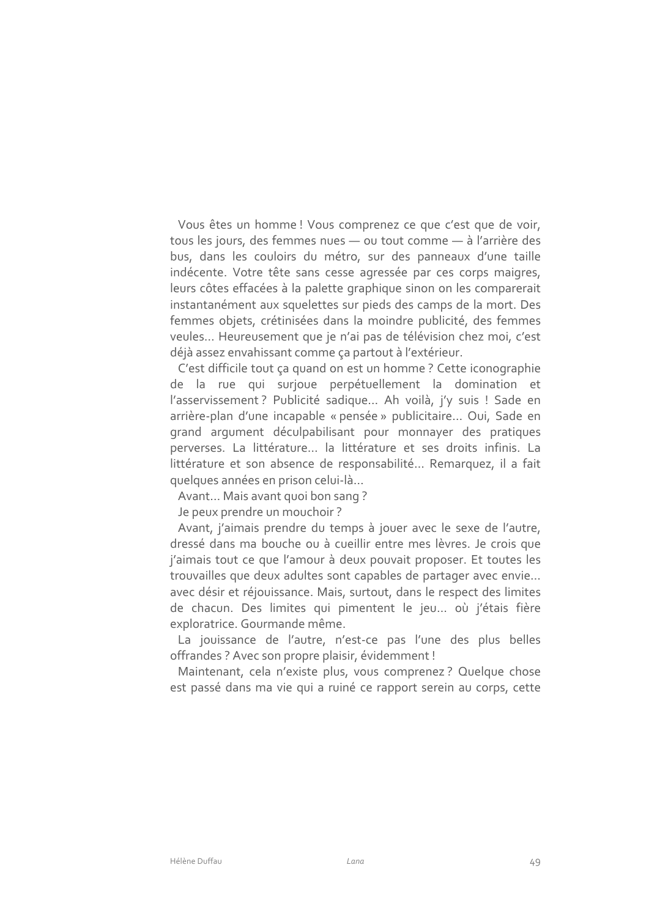Vous êtes un homme ! Vous comprenez ce que c'est que de voir, tous les jours, des femmes nues — ou tout comme — à l'arrière des bus, dans les couloirs du métro, sur des panneaux d'une taille indécente. Votre tête sans cesse agressée par ces corps maigres, leurs côtes effacées à la palette graphique sinon on les comparerait instantanément aux squelettes sur pieds des camps de la mort. Des femmes objets, crétinisées dans la moindre publicité, des femmes veules… Heureusement que je n'ai pas de télévision chez moi, c'est déjà assez envahissant comme ça partout à l'extérieur.

C'est difficile tout ça quand on est un homme ? Cette iconographie de la rue qui surjoue perpétuellement la domination et l'asservissement ? Publicité sadique… Ah voilà, j'y suis ! Sade en arrière-plan d'une incapable « pensée » publicitaire… Oui, Sade en grand argument déculpabilisant pour monnayer des pratiques perverses. La littérature… la littérature et ses droits infinis. La littérature et son absence de responsabilité… Remarquez, il a fait quelques années en prison celui-là…

Avant… Mais avant quoi bon sang ?

Je peux prendre un mouchoir ?

Avant, j'aimais prendre du temps à jouer avec le sexe de l'autre, dressé dans ma bouche ou à cueillir entre mes lèvres. Je crois que j'aimais tout ce que l'amour à deux pouvait proposer. Et toutes les trouvailles que deux adultes sont capables de partager avec envie… avec désir et réjouissance. Mais, surtout, dans le respect des limites de chacun. Des limites qui pimentent le jeu… où j'étais fière exploratrice. Gourmande même.

La jouissance de l'autre, n'est-ce pas l'une des plus belles offrandes ? Avec son propre plaisir, évidemment !

Maintenant, cela n'existe plus, vous comprenez ? Quelque chose est passé dans ma vie qui a ruiné ce rapport serein au corps, cette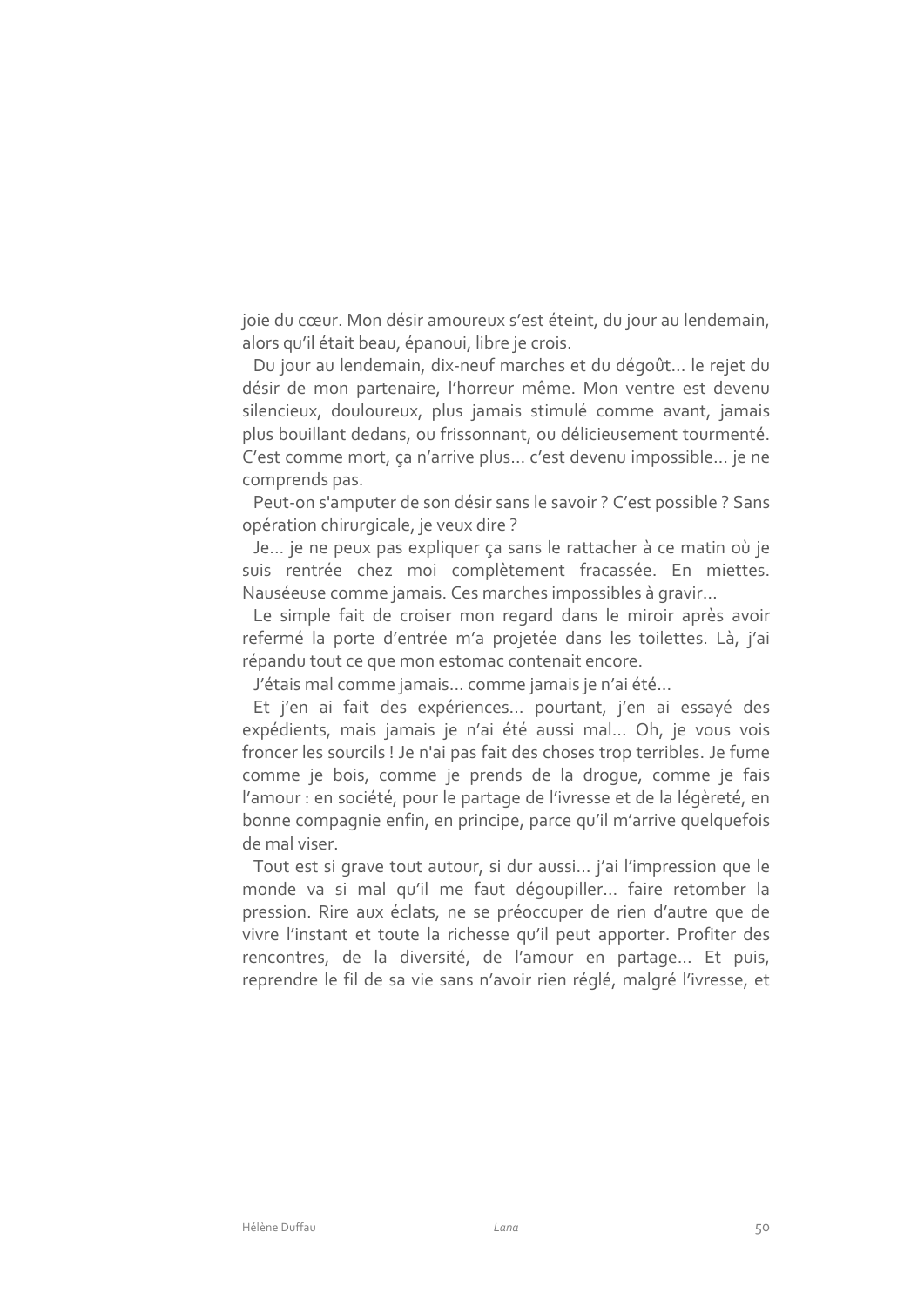joie du cœur. Mon désir amoureux s'est éteint, du jour au lendemain, alors qu'il était beau, épanoui, libre je crois.

Du jour au lendemain, dix-neuf marches et du dégoût… le rejet du désir de mon partenaire, l'horreur même. Mon ventre est devenu silencieux, douloureux, plus jamais stimulé comme avant, jamais plus bouillant dedans, ou frissonnant, ou délicieusement tourmenté. C'est comme mort, ça n'arrive plus… c'est devenu impossible… je ne comprends pas.

Peut-on s'amputer de son désir sans le savoir ? C'est possible ? Sans opération chirurgicale, je veux dire ?

Je… je ne peux pas expliquer ça sans le rattacher à ce matin où je suis rentrée chez moi complètement fracassée. En miettes. Nauséeuse comme jamais. Ces marches impossibles à gravir…

Le simple fait de croiser mon regard dans le miroir après avoir refermé la porte d'entrée m'a projetée dans les toilettes. Là, j'ai répandu tout ce que mon estomac contenait encore.

J'étais mal comme jamais… comme jamais je n'ai été…

Et j'en ai fait des expériences… pourtant, j'en ai essayé des expédients, mais jamais je n'ai été aussi mal… Oh, je vous vois froncer les sourcils ! Je n'ai pas fait des choses trop terribles. Je fume comme je bois, comme je prends de la drogue, comme je fais l'amour : en société, pour le partage de l'ivresse et de la légèreté, en bonne compagnie enfin, en principe, parce qu'il m'arrive quelquefois de mal viser.

Tout est si grave tout autour, si dur aussi… j'ai l'impression que le monde va si mal qu'il me faut dégoupiller… faire retomber la pression. Rire aux éclats, ne se préoccuper de rien d'autre que de vivre l'instant et toute la richesse qu'il peut apporter. Profiter des rencontres, de la diversité, de l'amour en partage… Et puis, reprendre le fil de sa vie sans n'avoir rien réglé, malgré l'ivresse, et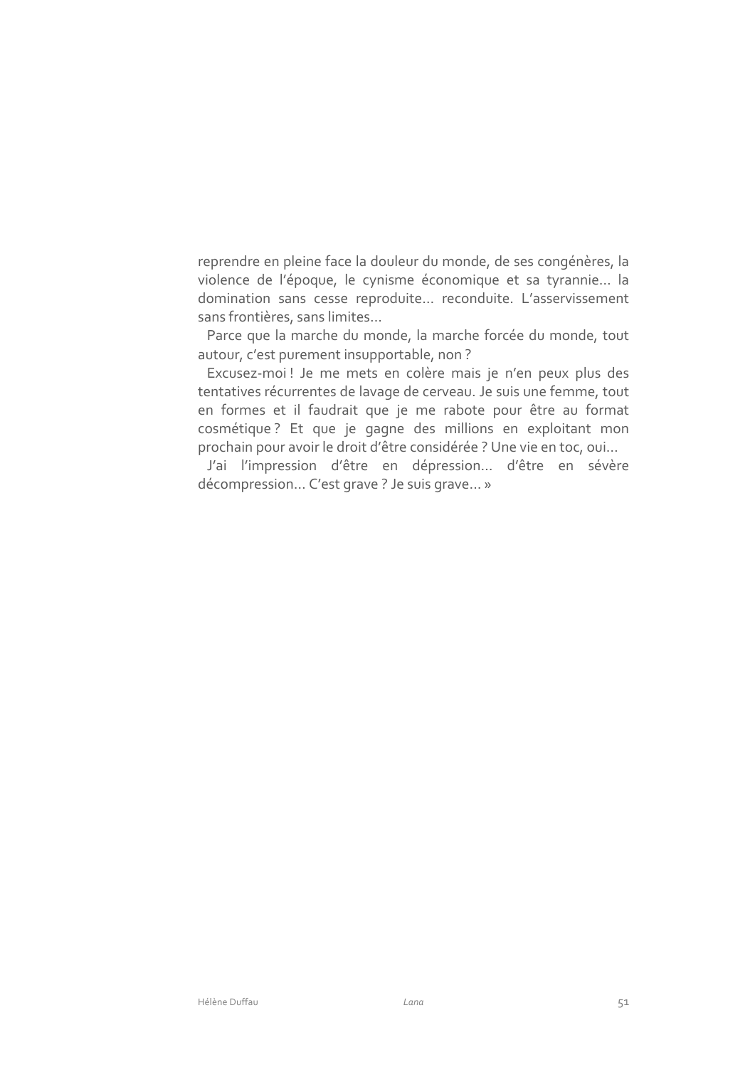reprendre en pleine face la douleur du monde, de ses congénères, la violence de l'époque, le cynisme économique et sa tyrannie… la domination sans cesse reproduite… reconduite. L'asservissement sans frontières, sans limites…

Parce que la marche du monde, la marche forcée du monde, tout autour, c'est purement insupportable, non ?

Excusez-moi ! Je me mets en colère mais je n'en peux plus des tentatives récurrentes de lavage de cerveau. Je suis une femme, tout en formes et il faudrait que je me rabote pour être au format cosmétique ? Et que je gagne des millions en exploitant mon prochain pour avoir le droit d'être considérée ? Une vie en toc, oui…

J'ai l'impression d'être en dépression… d'être en sévère décompression… C'est grave ? Je suis grave… »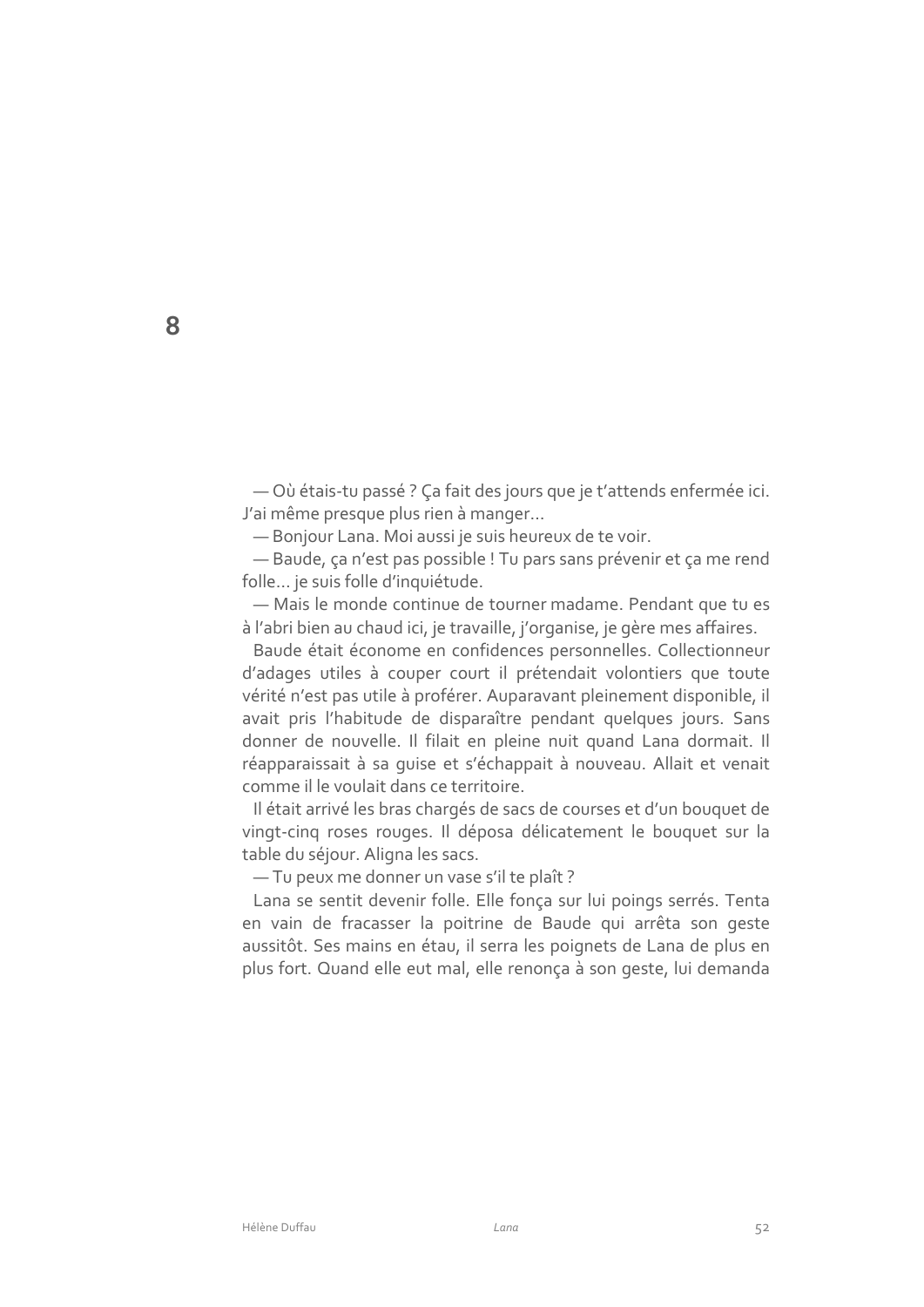# 8

— Où étais-tu passé ? Ça fait des jours que je t'attends enfermée ici. J'ai même presque plus rien à manger…

— Bonjour Lana. Moi aussi je suis heureux de te voir.

— Baude, ça n'est pas possible ! Tu pars sans prévenir et ça me rend folle… je suis folle d'inquiétude.

— Mais le monde continue de tourner madame. Pendant que tu es à l'abri bien au chaud ici, je travaille, j'organise, je gère mes affaires.

Baude était économe en confidences personnelles. Collectionneur d'adages utiles à couper court il prétendait volontiers que toute vérité n'est pas utile à proférer. Auparavant pleinement disponible, il avait pris l'habitude de disparaître pendant quelques jours. Sans donner de nouvelle. Il filait en pleine nuit quand Lana dormait. Il réapparaissait à sa guise et s'échappait à nouveau. Allait et venait comme il le voulait dans ce territoire.

Il était arrivé les bras chargés de sacs de courses et d'un bouquet de vingt-cinq roses rouges. Il déposa délicatement le bouquet sur la table du séjour. Aligna les sacs.

— Tu peux me donner un vase s'il te plaît ?

Lana se sentit devenir folle. Elle fonça sur lui poings serrés. Tenta en vain de fracasser la poitrine de Baude qui arrêta son geste aussitôt. Ses mains en étau, il serra les poignets de Lana de plus en plus fort. Quand elle eut mal, elle renonça à son geste, lui demanda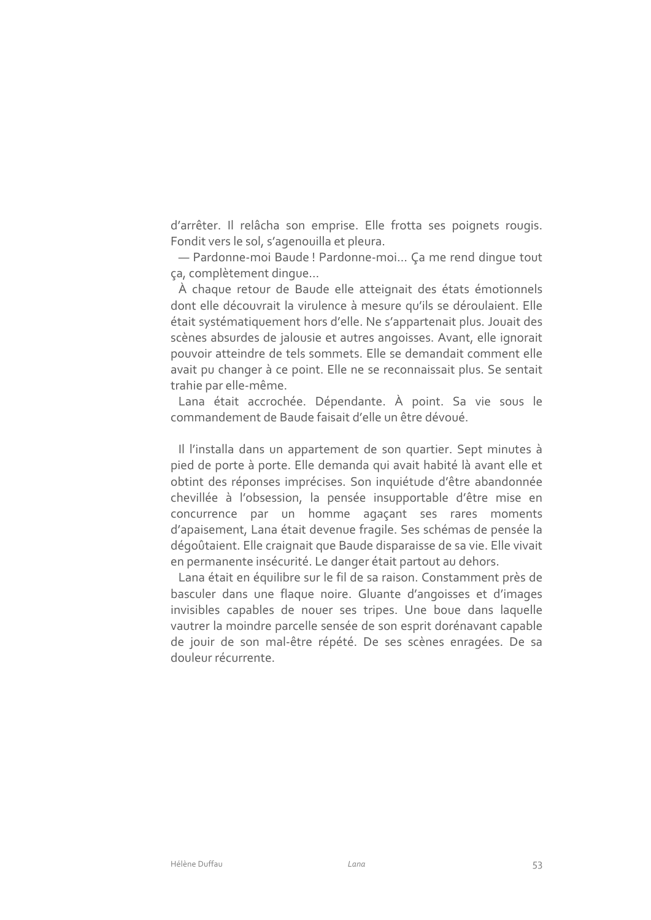d'arrêter. Il relâcha son emprise. Elle frotta ses poignets rougis. Fondit vers le sol, s'agenouilla et pleura.

— Pardonne-moi Baude ! Pardonne-moi… Ça me rend dingue tout ça, complètement dingue…

À chaque retour de Baude elle atteignait des états émotionnels dont elle découvrait la virulence à mesure qu'ils se déroulaient. Elle était systématiquement hors d'elle. Ne s'appartenait plus. Jouait des scènes absurdes de jalousie et autres angoisses. Avant, elle ignorait pouvoir atteindre de tels sommets. Elle se demandait comment elle avait pu changer à ce point. Elle ne se reconnaissait plus. Se sentait trahie par elle-même.

Lana était accrochée. Dépendante. À point. Sa vie sous le commandement de Baude faisait d'elle un être dévoué.

Il l'installa dans un appartement de son quartier. Sept minutes à pied de porte à porte. Elle demanda qui avait habité là avant elle et obtint des réponses imprécises. Son inquiétude d'être abandonnée chevillée à l'obsession, la pensée insupportable d'être mise en concurrence par un homme agaçant ses rares moments d'apaisement, Lana était devenue fragile. Ses schémas de pensée la dégoûtaient. Elle craignait que Baude disparaisse de sa vie. Elle vivait en permanente insécurité. Le danger était partout au dehors.

Lana était en équilibre sur le fil de sa raison. Constamment près de basculer dans une flaque noire. Gluante d'angoisses et d'images invisibles capables de nouer ses tripes. Une boue dans laquelle vautrer la moindre parcelle sensée de son esprit dorénavant capable de jouir de son mal-être répété. De ses scènes enragées. De sa douleur récurrente.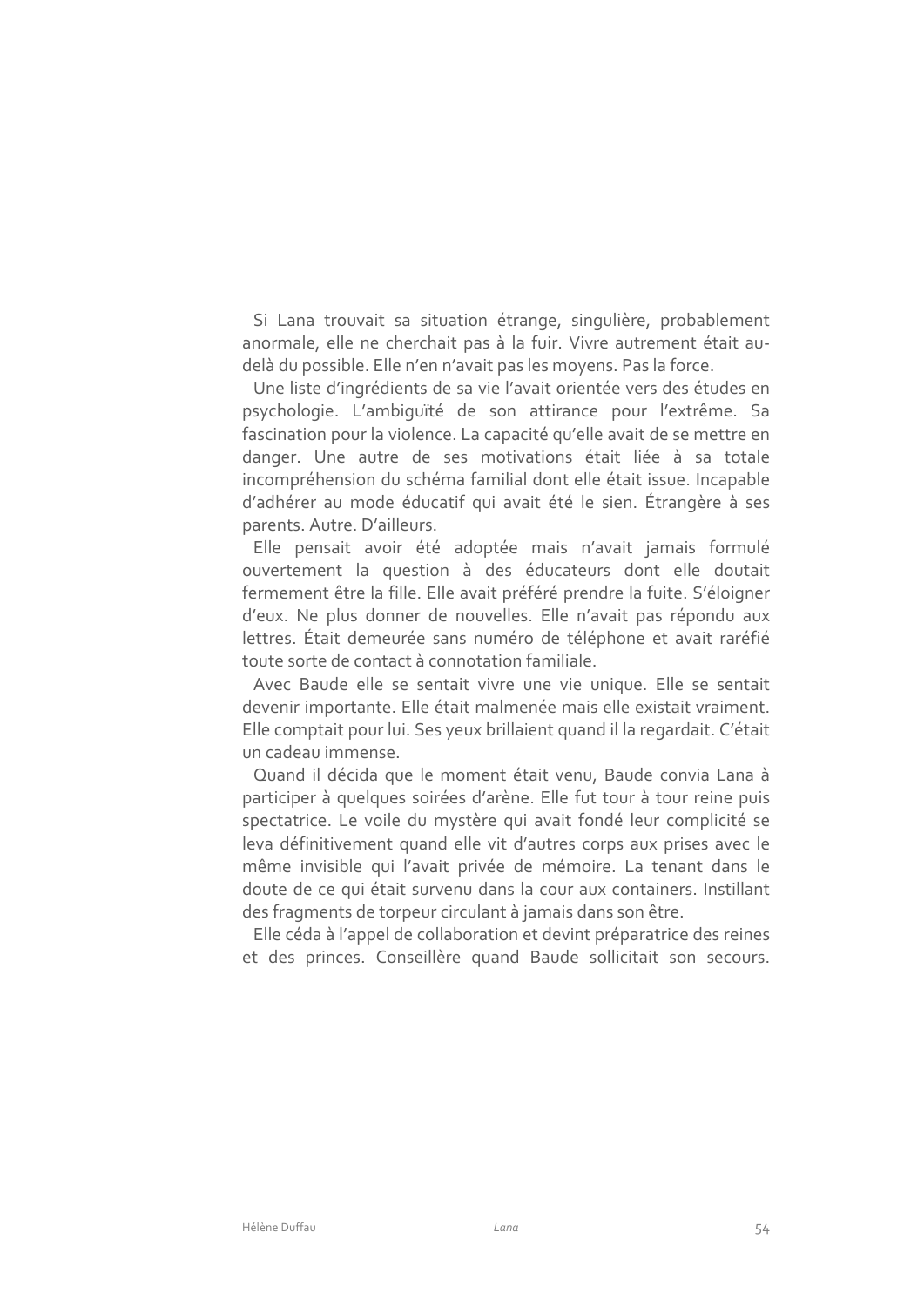Si Lana trouvait sa situation étrange, singulière, probablement anormale, elle ne cherchait pas à la fuir. Vivre autrement était au-delà du possible. Elle n'en n'avait pas les moyens. Pas la force.

Une liste d'ingrédients de sa vie l'avait orientée vers des études en psychologie. L'ambiguïté de son attirance pour l'extrême. Sa fascination pour la violence. La capacité qu'elle avait de se mettre en danger. Une autre de ses motivations était liée à sa totale incompréhension du schéma familial dont elle était issue. Incapable d'adhérer au mode éducatif qui avait été le sien. Étrangère à ses parents. Autre. D'ailleurs.

Elle pensait avoir été adoptée mais n'avait jamais formulé ouvertement la question à des éducateurs dont elle doutait fermement être la fille. Elle avait préféré prendre la fuite. S'éloigner d'eux. Ne plus donner de nouvelles. Elle n'avait pas répondu aux lettres. Était demeurée sans numéro de téléphone et avait raréfié toute sorte de contact à connotation familiale.

Avec Baude elle se sentait vivre une vie unique. Elle se sentait devenir importante. Elle était malmenée mais elle existait vraiment. Elle comptait pour lui. Ses yeux brillaient quand il la regardait. C'était un cadeau immense.

Quand il décida que le moment était venu, Baude convia Lana à participer à quelques soirées d'arène. Elle fut tour à tour reine puis spectatrice. Le voile du mystère qui avait fondé leur complicité se leva définitivement quand elle vit d'autres corps aux prises avec le même invisible qui l'avait privée de mémoire. La tenant dans le doute de ce qui était survenu dans la cour aux containers. Instillant des fragments de torpeur circulant à jamais dans son être.

Elle céda à l'appel de collaboration et devint préparatrice des reines et des princes. Conseillère quand Baude sollicitait son secours.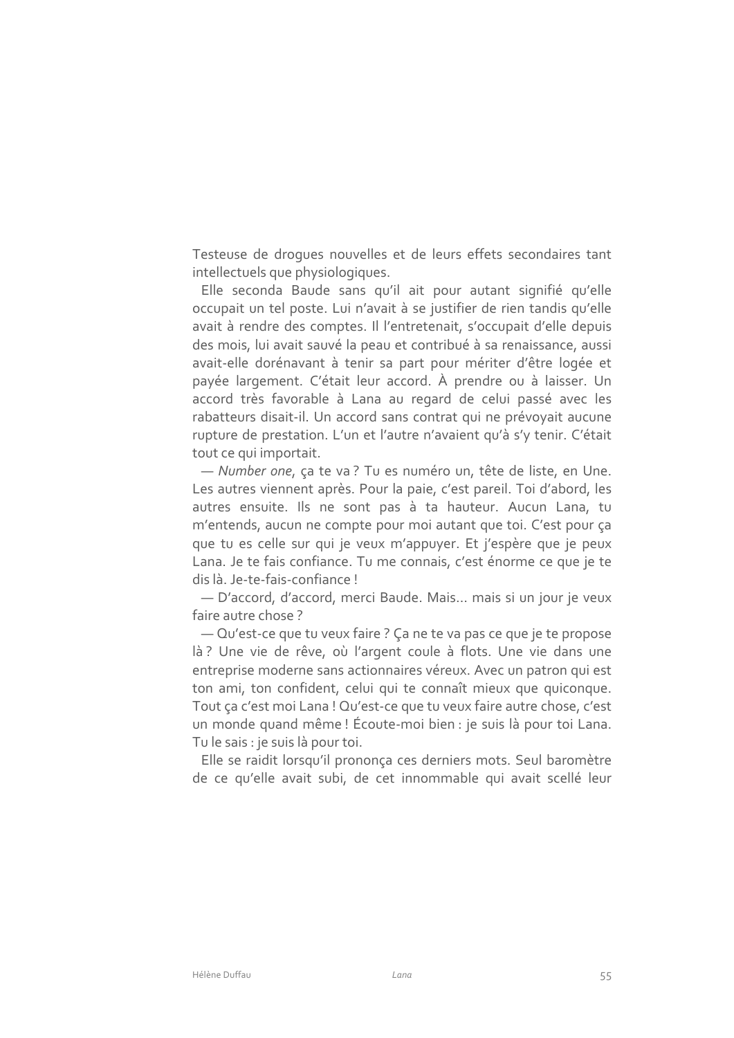Testeuse de drogues nouvelles et de leurs effets secondaires tant intellectuels que physiologiques.

Elle seconda Baude sans qu'il ait pour autant signifié qu'elle occupait un tel poste. Lui n'avait à se justifier de rien tandis qu'elle avait à rendre des comptes. Il l'entretenait, s'occupait d'elle depuis des mois, lui avait sauvé la peau et contribué à sa renaissance, aussi avait-elle dorénavant à tenir sa part pour mériter d'être logée et payée largement. C'était leur accord. À prendre ou à laisser. Un accord très favorable à Lana au regard de celui passé avec les rabatteurs disait-il. Un accord sans contrat qui ne prévoyait aucune rupture de prestation. L'un et l'autre n'avaient qu'à s'y tenir. C'était tout ce qui importait.

— *Number one*, ça te va ? Tu es numéro un, tête de liste, en Une. Les autres viennent après. Pour la paie, c'est pareil. Toi d'abord, les autres ensuite. Ils ne sont pas à ta hauteur. Aucun Lana, tu m'entends, aucun ne compte pour moi autant que toi. C'est pour ça que tu es celle sur qui je veux m'appuyer. Et j'espère que je peux Lana. Je te fais confiance. Tu me connais, c'est énorme ce que je te dis là. Je-te-fais-confiance !

— D'accord, d'accord, merci Baude. Mais… mais si un jour je veux faire autre chose ?

— Qu'est-ce que tu veux faire ? Ça ne te va pas ce que je te propose là ? Une vie de rêve, où l'argent coule à flots. Une vie dans une entreprise moderne sans actionnaires véreux. Avec un patron qui est ton ami, ton confident, celui qui te connaît mieux que quiconque. Tout ça c'est moi Lana ! Qu'est-ce que tu veux faire autre chose, c'est un monde quand même ! Écoute-moi bien : je suis là pour toi Lana. Tu le sais : je suis là pour toi.

Elle se raidit lorsqu'il prononça ces derniers mots. Seul baromètre de ce qu'elle avait subi, de cet innommable qui avait scellé leur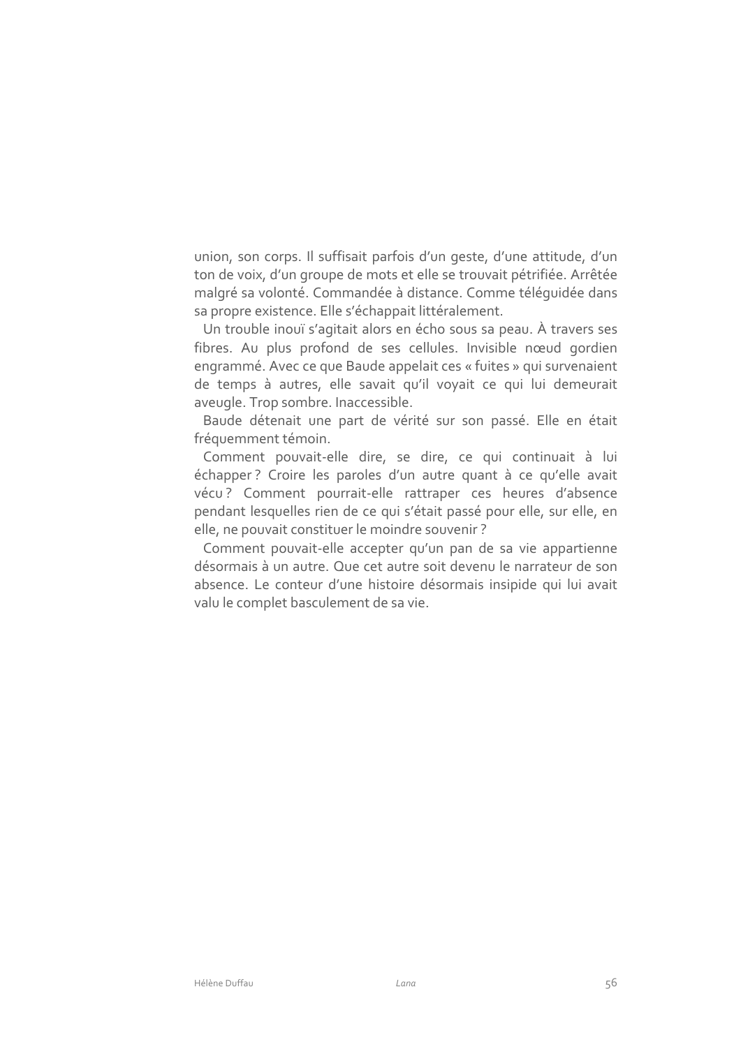union, son corps. Il suffisait parfois d'un geste, d'une attitude, d'un ton de voix, d'un groupe de mots et elle se trouvait pétrifiée. Arrêtée malgré sa volonté. Commandée à distance. Comme téléguidée dans sa propre existence. Elle s'échappait littéralement.

Un trouble inouï s'agitait alors en écho sous sa peau. À travers ses fibres. Au plus profond de ses cellules. Invisible nœud gordien engrammé. Avec ce que Baude appelait ces « fuites » qui survenaient de temps à autres, elle savait qu'il voyait ce qui lui demeurait aveugle. Trop sombre. Inaccessible.

Baude détenait une part de vérité sur son passé. Elle en était fréquemment témoin.

Comment pouvait-elle dire, se dire, ce qui continuait à lui échapper ? Croire les paroles d'un autre quant à ce qu'elle avait vécu ? Comment pourrait-elle rattraper ces heures d'absence pendant lesquelles rien de ce qui s'était passé pour elle, sur elle, en elle, ne pouvait constituer le moindre souvenir ?

Comment pouvait-elle accepter qu'un pan de sa vie appartienne désormais à un autre. Que cet autre soit devenu le narrateur de son absence. Le conteur d'une histoire désormais insipide qui lui avait valu le complet basculement de sa vie.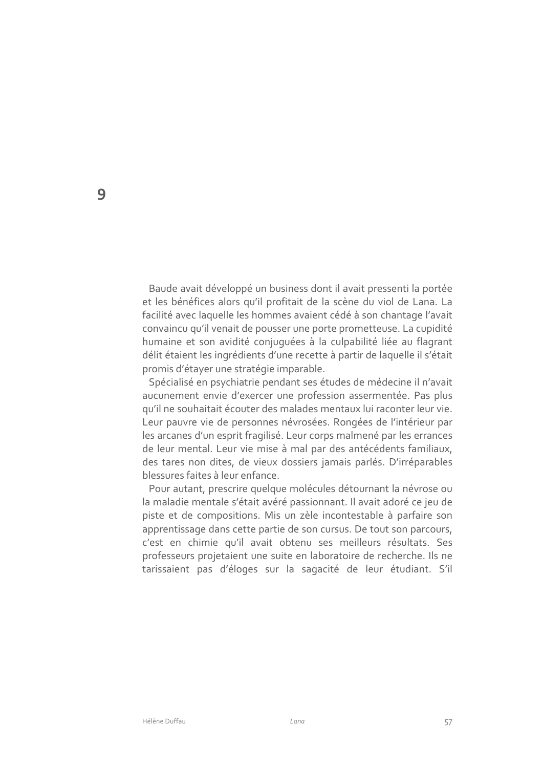# 9

Baude avait développé un business dont il avait pressenti la portée et les bénéfices alors qu'il profitait de la scène du viol de Lana. La facilité avec laquelle les hommes avaient cédé à son chantage l'avait convaincu qu'il venait de pousser une porte prometteuse. La cupidité humaine et son avidité conjuguées à la culpabilité liée au flagrant délit étaient les ingrédients d'une recette à partir de laquelle il s'était promis d'étayer une stratégie imparable.

Spécialisé en psychiatrie pendant ses études de médecine il n'avait aucunement envie d'exercer une profession assermentée. Pas plus qu'il ne souhaitait écouter des malades mentaux lui raconter leur vie. Leur pauvre vie de personnes névrosées. Rongées de l'intérieur par les arcanes d'un esprit fragilisé. Leur corps malmené par les errances de leur mental. Leur vie mise à mal par des antécédents familiaux, des tares non dites, de vieux dossiers jamais parlés. D'irréparables blessures faites à leur enfance.

Pour autant, prescrire quelque molécules détournant la névrose ou la maladie mentale s'était avéré passionnant. Il avait adoré ce jeu de piste et de compositions. Mis un zèle incontestable à parfaire son apprentissage dans cette partie de son cursus. De tout son parcours, c'est en chimie qu'il avait obtenu ses meilleurs résultats. Ses professeurs projetaient une suite en laboratoire de recherche. Ils ne tarissaient pas d'éloges sur la sagacité de leur étudiant. S'il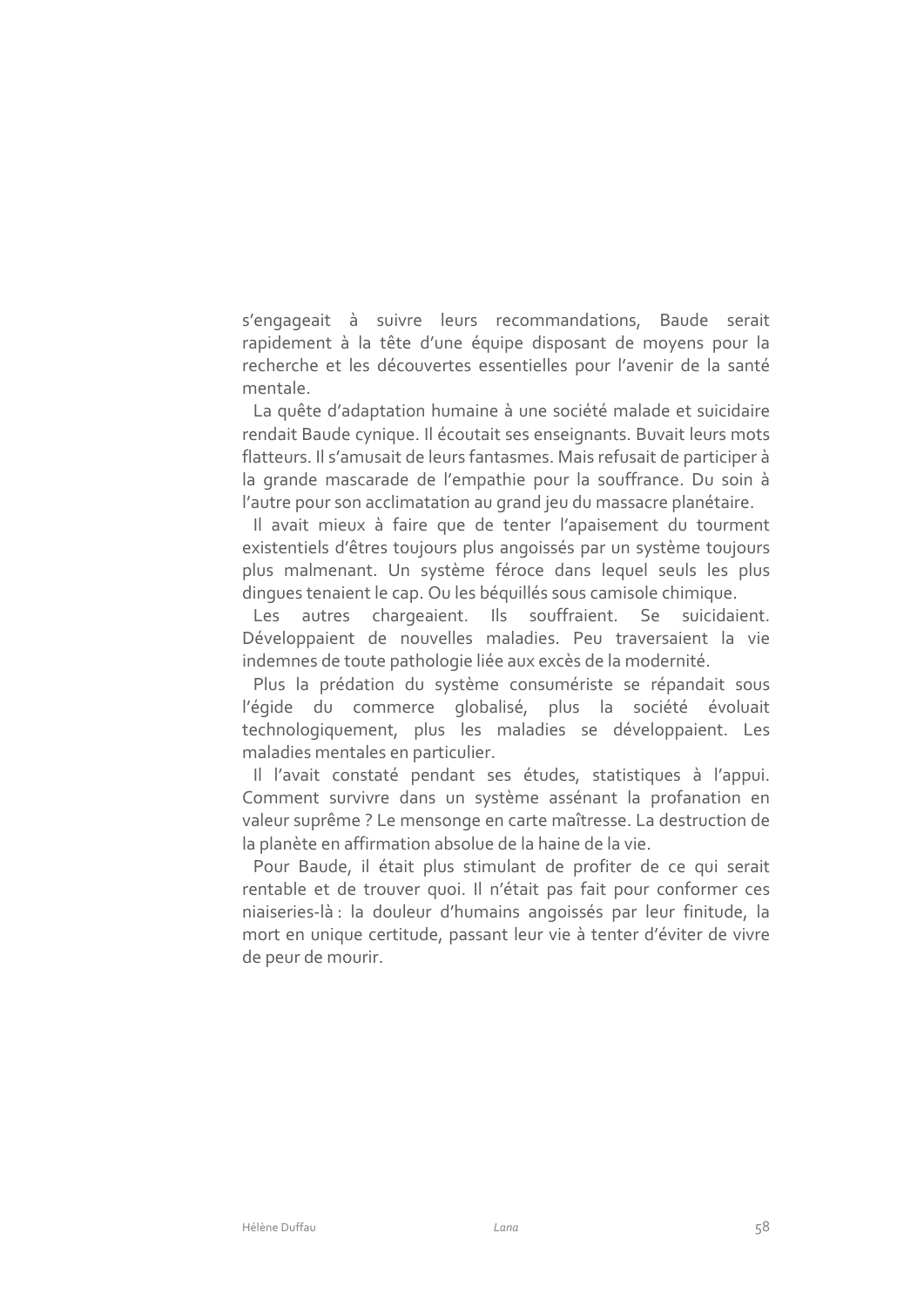s'engageait à suivre leurs recommandations, Baude serait rapidement à la tête d'une équipe disposant de moyens pour la recherche et les découvertes essentielles pour l'avenir de la santé mentale.

La quête d'adaptation humaine à une société malade et suicidaire rendait Baude cynique. Il écoutait ses enseignants. Buvait leurs mots flatteurs. Il s'amusait de leurs fantasmes. Mais refusait de participer à la grande mascarade de l'empathie pour la souffrance. Du soin à l'autre pour son acclimatation au grand jeu du massacre planétaire.

Il avait mieux à faire que de tenter l'apaisement du tourment existentiels d'êtres toujours plus angoissés par un système toujours plus malmenant. Un système féroce dans lequel seuls les plus dingues tenaient le cap. Ou les béquillés sous camisole chimique.

Les autres chargeaient. Ils souffraient. Se suicidaient. Développaient de nouvelles maladies. Peu traversaient la vie indemnes de toute pathologie liée aux excès de la modernité.

Plus la prédation du système consumériste se répandait sous l'égide du commerce globalisé, plus la société évoluait technologiquement, plus les maladies se développaient. Les maladies mentales en particulier.

Il l'avait constaté pendant ses études, statistiques à l'appui. Comment survivre dans un système assénant la profanation en valeur suprême ? Le mensonge en carte maîtresse. La destruction de la planète en affirmation absolue de la haine de la vie.

Pour Baude, il était plus stimulant de profiter de ce qui serait rentable et de trouver quoi. Il n'était pas fait pour conformer ces niaiseries-là : la douleur d'humains angoissés par leur finitude, la mort en unique certitude, passant leur vie à tenter d'éviter de vivre de peur de mourir.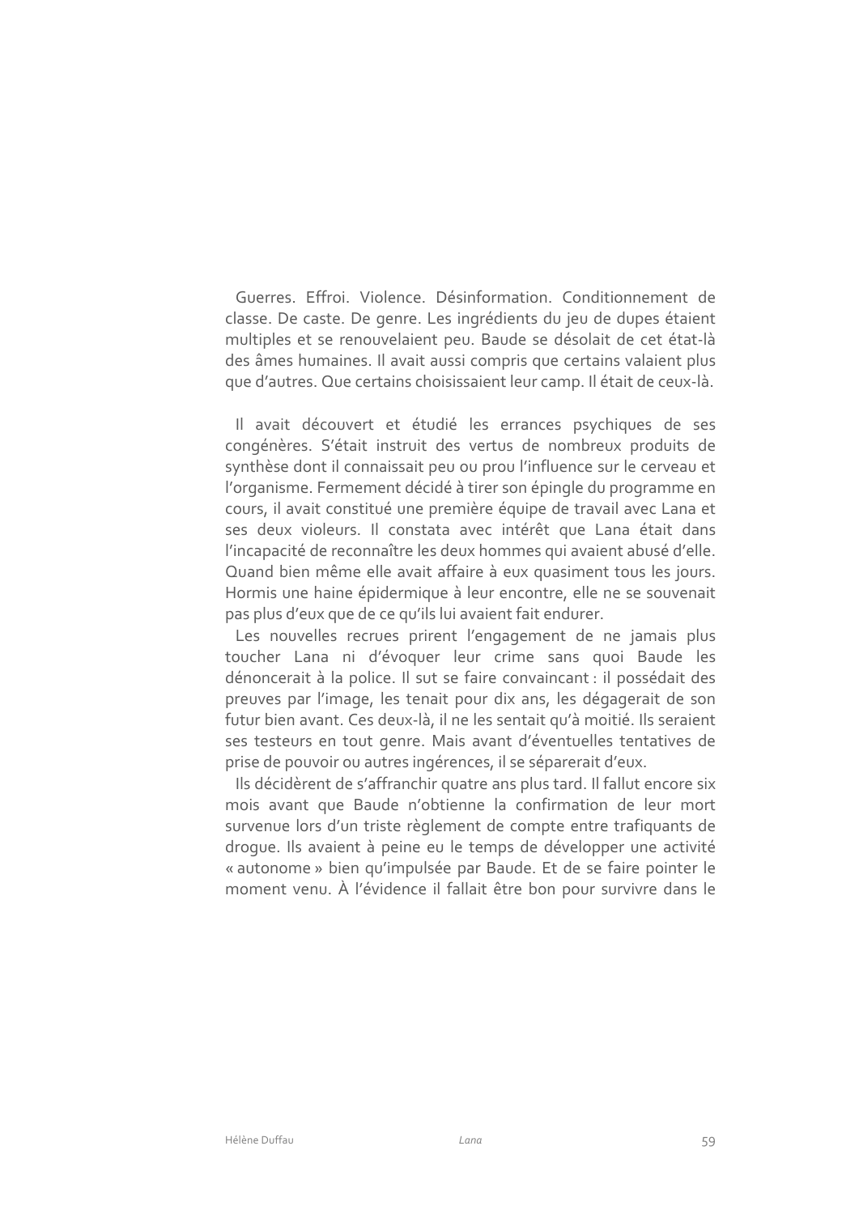Guerres. Effroi. Violence. Désinformation. Conditionnement de classe. De caste. De genre. Les ingrédients du jeu de dupes étaient multiples et se renouvelaient peu. Baude se désolait de cet état-là des âmes humaines. Il avait aussi compris que certains valaient plus que d'autres. Que certains choisissaient leur camp. Il était de ceux-là.

Il avait découvert et étudié les errances psychiques de ses congénères. S'était instruit des vertus de nombreux produits de synthèse dont il connaissait peu ou prou l'influence sur le cerveau et l'organisme. Fermement décidé à tirer son épingle du programme en cours, il avait constitué une première équipe de travail avec Lana et ses deux violeurs. Il constata avec intérêt que Lana était dans l'incapacité de reconnaître les deux hommes qui avaient abusé d'elle. Quand bien même elle avait affaire à eux quasiment tous les jours. Hormis une haine épidermique à leur encontre, elle ne se souvenait pas plus d'eux que de ce qu'ils lui avaient fait endurer.

Les nouvelles recrues prirent l'engagement de ne jamais plus toucher Lana ni d'évoquer leur crime sans quoi Baude les dénoncerait à la police. Il sut se faire convaincant : il possédait des preuves par l'image, les tenait pour dix ans, les dégagerait de son futur bien avant. Ces deux-là, il ne les sentait qu'à moitié. Ils seraient ses testeurs en tout genre. Mais avant d'éventuelles tentatives de prise de pouvoir ou autres ingérences, il se séparerait d'eux.

Ils décidèrent de s'affranchir quatre ans plus tard. Il fallut encore six mois avant que Baude n'obtienne la confirmation de leur mort survenue lors d'un triste règlement de compte entre trafiquants de drogue. Ils avaient à peine eu le temps de développer une activité « autonome » bien qu'impulsée par Baude. Et de se faire pointer le moment venu. À l'évidence il fallait être bon pour survivre dans le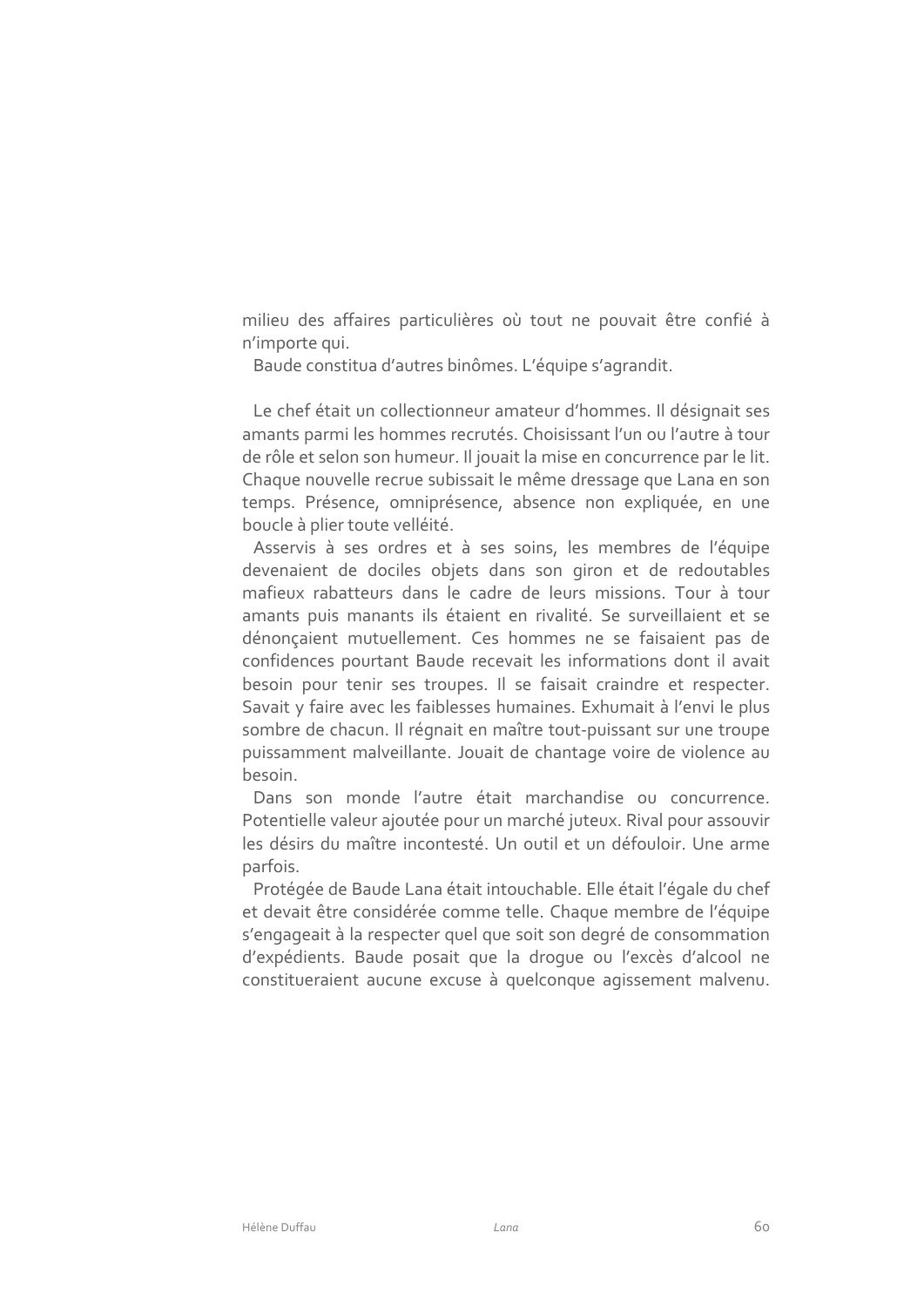milieu des affaires particulières où tout ne pouvait être confié à n'importe qui.

Baude constitua d'autres binômes. L'équipe s'agrandit.

Le chef était un collectionneur amateur d'hommes. Il désignait ses amants parmi les hommes recrutés. Choisissant l'un ou l'autre à tour de rôle et selon son humeur. Il jouait la mise en concurrence par le lit. Chaque nouvelle recrue subissait le même dressage que Lana en son temps. Présence, omniprésence, absence non expliquée, en une boucle à plier toute velléité.

Asservis à ses ordres et à ses soins, les membres de l'équipe devenaient de dociles objets dans son giron et de redoutables mafieux rabatteurs dans le cadre de leurs missions. Tour à tour amants puis manants ils étaient en rivalité. Se surveillaient et se dénonçaient mutuellement. Ces hommes ne se faisaient pas de confidences pourtant Baude recevait les informations dont il avait besoin pour tenir ses troupes. Il se faisait craindre et respecter. Savait y faire avec les faiblesses humaines. Exhumait à l'envi le plus sombre de chacun. Il régnait en maître tout-puissant sur une troupe puissamment malveillante. Jouait de chantage voire de violence au besoin.

Dans son monde l'autre était marchandise ou concurrence. Potentielle valeur ajoutée pour un marché juteux. Rival pour assouvir les désirs du maître incontesté. Un outil et un défouloir. Une arme parfois.

Protégée de Baude Lana était intouchable. Elle était l'égale du chef et devait être considérée comme telle. Chaque membre de l'équipe s'engageait à la respecter quel que soit son degré de consommation d'expédients. Baude posait que la drogue ou l'excès d'alcool ne constitueraient aucune excuse à quelconque agissement malvenu.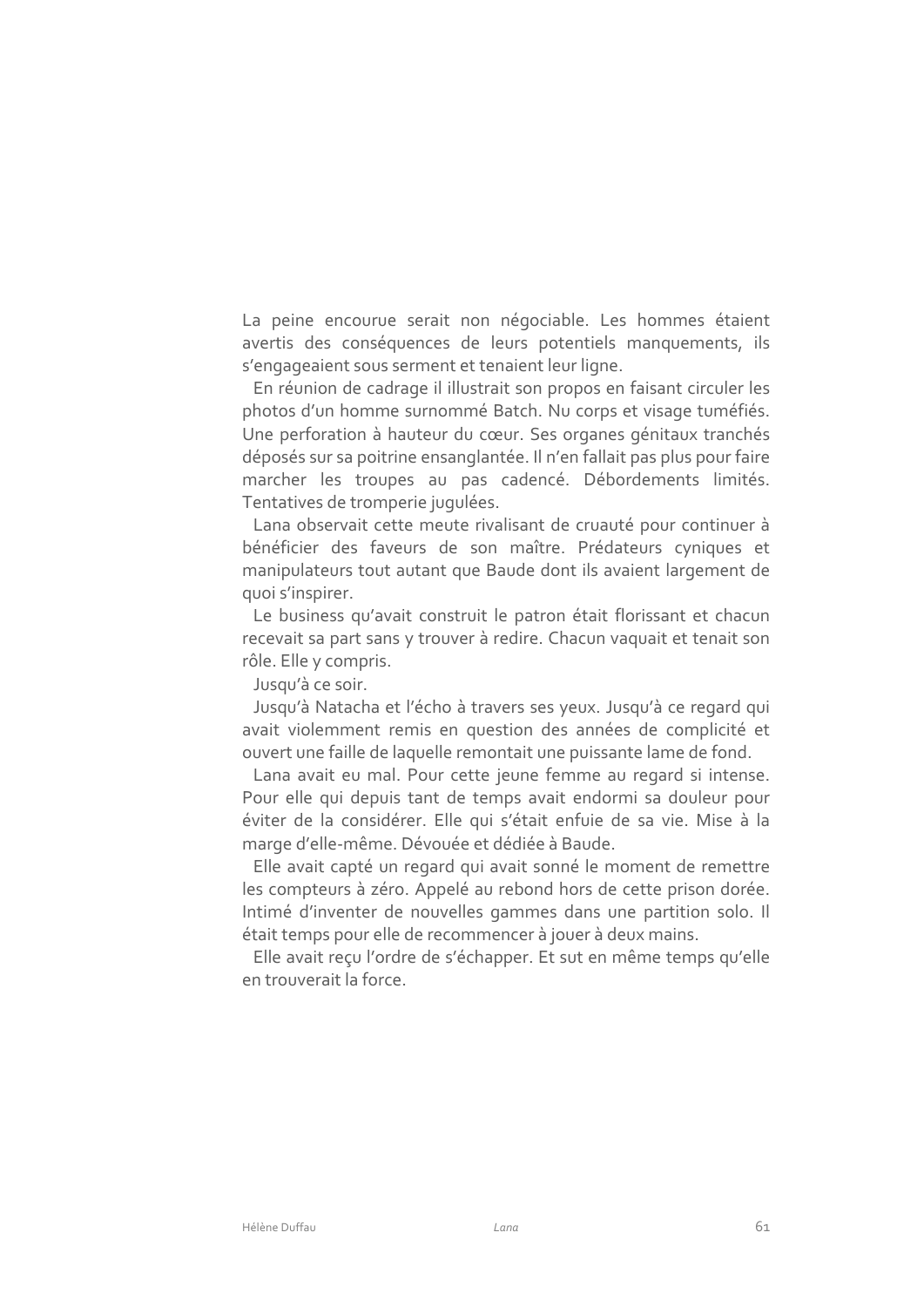La peine encourue serait non négociable. Les hommes étaient avertis des conséquences de leurs potentiels manquements, ils s'engageaient sous serment et tenaient leur ligne.

En réunion de cadrage il illustrait son propos en faisant circuler les photos d'un homme surnommé Batch. Nu corps et visage tuméfiés. Une perforation à hauteur du cœur. Ses organes génitaux tranchés déposés sur sa poitrine ensanglantée. Il n'en fallait pas plus pour faire marcher les troupes au pas cadencé. Débordements limités. Tentatives de tromperie jugulées.

Lana observait cette meute rivalisant de cruauté pour continuer à bénéficier des faveurs de son maître. Prédateurs cyniques et manipulateurs tout autant que Baude dont ils avaient largement de quoi s'inspirer.

Le business qu'avait construit le patron était florissant et chacun recevait sa part sans y trouver à redire. Chacun vaquait et tenait son rôle. Elle y compris.

Jusqu'à ce soir.

Jusqu'à Natacha et l'écho à travers ses yeux. Jusqu'à ce regard qui avait violemment remis en question des années de complicité et ouvert une faille de laquelle remontait une puissante lame de fond.

Lana avait eu mal. Pour cette jeune femme au regard si intense. Pour elle qui depuis tant de temps avait endormi sa douleur pour éviter de la considérer. Elle qui s'était enfuie de sa vie. Mise à la marge d'elle-même. Dévouée et dédiée à Baude.

Elle avait capté un regard qui avait sonné le moment de remettre les compteurs à zéro. Appelé au rebond hors de cette prison dorée. Intimé d'inventer de nouvelles gammes dans une partition solo. Il était temps pour elle de recommencer à jouer à deux mains.

Elle avait reçu l'ordre de s'échapper. Et sut en même temps qu'elle en trouverait la force.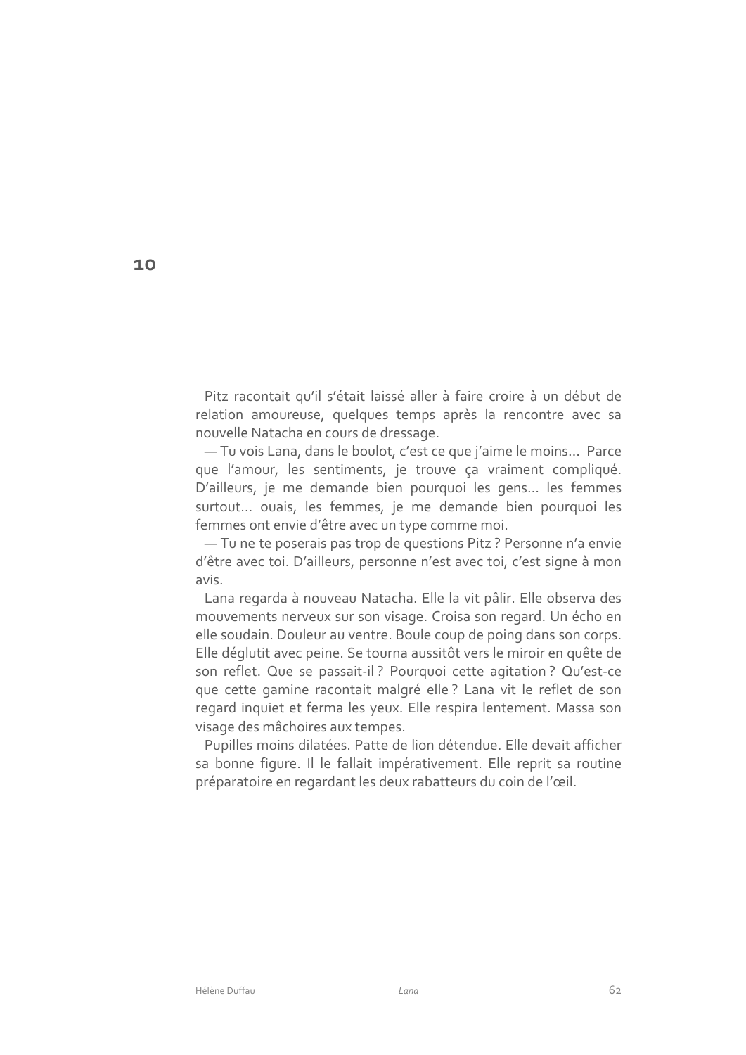# 10

Pitz racontait qu'il s'était laissé aller à faire croire à un début de relation amoureuse, quelques temps après la rencontre avec sa nouvelle Natacha en cours de dressage.

— Tu vois Lana, dans le boulot, c'est ce que j'aime le moins… Parce que l'amour, les sentiments, je trouve ça vraiment compliqué. D'ailleurs, je me demande bien pourquoi les gens… les femmes surtout… ouais, les femmes, je me demande bien pourquoi les femmes ont envie d'être avec un type comme moi.

— Tu ne te poserais pas trop de questions Pitz ? Personne n'a envie d'être avec toi. D'ailleurs, personne n'est avec toi, c'est signe à mon avis.

Lana regarda à nouveau Natacha. Elle la vit pâlir. Elle observa des mouvements nerveux sur son visage. Croisa son regard. Un écho en elle soudain. Douleur au ventre. Boule coup de poing dans son corps. Elle déglutit avec peine. Se tourna aussitôt vers le miroir en quête de son reflet. Que se passait-il ? Pourquoi cette agitation ? Qu'est-ce que cette gamine racontait malgré elle ? Lana vit le reflet de son regard inquiet et ferma les yeux. Elle respira lentement. Massa son visage des mâchoires aux tempes.

Pupilles moins dilatées. Patte de lion détendue. Elle devait afficher sa bonne figure. Il le fallait impérativement. Elle reprit sa routine préparatoire en regardant les deux rabatteurs du coin de l'œil.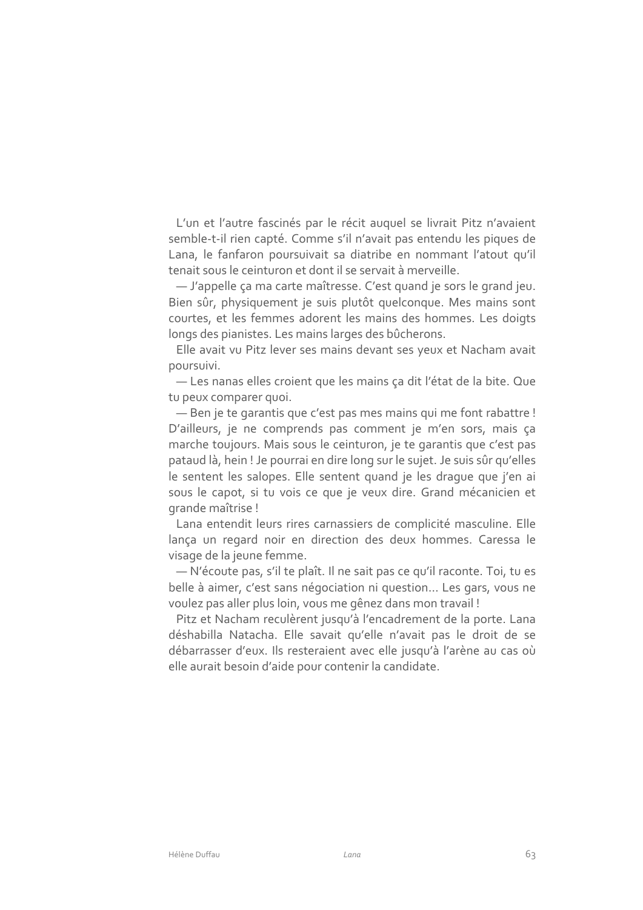L'un et l'autre fascinés par le récit auquel se livrait Pitz n'avaient semble-t-il rien capté. Comme s'il n'avait pas entendu les piques de Lana, le fanfaron poursuivait sa diatribe en nommant l'atout qu'il tenait sous le ceinturon et dont il se servait à merveille.

— J'appelle ça ma carte maîtresse. C'est quand je sors le grand jeu. Bien sûr, physiquement je suis plutôt quelconque. Mes mains sont courtes, et les femmes adorent les mains des hommes. Les doigts longs des pianistes. Les mains larges des bûcherons.

Elle avait vu Pitz lever ses mains devant ses yeux et Nacham avait poursuivi.

— Les nanas elles croient que les mains ça dit l'état de la bite. Que tu peux comparer quoi.

— Ben je te garantis que c'est pas mes mains qui me font rabattre ! D'ailleurs, je ne comprends pas comment je m'en sors, mais ça marche toujours. Mais sous le ceinturon, je te garantis que c'est pas pataud là, hein ! Je pourrai en dire long sur le sujet. Je suis sûr qu'elles le sentent les salopes. Elle sentent quand je les drague que j'en ai sous le capot, si tu vois ce que je veux dire. Grand mécanicien et grande maîtrise !

Lana entendit leurs rires carnassiers de complicité masculine. Elle lança un regard noir en direction des deux hommes. Caressa le visage de la jeune femme.

— N'écoute pas, s'il te plaît. Il ne sait pas ce qu'il raconte. Toi, tu es belle à aimer, c'est sans négociation ni question... Les gars, vous ne voulez pas aller plus loin, vous me gênez dans mon travail !

Pitz et Nacham reculèrent jusqu'à l'encadrement de la porte. Lana déshabilla Natacha. Elle savait qu'elle n'avait pas le droit de se débarrasser d'eux. Ils resteraient avec elle jusqu'à l'arène au cas où elle aurait besoin d'aide pour contenir la candidate.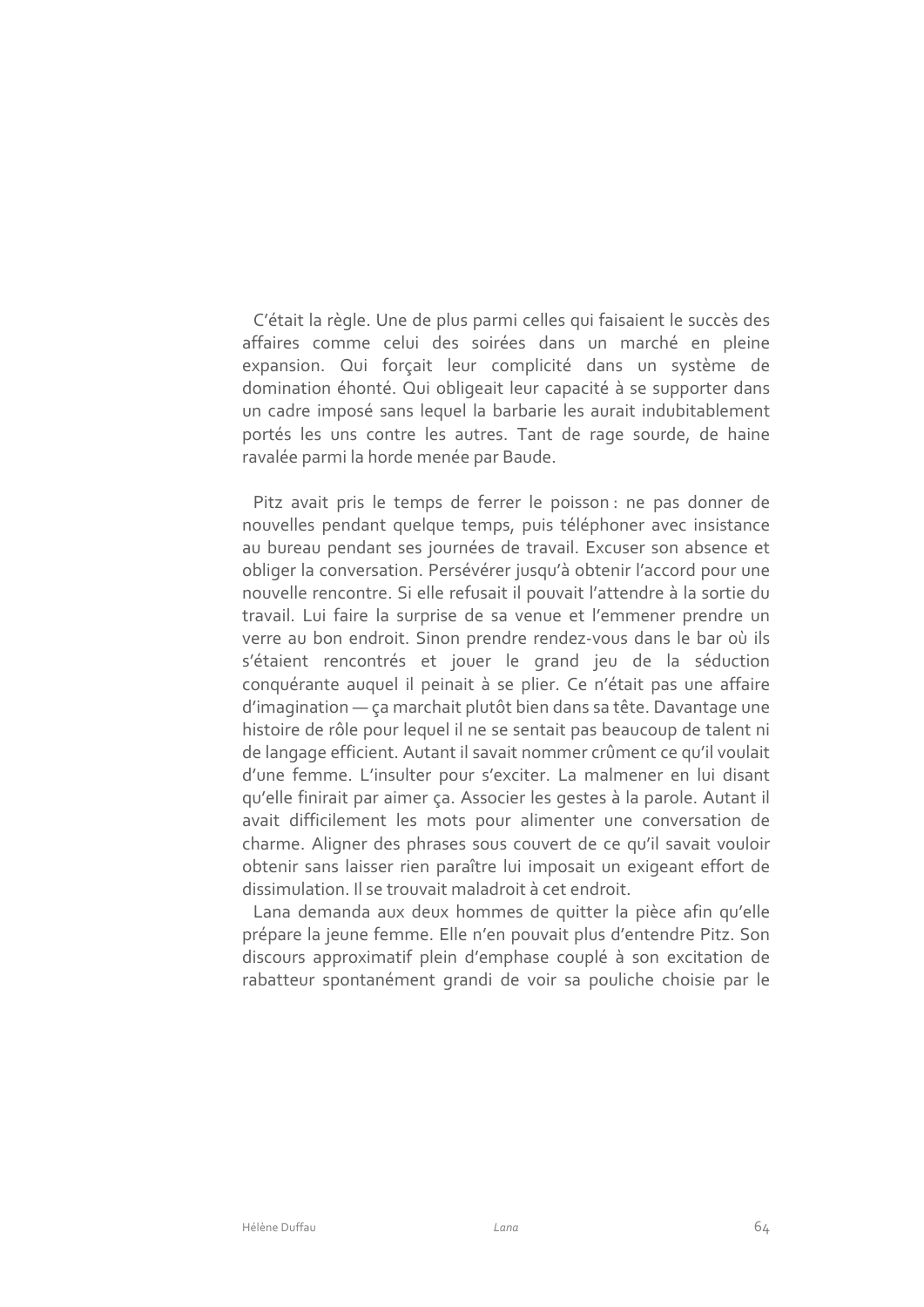C'était la règle. Une de plus parmi celles qui faisaient le succès des affaires comme celui des soirées dans un marché en pleine expansion. Qui forçait leur complicité dans un système de domination éhonté. Qui obligeait leur capacité à se supporter dans un cadre imposé sans lequel la barbarie les aurait indubitablement portés les uns contre les autres. Tant de rage sourde, de haine ravalée parmi la horde menée par Baude.

Pitz avait pris le temps de ferrer le poisson : ne pas donner de nouvelles pendant quelque temps, puis téléphoner avec insistance au bureau pendant ses journées de travail. Excuser son absence et obliger la conversation. Persévérer jusqu'à obtenir l'accord pour une nouvelle rencontre. Si elle refusait il pouvait l'attendre à la sortie du travail. Lui faire la surprise de sa venue et l'emmener prendre un verre au bon endroit. Sinon prendre rendez-vous dans le bar où ils s'étaient rencontrés et jouer le grand jeu de la séduction conquérante auquel il peinait à se plier. Ce n'était pas une affaire d'imagination — ça marchait plutôt bien dans sa tête. Davantage une histoire de rôle pour lequel il ne se sentait pas beaucoup de talent ni de langage efficient. Autant il savait nommer crûment ce qu'il voulait d'une femme. L'insulter pour s'exciter. La malmener en lui disant qu'elle finirait par aimer ça. Associer les gestes à la parole. Autant il avait difficilement les mots pour alimenter une conversation de charme. Aligner des phrases sous couvert de ce qu'il savait vouloir obtenir sans laisser rien paraître lui imposait un exigeant effort de dissimulation. Il se trouvait maladroit à cet endroit.

Lana demanda aux deux hommes de quitter la pièce afin qu'elle prépare la jeune femme. Elle n'en pouvait plus d'entendre Pitz. Son discours approximatif plein d'emphase couplé à son excitation de rabatteur spontanément grandi de voir sa pouliche choisie par le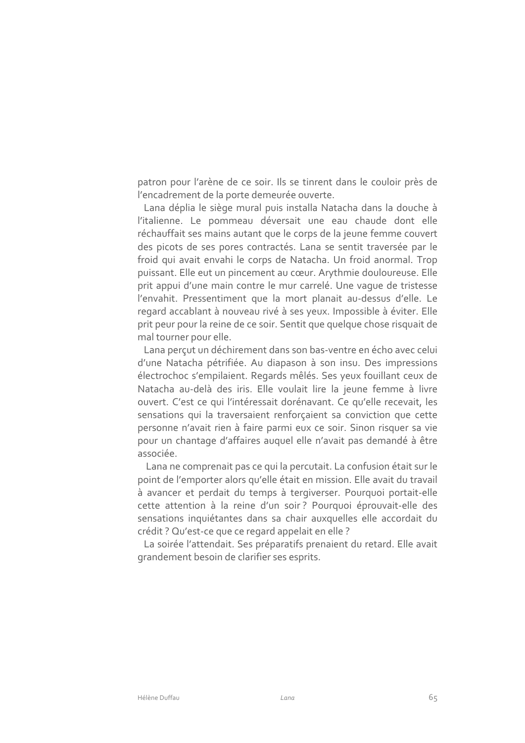patron pour l'arène de ce soir. Ils se tinrent dans le couloir près de l'encadrement de la porte demeurée ouverte.

Lana déplia le siège mural puis installa Natacha dans la douche à l'italienne. Le pommeau déversait une eau chaude dont elle réchauffait ses mains autant que le corps de la jeune femme couvert des picots de ses pores contractés. Lana se sentit traversée par le froid qui avait envahi le corps de Natacha. Un froid anormal. Trop puissant. Elle eut un pincement au cœur. Arythmie douloureuse. Elle prit appui d'une main contre le mur carrelé. Une vague de tristesse l'envahit. Pressentiment que la mort planait au-dessus d'elle. Le regard accablant à nouveau rivé à ses yeux. Impossible à éviter. Elle prit peur pour la reine de ce soir. Sentit que quelque chose risquait de mal tourner pour elle.

Lana perçut un déchirement dans son bas-ventre en écho avec celui d'une Natacha pétrifiée. Au diapason à son insu. Des impressions électrochoc s'empilaient. Regards mêlés. Ses yeux fouillant ceux de Natacha au-delà des iris. Elle voulait lire la jeune femme à livre ouvert. C'est ce qui l'intéressait dorénavant. Ce qu'elle recevait, les sensations qui la traversaient renforçaient sa conviction que cette personne n'avait rien à faire parmi eux ce soir. Sinon risquer sa vie pour un chantage d'affaires auquel elle n'avait pas demandé à être associée.

Lana ne comprenait pas ce qui la percutait. La confusion était sur le point de l'emporter alors qu'elle était en mission. Elle avait du travail à avancer et perdait du temps à tergiverser. Pourquoi portait-elle cette attention à la reine d'un soir ? Pourquoi éprouvait-elle des sensations inquiétantes dans sa chair auxquelles elle accordait du crédit ? Qu'est-ce que ce regard appelait en elle ?

La soirée l'attendait. Ses préparatifs prenaient du retard. Elle avait grandement besoin de clarifier ses esprits.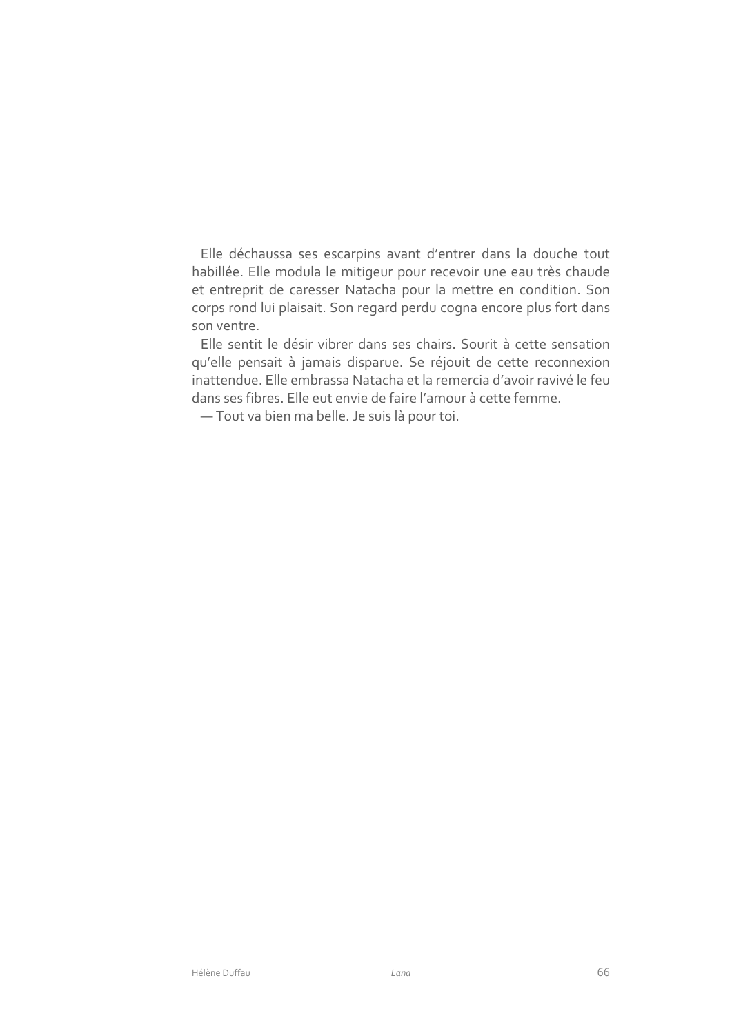Elle déchaussa ses escarpins avant d'entrer dans la douche tout habillée. Elle modula le mitigeur pour recevoir une eau très chaude et entreprit de caresser Natacha pour la mettre en condition. Son corps rond lui plaisait. Son regard perdu cogna encore plus fort dans son ventre.

Elle sentit le désir vibrer dans ses chairs. Sourit à cette sensation qu'elle pensait à jamais disparue. Se réjouit de cette reconnexion inattendue. Elle embrassa Natacha et la remercia d'avoir ravivé le feu dans ses fibres. Elle eut envie de faire l'amour à cette femme.

— Tout va bien ma belle. Je suis là pour toi.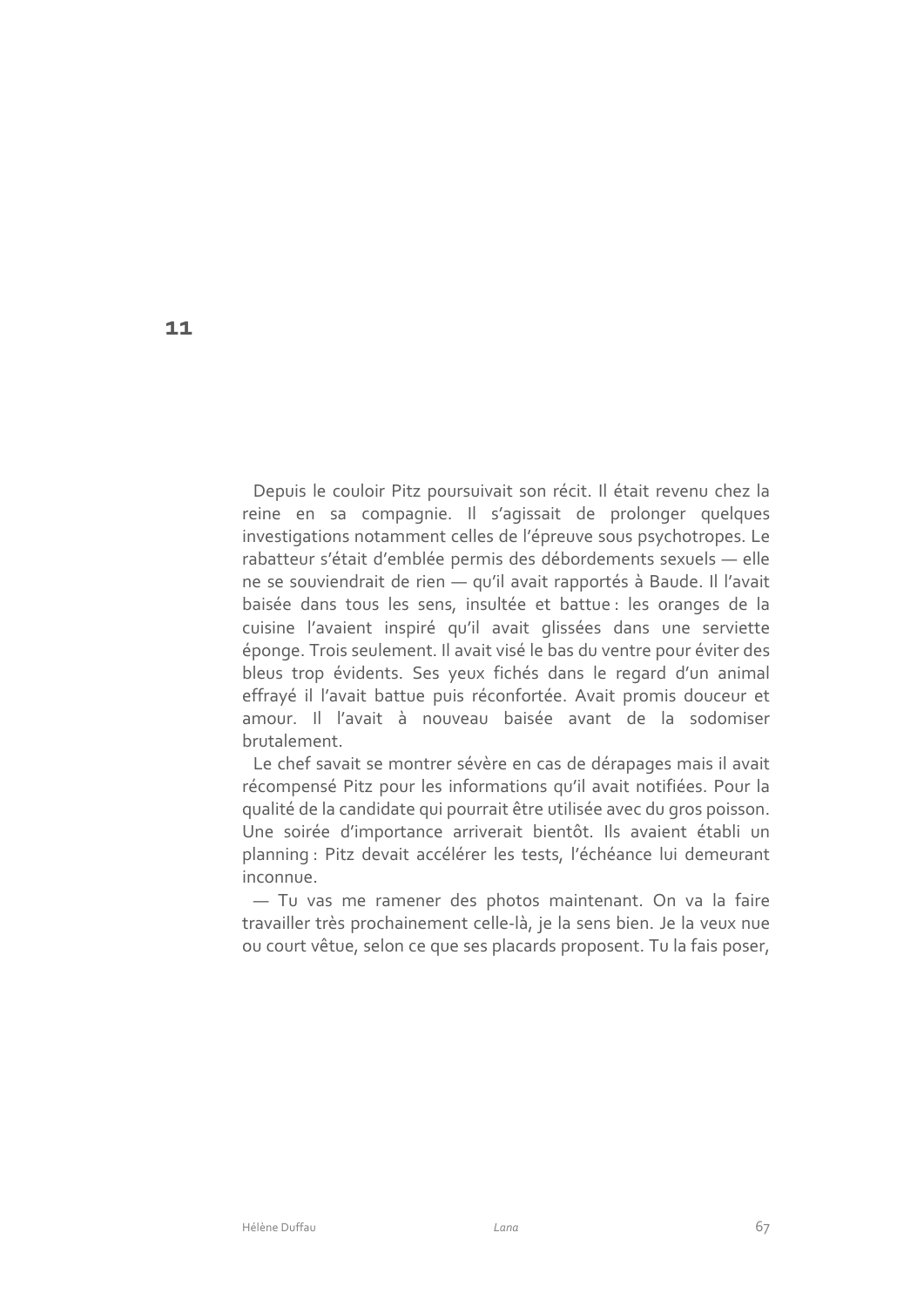## 11

Depuis le couloir Pitz poursuivait son récit. Il était revenu chez la reine en sa compagnie. Il s'agissait de prolonger quelques investigations notamment celles de l'épreuve sous psychotropes. Le rabatteur s'était d'emblée permis des débordements sexuels — elle ne se souviendrait de rien — qu'il avait rapportés à Baude. Il l'avait baisée dans tous les sens, insultée et battue : les oranges de la cuisine l'avaient inspiré qu'il avait glissées dans une serviette éponge. Trois seulement. Il avait visé le bas du ventre pour éviter des bleus trop évidents. Ses yeux fichés dans le regard d'un animal effrayé il l'avait battue puis réconfortée. Avait promis douceur et amour. Il l'avait à nouveau baisée avant de la sodomiser brutalement.

Le chef savait se montrer sévère en cas de dérapages mais il avait récompensé Pitz pour les informations qu'il avait notifiées. Pour la qualité de la candidate qui pourrait être utilisée avec du gros poisson. Une soirée d'importance arriverait bientôt. Ils avaient établi un planning : Pitz devait accélérer les tests, l'échéance lui demeurant inconnue.

— Tu vas me ramener des photos maintenant. On va la faire travailler très prochainement celle-là, je la sens bien. Je la veux nue ou court vêtue, selon ce que ses placards proposent. Tu la fais poser,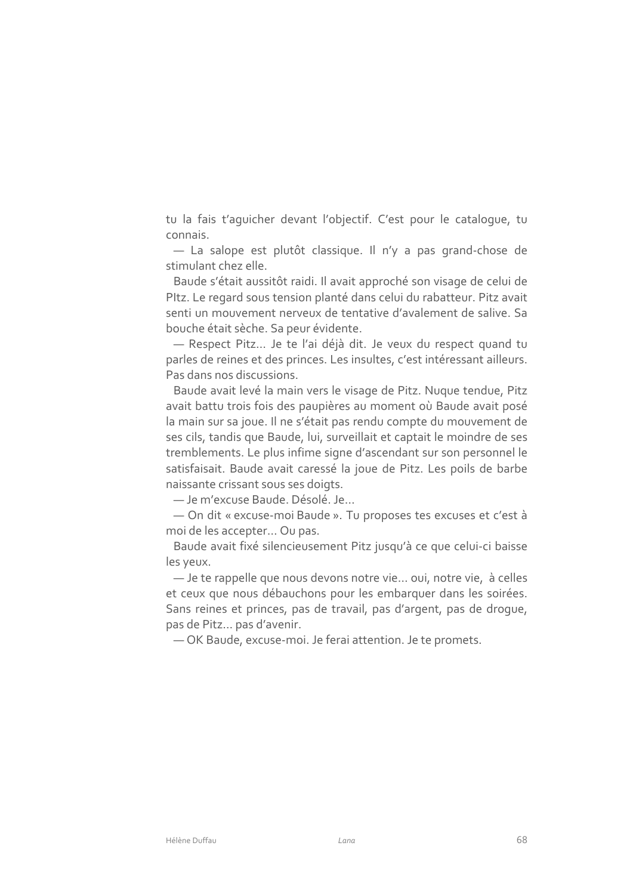tu la fais t'aguicher devant l'objectif. C'est pour le catalogue, tu connais.

— La salope est plutôt classique. Il n'y a pas grand-chose de stimulant chez elle.

Baude s'était aussitôt raidi. Il avait approché son visage de celui de PItz. Le regard sous tension planté dans celui du rabatteur. Pitz avait senti un mouvement nerveux de tentative d'avalement de salive. Sa bouche était sèche. Sa peur évidente.

— Respect Pitz… Je te l'ai déjà dit. Je veux du respect quand tu parles de reines et des princes. Les insultes, c'est intéressant ailleurs. Pas dans nos discussions.

Baude avait levé la main vers le visage de Pitz. Nuque tendue, Pitz avait battu trois fois des paupières au moment où Baude avait posé la main sur sa joue. Il ne s'était pas rendu compte du mouvement de ses cils, tandis que Baude, lui, surveillait et captait le moindre de ses tremblements. Le plus infime signe d'ascendant sur son personnel le satisfaisait. Baude avait caressé la joue de Pitz. Les poils de barbe naissante crissant sous ses doigts.

— Je m'excuse Baude. Désolé. Je…

— On dit « excuse-moi Baude ». Tu proposes tes excuses et c'est à moi de les accepter… Ou pas.

Baude avait fixé silencieusement Pitz jusqu'à ce que celui-ci baisse les yeux.

— Je te rappelle que nous devons notre vie… oui, notre vie, à celles et ceux que nous débauchons pour les embarquer dans les soirées. Sans reines et princes, pas de travail, pas d'argent, pas de drogue, pas de Pitz… pas d'avenir.

— OK Baude, excuse-moi. Je ferai attention. Je te promets.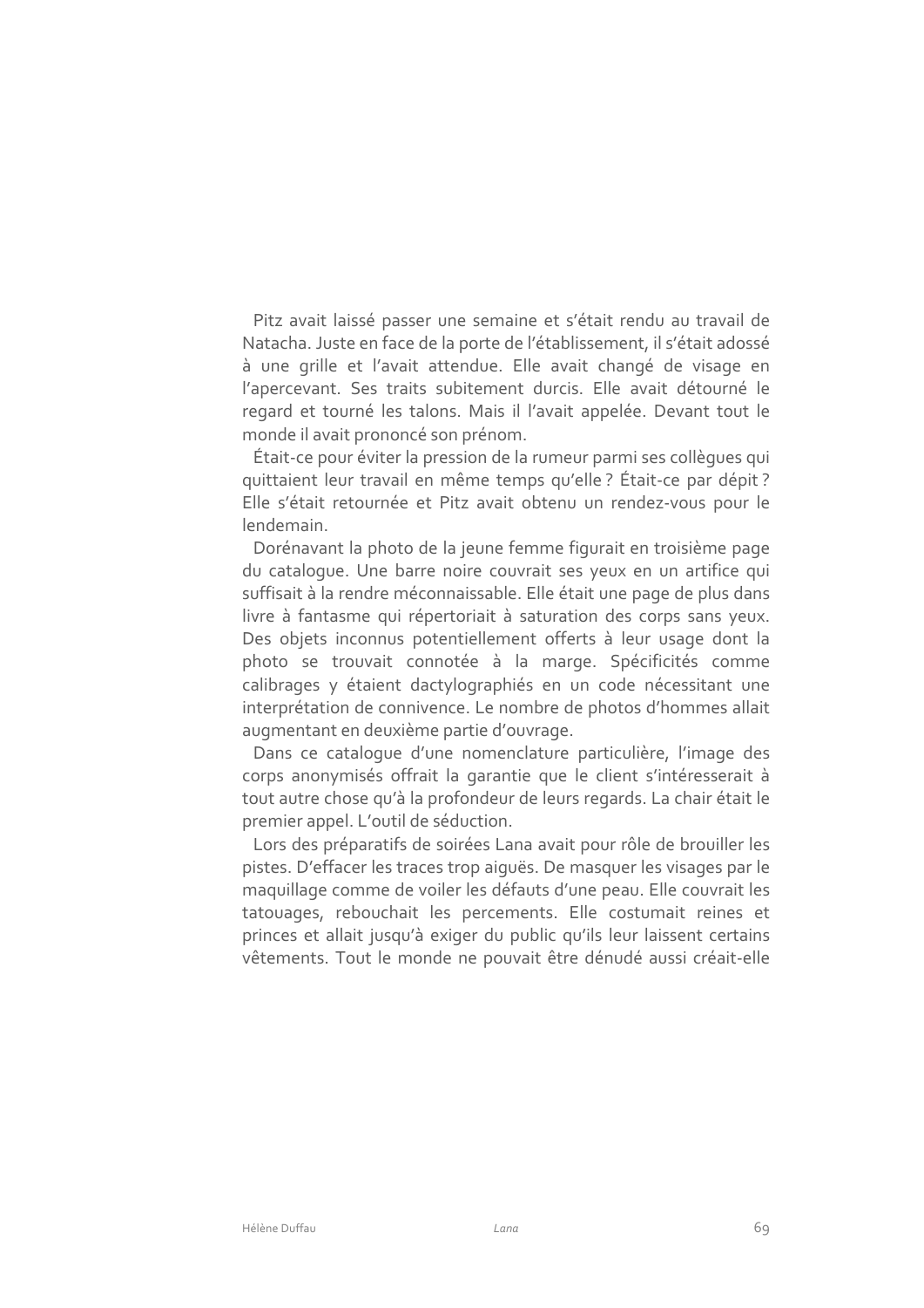Pitz avait laissé passer une semaine et s'était rendu au travail de Natacha. Juste en face de la porte de l'établissement, il s'était adossé à une grille et l'avait attendue. Elle avait changé de visage en l'apercevant. Ses traits subitement durcis. Elle avait détourné le regard et tourné les talons. Mais il l'avait appelée. Devant tout le monde il avait prononcé son prénom.

Était-ce pour éviter la pression de la rumeur parmi ses collègues qui quittaient leur travail en même temps qu'elle ? Était-ce par dépit ? Elle s'était retournée et Pitz avait obtenu un rendez-vous pour le lendemain.

Dorénavant la photo de la jeune femme figurait en troisième page du catalogue. Une barre noire couvrait ses yeux en un artifice qui suffisait à la rendre méconnaissable. Elle était une page de plus dans livre à fantasme qui répertoriait à saturation des corps sans yeux. Des objets inconnus potentiellement offerts à leur usage dont la photo se trouvait connotée à la marge. Spécificités comme calibrages y étaient dactylographiés en un code nécessitant une interprétation de connivence. Le nombre de photos d'hommes allait augmentant en deuxième partie d'ouvrage.

Dans ce catalogue d'une nomenclature particulière, l'image des corps anonymisés offrait la garantie que le client s'intéresserait à tout autre chose qu'à la profondeur de leurs regards. La chair était le premier appel. L'outil de séduction.

Lors des préparatifs de soirées Lana avait pour rôle de brouiller les pistes. D'effacer les traces trop aiguës. De masquer les visages par le maquillage comme de voiler les défauts d'une peau. Elle couvrait les tatouages, rebouchait les percements. Elle costumait reines et princes et allait jusqu'à exiger du public qu'ils leur laissent certains vêtements. Tout le monde ne pouvait être dénudé aussi créait-elle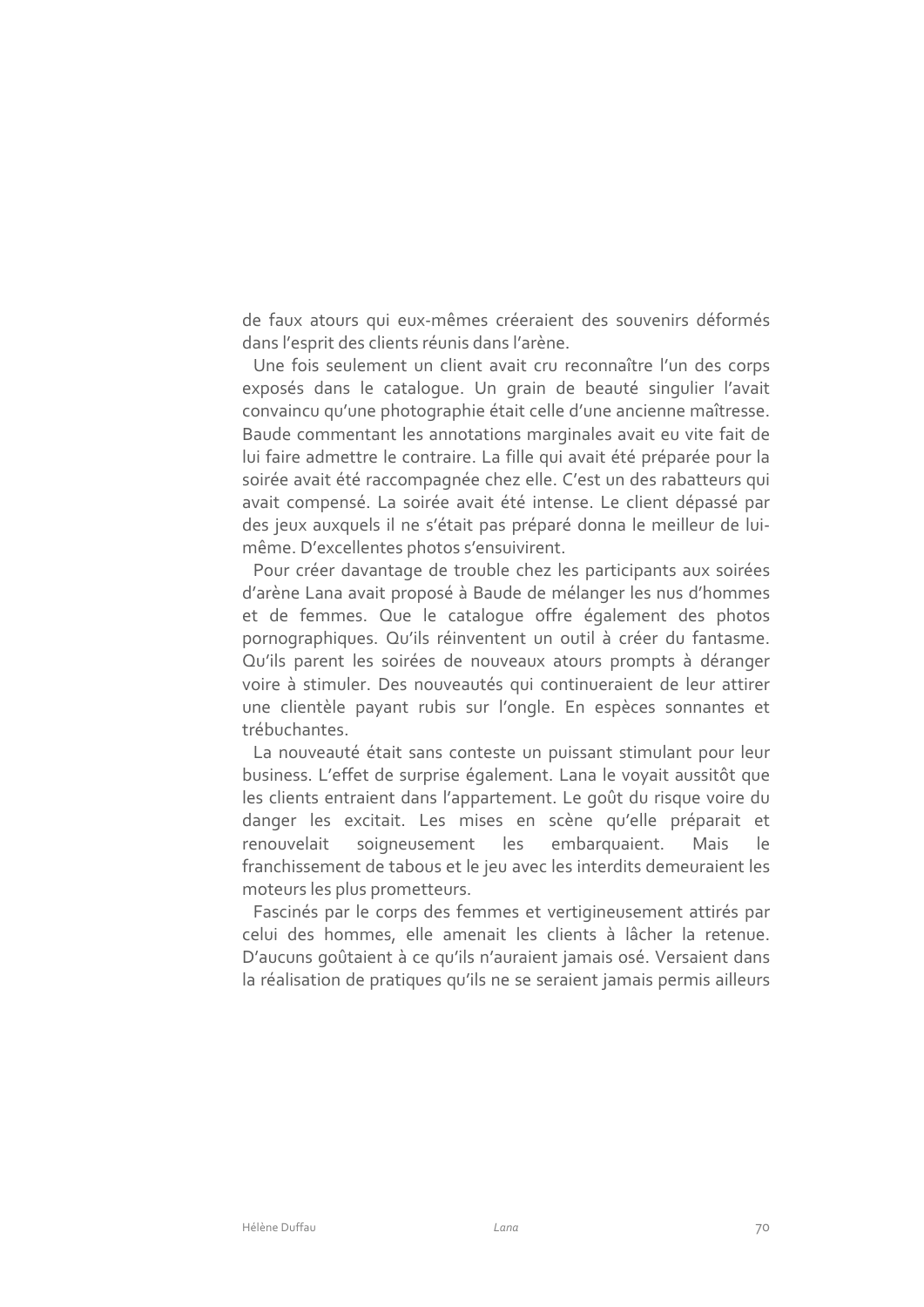de faux atours qui eux-mêmes créeraient des souvenirs déformés dans l'esprit des clients réunis dans l'arène.

Une fois seulement un client avait cru reconnaître l'un des corps exposés dans le catalogue. Un grain de beauté singulier l'avait convaincu qu'une photographie était celle d'une ancienne maîtresse. Baude commentant les annotations marginales avait eu vite fait de lui faire admettre le contraire. La fille qui avait été préparée pour la soirée avait été raccompagnée chez elle. C'est un des rabatteurs qui avait compensé. La soirée avait été intense. Le client dépassé par des jeux auxquels il ne s'était pas préparé donna le meilleur de lui-même. D'excellentes photos s'ensuivirent.

Pour créer davantage de trouble chez les participants aux soirées d'arène Lana avait proposé à Baude de mélanger les nus d'hommes et de femmes. Que le catalogue offre également des photos pornographiques. Qu'ils réinventent un outil à créer du fantasme. Qu'ils parent les soirées de nouveaux atours prompts à déranger voire à stimuler. Des nouveautés qui continueraient de leur attirer une clientèle payant rubis sur l'ongle. En espèces sonnantes et trébuchantes.

La nouveauté était sans conteste un puissant stimulant pour leur business. L'effet de surprise également. Lana le voyait aussitôt que les clients entraient dans l'appartement. Le goût du risque voire du danger les excitait. Les mises en scène qu'elle préparait et renouvelait soigneusement les embarquaient. Mais le franchissement de tabous et le jeu avec les interdits demeuraient les moteurs les plus prometteurs.

Fascinés par le corps des femmes et vertigineusement attirés par celui des hommes, elle amenait les clients à lâcher la retenue. D'aucuns goûtaient à ce qu'ils n'auraient jamais osé. Versaient dans la réalisation de pratiques qu'ils ne se seraient jamais permis ailleurs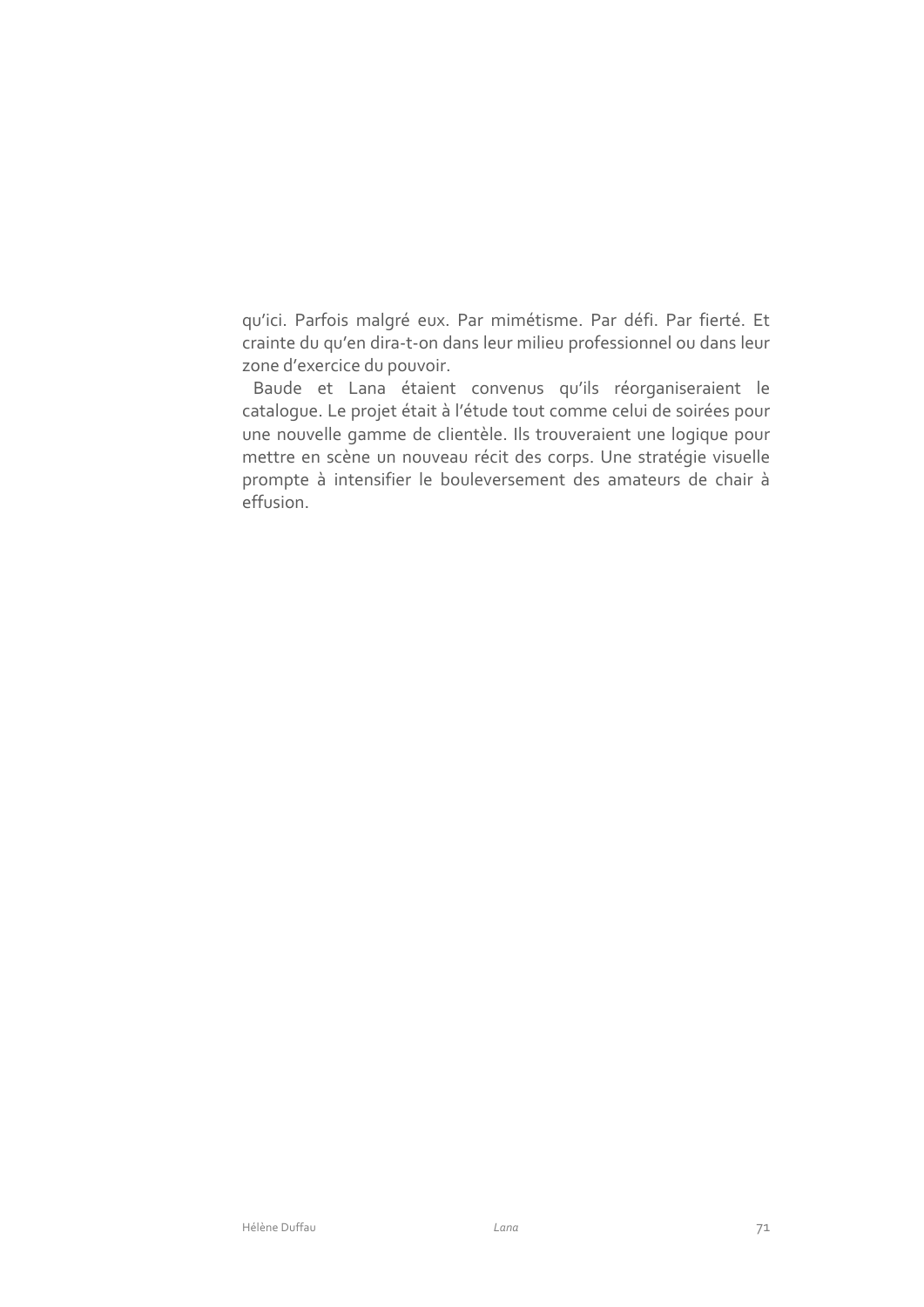qu'ici. Parfois malgré eux. Par mimétisme. Par défi. Par fierté. Et crainte du qu'en dira-t-on dans leur milieu professionnel ou dans leur zone d'exercice du pouvoir.

Baude et Lana étaient convenus qu'ils réorganiseraient le catalogue. Le projet était à l'étude tout comme celui de soirées pour une nouvelle gamme de clientèle. Ils trouveraient une logique pour mettre en scène un nouveau récit des corps. Une stratégie visuelle prompte à intensifier le bouleversement des amateurs de chair à effusion.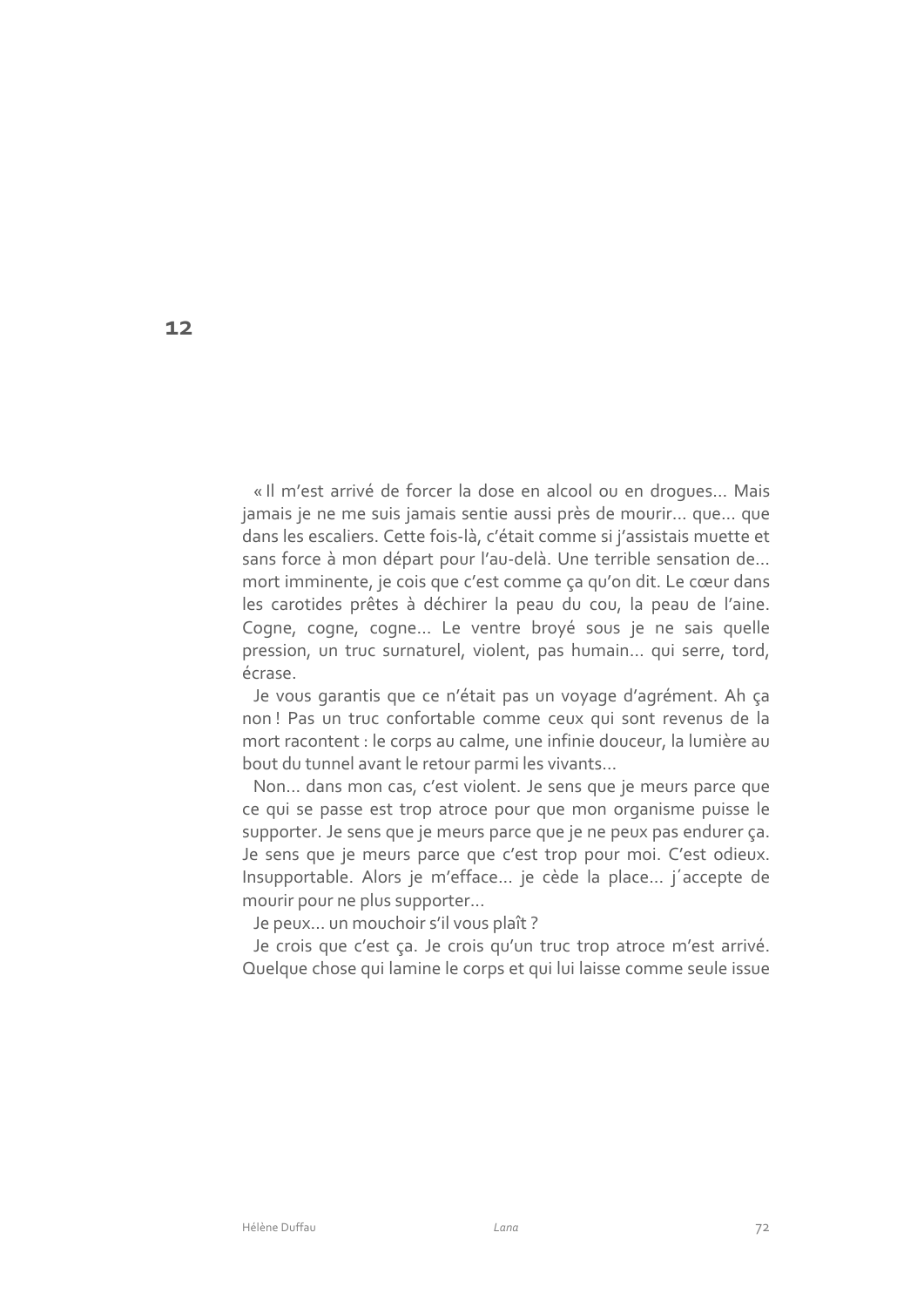# 12

« Il m'est arrivé de forcer la dose en alcool ou en drogues… Mais jamais je ne me suis jamais sentie aussi près de mourir… que… que dans les escaliers. Cette fois-là, c'était comme si j'assistais muette et sans force à mon départ pour l'au-delà. Une terrible sensation de… mort imminente, je cois que c'est comme ça qu'on dit. Le cœur dans les carotides prêtes à déchirer la peau du cou, la peau de l'aine. Cogne, cogne, cogne… Le ventre broyé sous je ne sais quelle pression, un truc surnaturel, violent, pas humain… qui serre, tord, écrase.

Je vous garantis que ce n'était pas un voyage d'agrément. Ah ça non ! Pas un truc confortable comme ceux qui sont revenus de la mort racontent : le corps au calme, une infinie douceur, la lumière au bout du tunnel avant le retour parmi les vivants…

Non… dans mon cas, c'est violent. Je sens que je meurs parce que ce qui se passe est trop atroce pour que mon organisme puisse le supporter. Je sens que je meurs parce que je ne peux pas endurer ça. Je sens que je meurs parce que c'est trop pour moi. C'est odieux. Insupportable. Alors je m'efface… je cède la place… j´accepte de mourir pour ne plus supporter…

Je peux… un mouchoir s'il vous plaît ?

Je crois que c'est ça. Je crois qu'un truc trop atroce m'est arrivé. Quelque chose qui lamine le corps et qui lui laisse comme seule issue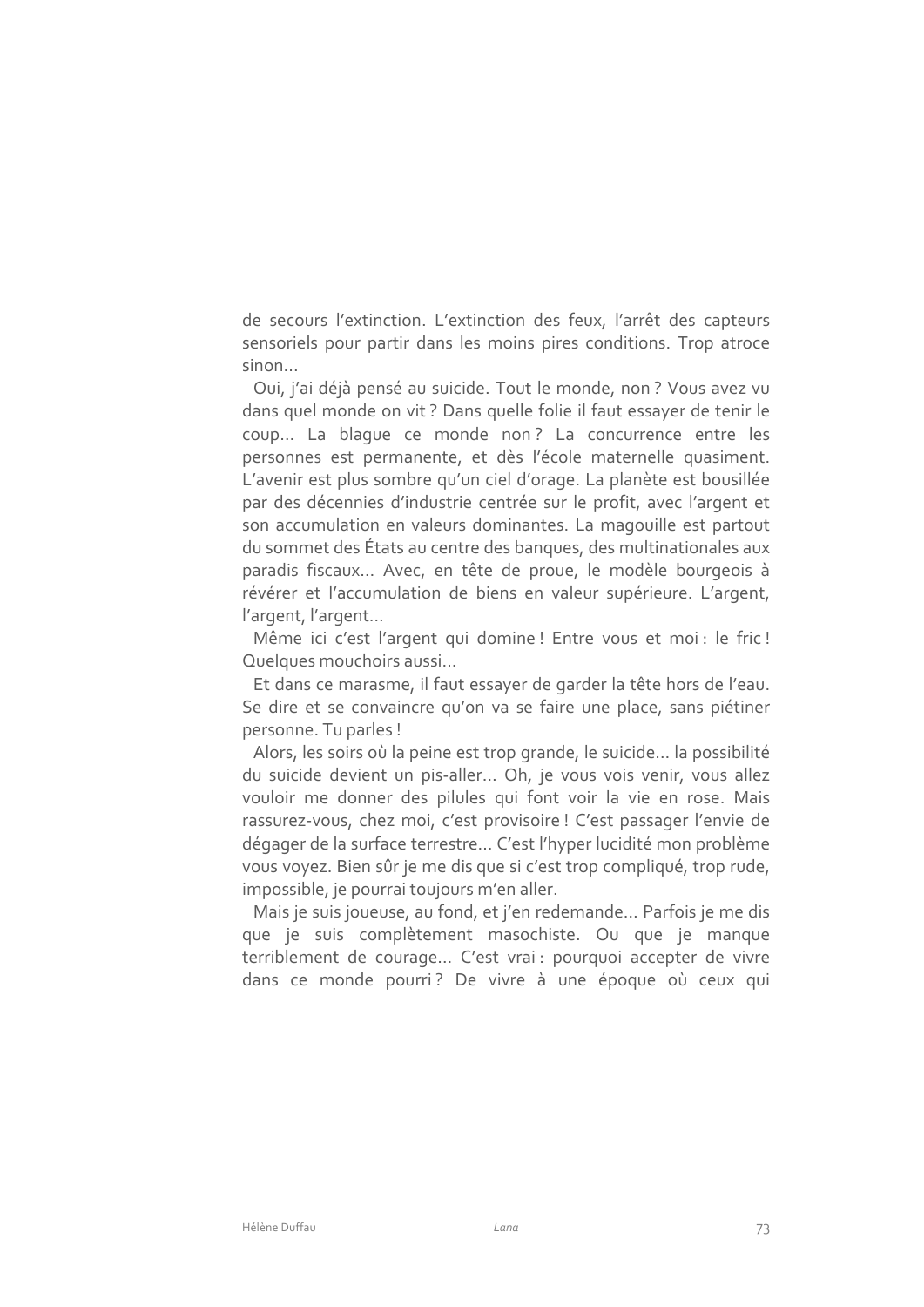de secours l'extinction. L'extinction des feux, l'arrêt des capteurs sensoriels pour partir dans les moins pires conditions. Trop atroce sinon…

Oui, j'ai déjà pensé au suicide. Tout le monde, non ? Vous avez vu dans quel monde on vit ? Dans quelle folie il faut essayer de tenir le coup… La blague ce monde non ? La concurrence entre les personnes est permanente, et dès l'école maternelle quasiment. L'avenir est plus sombre qu'un ciel d'orage. La planète est bousillée par des décennies d'industrie centrée sur le profit, avec l'argent et son accumulation en valeurs dominantes. La magouille est partout du sommet des États au centre des banques, des multinationales aux paradis fiscaux… Avec, en tête de proue, le modèle bourgeois à révérer et l'accumulation de biens en valeur supérieure. L'argent, l'argent, l'argent…

Même ici c'est l'argent qui domine ! Entre vous et moi : le fric ! Quelques mouchoirs aussi…

Et dans ce marasme, il faut essayer de garder la tête hors de l'eau. Se dire et se convaincre qu'on va se faire une place, sans piétiner personne. Tu parles !

Alors, les soirs où la peine est trop grande, le suicide… la possibilité du suicide devient un pis-aller… Oh, je vous vois venir, vous allez vouloir me donner des pilules qui font voir la vie en rose. Mais rassurez-vous, chez moi, c'est provisoire ! C'est passager l'envie de dégager de la surface terrestre… C'est l'hyper lucidité mon problème vous voyez. Bien sûr je me dis que si c'est trop compliqué, trop rude, impossible, je pourrai toujours m'en aller.

Mais je suis joueuse, au fond, et j'en redemande… Parfois je me dis que je suis complètement masochiste. Ou que je manque terriblement de courage… C'est vrai : pourquoi accepter de vivre dans ce monde pourri ? De vivre à une époque où ceux qui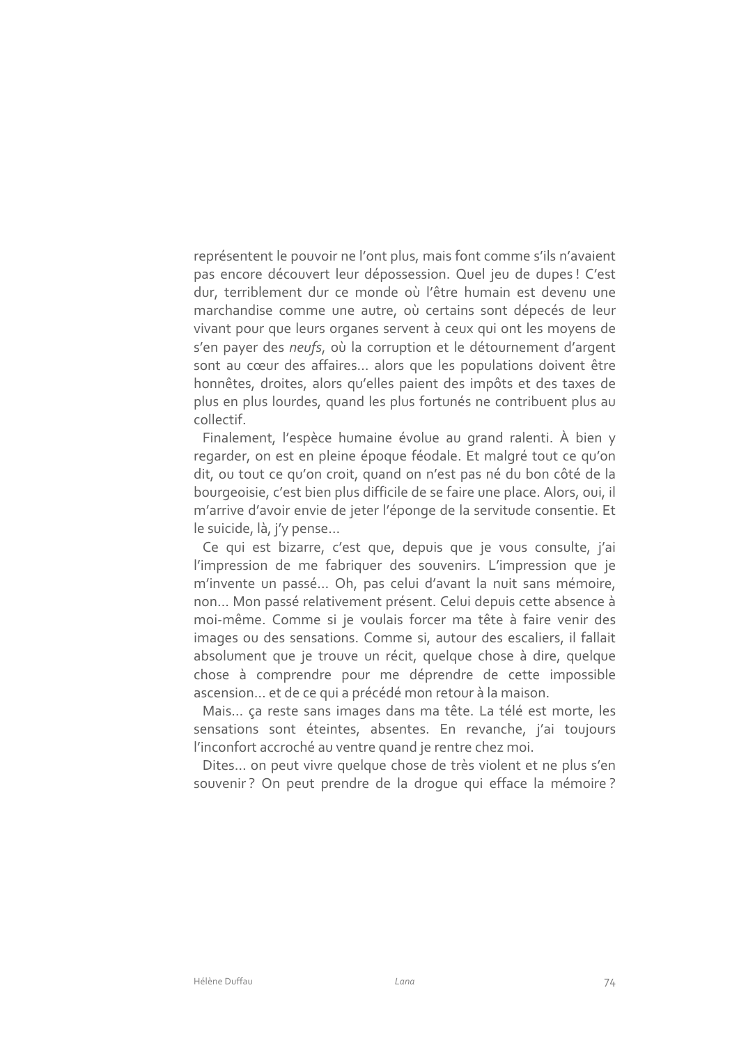représentent le pouvoir ne l'ont plus, mais font comme s'ils n'avaient pas encore découvert leur dépossession. Quel jeu de dupes ! C'est dur, terriblement dur ce monde où l'être humain est devenu une marchandise comme une autre, où certains sont dépecés de leur vivant pour que leurs organes servent à ceux qui ont les moyens de s'en payer des *neufs*, où la corruption et le détournement d'argent sont au cœur des affaires... alors que les populations doivent être honnêtes, droites, alors qu'elles paient des impôts et des taxes de plus en plus lourdes, quand les plus fortunés ne contribuent plus au collectif.

Finalement, l'espèce humaine évolue au grand ralenti. À bien y regarder, on est en pleine époque féodale. Et malgré tout ce qu'on dit, ou tout ce qu'on croit, quand on n'est pas né du bon côté de la bourgeoisie, c'est bien plus difficile de se faire une place. Alors, oui, il m'arrive d'avoir envie de jeter l'éponge de la servitude consentie. Et le suicide, là, j'y pense...

Ce qui est bizarre, c'est que, depuis que je vous consulte, j'ai l'impression de me fabriquer des souvenirs. L'impression que je m'invente un passé... Oh, pas celui d'avant la nuit sans mémoire, non... Mon passé relativement présent. Celui depuis cette absence à moi-même. Comme si je voulais forcer ma tête à faire venir des images ou des sensations. Comme si, autour des escaliers, il fallait absolument que je trouve un récit, quelque chose à dire, quelque chose à comprendre pour me déprendre de cette impossible ascension... et de ce qui a précédé mon retour à la maison.

Mais... ça reste sans images dans ma tête. La télé est morte, les sensations sont éteintes, absentes. En revanche, j'ai toujours l'inconfort accroché au ventre quand je rentre chez moi.

Dites... on peut vivre quelque chose de très violent et ne plus s'en souvenir ? On peut prendre de la drogue qui efface la mémoire ?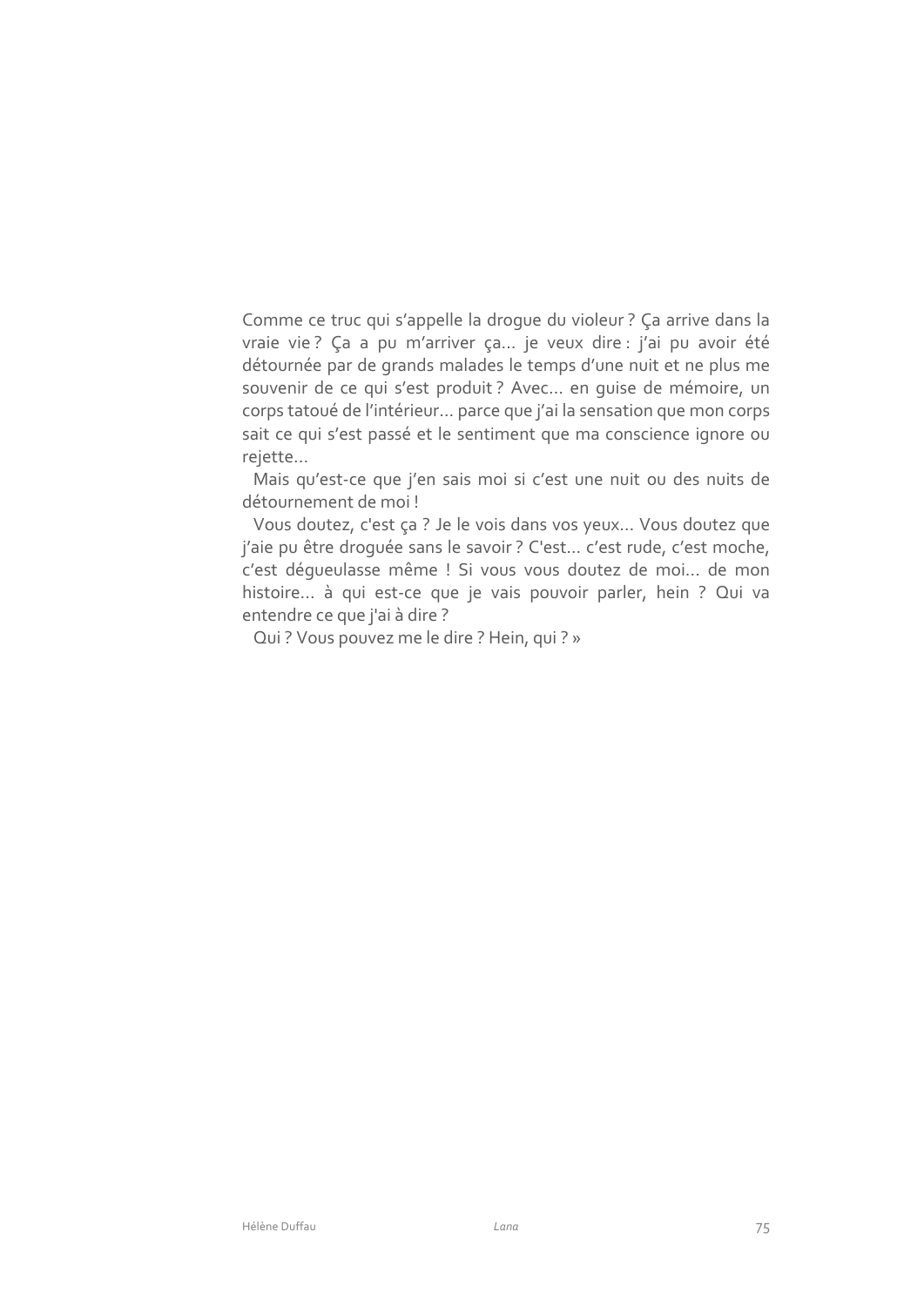Comme ce truc qui s'appelle la drogue du violeur ? Ça arrive dans la vraie vie ? Ça a pu m'arriver ça... je veux dire : j'ai pu avoir été détournée par de grands malades le temps d'une nuit et ne plus me souvenir de ce qui s'est produit ? Avec... en guise de mémoire, un corps tatoué de l'intérieur... parce que j'ai la sensation que mon corps sait ce qui s'est passé et le sentiment que ma conscience ignore ou rejette...

Mais qu'est-ce que j'en sais moi si c'est une nuit ou des nuits de détournement de moi !

Vous doutez, c'est ça ? Je le vois dans vos yeux... Vous doutez que j'aie pu être droguée sans le savoir ? C'est... c'est rude, c'est moche, c'est dégueulasse même ! Si vous vous doutez de moi... de mon histoire... à qui est-ce que je vais pouvoir parler, hein ? Qui va entendre ce que j'ai à dire ?

Qui ? Vous pouvez me le dire ? Hein, qui ? »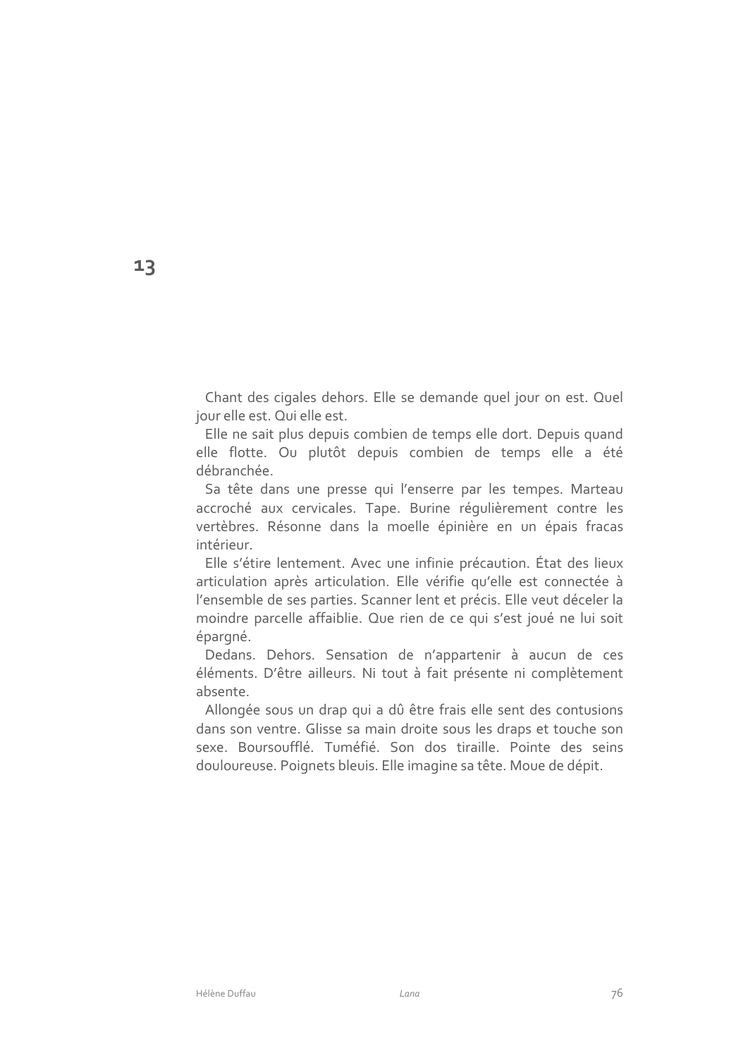## 13

Chant des cigales dehors. Elle se demande quel jour on est. Quel jour elle est. Qui elle est.

Elle ne sait plus depuis combien de temps elle dort. Depuis quand elle flotte. Ou plutôt depuis combien de temps elle a été débranchée.

Sa tête dans une presse qui l'enserre par les tempes. Marteau accroché aux cervicales. Tape. Burine régulièrement contre les vertèbres. Résonne dans la moelle épinière en un épais fracas intérieur.

Elle s'étire lentement. Avec une infinie précaution. État des lieux articulation après articulation. Elle vérifie qu'elle est connectée à l'ensemble de ses parties. Scanner lent et précis. Elle veut déceler la moindre parcelle affaiblie. Que rien de ce qui s'est joué ne lui soit épargné.

Dedans. Dehors. Sensation de n'appartenir à aucun de ces éléments. D'être ailleurs. Ni tout à fait présente ni complètement absente.

Allongée sous un drap qui a dû être frais elle sent des contusions dans son ventre. Glisse sa main droite sous les draps et touche son sexe. Boursoufflé. Tuméfié. Son dos tiraille. Pointe des seins douloureuse. Poignets bleuis. Elle imagine sa tête. Moue de dépit.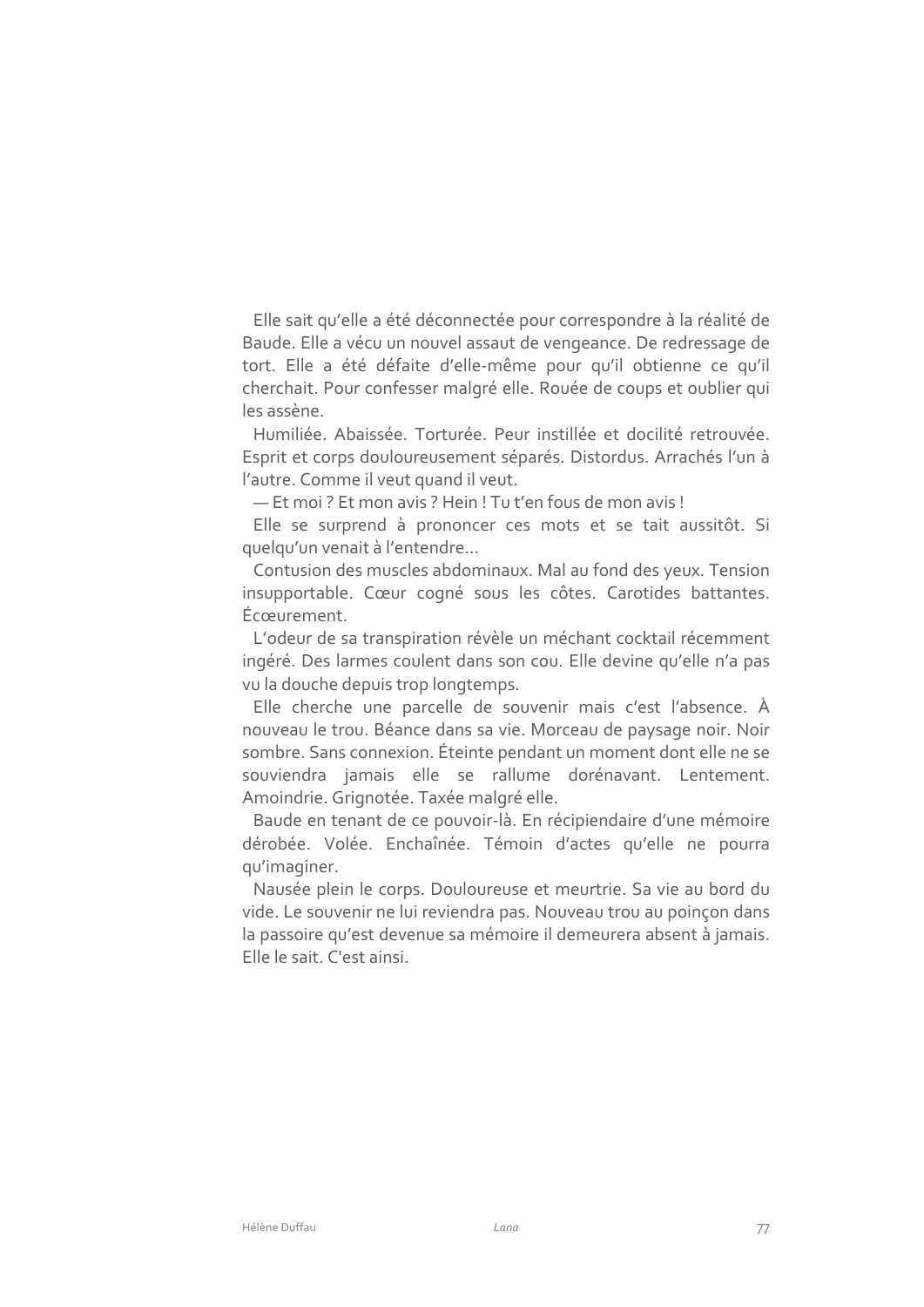Elle sait qu'elle a été déconnectée pour correspondre à la réalité de Baude. Elle a vécu un nouvel assaut de vengeance. De redressage de tort. Elle a été défaite d'elle-même pour qu'il obtienne ce qu'il cherchait. Pour confesser malgré elle. Rouée de coups et oublier qui les assène.

Humiliée. Abaissée. Torturée. Peur instillée et docilité retrouvée. Esprit et corps douloureusement séparés. Distordus. Arrachés l'un à l'autre. Comme il veut quand il veut.

— Et moi ? Et mon avis ? Hein ! Tu t'en fous de mon avis !

Elle se surprend à prononcer ces mots et se tait aussitôt. Si quelqu'un venait à l'entendre…

Contusion des muscles abdominaux. Mal au fond des yeux. Tension insupportable. Cœur cogné sous les côtes. Carotides battantes. Écœurement.

L'odeur de sa transpiration révèle un méchant cocktail récemment ingéré. Des larmes coulent dans son cou. Elle devine qu'elle n'a pas vu la douche depuis trop longtemps.

Elle cherche une parcelle de souvenir mais c'est l'absence. À nouveau le trou. Béance dans sa vie. Morceau de paysage noir. Noir sombre. Sans connexion. Éteinte pendant un moment dont elle ne se souviendra jamais elle se rallume dorénavant. Lentement. Amoindrie. Grignotée. Taxée malgré elle.

Baude en tenant de ce pouvoir-là. En récipiendaire d'une mémoire dérobée. Volée. Enchaînée. Témoin d'actes qu'elle ne pourra qu'imaginer.

Nausée plein le corps. Douloureuse et meurtrie. Sa vie au bord du vide. Le souvenir ne lui reviendra pas. Nouveau trou au poinçon dans la passoire qu'est devenue sa mémoire il demeurera absent à jamais. Elle le sait. C'est ainsi.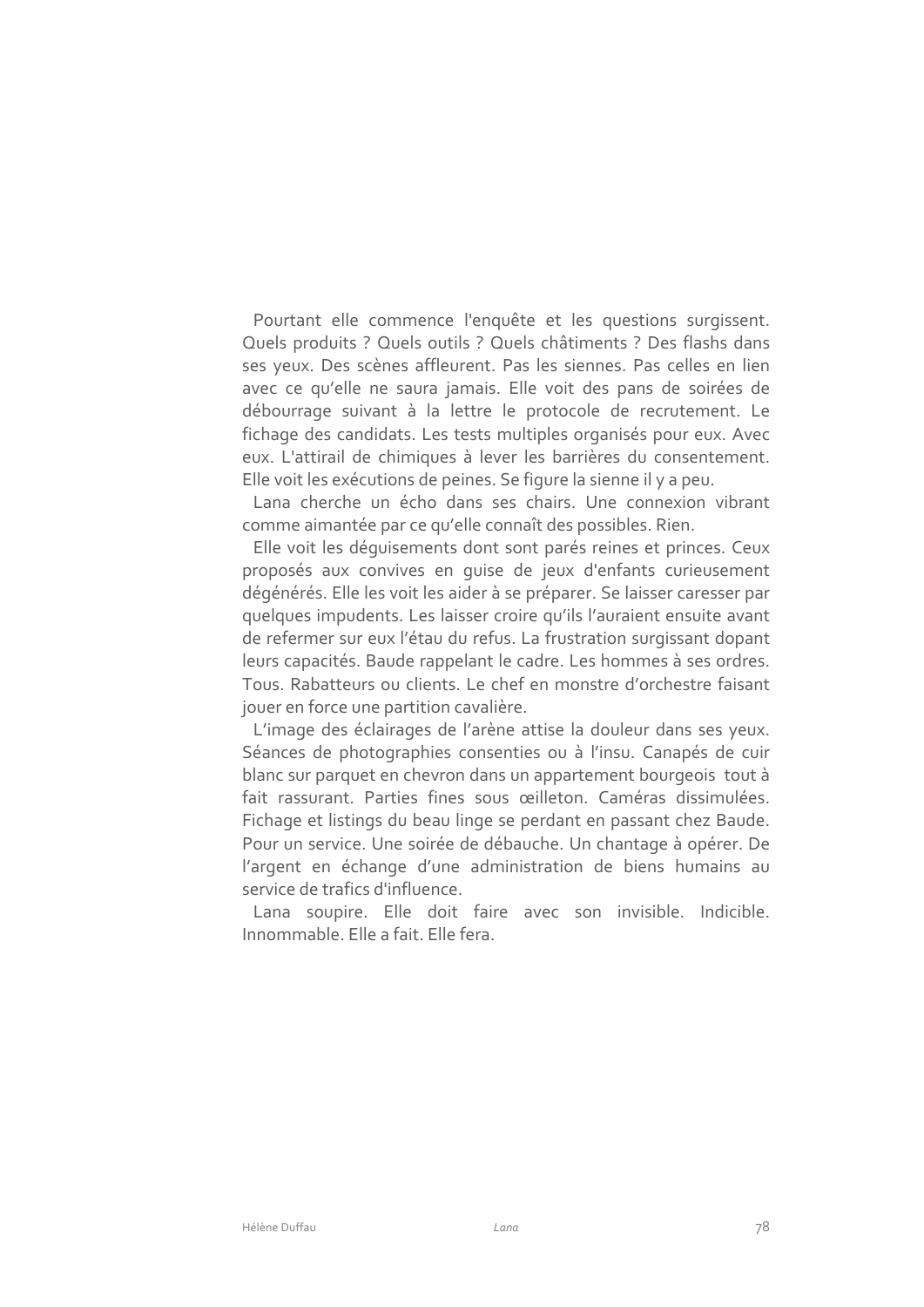Pourtant elle commence l'enquête et les questions surgissent. Quels produits ? Quels outils ? Quels châtiments ? Des flashs dans ses yeux. Des scènes affleurent. Pas les siennes. Pas celles en lien avec ce qu'elle ne saura jamais. Elle voit des pans de soirées de débourrage suivant à la lettre le protocole de recrutement. Le fichage des candidats. Les tests multiples organisés pour eux. Avec eux. L'attirail de chimiques à lever les barrières du consentement. Elle voit les exécutions de peines. Se figure la sienne il y a peu.

Lana cherche un écho dans ses chairs. Une connexion vibrant comme aimantée par ce qu'elle connaît des possibles. Rien.

Elle voit les déguisements dont sont parés reines et princes. Ceux proposés aux convives en guise de jeux d'enfants curieusement dégénérés. Elle les voit les aider à se préparer. Se laisser caresser par quelques impudents. Les laisser croire qu'ils l'auraient ensuite avant de refermer sur eux l'étau du refus. La frustration surgissant dopant leurs capacités. Baude rappelant le cadre. Les hommes à ses ordres. Tous. Rabatteurs ou clients. Le chef en monstre d'orchestre faisant jouer en force une partition cavalière.

L'image des éclairages de l'arène attise la douleur dans ses yeux. Séances de photographies consenties ou à l'insu. Canapés de cuir blanc sur parquet en chevron dans un appartement bourgeois tout à fait rassurant. Parties fines sous œilleton. Caméras dissimulées. Fichage et listings du beau linge se perdant en passant chez Baude. Pour un service. Une soirée de débauche. Un chantage à opérer. De l'argent en échange d'une administration de biens humains au service de trafics d'influence.

Lana soupire. Elle doit faire avec son invisible. Indicible. Innommable. Elle a fait. Elle fera.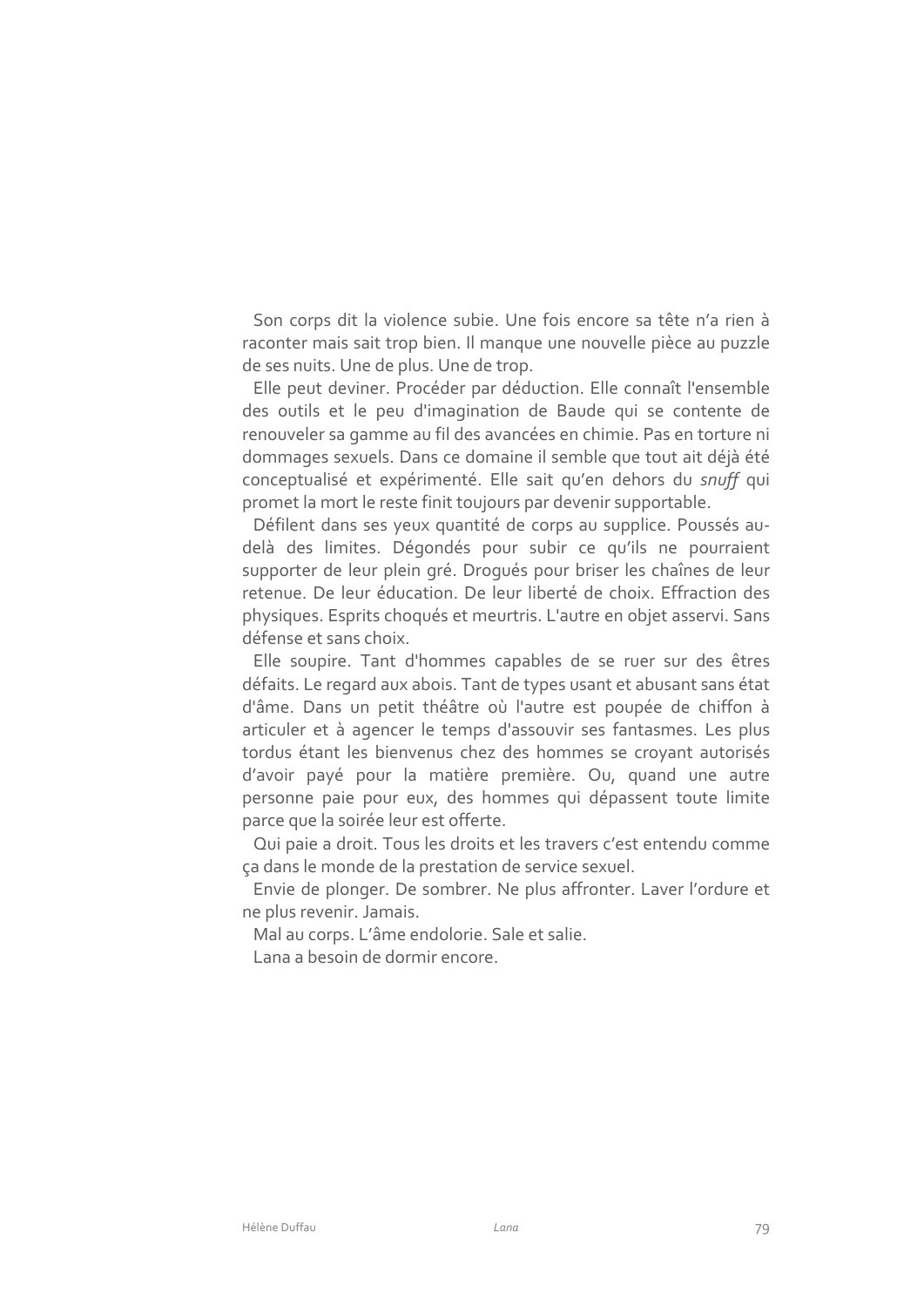Son corps dit la violence subie. Une fois encore sa tête n'a rien à raconter mais sait trop bien. Il manque une nouvelle pièce au puzzle de ses nuits. Une de plus. Une de trop.

Elle peut deviner. Procéder par déduction. Elle connaît l'ensemble des outils et le peu d'imagination de Baude qui se contente de renouveler sa gamme au fil des avancées en chimie. Pas en torture ni dommages sexuels. Dans ce domaine il semble que tout ait déjà été conceptualisé et expérimenté. Elle sait qu'en dehors du *snuff* qui promet la mort le reste finit toujours par devenir supportable.

Défilent dans ses yeux quantité de corps au supplice. Poussés au-delà des limites. Dégondés pour subir ce qu'ils ne pourraient supporter de leur plein gré. Drogués pour briser les chaînes de leur retenue. De leur éducation. De leur liberté de choix. Effraction des physiques. Esprits choqués et meurtris. L'autre en objet asservi. Sans défense et sans choix.

Elle soupire. Tant d'hommes capables de se ruer sur des êtres défaits. Le regard aux abois. Tant de types usant et abusant sans état d'âme. Dans un petit théâtre où l'autre est poupée de chiffon à articuler et à agencer le temps d'assouvir ses fantasmes. Les plus tordus étant les bienvenus chez des hommes se croyant autorisés d'avoir payé pour la matière première. Ou, quand une autre personne paie pour eux, des hommes qui dépassent toute limite parce que la soirée leur est offerte.

Qui paie a droit. Tous les droits et les travers c'est entendu comme ça dans le monde de la prestation de service sexuel.

Envie de plonger. De sombrer. Ne plus affronter. Laver l'ordure et ne plus revenir. Jamais.

Mal au corps. L'âme endolorie. Sale et salie.

Lana a besoin de dormir encore.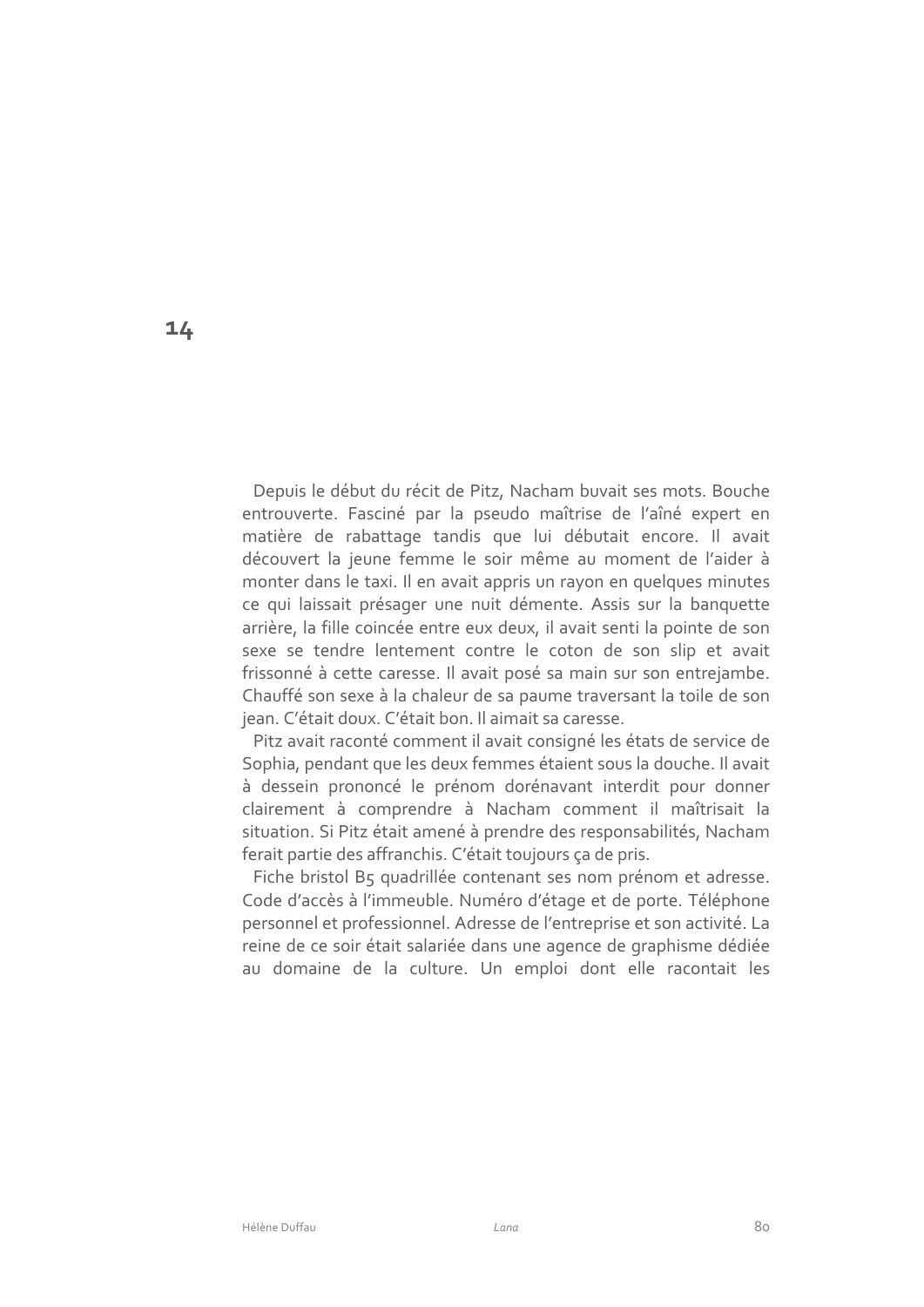# 14

Depuis le début du récit de Pitz, Nacham buvait ses mots. Bouche entrouverte. Fasciné par la pseudo maîtrise de l'aîné expert en matière de rabattage tandis que lui débutait encore. Il avait découvert la jeune femme le soir même au moment de l'aider à monter dans le taxi. Il en avait appris un rayon en quelques minutes ce qui laissait présager une nuit démente. Assis sur la banquette arrière, la fille coincée entre eux deux, il avait senti la pointe de son sexe se tendre lentement contre le coton de son slip et avait frissonné à cette caresse. Il avait posé sa main sur son entrejambe. Chauffé son sexe à la chaleur de sa paume traversant la toile de son jean. C'était doux. C'était bon. Il aimait sa caresse.

Pitz avait raconté comment il avait consigné les états de service de Sophia, pendant que les deux femmes étaient sous la douche. Il avait à dessein prononcé le prénom dorénavant interdit pour donner clairement à comprendre à Nacham comment il maîtrisait la situation. Si Pitz était amené à prendre des responsabilités, Nacham ferait partie des affranchis. C'était toujours ça de pris.

Fiche bristol B5 quadrillée contenant ses nom prénom et adresse. Code d'accès à l'immeuble. Numéro d'étage et de porte. Téléphone personnel et professionnel. Adresse de l'entreprise et son activité. La reine de ce soir était salariée dans une agence de graphisme dédiée au domaine de la culture. Un emploi dont elle racontait les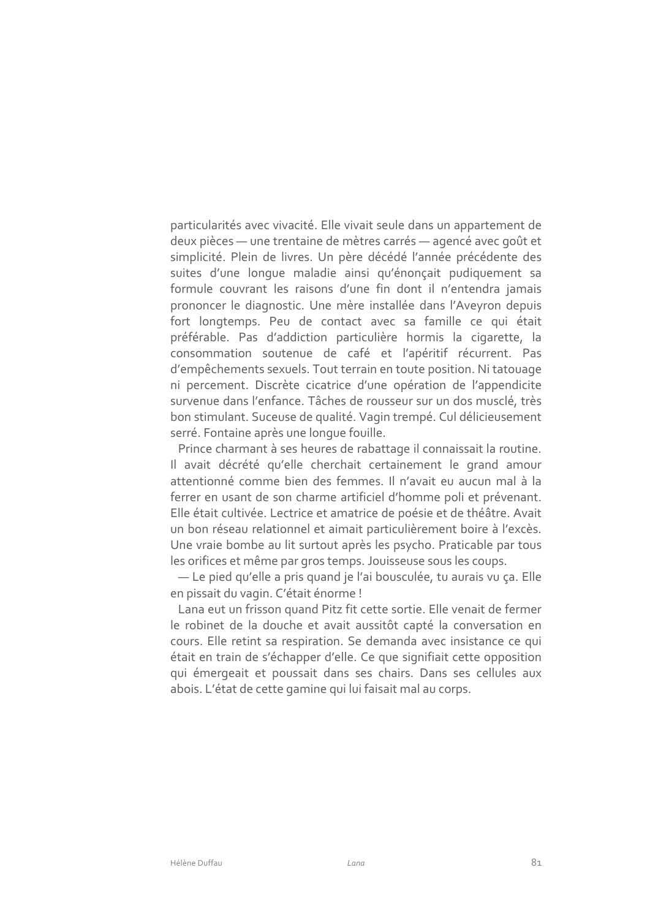particularités avec vivacité. Elle vivait seule dans un appartement de deux pièces — une trentaine de mètres carrés — agencé avec goût et simplicité. Plein de livres. Un père décédé l'année précédente des suites d'une longue maladie ainsi qu'énonçait pudiquement sa formule couvrant les raisons d'une fin dont il n'entendra jamais prononcer le diagnostic. Une mère installée dans l'Aveyron depuis fort longtemps. Peu de contact avec sa famille ce qui était préférable. Pas d'addiction particulière hormis la cigarette, la consommation soutenue de café et l'apéritif récurrent. Pas d'empêchements sexuels. Tout terrain en toute position. Ni tatouage ni percement. Discrète cicatrice d'une opération de l'appendicite survenue dans l'enfance. Tâches de rousseur sur un dos musclé, très bon stimulant. Suceuse de qualité. Vagin trempé. Cul délicieusement serré. Fontaine après une longue fouille.

Prince charmant à ses heures de rabattage il connaissait la routine. Il avait décrété qu'elle cherchait certainement le grand amour attentionné comme bien des femmes. Il n'avait eu aucun mal à la ferrer en usant de son charme artificiel d'homme poli et prévenant. Elle était cultivée. Lectrice et amatrice de poésie et de théâtre. Avait un bon réseau relationnel et aimait particulièrement boire à l'excès. Une vraie bombe au lit surtout après les psycho. Praticable par tous les orifices et même par gros temps. Jouisseuse sous les coups.

— Le pied qu'elle a pris quand je l'ai bousculée, tu aurais vu ça. Elle en pissait du vagin. C'était énorme !

Lana eut un frisson quand Pitz fit cette sortie. Elle venait de fermer le robinet de la douche et avait aussitôt capté la conversation en cours. Elle retint sa respiration. Se demanda avec insistance ce qui était en train de s'échapper d'elle. Ce que signifiait cette opposition qui émergeait et poussait dans ses chairs. Dans ses cellules aux abois. L'état de cette gamine qui lui faisait mal au corps.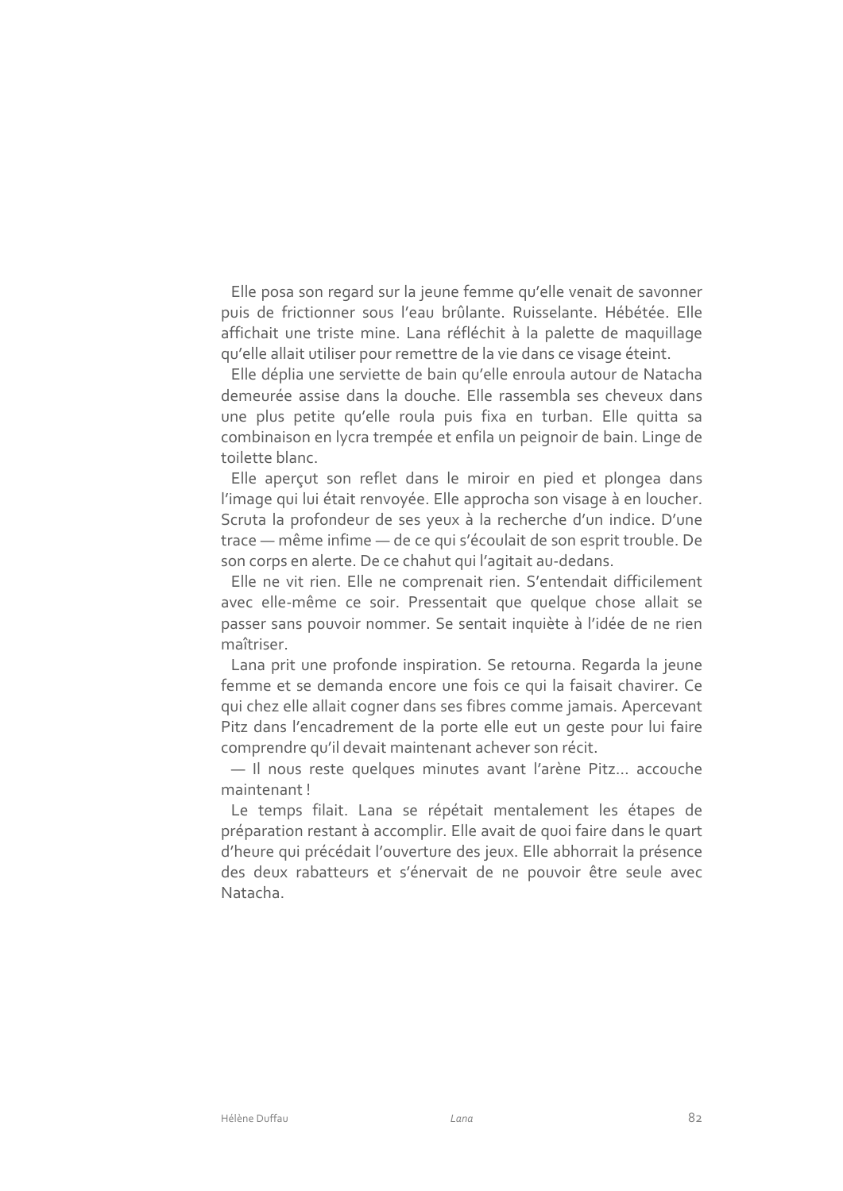Elle posa son regard sur la jeune femme qu'elle venait de savonner puis de frictionner sous l'eau brûlante. Ruisselante. Hébétée. Elle affichait une triste mine. Lana réfléchit à la palette de maquillage qu'elle allait utiliser pour remettre de la vie dans ce visage éteint.

Elle déplia une serviette de bain qu'elle enroula autour de Natacha demeurée assise dans la douche. Elle rassembla ses cheveux dans une plus petite qu'elle roula puis fixa en turban. Elle quitta sa combinaison en lycra trempée et enfila un peignoir de bain. Linge de toilette blanc.

Elle aperçut son reflet dans le miroir en pied et plongea dans l'image qui lui était renvoyée. Elle approcha son visage à en loucher. Scruta la profondeur de ses yeux à la recherche d'un indice. D'une trace — même infime — de ce qui s'écoulait de son esprit trouble. De son corps en alerte. De ce chahut qui l'agitait au-dedans.

Elle ne vit rien. Elle ne comprenait rien. S'entendait difficilement avec elle-même ce soir. Pressentait que quelque chose allait se passer sans pouvoir nommer. Se sentait inquiète à l'idée de ne rien maîtriser.

Lana prit une profonde inspiration. Se retourna. Regarda la jeune femme et se demanda encore une fois ce qui la faisait chavirer. Ce qui chez elle allait cogner dans ses fibres comme jamais. Apercevant Pitz dans l'encadrement de la porte elle eut un geste pour lui faire comprendre qu'il devait maintenant achever son récit.

— Il nous reste quelques minutes avant l'arène Pitz… accouche maintenant !

Le temps filait. Lana se répétait mentalement les étapes de préparation restant à accomplir. Elle avait de quoi faire dans le quart d'heure qui précédait l'ouverture des jeux. Elle abhorrait la présence des deux rabatteurs et s'énervait de ne pouvoir être seule avec Natacha.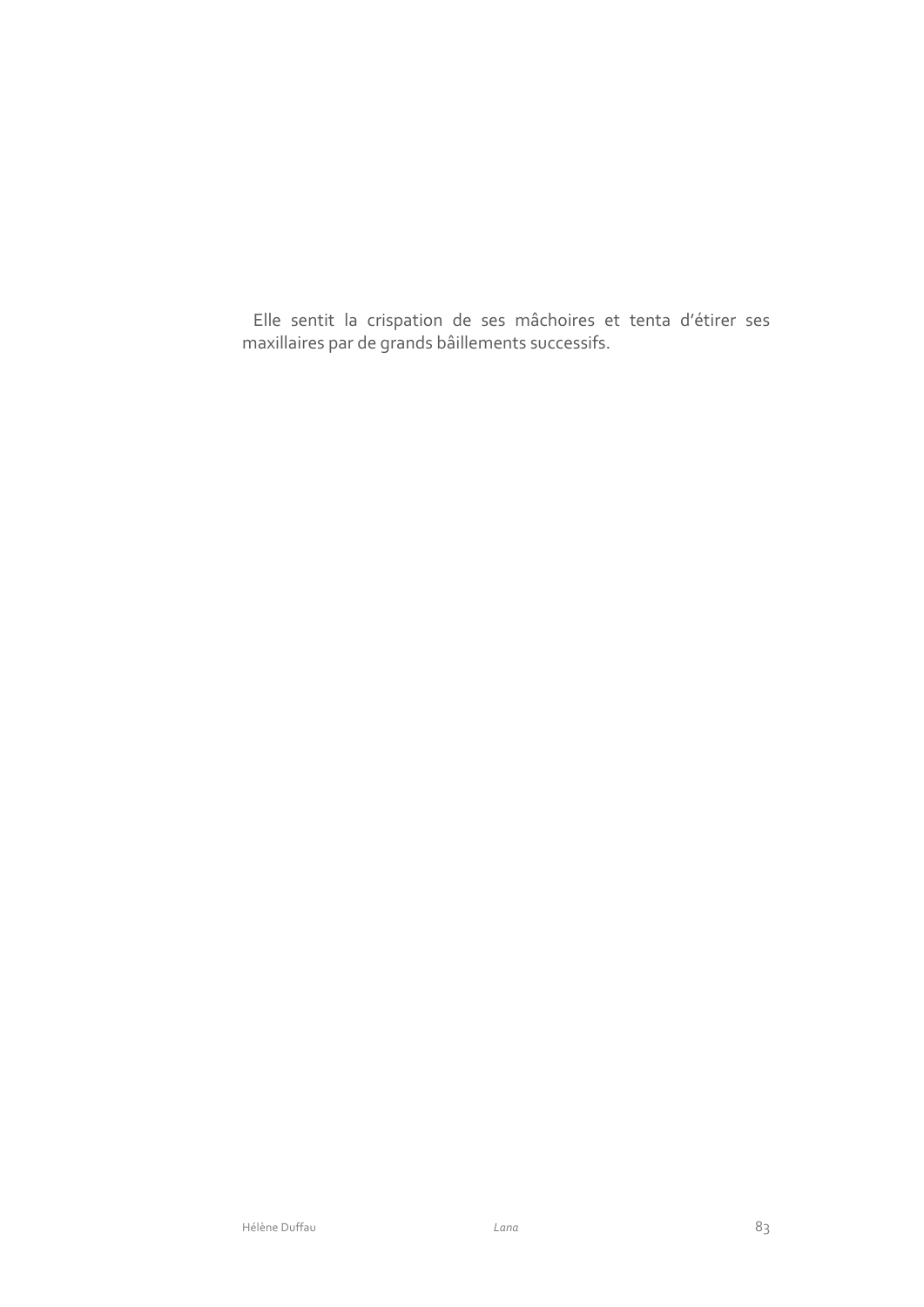Elle sentit la crispation de ses mâchoires et tenta d'étirer ses maxillaires par de grands bâillements successifs.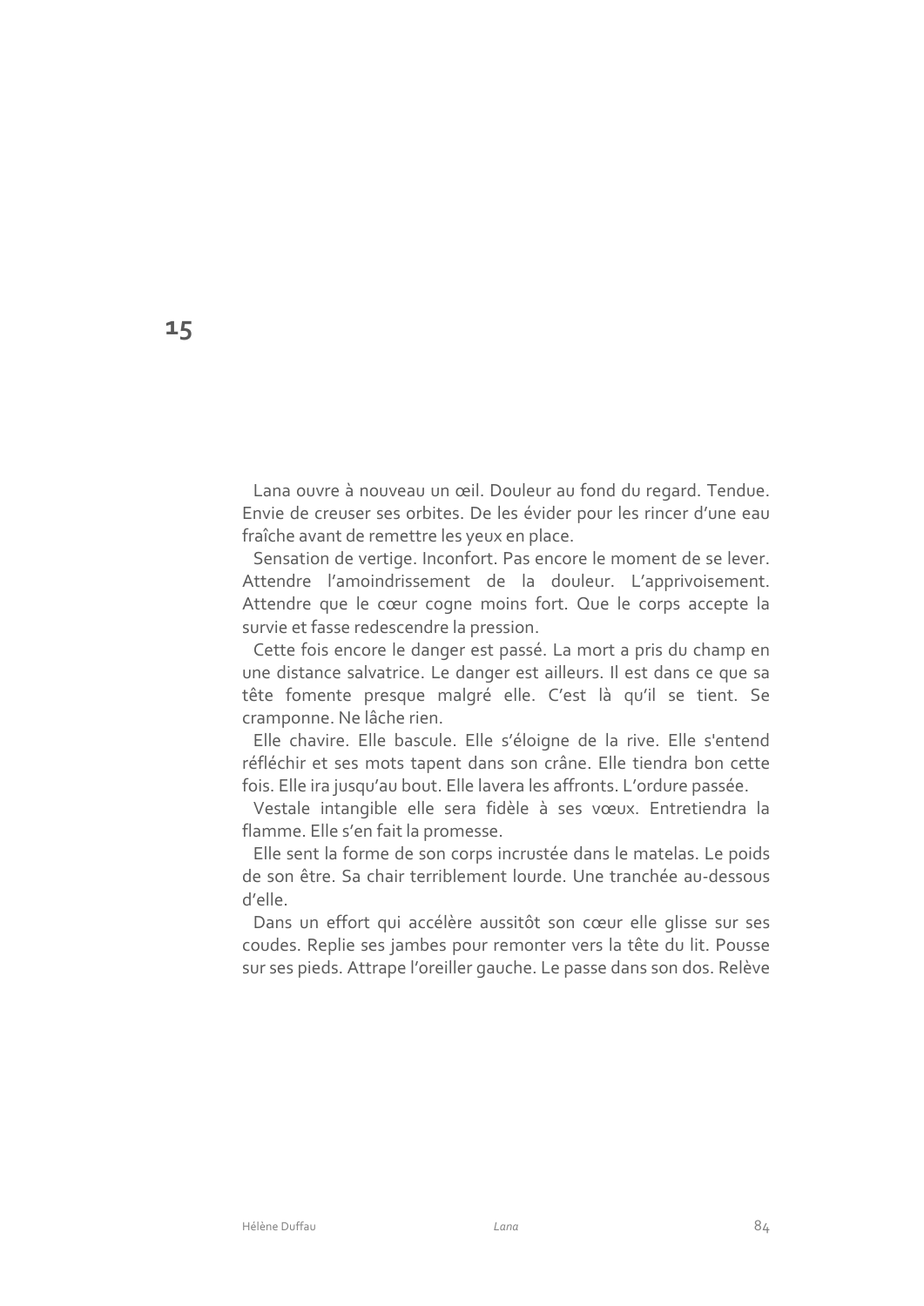# 15

Lana ouvre à nouveau un œil. Douleur au fond du regard. Tendue. Envie de creuser ses orbites. De les évider pour les rincer d'une eau fraîche avant de remettre les yeux en place.

Sensation de vertige. Inconfort. Pas encore le moment de se lever. Attendre l'amoindrissement de la douleur. L'apprivoisement. Attendre que le cœur cogne moins fort. Que le corps accepte la survie et fasse redescendre la pression.

Cette fois encore le danger est passé. La mort a pris du champ en une distance salvatrice. Le danger est ailleurs. Il est dans ce que sa tête fomente presque malgré elle. C'est là qu'il se tient. Se cramponne. Ne lâche rien.

Elle chavire. Elle bascule. Elle s'éloigne de la rive. Elle s'entend réfléchir et ses mots tapent dans son crâne. Elle tiendra bon cette fois. Elle ira jusqu'au bout. Elle lavera les affronts. L'ordure passée.

Vestale intangible elle sera fidèle à ses vœux. Entretiendra la flamme. Elle s'en fait la promesse.

Elle sent la forme de son corps incrustée dans le matelas. Le poids de son être. Sa chair terriblement lourde. Une tranchée au-dessous d'elle.

Dans un effort qui accélère aussitôt son cœur elle glisse sur ses coudes. Replie ses jambes pour remonter vers la tête du lit. Pousse sur ses pieds. Attrape l'oreiller gauche. Le passe dans son dos. Relève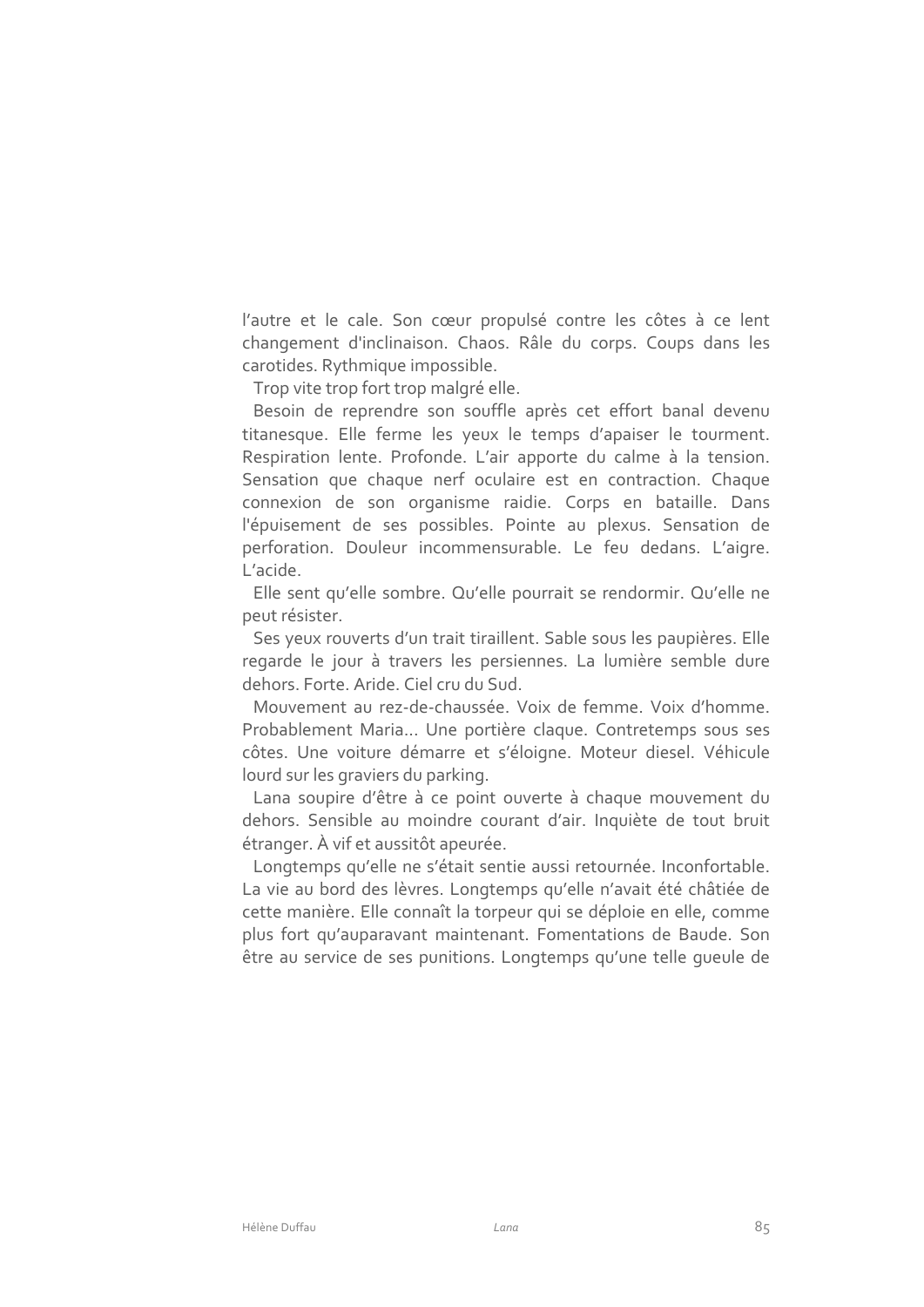l'autre et le cale. Son cœur propulsé contre les côtes à ce lent changement d'inclinaison. Chaos. Râle du corps. Coups dans les carotides. Rythmique impossible.

Trop vite trop fort trop malgré elle.

Besoin de reprendre son souffle après cet effort banal devenu titanesque. Elle ferme les yeux le temps d'apaiser le tourment. Respiration lente. Profonde. L'air apporte du calme à la tension. Sensation que chaque nerf oculaire est en contraction. Chaque connexion de son organisme raidie. Corps en bataille. Dans l'épuisement de ses possibles. Pointe au plexus. Sensation de perforation. Douleur incommensurable. Le feu dedans. L'aigre. L'acide.

Elle sent qu'elle sombre. Qu'elle pourrait se rendormir. Qu'elle ne peut résister.

Ses yeux rouverts d'un trait tiraillent. Sable sous les paupières. Elle regarde le jour à travers les persiennes. La lumière semble dure dehors. Forte. Aride. Ciel cru du Sud.

Mouvement au rez-de-chaussée. Voix de femme. Voix d'homme. Probablement Maria… Une portière claque. Contretemps sous ses côtes. Une voiture démarre et s'éloigne. Moteur diesel. Véhicule lourd sur les graviers du parking.

Lana soupire d'être à ce point ouverte à chaque mouvement du dehors. Sensible au moindre courant d'air. Inquiète de tout bruit étranger. À vif et aussitôt apeurée.

Longtemps qu'elle ne s'était sentie aussi retournée. Inconfortable. La vie au bord des lèvres. Longtemps qu'elle n'avait été châtiée de cette manière. Elle connaît la torpeur qui se déploie en elle, comme plus fort qu'auparavant maintenant. Fomentations de Baude. Son être au service de ses punitions. Longtemps qu'une telle gueule de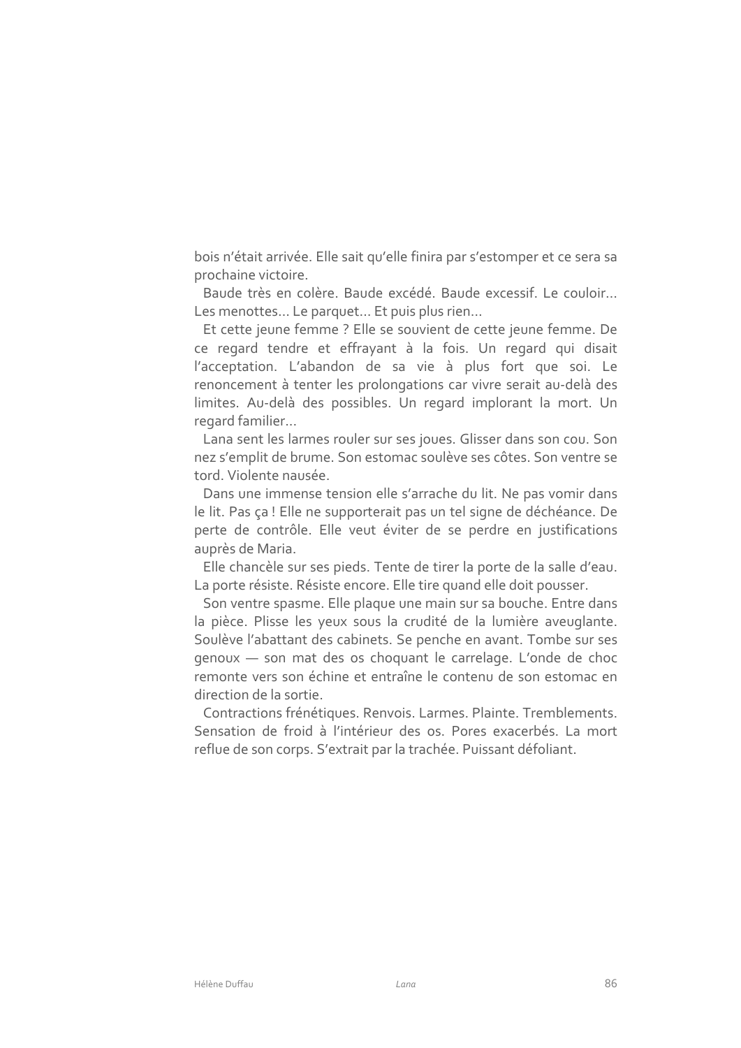bois n'était arrivée. Elle sait qu'elle finira par s'estomper et ce sera sa prochaine victoire.

Baude très en colère. Baude excédé. Baude excessif. Le couloir… Les menottes… Le parquet… Et puis plus rien…

Et cette jeune femme ? Elle se souvient de cette jeune femme. De ce regard tendre et effrayant à la fois. Un regard qui disait l'acceptation. L'abandon de sa vie à plus fort que soi. Le renoncement à tenter les prolongations car vivre serait au-delà des limites. Au-delà des possibles. Un regard implorant la mort. Un regard familier…

Lana sent les larmes rouler sur ses joues. Glisser dans son cou. Son nez s'emplit de brume. Son estomac soulève ses côtes. Son ventre se tord. Violente nausée.

Dans une immense tension elle s'arrache du lit. Ne pas vomir dans le lit. Pas ça ! Elle ne supporterait pas un tel signe de déchéance. De perte de contrôle. Elle veut éviter de se perdre en justifications auprès de Maria.

Elle chancèle sur ses pieds. Tente de tirer la porte de la salle d'eau. La porte résiste. Résiste encore. Elle tire quand elle doit pousser.

Son ventre spasme. Elle plaque une main sur sa bouche. Entre dans la pièce. Plisse les yeux sous la crudité de la lumière aveuglante. Soulève l'abattant des cabinets. Se penche en avant. Tombe sur ses genoux — son mat des os choquant le carrelage. L'onde de choc remonte vers son échine et entraîne le contenu de son estomac en direction de la sortie.

Contractions frénétiques. Renvois. Larmes. Plainte. Tremblements. Sensation de froid à l'intérieur des os. Pores exacerbés. La mort reflue de son corps. S'extrait par la trachée. Puissant défoliant.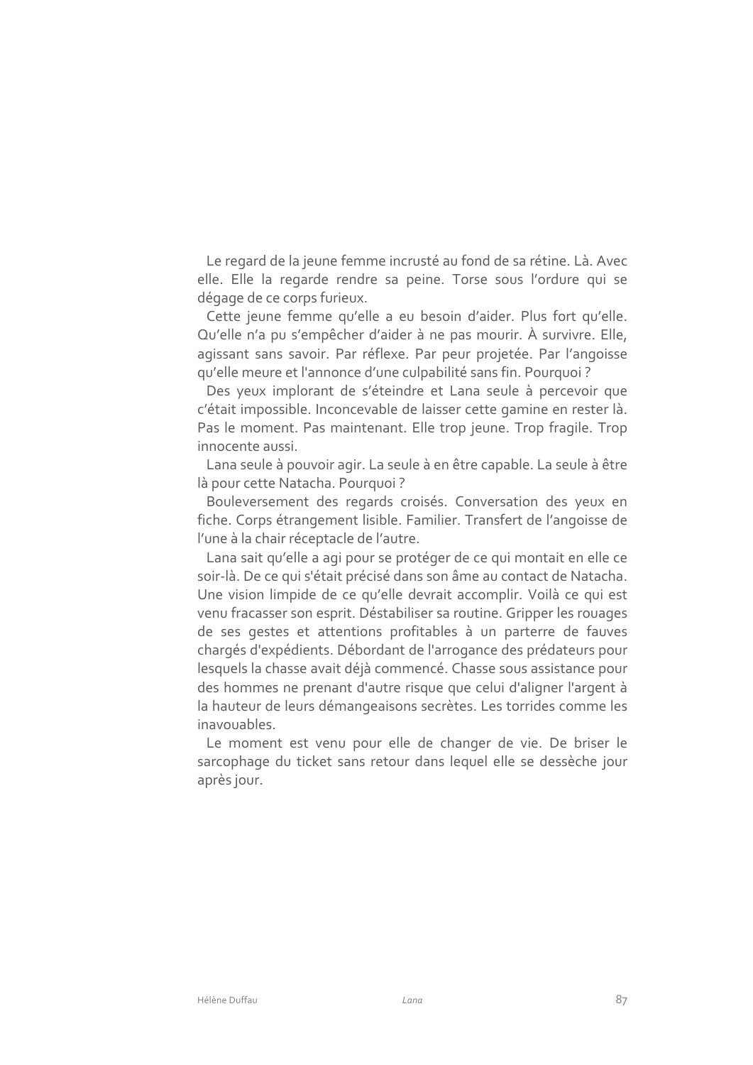Le regard de la jeune femme incrusté au fond de sa rétine. Là. Avec elle. Elle la regarde rendre sa peine. Torse sous l'ordure qui se dégage de ce corps furieux.

Cette jeune femme qu'elle a eu besoin d'aider. Plus fort qu'elle. Qu'elle n'a pu s'empêcher d'aider à ne pas mourir. À survivre. Elle, agissant sans savoir. Par réflexe. Par peur projetée. Par l'angoisse qu'elle meure et l'annonce d'une culpabilité sans fin. Pourquoi ?

Des yeux implorant de s'éteindre et Lana seule à percevoir que c'était impossible. Inconcevable de laisser cette gamine en rester là. Pas le moment. Pas maintenant. Elle trop jeune. Trop fragile. Trop innocente aussi.

Lana seule à pouvoir agir. La seule à en être capable. La seule à être là pour cette Natacha. Pourquoi ?

Bouleversement des regards croisés. Conversation des yeux en fiche. Corps étrangement lisible. Familier. Transfert de l'angoisse de l'une à la chair réceptacle de l'autre.

Lana sait qu'elle a agi pour se protéger de ce qui montait en elle ce soir-là. De ce qui s'était précisé dans son âme au contact de Natacha. Une vision limpide de ce qu'elle devrait accomplir. Voilà ce qui est venu fracasser son esprit. Déstabiliser sa routine. Gripper les rouages de ses gestes et attentions profitables à un parterre de fauves chargés d'expédients. Débordant de l'arrogance des prédateurs pour lesquels la chasse avait déjà commencé. Chasse sous assistance pour des hommes ne prenant d'autre risque que celui d'aligner l'argent à la hauteur de leurs démangeaisons secrètes. Les torrides comme les inavouables.

Le moment est venu pour elle de changer de vie. De briser le sarcophage du ticket sans retour dans lequel elle se dessèche jour après jour.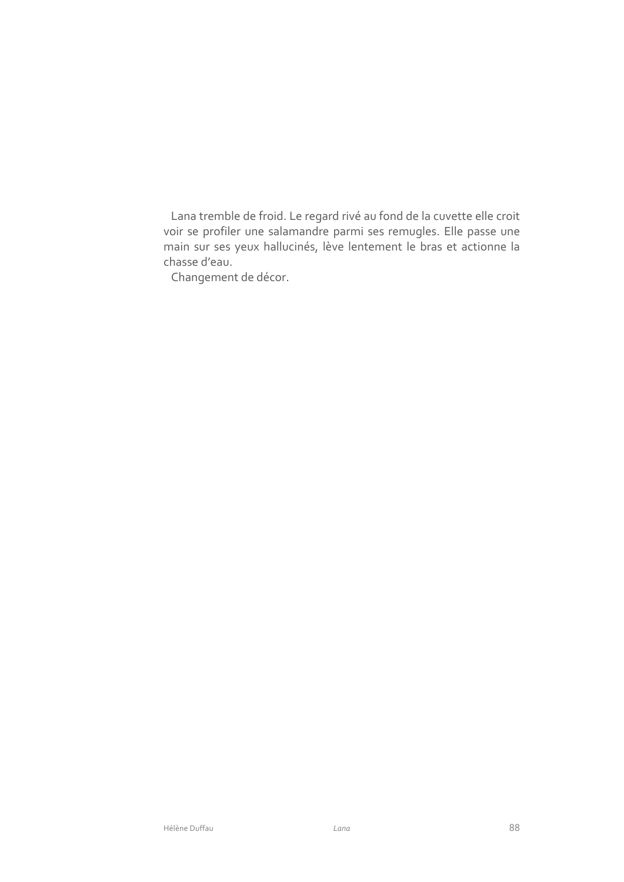Lana tremble de froid. Le regard rivé au fond de la cuvette elle croit voir se profiler une salamandre parmi ses remugles. Elle passe une main sur ses yeux hallucinés, lève lentement le bras et actionne la chasse d'eau.

Changement de décor.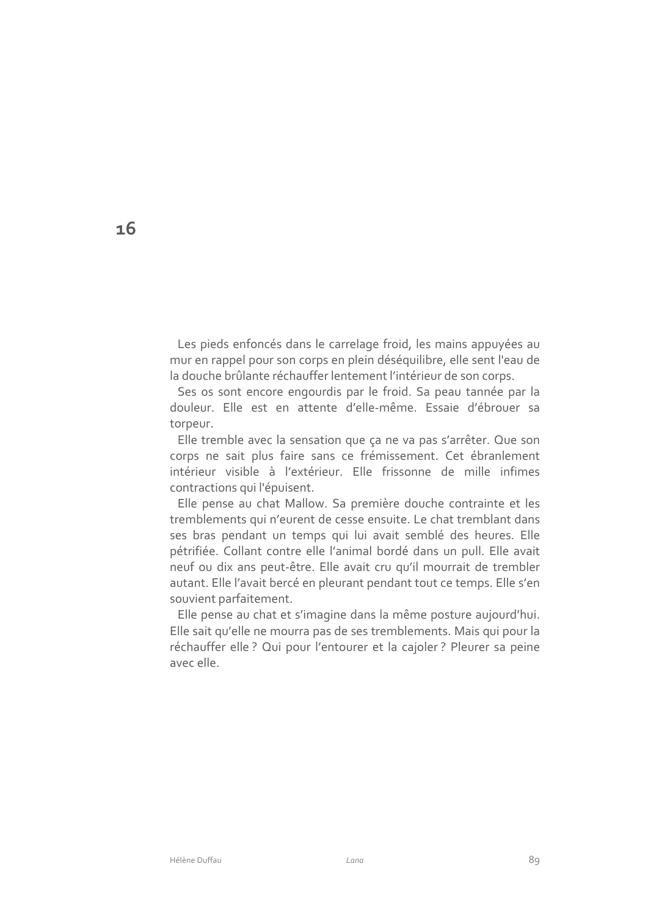# 16

Les pieds enfoncés dans le carrelage froid, les mains appuyées au mur en rappel pour son corps en plein déséquilibre, elle sent l'eau de la douche brûlante réchauffer lentement l'intérieur de son corps.

Ses os sont encore engourdis par le froid. Sa peau tannée par la douleur. Elle est en attente d'elle-même. Essaie d'ébrouer sa torpeur.

Elle tremble avec la sensation que ça ne va pas s'arrêter. Que son corps ne sait plus faire sans ce frémissement. Cet ébranlement intérieur visible à l'extérieur. Elle frissonne de mille infimes contractions qui l'épuisent.

Elle pense au chat Mallow. Sa première douche contrainte et les tremblements qui n'eurent de cesse ensuite. Le chat tremblant dans ses bras pendant un temps qui lui avait semblé des heures. Elle pétrifiée. Collant contre elle l'animal bordé dans un pull. Elle avait neuf ou dix ans peut-être. Elle avait cru qu'il mourrait de trembler autant. Elle l'avait bercé en pleurant pendant tout ce temps. Elle s'en souvient parfaitement.

Elle pense au chat et s'imagine dans la même posture aujourd'hui. Elle sait qu'elle ne mourra pas de ses tremblements. Mais qui pour la réchauffer elle ? Qui pour l'entourer et la cajoler ? Pleurer sa peine avec elle.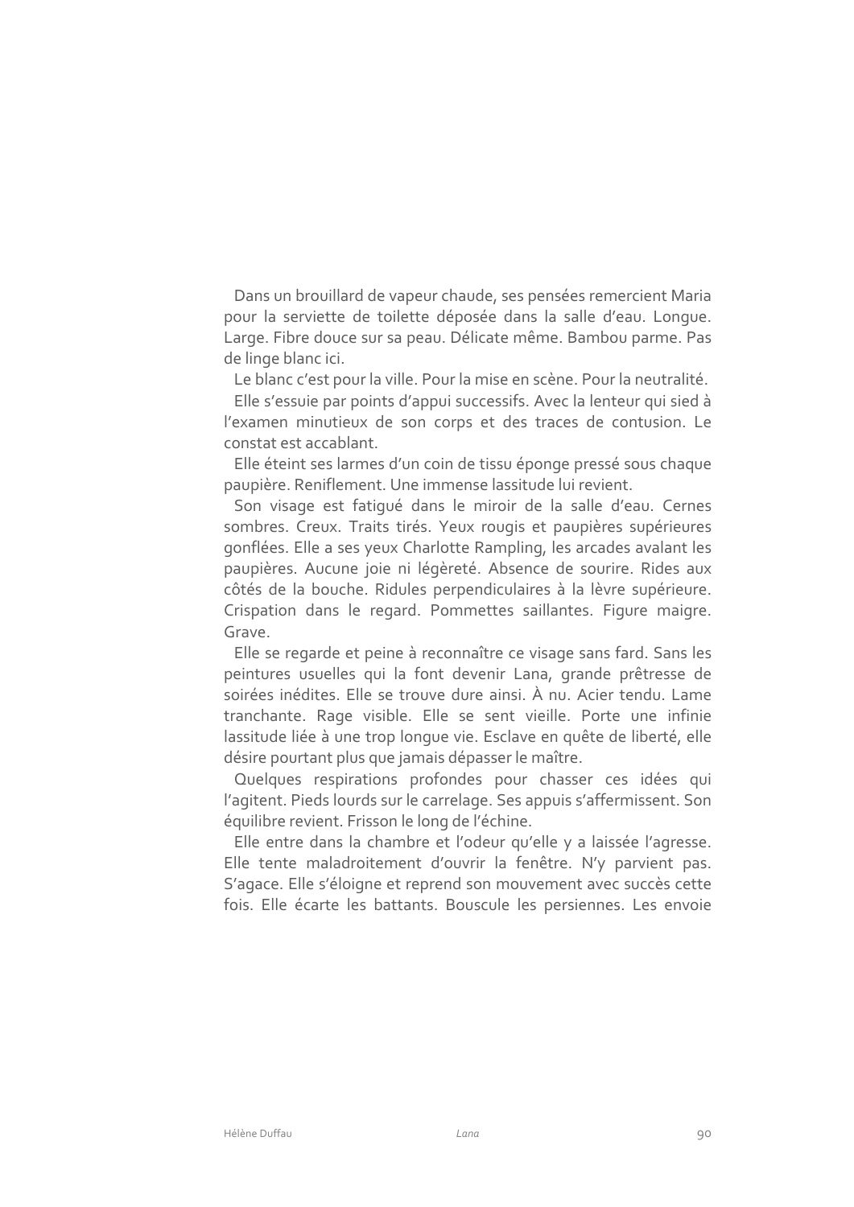Dans un brouillard de vapeur chaude, ses pensées remercient Maria pour la serviette de toilette déposée dans la salle d'eau. Longue. Large. Fibre douce sur sa peau. Délicate même. Bambou parme. Pas de linge blanc ici.

Le blanc c'est pour la ville. Pour la mise en scène. Pour la neutralité.

Elle s'essuie par points d'appui successifs. Avec la lenteur qui sied à l'examen minutieux de son corps et des traces de contusion. Le constat est accablant.

Elle éteint ses larmes d'un coin de tissu éponge pressé sous chaque paupière. Reniflement. Une immense lassitude lui revient.

Son visage est fatigué dans le miroir de la salle d'eau. Cernes sombres. Creux. Traits tirés. Yeux rougis et paupières supérieures gonflées. Elle a ses yeux Charlotte Rampling, les arcades avalant les paupières. Aucune joie ni légèreté. Absence de sourire. Rides aux côtés de la bouche. Ridules perpendiculaires à la lèvre supérieure. Crispation dans le regard. Pommettes saillantes. Figure maigre. Grave.

Elle se regarde et peine à reconnaître ce visage sans fard. Sans les peintures usuelles qui la font devenir Lana, grande prêtresse de soirées inédites. Elle se trouve dure ainsi. À nu. Acier tendu. Lame tranchante. Rage visible. Elle se sent vieille. Porte une infinie lassitude liée à une trop longue vie. Esclave en quête de liberté, elle désire pourtant plus que jamais dépasser le maître.

Quelques respirations profondes pour chasser ces idées qui l'agitent. Pieds lourds sur le carrelage. Ses appuis s'affermissent. Son équilibre revient. Frisson le long de l'échine.

Elle entre dans la chambre et l'odeur qu'elle y a laissée l'agresse. Elle tente maladroitement d'ouvrir la fenêtre. N'y parvient pas. S'agace. Elle s'éloigne et reprend son mouvement avec succès cette fois. Elle écarte les battants. Bouscule les persiennes. Les envoie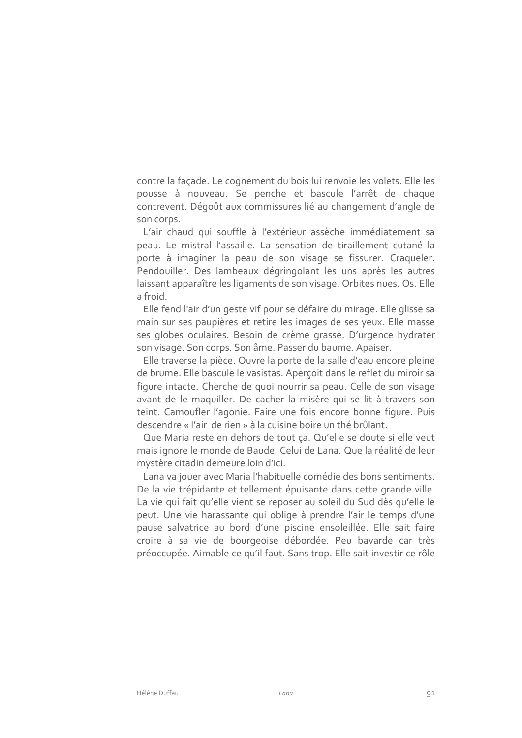contre la façade. Le cognement du bois lui renvoie les volets. Elle les pousse à nouveau. Se penche et bascule l'arrêt de chaque contrevent. Dégoût aux commissures lié au changement d'angle de son corps.

L'air chaud qui souffle à l'extérieur assèche immédiatement sa peau. Le mistral l'assaille. La sensation de tiraillement cutané la porte à imaginer la peau de son visage se fissurer. Craqueler. Pendouiller. Des lambeaux dégringolant les uns après les autres laissant apparaître les ligaments de son visage. Orbites nues. Os. Elle a froid.

Elle fend l'air d'un geste vif pour se défaire du mirage. Elle glisse sa main sur ses paupières et retire les images de ses yeux. Elle masse ses globes oculaires. Besoin de crème grasse. D'urgence hydrater son visage. Son corps. Son âme. Passer du baume. Apaiser.

Elle traverse la pièce. Ouvre la porte de la salle d'eau encore pleine de brume. Elle bascule le vasistas. Aperçoit dans le reflet du miroir sa figure intacte. Cherche de quoi nourrir sa peau. Celle de son visage avant de le maquiller. De cacher la misère qui se lit à travers son teint. Camoufler l'agonie. Faire une fois encore bonne figure. Puis descendre « l'air de rien » à la cuisine boire un thé brûlant.

Que Maria reste en dehors de tout ça. Qu'elle se doute si elle veut mais ignore le monde de Baude. Celui de Lana. Que la réalité de leur mystère citadin demeure loin d'ici.

Lana va jouer avec Maria l'habituelle comédie des bons sentiments. De la vie trépidante et tellement épuisante dans cette grande ville. La vie qui fait qu'elle vient se reposer au soleil du Sud dès qu'elle le peut. Une vie harassante qui oblige à prendre l'air le temps d'une pause salvatrice au bord d'une piscine ensoleillée. Elle sait faire croire à sa vie de bourgeoise débordée. Peu bavarde car très préoccupée. Aimable ce qu'il faut. Sans trop. Elle sait investir ce rôle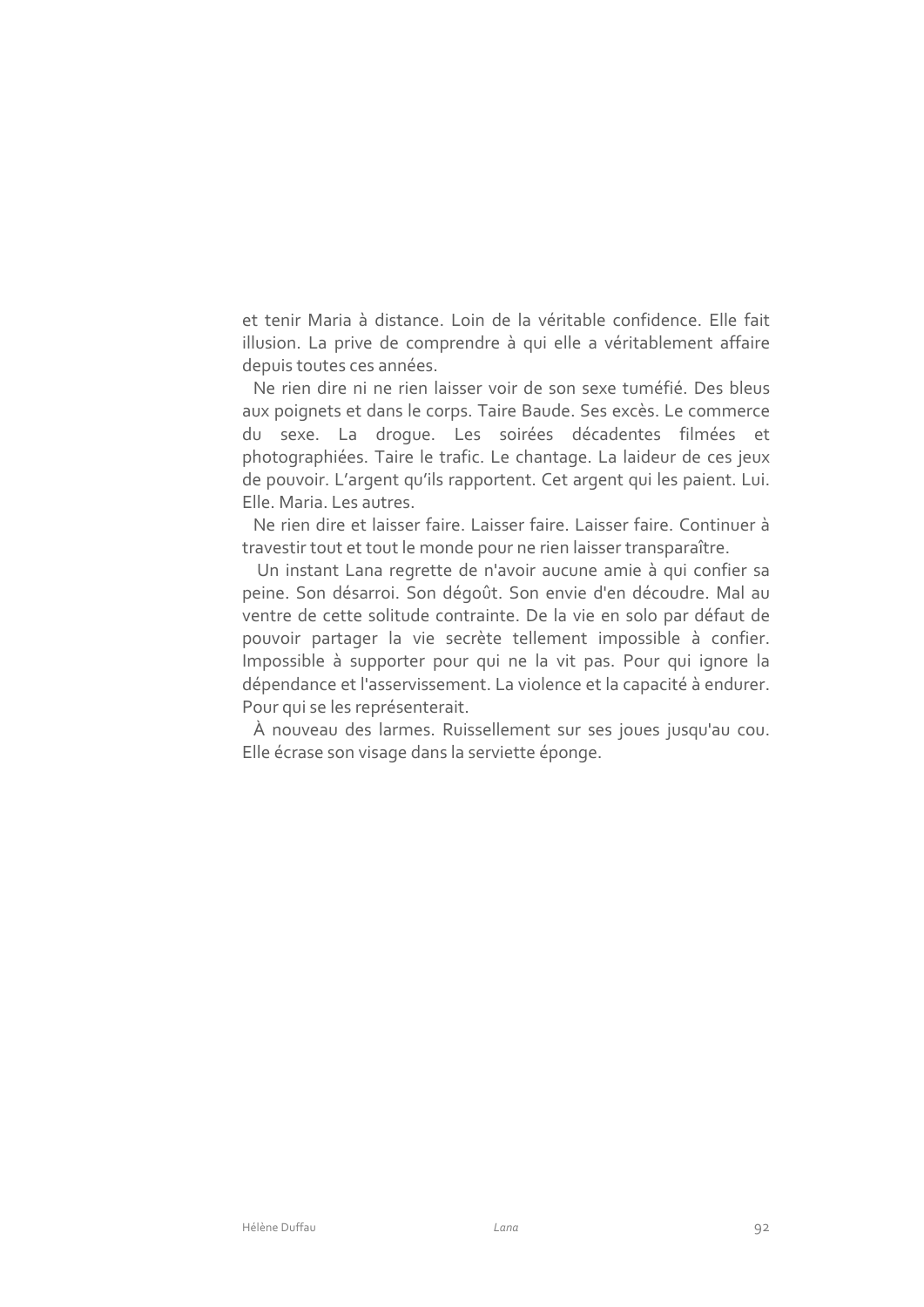et tenir Maria à distance. Loin de la véritable confidence. Elle fait illusion. La prive de comprendre à qui elle a véritablement affaire depuis toutes ces années.

Ne rien dire ni ne rien laisser voir de son sexe tuméfié. Des bleus aux poignets et dans le corps. Taire Baude. Ses excès. Le commerce du sexe. La drogue. Les soirées décadentes filmées et photographiées. Taire le trafic. Le chantage. La laideur de ces jeux de pouvoir. L'argent qu'ils rapportent. Cet argent qui les paient. Lui. Elle. Maria. Les autres.

Ne rien dire et laisser faire. Laisser faire. Laisser faire. Continuer à travestir tout et tout le monde pour ne rien laisser transparaître.

Un instant Lana regrette de n'avoir aucune amie à qui confier sa peine. Son désarroi. Son dégoût. Son envie d'en découdre. Mal au ventre de cette solitude contrainte. De la vie en solo par défaut de pouvoir partager la vie secrète tellement impossible à confier. Impossible à supporter pour qui ne la vit pas. Pour qui ignore la dépendance et l'asservissement. La violence et la capacité à endurer. Pour qui se les représenterait.

À nouveau des larmes. Ruissellement sur ses joues jusqu'au cou. Elle écrase son visage dans la serviette éponge.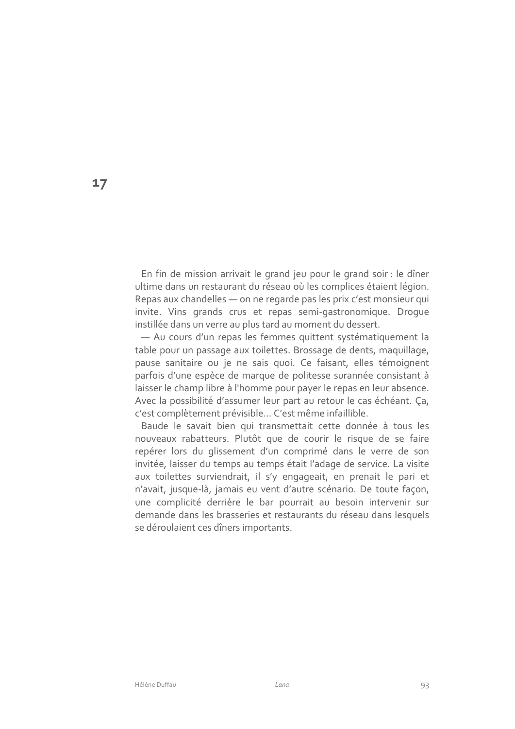## 17

En fin de mission arrivait le grand jeu pour le grand soir : le dîner ultime dans un restaurant du réseau où les complices étaient légion. Repas aux chandelles — on ne regarde pas les prix c'est monsieur qui invite. Vins grands crus et repas semi-gastronomique. Drogue instillée dans un verre au plus tard au moment du dessert.

— Au cours d'un repas les femmes quittent systématiquement la table pour un passage aux toilettes. Brossage de dents, maquillage, pause sanitaire ou je ne sais quoi. Ce faisant, elles témoignent parfois d'une espèce de marque de politesse surannée consistant à laisser le champ libre à l'homme pour payer le repas en leur absence. Avec la possibilité d'assumer leur part au retour le cas échéant. Ça, c'est complètement prévisible… C'est même infaillible.

Baude le savait bien qui transmettait cette donnée à tous les nouveaux rabatteurs. Plutôt que de courir le risque de se faire repérer lors du glissement d'un comprimé dans le verre de son invitée, laisser du temps au temps était l'adage de service. La visite aux toilettes surviendrait, il s'y engageait, en prenait le pari et n'avait, jusque-là, jamais eu vent d'autre scénario. De toute façon, une complicité derrière le bar pourrait au besoin intervenir sur demande dans les brasseries et restaurants du réseau dans lesquels se déroulaient ces dîners importants.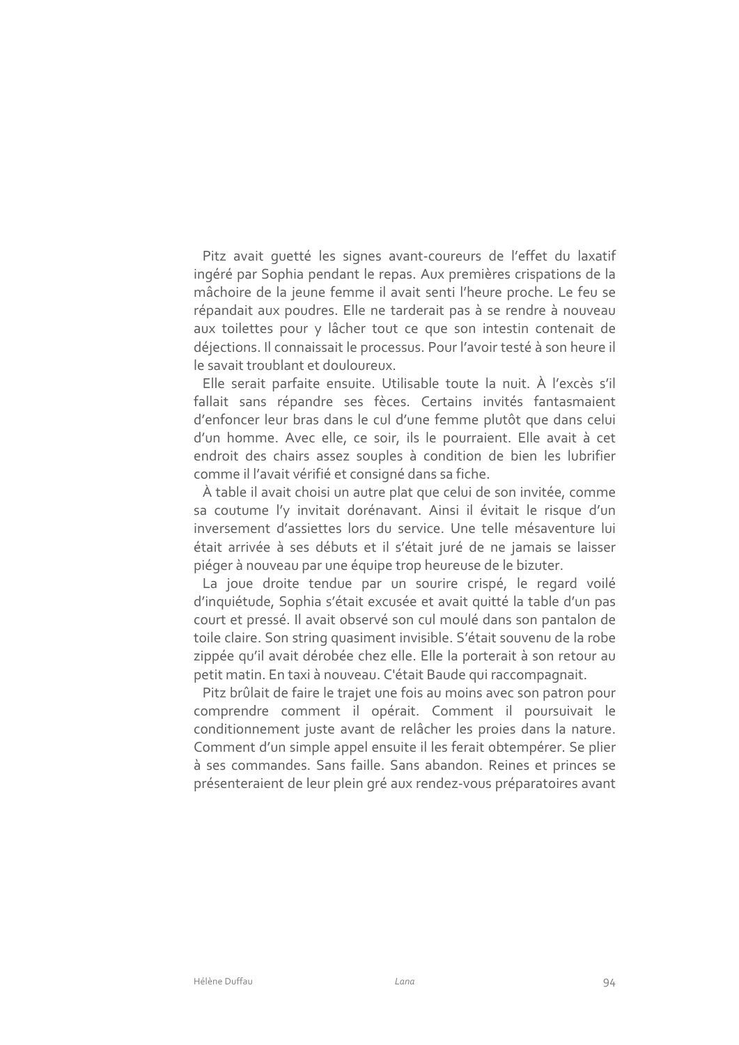Pitz avait guetté les signes avant-coureurs de l'effet du laxatif ingéré par Sophia pendant le repas. Aux premières crispations de la mâchoire de la jeune femme il avait senti l'heure proche. Le feu se répandait aux poudres. Elle ne tarderait pas à se rendre à nouveau aux toilettes pour y lâcher tout ce que son intestin contenait de déjections. Il connaissait le processus. Pour l'avoir testé à son heure il le savait troublant et douloureux.

Elle serait parfaite ensuite. Utilisable toute la nuit. À l'excès s'il fallait sans répandre ses fèces. Certains invités fantasmaient d'enfoncer leur bras dans le cul d'une femme plutôt que dans celui d'un homme. Avec elle, ce soir, ils le pourraient. Elle avait à cet endroit des chairs assez souples à condition de bien les lubrifier comme il l'avait vérifié et consigné dans sa fiche.

À table il avait choisi un autre plat que celui de son invitée, comme sa coutume l'y invitait dorénavant. Ainsi il évitait le risque d'un inversement d'assiettes lors du service. Une telle mésaventure lui était arrivée à ses débuts et il s'était juré de ne jamais se laisser piéger à nouveau par une équipe trop heureuse de le bizuter.

La joue droite tendue par un sourire crispé, le regard voilé d'inquiétude, Sophia s'était excusée et avait quitté la table d'un pas court et pressé. Il avait observé son cul moulé dans son pantalon de toile claire. Son string quasiment invisible. S'était souvenu de la robe zippée qu'il avait dérobée chez elle. Elle la porterait à son retour au petit matin. En taxi à nouveau. C'était Baude qui raccompagnait.

Pitz brûlait de faire le trajet une fois au moins avec son patron pour comprendre comment il opérait. Comment il poursuivait le conditionnement juste avant de relâcher les proies dans la nature. Comment d'un simple appel ensuite il les ferait obtempérer. Se plier à ses commandes. Sans faille. Sans abandon. Reines et princes se présenteraient de leur plein gré aux rendez-vous préparatoires avant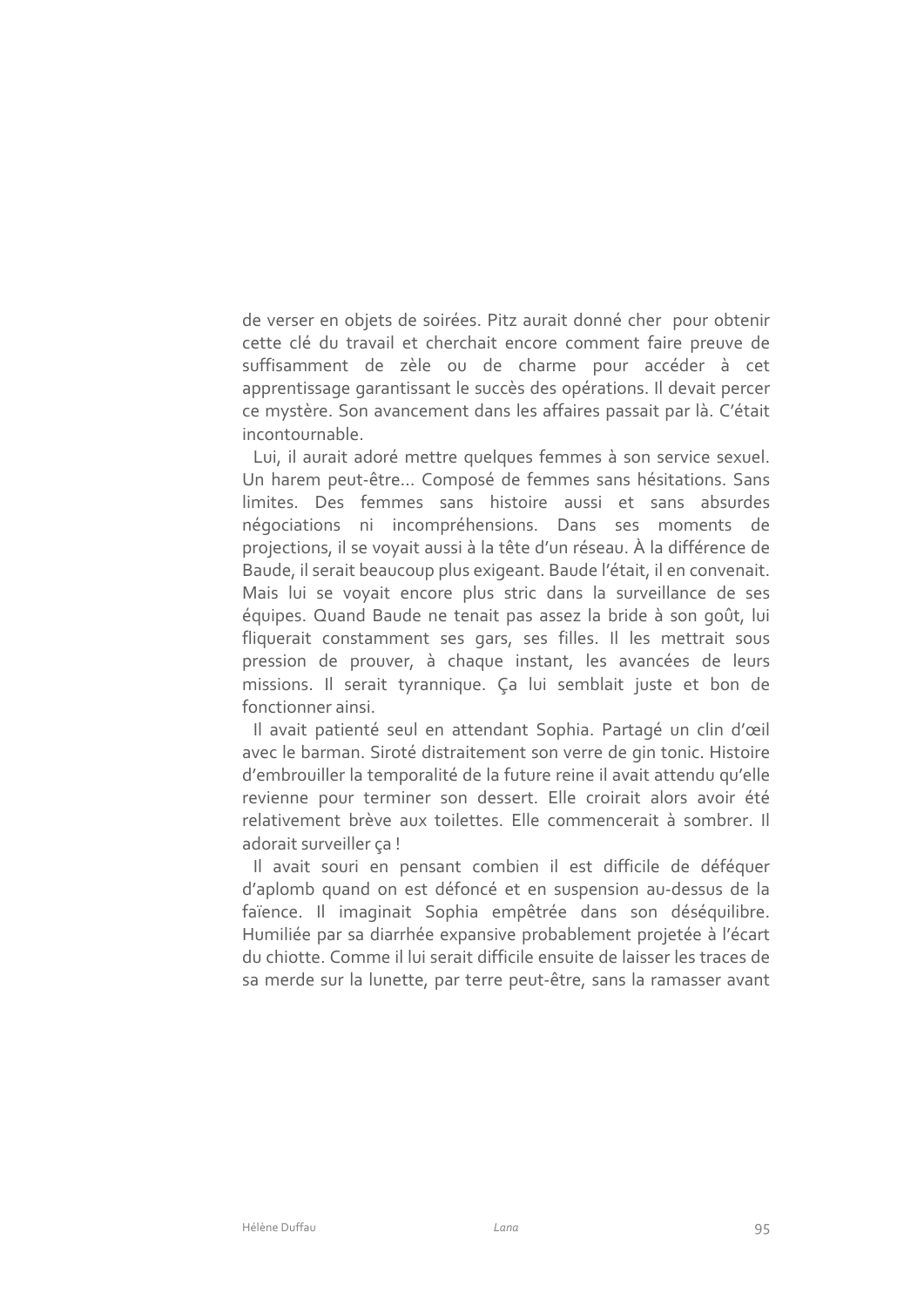de verser en objets de soirées. Pitz aurait donné cher pour obtenir cette clé du travail et cherchait encore comment faire preuve de suffisamment de zèle ou de charme pour accéder à cet apprentissage garantissant le succès des opérations. Il devait percer ce mystère. Son avancement dans les affaires passait par là. C'était incontournable.

Lui, il aurait adoré mettre quelques femmes à son service sexuel. Un harem peut-être… Composé de femmes sans hésitations. Sans limites. Des femmes sans histoire aussi et sans absurdes négociations ni incompréhensions. Dans ses moments de projections, il se voyait aussi à la tête d'un réseau. À la différence de Baude, il serait beaucoup plus exigeant. Baude l'était, il en convenait. Mais lui se voyait encore plus stric dans la surveillance de ses équipes. Quand Baude ne tenait pas assez la bride à son goût, lui fliquerait constamment ses gars, ses filles. Il les mettrait sous pression de prouver, à chaque instant, les avancées de leurs missions. Il serait tyrannique. Ça lui semblait juste et bon de fonctionner ainsi.

Il avait patienté seul en attendant Sophia. Partagé un clin d'œil avec le barman. Siroté distraitement son verre de gin tonic. Histoire d'embrouiller la temporalité de la future reine il avait attendu qu'elle revienne pour terminer son dessert. Elle croirait alors avoir été relativement brève aux toilettes. Elle commencerait à sombrer. Il adorait surveiller ça !

Il avait souri en pensant combien il est difficile de déféquer d'aplomb quand on est défoncé et en suspension au-dessus de la faïence. Il imaginait Sophia empêtrée dans son déséquilibre. Humiliée par sa diarrhée expansive probablement projetée à l'écart du chiotte. Comme il lui serait difficile ensuite de laisser les traces de sa merde sur la lunette, par terre peut-être, sans la ramasser avant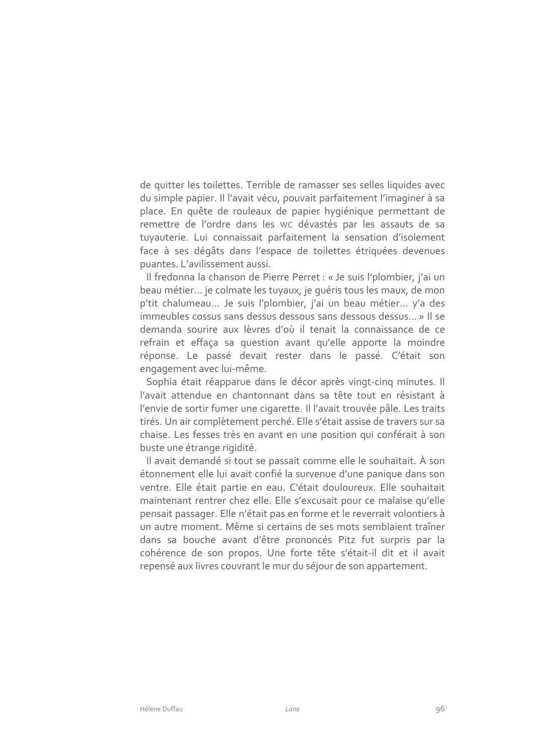de quitter les toilettes. Terrible de ramasser ses selles liquides avec du simple papier. Il l'avait vécu, pouvait parfaitement l'imaginer à sa place. En quête de rouleaux de papier hygiénique permettant de remettre de l'ordre dans les WC dévastés par les assauts de sa tuyauterie. Lui connaissait parfaitement la sensation d'isolement face à ses dégâts dans l'espace de toilettes étriquées devenues puantes. L'avilissement aussi.

Il fredonna la chanson de Pierre Perret : « Je suis l'plombier, j'ai un beau métier… je colmate les tuyaux, je guéris tous les maux, de mon p'tit chalumeau… Je suis l'plombier, j'ai un beau métier… y'a des immeubles cossus sans dessus dessous sans dessous dessus… » Il se demanda sourire aux lèvres d'où il tenait la connaissance de ce refrain et effaça sa question avant qu'elle apporte la moindre réponse. Le passé devait rester dans le passé. C'était son engagement avec lui-même.

Sophia était réapparue dans le décor après vingt-cinq minutes. Il l'avait attendue en chantonnant dans sa tête tout en résistant à l'envie de sortir fumer une cigarette. Il l'avait trouvée pâle. Les traits tirés. Un air complètement perché. Elle s'était assise de travers sur sa chaise. Les fesses très en avant en une position qui conférait à son buste une étrange rigidité.

Il avait demandé si tout se passait comme elle le souhaitait. À son étonnement elle lui avait confié la survenue d'une panique dans son ventre. Elle était partie en eau. C'était douloureux. Elle souhaitait maintenant rentrer chez elle. Elle s'excusait pour ce malaise qu'elle pensait passager. Elle n'était pas en forme et le reverrait volontiers à un autre moment. Même si certains de ses mots semblaient traîner dans sa bouche avant d'être prononcés Pitz fut surpris par la cohérence de son propos. Une forte tête s'était-il dit et il avait repensé aux livres couvrant le mur du séjour de son appartement.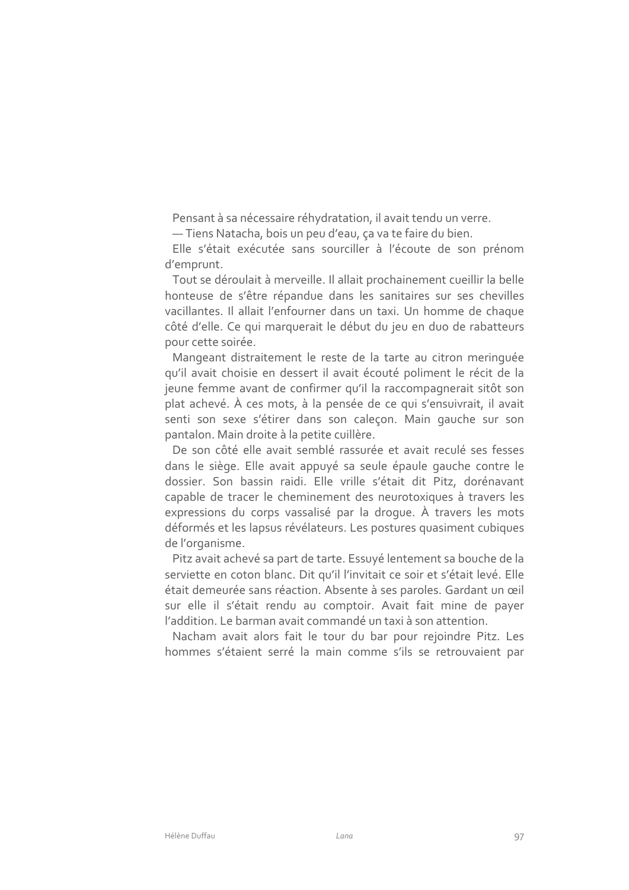Pensant à sa nécessaire réhydratation, il avait tendu un verre.

— Tiens Natacha, bois un peu d'eau, ça va te faire du bien.

Elle s'était exécutée sans sourciller à l'écoute de son prénom d'emprunt.

Tout se déroulait à merveille. Il allait prochainement cueillir la belle honteuse de s'être répandue dans les sanitaires sur ses chevilles vacillantes. Il allait l'enfourner dans un taxi. Un homme de chaque côté d'elle. Ce qui marquerait le début du jeu en duo de rabatteurs pour cette soirée.

Mangeant distraitement le reste de la tarte au citron meringuée qu'il avait choisie en dessert il avait écouté poliment le récit de la jeune femme avant de confirmer qu'il la raccompagnerait sitôt son plat achevé. À ces mots, à la pensée de ce qui s'ensuivrait, il avait senti son sexe s'étirer dans son caleçon. Main gauche sur son pantalon. Main droite à la petite cuillère.

De son côté elle avait semblé rassurée et avait reculé ses fesses dans le siège. Elle avait appuyé sa seule épaule gauche contre le dossier. Son bassin raidi. Elle vrille s'était dit Pitz, dorénavant capable de tracer le cheminement des neurotoxiques à travers les expressions du corps vassalisé par la drogue. À travers les mots déformés et les lapsus révélateurs. Les postures quasiment cubiques de l'organisme.

Pitz avait achevé sa part de tarte. Essuyé lentement sa bouche de la serviette en coton blanc. Dit qu'il l'invitait ce soir et s'était levé. Elle était demeurée sans réaction. Absente à ses paroles. Gardant un œil sur elle il s'était rendu au comptoir. Avait fait mine de payer l'addition. Le barman avait commandé un taxi à son attention.

Nacham avait alors fait le tour du bar pour rejoindre Pitz. Les hommes s'étaient serré la main comme s'ils se retrouvaient par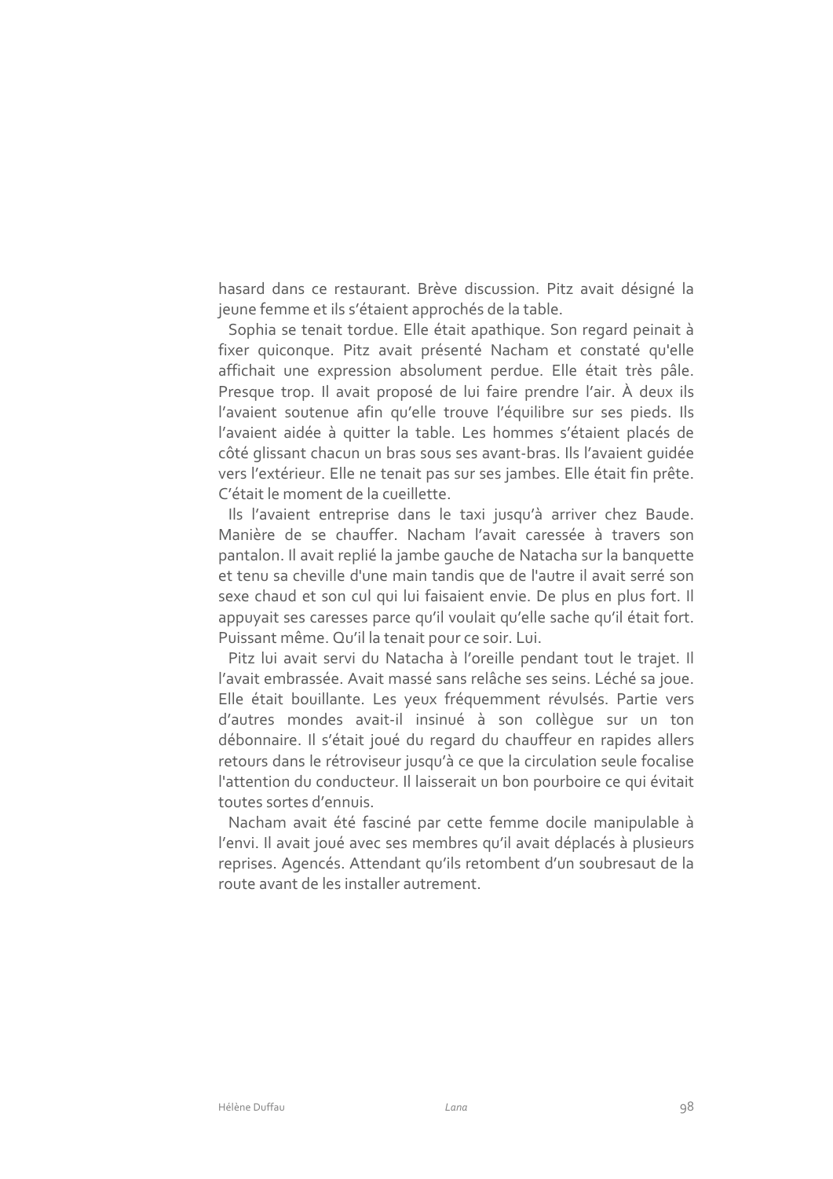hasard dans ce restaurant. Brève discussion. Pitz avait désigné la jeune femme et ils s'étaient approchés de la table.

Sophia se tenait tordue. Elle était apathique. Son regard peinait à fixer quiconque. Pitz avait présenté Nacham et constaté qu'elle affichait une expression absolument perdue. Elle était très pâle. Presque trop. Il avait proposé de lui faire prendre l'air. À deux ils l'avaient soutenue afin qu'elle trouve l'équilibre sur ses pieds. Ils l'avaient aidée à quitter la table. Les hommes s'étaient placés de côté glissant chacun un bras sous ses avant-bras. Ils l'avaient guidée vers l'extérieur. Elle ne tenait pas sur ses jambes. Elle était fin prête. C'était le moment de la cueillette.

Ils l'avaient entreprise dans le taxi jusqu'à arriver chez Baude. Manière de se chauffer. Nacham l'avait caressée à travers son pantalon. Il avait replié la jambe gauche de Natacha sur la banquette et tenu sa cheville d'une main tandis que de l'autre il avait serré son sexe chaud et son cul qui lui faisaient envie. De plus en plus fort. Il appuyait ses caresses parce qu'il voulait qu'elle sache qu'il était fort. Puissant même. Qu'il la tenait pour ce soir. Lui.

Pitz lui avait servi du Natacha à l'oreille pendant tout le trajet. Il l'avait embrassée. Avait massé sans relâche ses seins. Léché sa joue. Elle était bouillante. Les yeux fréquemment révulsés. Partie vers d'autres mondes avait-il insinué à son collègue sur un ton débonnaire. Il s'était joué du regard du chauffeur en rapides allers retours dans le rétroviseur jusqu'à ce que la circulation seule focalise l'attention du conducteur. Il laisserait un bon pourboire ce qui évitait toutes sortes d'ennuis.

Nacham avait été fasciné par cette femme docile manipulable à l'envi. Il avait joué avec ses membres qu'il avait déplacés à plusieurs reprises. Agencés. Attendant qu'ils retombent d'un soubresaut de la route avant de les installer autrement.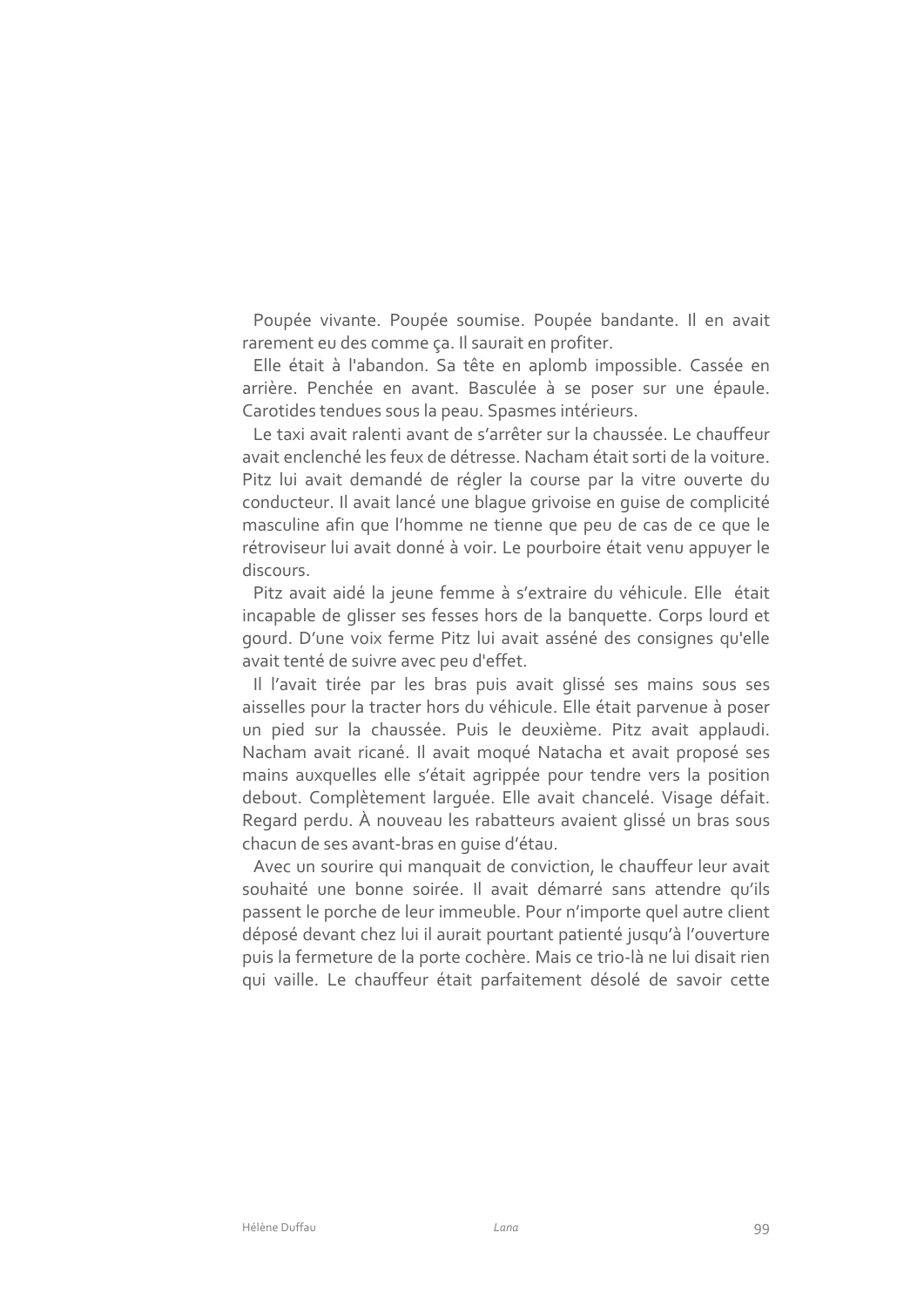Poupée vivante. Poupée soumise. Poupée bandante. Il en avait rarement eu des comme ça. Il saurait en profiter.

Elle était à l'abandon. Sa tête en aplomb impossible. Cassée en arrière. Penchée en avant. Basculée à se poser sur une épaule. Carotides tendues sous la peau. Spasmes intérieurs.

Le taxi avait ralenti avant de s'arrêter sur la chaussée. Le chauffeur avait enclenché les feux de détresse. Nacham était sorti de la voiture. Pitz lui avait demandé de régler la course par la vitre ouverte du conducteur. Il avait lancé une blague grivoise en guise de complicité masculine afin que l'homme ne tienne que peu de cas de ce que le rétroviseur lui avait donné à voir. Le pourboire était venu appuyer le discours.

Pitz avait aidé la jeune femme à s'extraire du véhicule. Elle était incapable de glisser ses fesses hors de la banquette. Corps lourd et gourd. D'une voix ferme Pitz lui avait asséné des consignes qu'elle avait tenté de suivre avec peu d'effet.

Il l'avait tirée par les bras puis avait glissé ses mains sous ses aisselles pour la tracter hors du véhicule. Elle était parvenue à poser un pied sur la chaussée. Puis le deuxième. Pitz avait applaudi. Nacham avait ricané. Il avait moqué Natacha et avait proposé ses mains auxquelles elle s'était agrippée pour tendre vers la position debout. Complètement larguée. Elle avait chancelé. Visage défait. Regard perdu. À nouveau les rabatteurs avaient glissé un bras sous chacun de ses avant-bras en guise d'étau.

Avec un sourire qui manquait de conviction, le chauffeur leur avait souhaité une bonne soirée. Il avait démarré sans attendre qu'ils passent le porche de leur immeuble. Pour n'importe quel autre client déposé devant chez lui il aurait pourtant patienté jusqu'à l'ouverture puis la fermeture de la porte cochère. Mais ce trio-là ne lui disait rien qui vaille. Le chauffeur était parfaitement désolé de savoir cette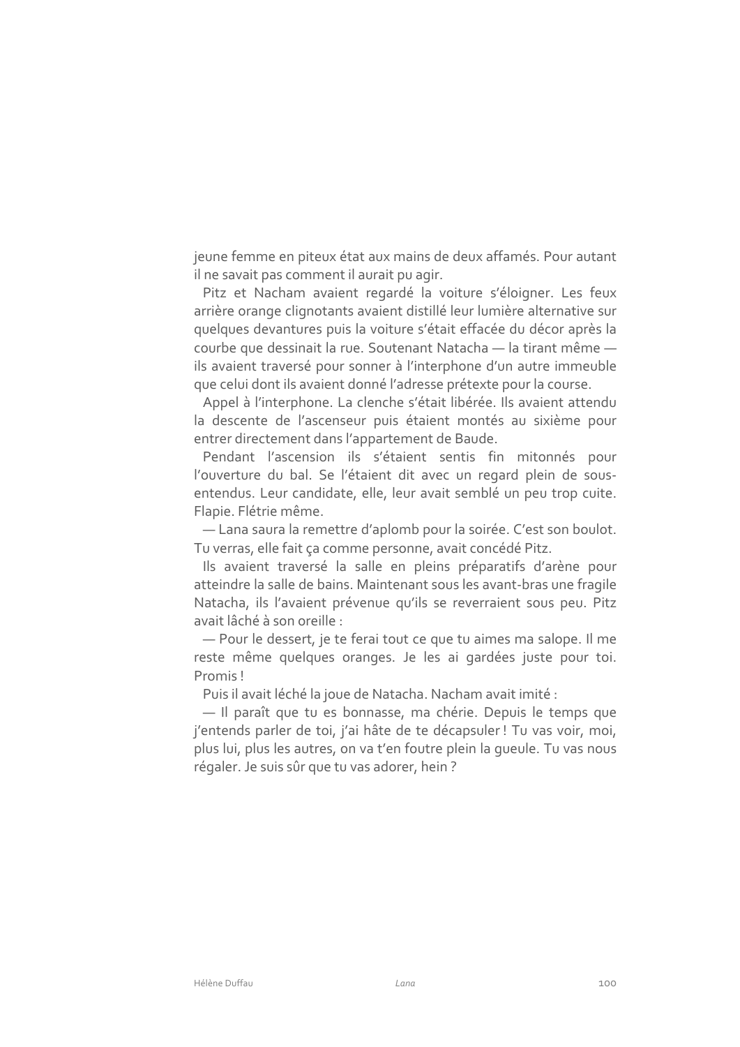jeune femme en piteux état aux mains de deux affamés. Pour autant il ne savait pas comment il aurait pu agir.

Pitz et Nacham avaient regardé la voiture s'éloigner. Les feux arrière orange clignotants avaient distillé leur lumière alternative sur quelques devantures puis la voiture s'était effacée du décor après la courbe que dessinait la rue. Soutenant Natacha — la tirant même — ils avaient traversé pour sonner à l'interphone d'un autre immeuble que celui dont ils avaient donné l'adresse prétexte pour la course.

Appel à l'interphone. La clenche s'était libérée. Ils avaient attendu la descente de l'ascenseur puis étaient montés au sixième pour entrer directement dans l'appartement de Baude.

Pendant l'ascension ils s'étaient sentis fin mitonnés pour l'ouverture du bal. Se l'étaient dit avec un regard plein de sous-entendus. Leur candidate, elle, leur avait semblé un peu trop cuite. Flapie. Flétrie même.

— Lana saura la remettre d'aplomb pour la soirée. C'est son boulot. Tu verras, elle fait ça comme personne, avait concédé Pitz.

Ils avaient traversé la salle en pleins préparatifs d'arène pour atteindre la salle de bains. Maintenant sous les avant-bras une fragile Natacha, ils l'avaient prévenue qu'ils se reverraient sous peu. Pitz avait lâché à son oreille :

— Pour le dessert, je te ferai tout ce que tu aimes ma salope. Il me reste même quelques oranges. Je les ai gardées juste pour toi. Promis !

Puis il avait léché la joue de Natacha. Nacham avait imité :

— Il paraît que tu es bonnasse, ma chérie. Depuis le temps que j'entends parler de toi, j'ai hâte de te décapsuler ! Tu vas voir, moi, plus lui, plus les autres, on va t'en foutre plein la gueule. Tu vas nous régaler. Je suis sûr que tu vas adorer, hein ?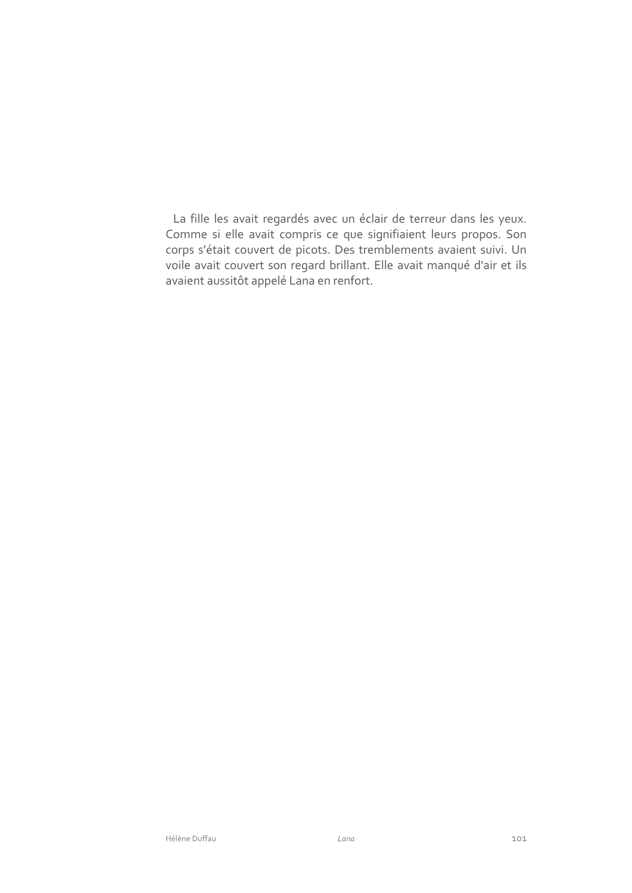La fille les avait regardés avec un éclair de terreur dans les yeux. Comme si elle avait compris ce que signifiaient leurs propos. Son corps s'était couvert de picots. Des tremblements avaient suivi. Un voile avait couvert son regard brillant. Elle avait manqué d'air et ils avaient aussitôt appelé Lana en renfort.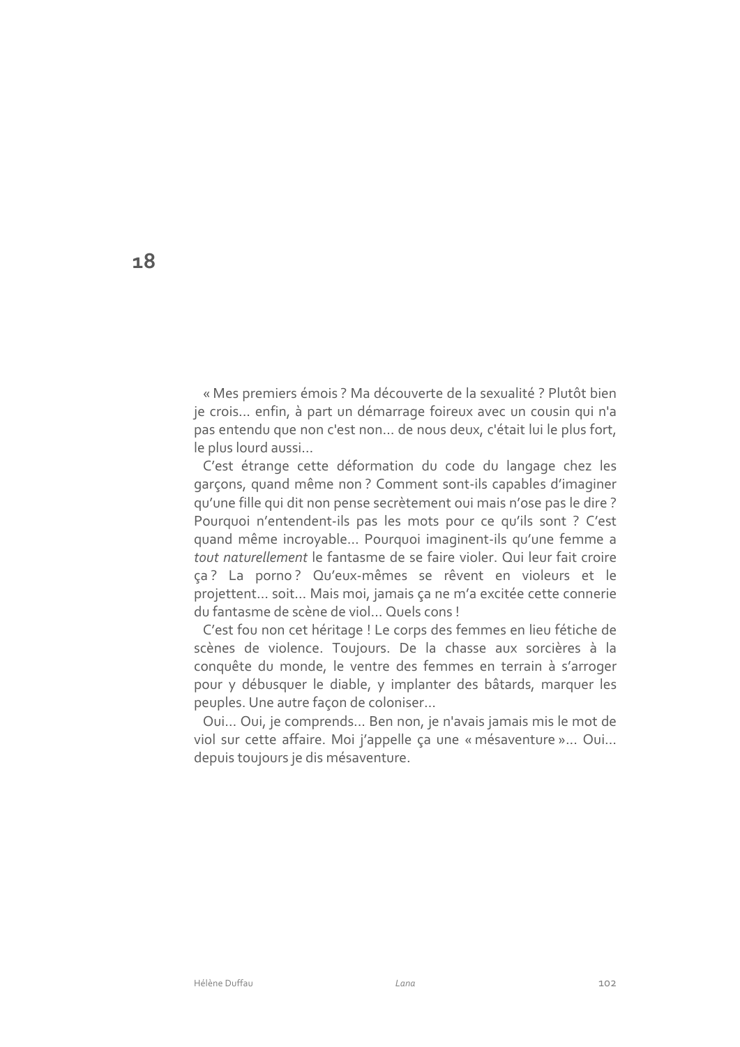# 18

« Mes premiers émois ? Ma découverte de la sexualité ? Plutôt bien je crois… enfin, à part un démarrage foireux avec un cousin qui n'a pas entendu que non c'est non… de nous deux, c'était lui le plus fort, le plus lourd aussi…

C'est étrange cette déformation du code du langage chez les garçons, quand même non ? Comment sont-ils capables d'imaginer qu'une fille qui dit non pense secrètement oui mais n'ose pas le dire ? Pourquoi n'entendent-ils pas les mots pour ce qu'ils sont ? C'est quand même incroyable… Pourquoi imaginent-ils qu'une femme a *tout naturellement* le fantasme de se faire violer. Qui leur fait croire ça ? La porno ? Qu'eux-mêmes se rêvent en violeurs et le projettent… soit… Mais moi, jamais ça ne m'a excitée cette connerie du fantasme de scène de viol… Quels cons !

C'est fou non cet héritage ! Le corps des femmes en lieu fétiche de scènes de violence. Toujours. De la chasse aux sorcières à la conquête du monde, le ventre des femmes en terrain à s'arroger pour y débusquer le diable, y implanter des bâtards, marquer les peuples. Une autre façon de coloniser…

Oui… Oui, je comprends… Ben non, je n'avais jamais mis le mot de viol sur cette affaire. Moi j'appelle ça une « mésaventure »… Oui… depuis toujours je dis mésaventure.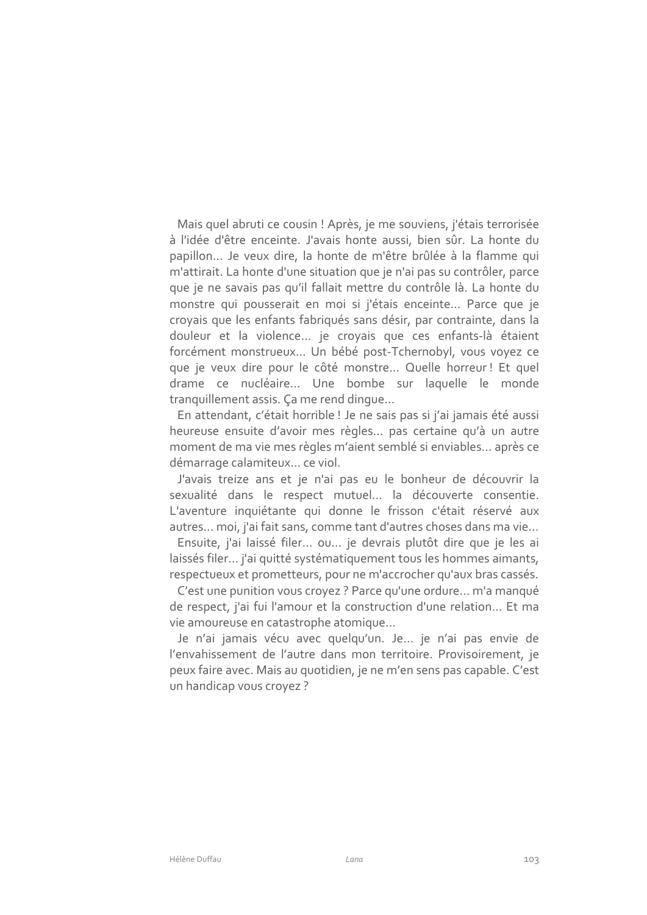Mais quel abruti ce cousin ! Après, je me souviens, j'étais terrorisée à l'idée d'être enceinte. J'avais honte aussi, bien sûr. La honte du papillon… Je veux dire, la honte de m'être brûlée à la flamme qui m'attirait. La honte d'une situation que je n'ai pas su contrôler, parce que je ne savais pas qu'il fallait mettre du contrôle là. La honte du monstre qui pousserait en moi si j'étais enceinte… Parce que je croyais que les enfants fabriqués sans désir, par contrainte, dans la douleur et la violence… je croyais que ces enfants-là étaient forcément monstrueux… Un bébé post-Tchernobyl, vous voyez ce que je veux dire pour le côté monstre… Quelle horreur ! Et quel drame ce nucléaire… Une bombe sur laquelle le monde tranquillement assis. Ça me rend dingue…

En attendant, c'était horrible ! Je ne sais pas si j'ai jamais été aussi heureuse ensuite d'avoir mes règles… pas certaine qu'à un autre moment de ma vie mes règles m'aient semblé si enviables… après ce démarrage calamiteux… ce viol.

J'avais treize ans et je n'ai pas eu le bonheur de découvrir la sexualité dans le respect mutuel… la découverte consentie. L'aventure inquiétante qui donne le frisson c'était réservé aux autres… moi, j'ai fait sans, comme tant d'autres choses dans ma vie…

Ensuite, j'ai laissé filer… ou… je devrais plutôt dire que je les ai laissés filer… j'ai quitté systématiquement tous les hommes aimants, respectueux et prometteurs, pour ne m'accrocher qu'aux bras cassés.

C'est une punition vous croyez ? Parce qu'une ordure… m'a manqué de respect, j'ai fui l'amour et la construction d'une relation… Et ma vie amoureuse en catastrophe atomique…

Je n'ai jamais vécu avec quelqu'un. Je… je n'ai pas envie de l'envahissement de l'autre dans mon territoire. Provisoirement, je peux faire avec. Mais au quotidien, je ne m'en sens pas capable. C'est un handicap vous croyez ?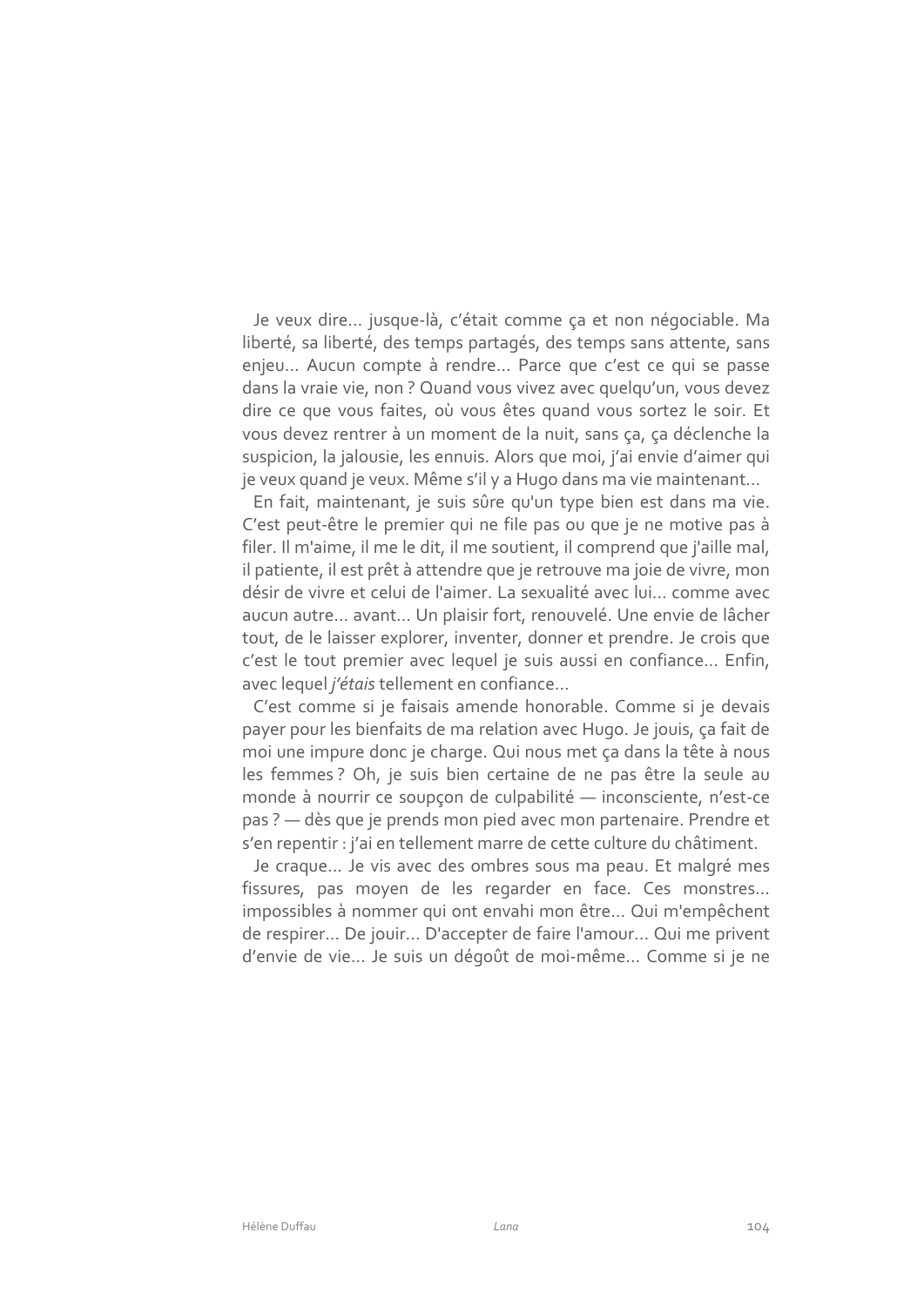Je veux dire… jusque-là, c’était comme ça et non négociable. Ma liberté, sa liberté, des temps partagés, des temps sans attente, sans enjeu… Aucun compte à rendre… Parce que c’est ce qui se passe dans la vraie vie, non ? Quand vous vivez avec quelqu’un, vous devez dire ce que vous faites, où vous êtes quand vous sortez le soir. Et vous devez rentrer à un moment de la nuit, sans ça, ça déclenche la suspicion, la jalousie, les ennuis. Alors que moi, j’ai envie d’aimer qui je veux quand je veux. Même s’il y a Hugo dans ma vie maintenant…

En fait, maintenant, je suis sûre qu'un type bien est dans ma vie. C’est peut-être le premier qui ne file pas ou que je ne motive pas à filer. Il m'aime, il me le dit, il me soutient, il comprend que j'aille mal, il patiente, il est prêt à attendre que je retrouve ma joie de vivre, mon désir de vivre et celui de l'aimer. La sexualité avec lui… comme avec aucun autre… avant… Un plaisir fort, renouvelé. Une envie de lâcher tout, de le laisser explorer, inventer, donner et prendre. Je crois que c’est le tout premier avec lequel je suis aussi en confiance… Enfin, avec lequel *j’étais* tellement en confiance…

C’est comme si je faisais amende honorable. Comme si je devais payer pour les bienfaits de ma relation avec Hugo. Je jouis, ça fait de moi une impure donc je charge. Qui nous met ça dans la tête à nous les femmes ? Oh, je suis bien certaine de ne pas être la seule au monde à nourrir ce soupçon de culpabilité — inconsciente, n’est-ce pas ? — dès que je prends mon pied avec mon partenaire. Prendre et s’en repentir : j’ai en tellement marre de cette culture du châtiment.

Je craque… Je vis avec des ombres sous ma peau. Et malgré mes fissures, pas moyen de les regarder en face. Ces monstres… impossibles à nommer qui ont envahi mon être… Qui m'empêchent de respirer… De jouir… D'accepter de faire l'amour… Qui me privent d’envie de vie… Je suis un dégoût de moi-même… Comme si je ne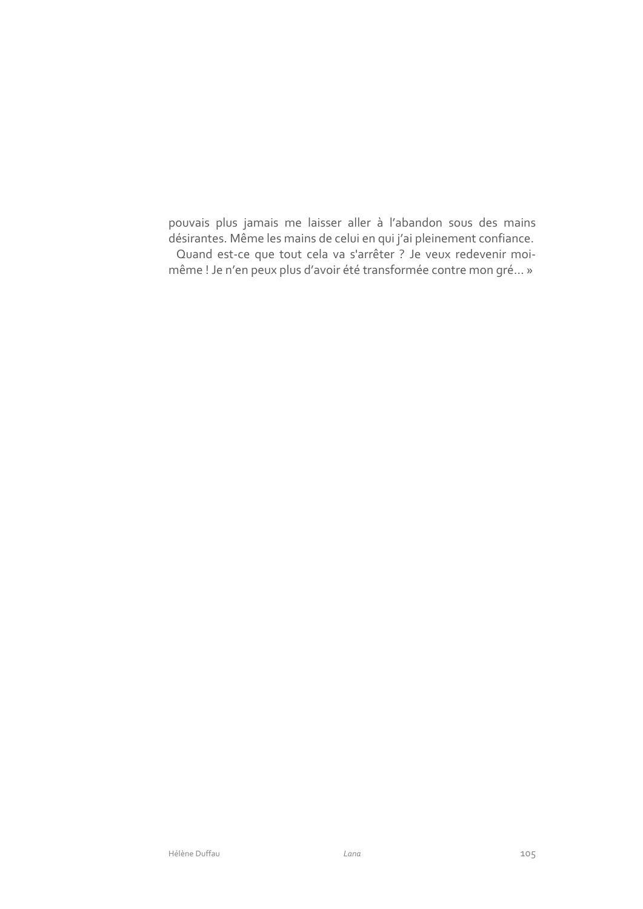pouvais plus jamais me laisser aller à l'abandon sous des mains désirantes. Même les mains de celui en qui j'ai pleinement confiance.

Quand est-ce que tout cela va s'arrêter ? Je veux redevenir moi-même ! Je n'en peux plus d'avoir été transformée contre mon gré… »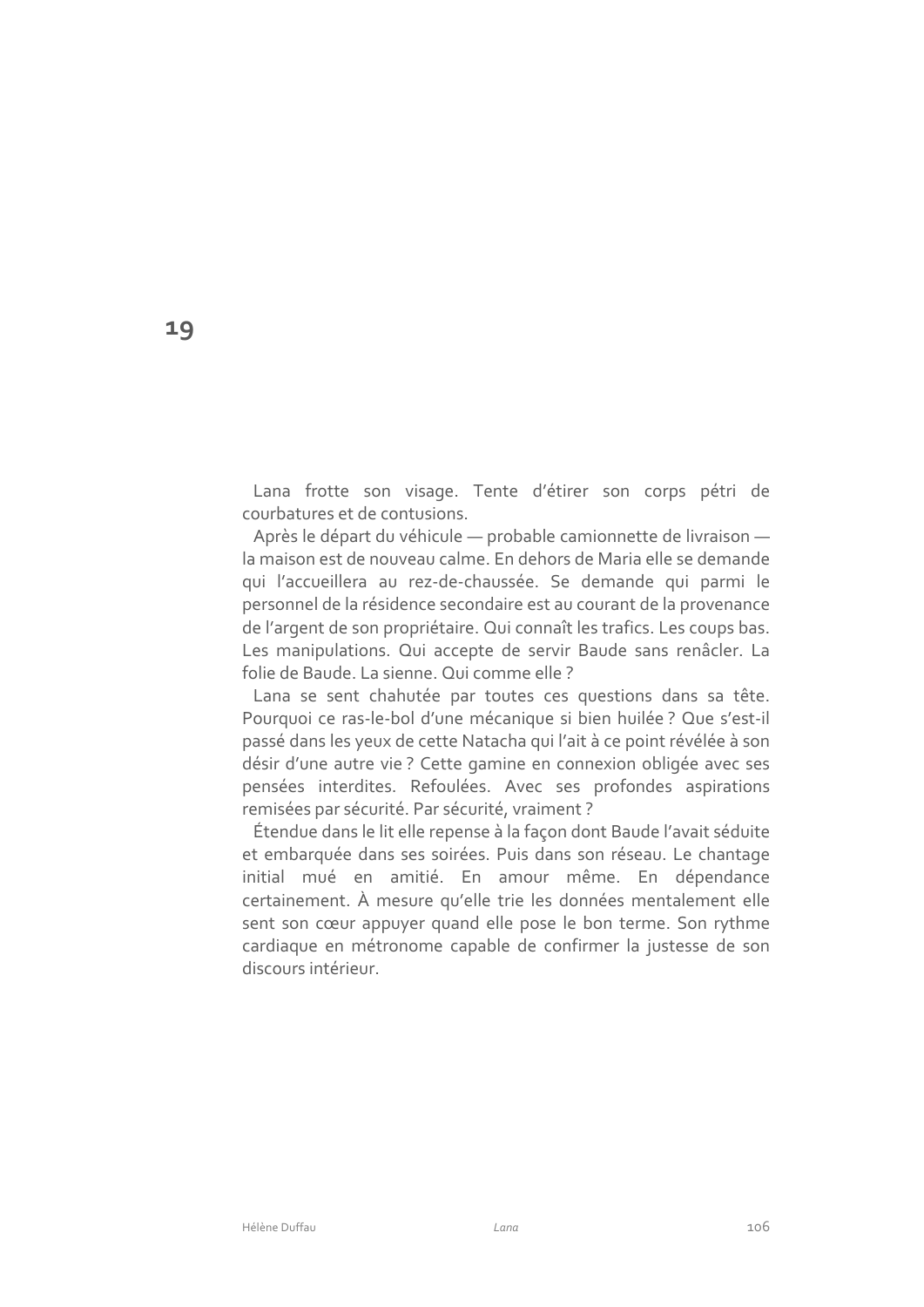# 19

Lana frotte son visage. Tente d'étirer son corps pétri de courbatures et de contusions.

Après le départ du véhicule — probable camionnette de livraison — la maison est de nouveau calme. En dehors de Maria elle se demande qui l'accueillera au rez-de-chaussée. Se demande qui parmi le personnel de la résidence secondaire est au courant de la provenance de l'argent de son propriétaire. Qui connaît les trafics. Les coups bas. Les manipulations. Qui accepte de servir Baude sans renâcler. La folie de Baude. La sienne. Qui comme elle ?

Lana se sent chahutée par toutes ces questions dans sa tête. Pourquoi ce ras-le-bol d'une mécanique si bien huilée ? Que s'est-il passé dans les yeux de cette Natacha qui l'ait à ce point révélée à son désir d'une autre vie ? Cette gamine en connexion obligée avec ses pensées interdites. Refoulées. Avec ses profondes aspirations remisées par sécurité. Par sécurité, vraiment ?

Étendue dans le lit elle repense à la façon dont Baude l'avait séduite et embarquée dans ses soirées. Puis dans son réseau. Le chantage initial mué en amitié. En amour même. En dépendance certainement. À mesure qu'elle trie les données mentalement elle sent son cœur appuyer quand elle pose le bon terme. Son rythme cardiaque en métronome capable de confirmer la justesse de son discours intérieur.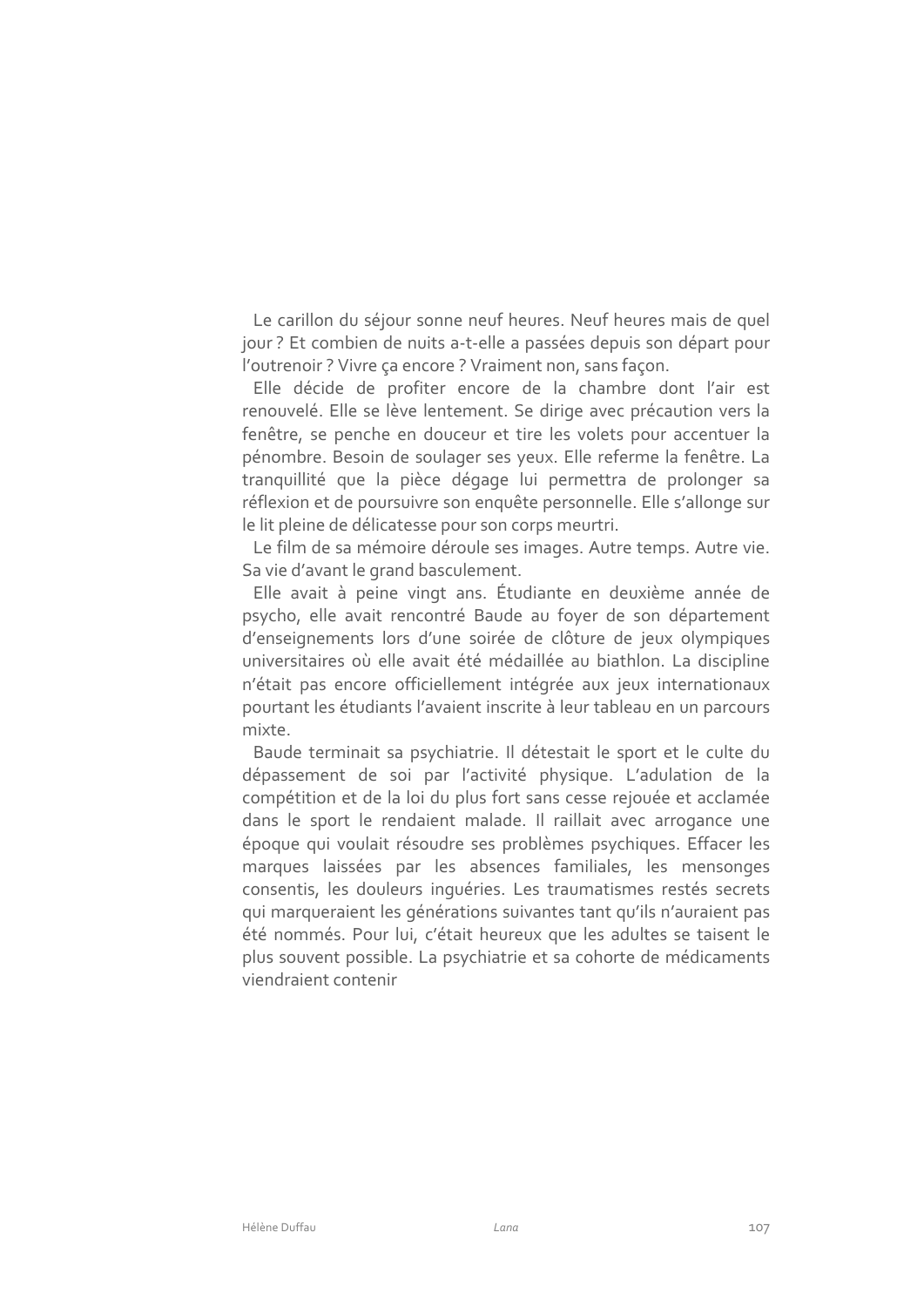Le carillon du séjour sonne neuf heures. Neuf heures mais de quel jour ? Et combien de nuits a-t-elle a passées depuis son départ pour l'outrenoir ? Vivre ça encore ? Vraiment non, sans façon.

Elle décide de profiter encore de la chambre dont l'air est renouvelé. Elle se lève lentement. Se dirige avec précaution vers la fenêtre, se penche en douceur et tire les volets pour accentuer la pénombre. Besoin de soulager ses yeux. Elle referme la fenêtre. La tranquillité que la pièce dégage lui permettra de prolonger sa réflexion et de poursuivre son enquête personnelle. Elle s'allonge sur le lit pleine de délicatesse pour son corps meurtri.

Le film de sa mémoire déroule ses images. Autre temps. Autre vie. Sa vie d'avant le grand basculement.

Elle avait à peine vingt ans. Étudiante en deuxième année de psycho, elle avait rencontré Baude au foyer de son département d'enseignements lors d'une soirée de clôture de jeux olympiques universitaires où elle avait été médaillée au biathlon. La discipline n'était pas encore officiellement intégrée aux jeux internationaux pourtant les étudiants l'avaient inscrite à leur tableau en un parcours mixte.

Baude terminait sa psychiatrie. Il détestait le sport et le culte du dépassement de soi par l'activité physique. L'adulation de la compétition et de la loi du plus fort sans cesse rejouée et acclamée dans le sport le rendaient malade. Il raillait avec arrogance une époque qui voulait résoudre ses problèmes psychiques. Effacer les marques laissées par les absences familiales, les mensonges consentis, les douleurs inguéries. Les traumatismes restés secrets qui marqueraient les générations suivantes tant qu'ils n'auraient pas été nommés. Pour lui, c'était heureux que les adultes se taisent le plus souvent possible. La psychiatrie et sa cohorte de médicaments viendraient contenir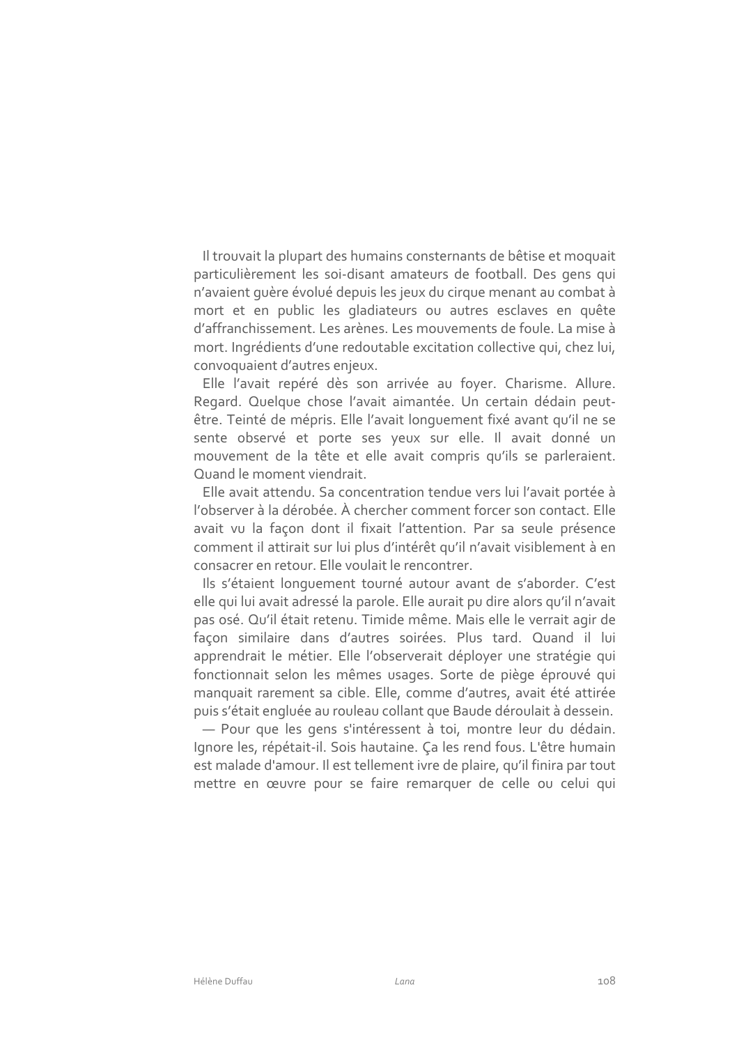Il trouvait la plupart des humains consternants de bêtise et moquait particulièrement les soi-disant amateurs de football. Des gens qui n'avaient guère évolué depuis les jeux du cirque menant au combat à mort et en public les gladiateurs ou autres esclaves en quête d'affranchissement. Les arènes. Les mouvements de foule. La mise à mort. Ingrédients d'une redoutable excitation collective qui, chez lui, convoquaient d'autres enjeux.

Elle l'avait repéré dès son arrivée au foyer. Charisme. Allure. Regard. Quelque chose l'avait aimantée. Un certain dédain peut-être. Teinté de mépris. Elle l'avait longuement fixé avant qu'il ne se sente observé et porte ses yeux sur elle. Il avait donné un mouvement de la tête et elle avait compris qu'ils se parleraient. Quand le moment viendrait.

Elle avait attendu. Sa concentration tendue vers lui l'avait portée à l'observer à la dérobée. À chercher comment forcer son contact. Elle avait vu la façon dont il fixait l'attention. Par sa seule présence comment il attirait sur lui plus d'intérêt qu'il n'avait visiblement à en consacrer en retour. Elle voulait le rencontrer.

Ils s'étaient longuement tourné autour avant de s'aborder. C'est elle qui lui avait adressé la parole. Elle aurait pu dire alors qu'il n'avait pas osé. Qu'il était retenu. Timide même. Mais elle le verrait agir de façon similaire dans d'autres soirées. Plus tard. Quand il lui apprendrait le métier. Elle l'observerait déployer une stratégie qui fonctionnait selon les mêmes usages. Sorte de piège éprouvé qui manquait rarement sa cible. Elle, comme d'autres, avait été attirée puis s'était engluée au rouleau collant que Baude déroulait à dessein.

— Pour que les gens s'intéressent à toi, montre leur du dédain. Ignore les, répétait-il. Sois hautaine. Ça les rend fous. L'être humain est malade d'amour. Il est tellement ivre de plaire, qu'il finira par tout mettre en œuvre pour se faire remarquer de celle ou celui qui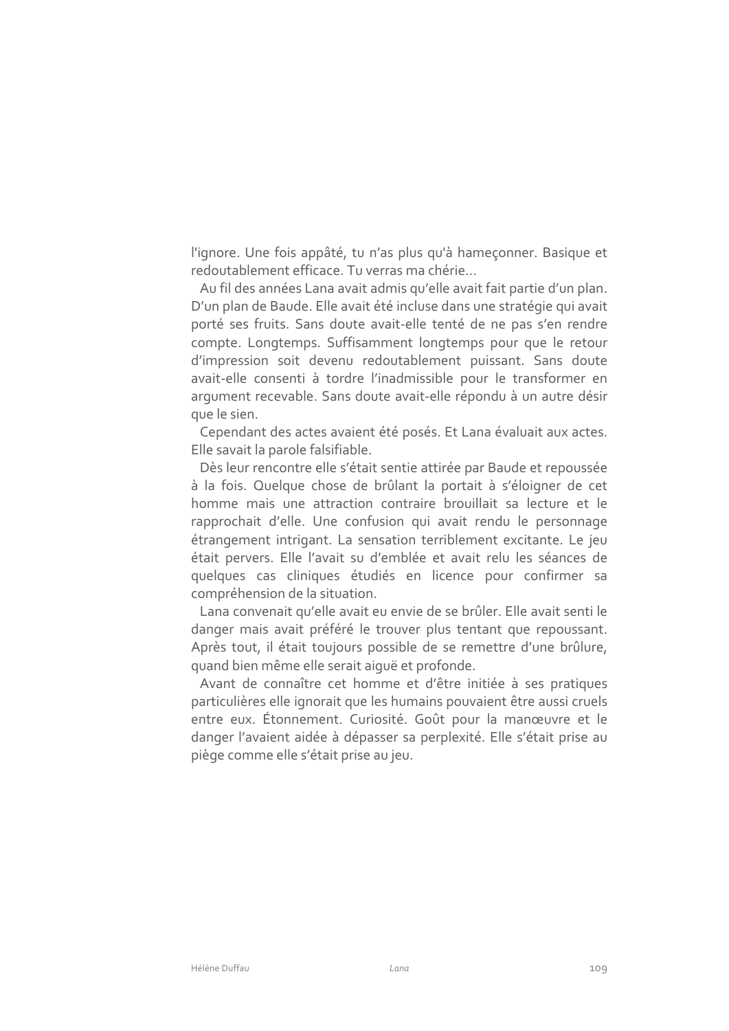l'ignore. Une fois appâté, tu n'as plus qu'à hameçonner. Basique et redoutablement efficace. Tu verras ma chérie…

Au fil des années Lana avait admis qu'elle avait fait partie d'un plan. D'un plan de Baude. Elle avait été incluse dans une stratégie qui avait porté ses fruits. Sans doute avait-elle tenté de ne pas s'en rendre compte. Longtemps. Suffisamment longtemps pour que le retour d'impression soit devenu redoutablement puissant. Sans doute avait-elle consenti à tordre l'inadmissible pour le transformer en argument recevable. Sans doute avait-elle répondu à un autre désir que le sien.

Cependant des actes avaient été posés. Et Lana évaluait aux actes. Elle savait la parole falsifiable.

Dès leur rencontre elle s'était sentie attirée par Baude et repoussée à la fois. Quelque chose de brûlant la portait à s'éloigner de cet homme mais une attraction contraire brouillait sa lecture et le rapprochait d'elle. Une confusion qui avait rendu le personnage étrangement intrigant. La sensation terriblement excitante. Le jeu était pervers. Elle l'avait su d'emblée et avait relu les séances de quelques cas cliniques étudiés en licence pour confirmer sa compréhension de la situation.

Lana convenait qu'elle avait eu envie de se brûler. Elle avait senti le danger mais avait préféré le trouver plus tentant que repoussant. Après tout, il était toujours possible de se remettre d'une brûlure, quand bien même elle serait aiguë et profonde.

Avant de connaître cet homme et d'être initiée à ses pratiques particulières elle ignorait que les humains pouvaient être aussi cruels entre eux. Étonnement. Curiosité. Goût pour la manœuvre et le danger l'avaient aidée à dépasser sa perplexité. Elle s'était prise au piège comme elle s'était prise au jeu.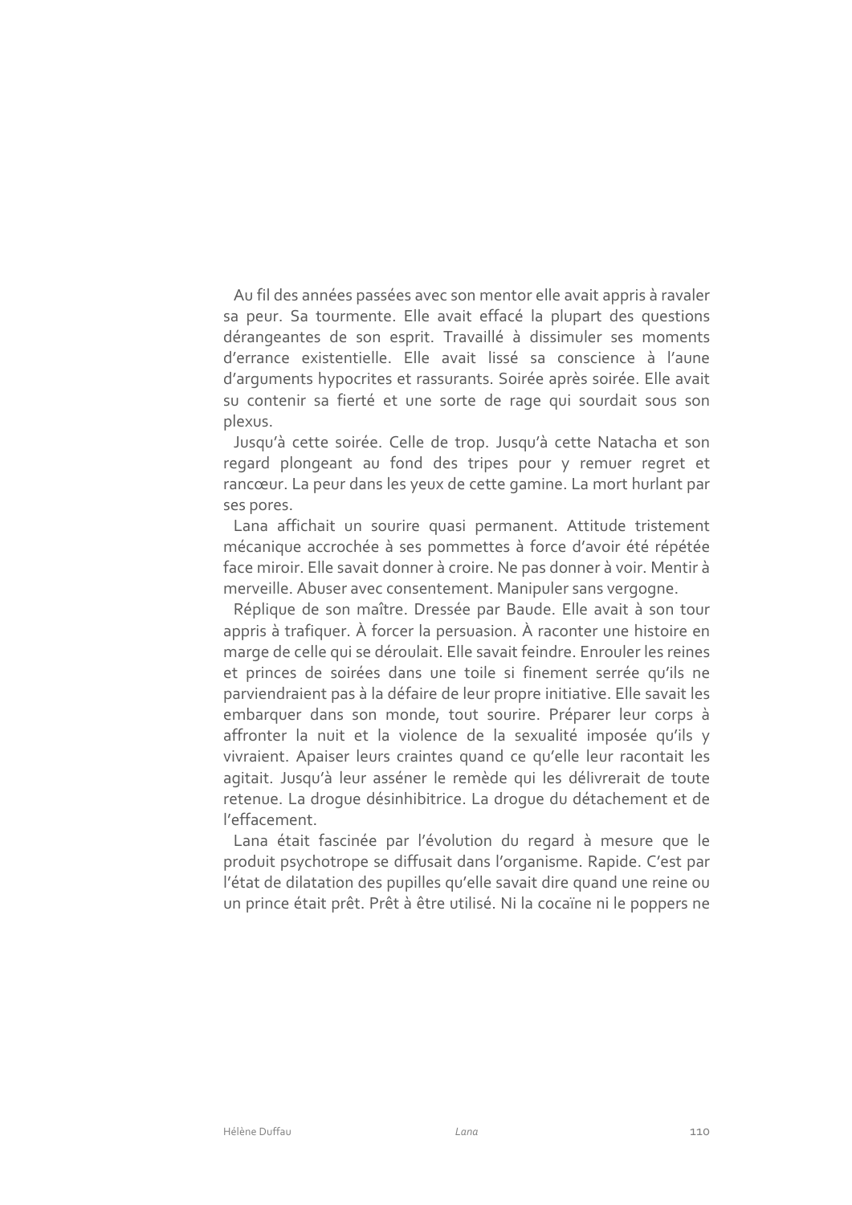Au fil des années passées avec son mentor elle avait appris à ravaler sa peur. Sa tourmente. Elle avait effacé la plupart des questions dérangeantes de son esprit. Travaillé à dissimuler ses moments d'errance existentielle. Elle avait lissé sa conscience à l'aune d'arguments hypocrites et rassurants. Soirée après soirée. Elle avait su contenir sa fierté et une sorte de rage qui sourdait sous son plexus.

Jusqu'à cette soirée. Celle de trop. Jusqu'à cette Natacha et son regard plongeant au fond des tripes pour y remuer regret et rancœur. La peur dans les yeux de cette gamine. La mort hurlant par ses pores.

Lana affichait un sourire quasi permanent. Attitude tristement mécanique accrochée à ses pommettes à force d'avoir été répétée face miroir. Elle savait donner à croire. Ne pas donner à voir. Mentir à merveille. Abuser avec consentement. Manipuler sans vergogne.

Réplique de son maître. Dressée par Baude. Elle avait à son tour appris à trafiquer. À forcer la persuasion. À raconter une histoire en marge de celle qui se déroulait. Elle savait feindre. Enrouler les reines et princes de soirées dans une toile si finement serrée qu'ils ne parviendraient pas à la défaire de leur propre initiative. Elle savait les embarquer dans son monde, tout sourire. Préparer leur corps à affronter la nuit et la violence de la sexualité imposée qu'ils y vivraient. Apaiser leurs craintes quand ce qu'elle leur racontait les agitait. Jusqu'à leur asséner le remède qui les délivrerait de toute retenue. La drogue désinhibitrice. La drogue du détachement et de l'effacement.

Lana était fascinée par l'évolution du regard à mesure que le produit psychotrope se diffusait dans l'organisme. Rapide. C'est par l'état de dilatation des pupilles qu'elle savait dire quand une reine ou un prince était prêt. Prêt à être utilisé. Ni la cocaïne ni le poppers ne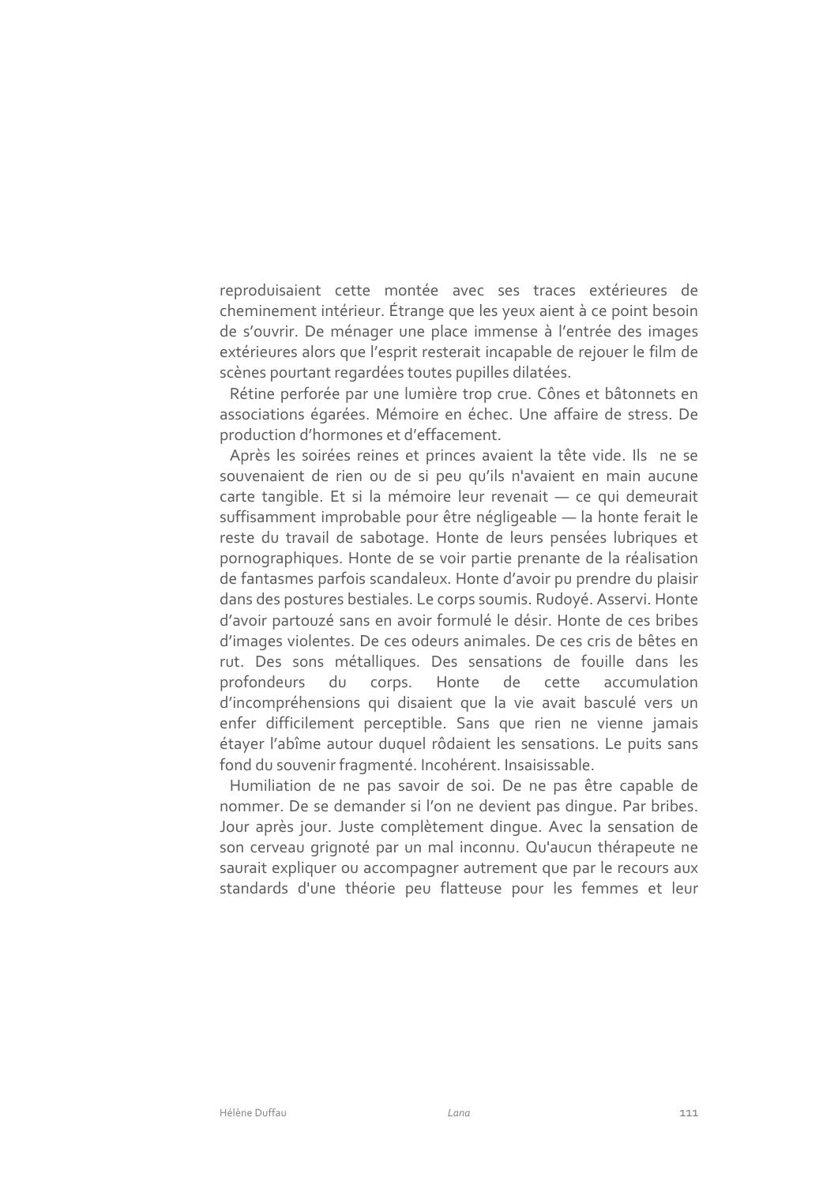reproduisaient cette montée avec ses traces extérieures de cheminement intérieur. Étrange que les yeux aient à ce point besoin de s'ouvrir. De ménager une place immense à l'entrée des images extérieures alors que l'esprit resterait incapable de rejouer le film de scènes pourtant regardées toutes pupilles dilatées.

Rétine perforée par une lumière trop crue. Cônes et bâtonnets en associations égarées. Mémoire en échec. Une affaire de stress. De production d'hormones et d'effacement.

Après les soirées reines et princes avaient la tête vide. Ils ne se souvenaient de rien ou de si peu qu'ils n'avaient en main aucune carte tangible. Et si la mémoire leur revenait — ce qui demeurait suffisamment improbable pour être négligeable — la honte ferait le reste du travail de sabotage. Honte de leurs pensées lubriques et pornographiques. Honte de se voir partie prenante de la réalisation de fantasmes parfois scandaleux. Honte d'avoir pu prendre du plaisir dans des postures bestiales. Le corps soumis. Rudoyé. Asservi. Honte d'avoir partouzé sans en avoir formulé le désir. Honte de ces bribes d'images violentes. De ces odeurs animales. De ces cris de bêtes en rut. Des sons métalliques. Des sensations de fouille dans les profondeurs du corps. Honte de cette accumulation d'incompréhensions qui disaient que la vie avait basculé vers un enfer difficilement perceptible. Sans que rien ne vienne jamais étayer l'abîme autour duquel rôdaient les sensations. Le puits sans fond du souvenir fragmenté. Incohérent. Insaisissable.

Humiliation de ne pas savoir de soi. De ne pas être capable de nommer. De se demander si l'on ne devient pas dingue. Par bribes. Jour après jour. Juste complètement dingue. Avec la sensation de son cerveau grignoté par un mal inconnu. Qu'aucun thérapeute ne saurait expliquer ou accompagner autrement que par le recours aux standards d'une théorie peu flatteuse pour les femmes et leur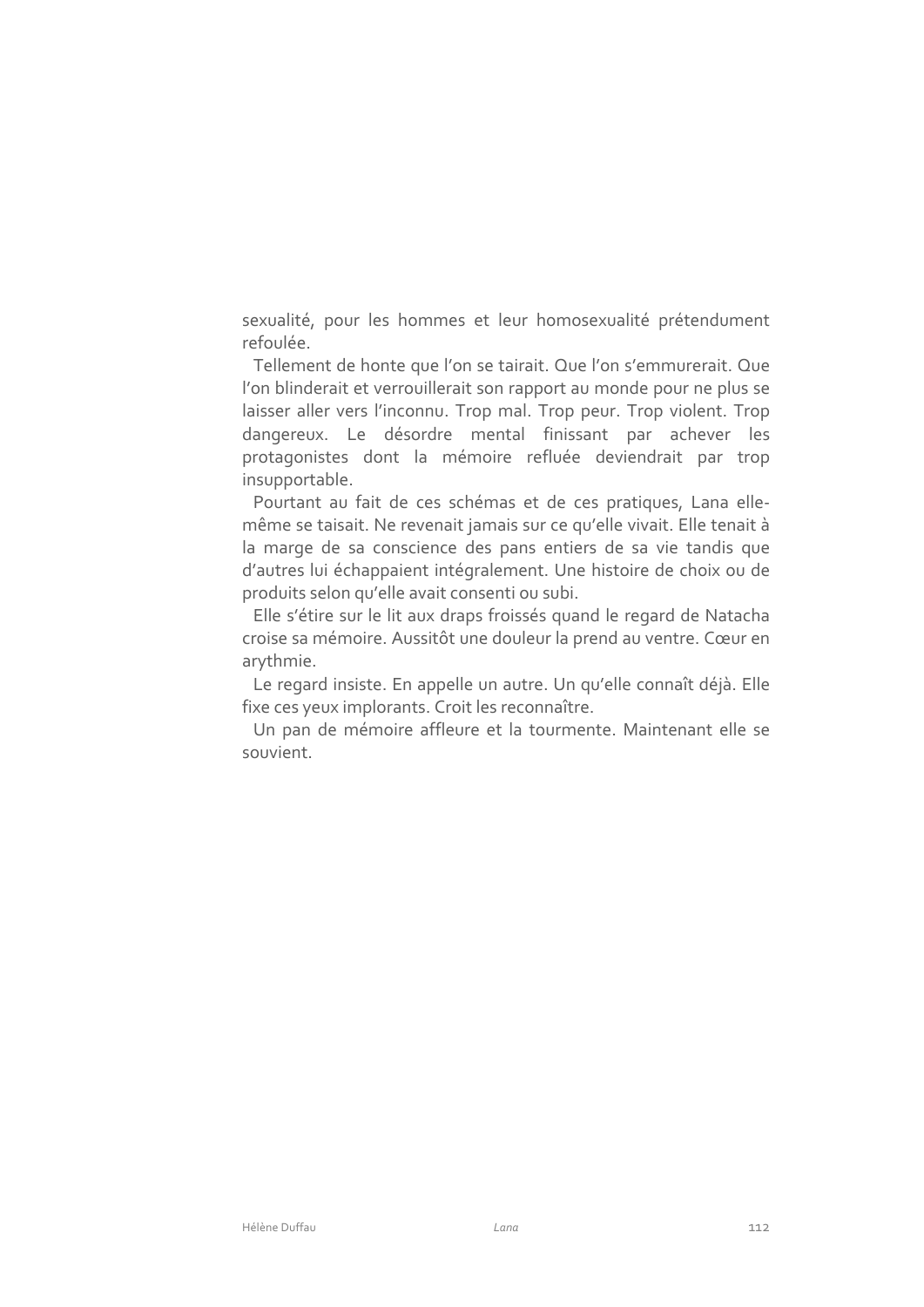sexualité, pour les hommes et leur homosexualité prétendument refoulée.

Tellement de honte que l'on se tairait. Que l'on s'emmurerait. Que l'on blinderait et verrouillerait son rapport au monde pour ne plus se laisser aller vers l'inconnu. Trop mal. Trop peur. Trop violent. Trop dangereux. Le désordre mental finissant par achever les protagonistes dont la mémoire refluée deviendrait par trop insupportable.

Pourtant au fait de ces schémas et de ces pratiques, Lana elle-même se taisait. Ne revenait jamais sur ce qu'elle vivait. Elle tenait à la marge de sa conscience des pans entiers de sa vie tandis que d'autres lui échappaient intégralement. Une histoire de choix ou de produits selon qu'elle avait consenti ou subi.

Elle s'étire sur le lit aux draps froissés quand le regard de Natacha croise sa mémoire. Aussitôt une douleur la prend au ventre. Cœur en arythmie.

Le regard insiste. En appelle un autre. Un qu'elle connaît déjà. Elle fixe ces yeux implorants. Croit les reconnaître.

Un pan de mémoire affleure et la tourmente. Maintenant elle se souvient.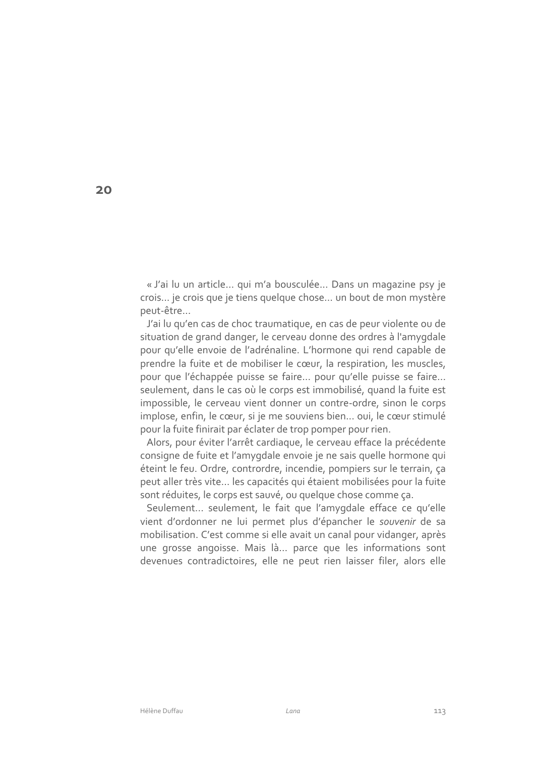## 20

« J'ai lu un article… qui m'a bousculée… Dans un magazine psy je crois… je crois que je tiens quelque chose… un bout de mon mystère peut-être…

J'ai lu qu'en cas de choc traumatique, en cas de peur violente ou de situation de grand danger, le cerveau donne des ordres à l'amygdale pour qu'elle envoie de l'adrénaline. L'hormone qui rend capable de prendre la fuite et de mobiliser le cœur, la respiration, les muscles, pour que l'échappée puisse se faire… pour qu'elle puisse se faire… seulement, dans le cas où le corps est immobilisé, quand la fuite est impossible, le cerveau vient donner un contre-ordre, sinon le corps implose, enfin, le cœur, si je me souviens bien… oui, le cœur stimulé pour la fuite finirait par éclater de trop pomper pour rien.

Alors, pour éviter l'arrêt cardiaque, le cerveau efface la précédente consigne de fuite et l'amygdale envoie je ne sais quelle hormone qui éteint le feu. Ordre, contrordre, incendie, pompiers sur le terrain, ça peut aller très vite… les capacités qui étaient mobilisées pour la fuite sont réduites, le corps est sauvé, ou quelque chose comme ça.

Seulement… seulement, le fait que l'amygdale efface ce qu'elle vient d'ordonner ne lui permet plus d'épancher le *souvenir* de sa mobilisation. C'est comme si elle avait un canal pour vidanger, après une grosse angoisse. Mais là… parce que les informations sont devenues contradictoires, elle ne peut rien laisser filer, alors elle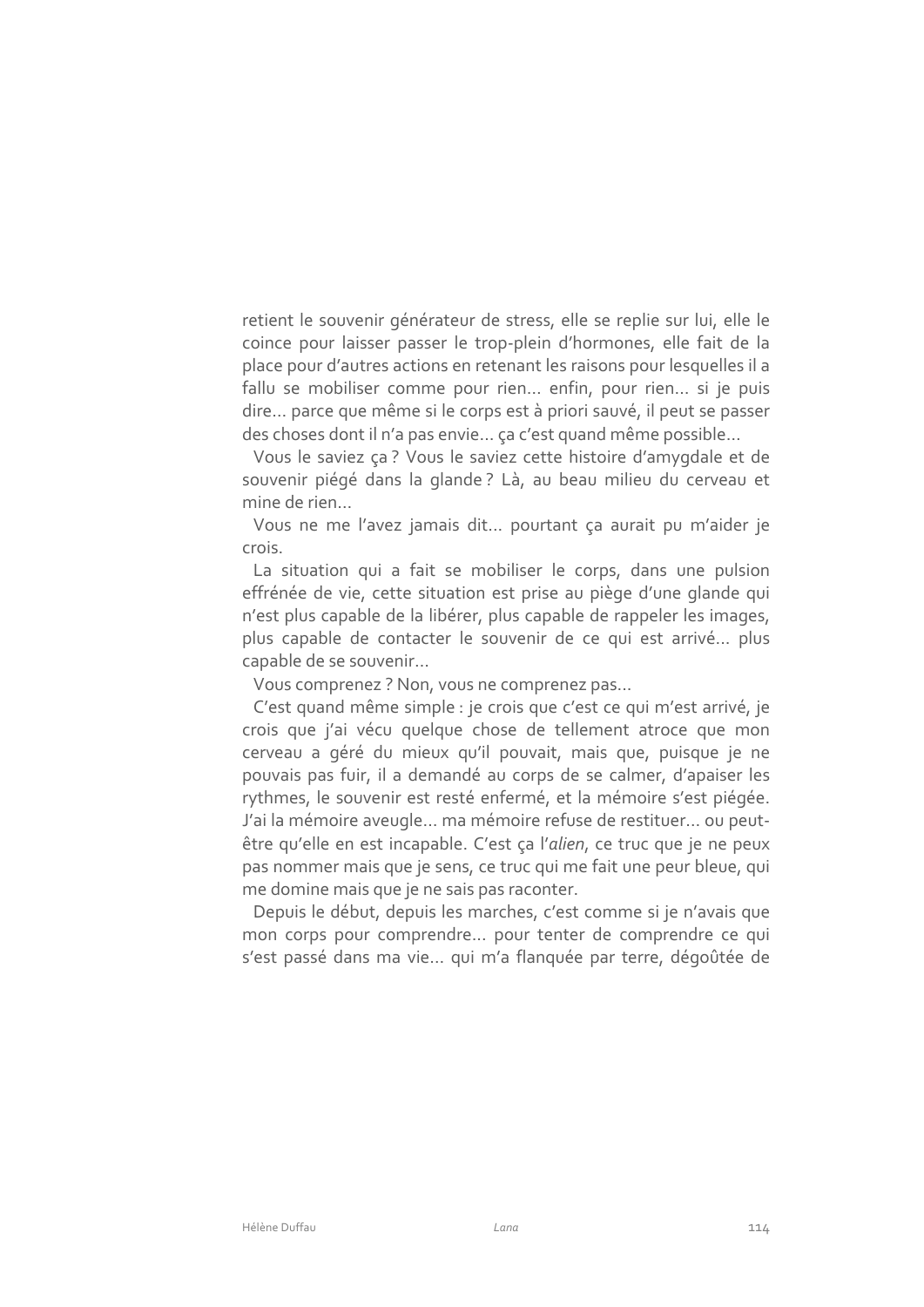retient le souvenir générateur de stress, elle se replie sur lui, elle le coince pour laisser passer le trop-plein d'hormones, elle fait de la place pour d'autres actions en retenant les raisons pour lesquelles il a fallu se mobiliser comme pour rien... enfin, pour rien... si je puis dire... parce que même si le corps est à priori sauvé, il peut se passer des choses dont il n'a pas envie... ça c'est quand même possible...

Vous le saviez ça ? Vous le saviez cette histoire d'amygdale et de souvenir piégé dans la glande ? Là, au beau milieu du cerveau et mine de rien...

Vous ne me l'avez jamais dit... pourtant ça aurait pu m'aider je crois.

La situation qui a fait se mobiliser le corps, dans une pulsion effrénée de vie, cette situation est prise au piège d'une glande qui n'est plus capable de la libérer, plus capable de rappeler les images, plus capable de contacter le souvenir de ce qui est arrivé... plus capable de se souvenir...

Vous comprenez ? Non, vous ne comprenez pas...

C'est quand même simple : je crois que c'est ce qui m'est arrivé, je crois que j'ai vécu quelque chose de tellement atroce que mon cerveau a géré du mieux qu'il pouvait, mais que, puisque je ne pouvais pas fuir, il a demandé au corps de se calmer, d'apaiser les rythmes, le souvenir est resté enfermé, et la mémoire s'est piégée. J'ai la mémoire aveugle... ma mémoire refuse de restituer... ou peut-être qu'elle en est incapable. C'est ça l'*alien*, ce truc que je ne peux pas nommer mais que je sens, ce truc qui me fait une peur bleue, qui me domine mais que je ne sais pas raconter.

Depuis le début, depuis les marches, c'est comme si je n'avais que mon corps pour comprendre... pour tenter de comprendre ce qui s'est passé dans ma vie... qui m'a flanquée par terre, dégoûtée de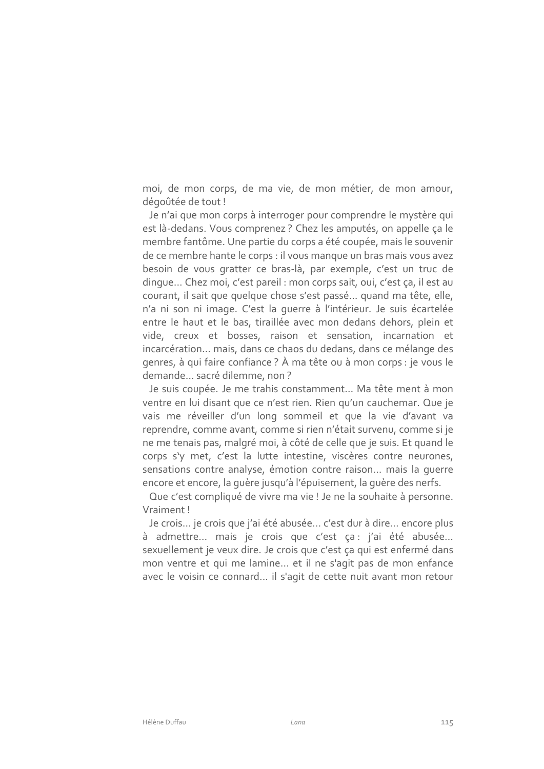moi, de mon corps, de ma vie, de mon métier, de mon amour, dégoûtée de tout !

Je n'ai que mon corps à interroger pour comprendre le mystère qui est là-dedans. Vous comprenez ? Chez les amputés, on appelle ça le membre fantôme. Une partie du corps a été coupée, mais le souvenir de ce membre hante le corps : il vous manque un bras mais vous avez besoin de vous gratter ce bras-là, par exemple, c'est un truc de dingue… Chez moi, c'est pareil : mon corps sait, oui, c'est ça, il est au courant, il sait que quelque chose s'est passé… quand ma tête, elle, n'a ni son ni image. C'est la guerre à l'intérieur. Je suis écartelée entre le haut et le bas, tiraillée avec mon dedans dehors, plein et vide, creux et bosses, raison et sensation, incarnation et incarcération… mais, dans ce chaos du dedans, dans ce mélange des genres, à qui faire confiance ? À ma tête ou à mon corps : je vous le demande… sacré dilemme, non ?

Je suis coupée. Je me trahis constamment… Ma tête ment à mon ventre en lui disant que ce n'est rien. Rien qu'un cauchemar. Que je vais me réveiller d'un long sommeil et que la vie d'avant va reprendre, comme avant, comme si rien n'était survenu, comme si je ne me tenais pas, malgré moi, à côté de celle que je suis. Et quand le corps s'y met, c'est la lutte intestine, viscères contre neurones, sensations contre analyse, émotion contre raison… mais la guerre encore et encore, la guère jusqu'à l'épuisement, la guère des nerfs.

Que c'est compliqué de vivre ma vie ! Je ne la souhaite à personne. Vraiment !

Je crois… je crois que j'ai été abusée… c'est dur à dire… encore plus à admettre… mais je crois que c'est ça : j'ai été abusée… sexuellement je veux dire. Je crois que c'est ça qui est enfermé dans mon ventre et qui me lamine… et il ne s'agit pas de mon enfance avec le voisin ce connard… il s'agit de cette nuit avant mon retour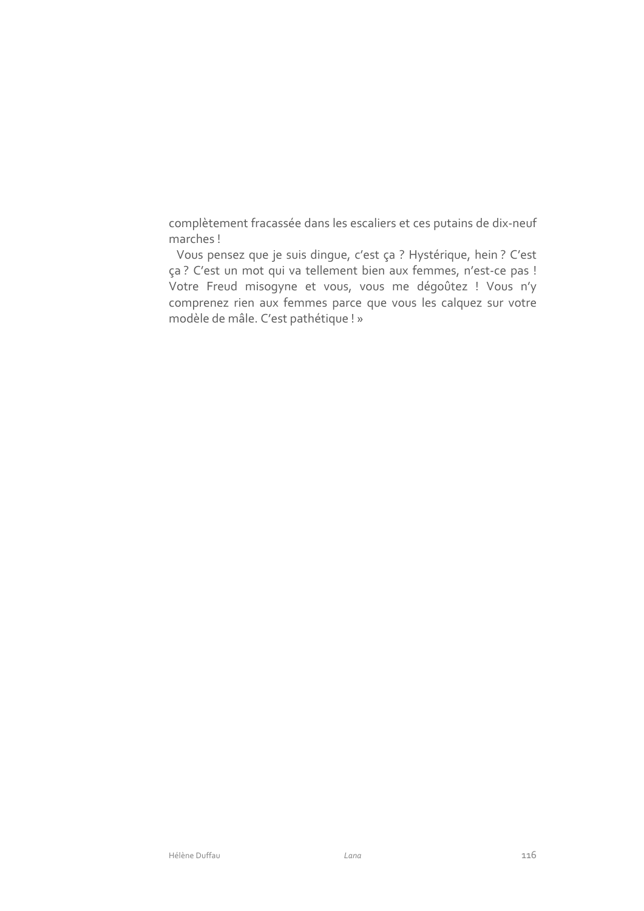complètement fracassée dans les escaliers et ces putains de dix-neuf marches !

Vous pensez que je suis dingue, c'est ça ? Hystérique, hein ? C'est ça ? C'est un mot qui va tellement bien aux femmes, n'est-ce pas ! Votre Freud misogyne et vous, vous me dégoûtez ! Vous n'y comprenez rien aux femmes parce que vous les calquez sur votre modèle de mâle. C'est pathétique ! »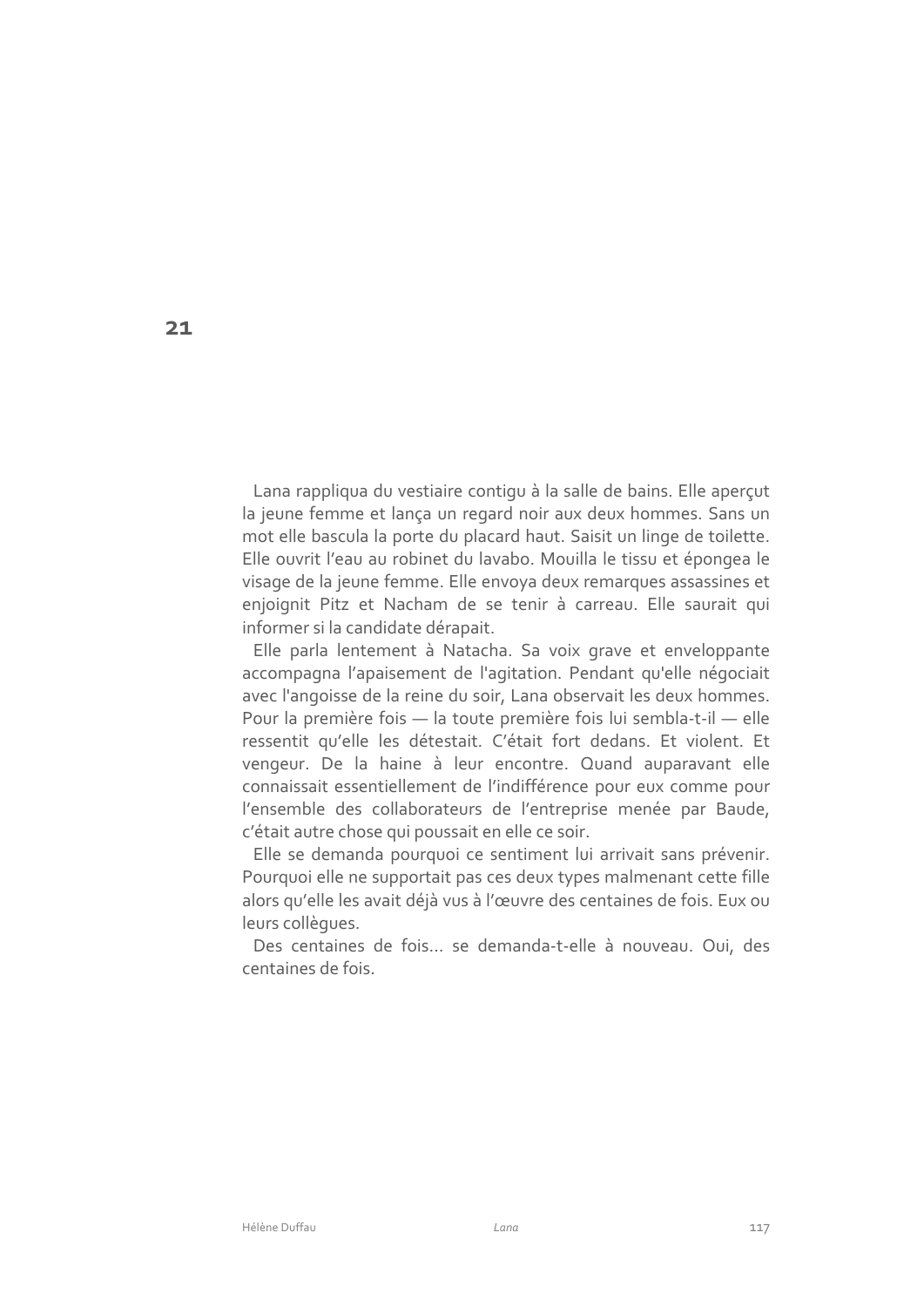## 21

Lana rappliqua du vestiaire contigu à la salle de bains. Elle aperçut la jeune femme et lança un regard noir aux deux hommes. Sans un mot elle bascula la porte du placard haut. Saisit un linge de toilette. Elle ouvrit l'eau au robinet du lavabo. Mouilla le tissu et épongea le visage de la jeune femme. Elle envoya deux remarques assassines et enjoignit Pitz et Nacham de se tenir à carreau. Elle saurait qui informer si la candidate dérapait.

Elle parla lentement à Natacha. Sa voix grave et enveloppante accompagna l'apaisement de l'agitation. Pendant qu'elle négociait avec l'angoisse de la reine du soir, Lana observait les deux hommes. Pour la première fois — la toute première fois lui sembla-t-il — elle ressentit qu'elle les détestait. C'était fort dedans. Et violent. Et vengeur. De la haine à leur encontre. Quand auparavant elle connaissait essentiellement de l'indifférence pour eux comme pour l'ensemble des collaborateurs de l'entreprise menée par Baude, c'était autre chose qui poussait en elle ce soir.

Elle se demanda pourquoi ce sentiment lui arrivait sans prévenir. Pourquoi elle ne supportait pas ces deux types malmenant cette fille alors qu'elle les avait déjà vus à l'œuvre des centaines de fois. Eux ou leurs collègues.

Des centaines de fois… se demanda-t-elle à nouveau. Oui, des centaines de fois.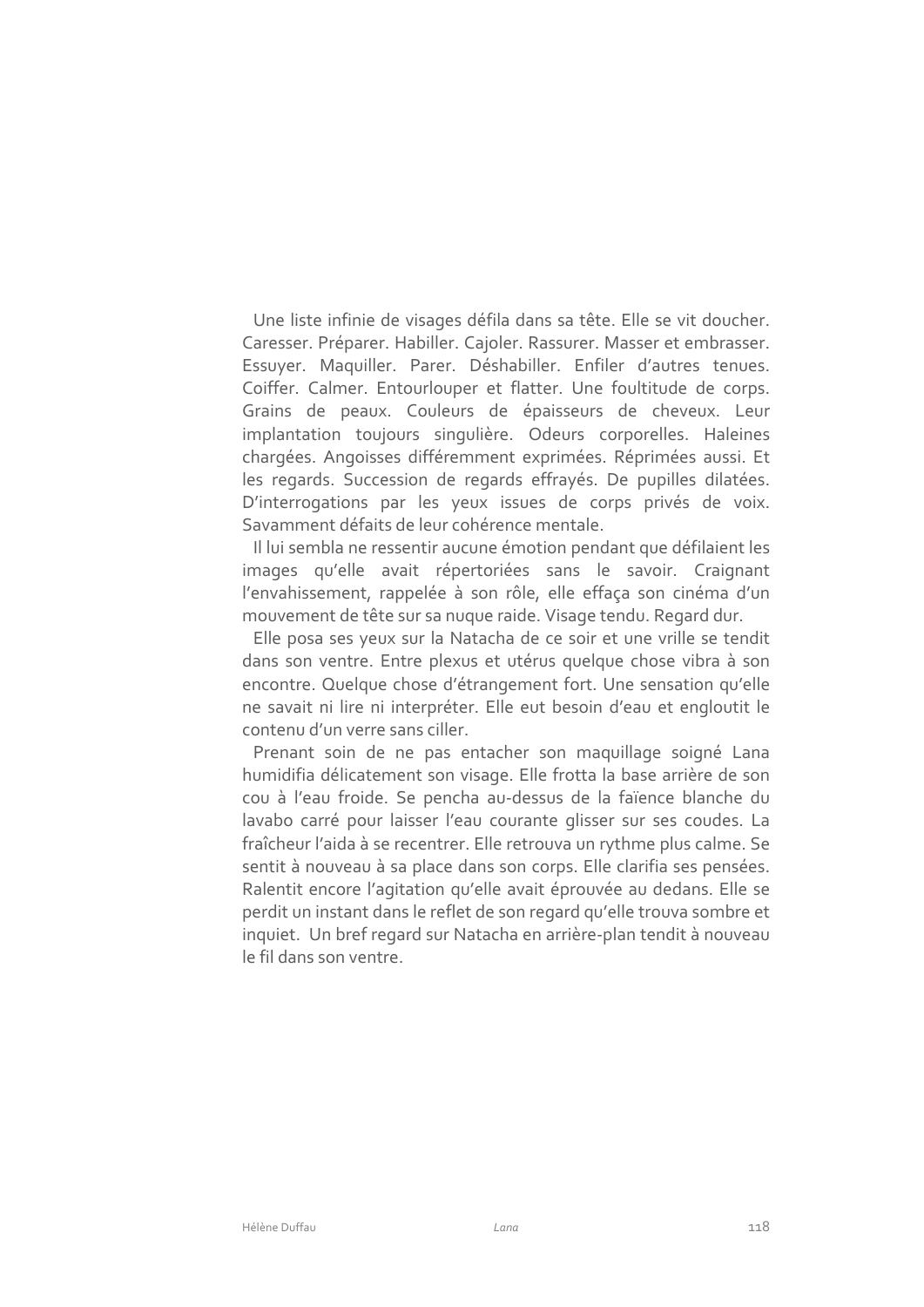Une liste infinie de visages défila dans sa tête. Elle se vit doucher. Caresser. Préparer. Habiller. Cajoler. Rassurer. Masser et embrasser. Essuyer. Maquiller. Parer. Déshabiller. Enfiler d'autres tenues. Coiffer. Calmer. Entourlouper et flatter. Une foultitude de corps. Grains de peaux. Couleurs de épaisseurs de cheveux. Leur implantation toujours singulière. Odeurs corporelles. Haleines chargées. Angoisses différemment exprimées. Réprimées aussi. Et les regards. Succession de regards effrayés. De pupilles dilatées. D'interrogations par les yeux issues de corps privés de voix. Savamment défaits de leur cohérence mentale.

Il lui sembla ne ressentir aucune émotion pendant que défilaient les images qu'elle avait répertoriées sans le savoir. Craignant l'envahissement, rappelée à son rôle, elle effaça son cinéma d'un mouvement de tête sur sa nuque raide. Visage tendu. Regard dur.

Elle posa ses yeux sur la Natacha de ce soir et une vrille se tendit dans son ventre. Entre plexus et utérus quelque chose vibra à son encontre. Quelque chose d'étrangement fort. Une sensation qu'elle ne savait ni lire ni interpréter. Elle eut besoin d'eau et engloutit le contenu d'un verre sans ciller.

Prenant soin de ne pas entacher son maquillage soigné Lana humidifia délicatement son visage. Elle frotta la base arrière de son cou à l'eau froide. Se pencha au-dessus de la faïence blanche du lavabo carré pour laisser l'eau courante glisser sur ses coudes. La fraîcheur l'aida à se recentrer. Elle retrouva un rythme plus calme. Se sentit à nouveau à sa place dans son corps. Elle clarifia ses pensées. Ralentit encore l'agitation qu'elle avait éprouvée au dedans. Elle se perdit un instant dans le reflet de son regard qu'elle trouva sombre et inquiet. Un bref regard sur Natacha en arrière-plan tendit à nouveau le fil dans son ventre.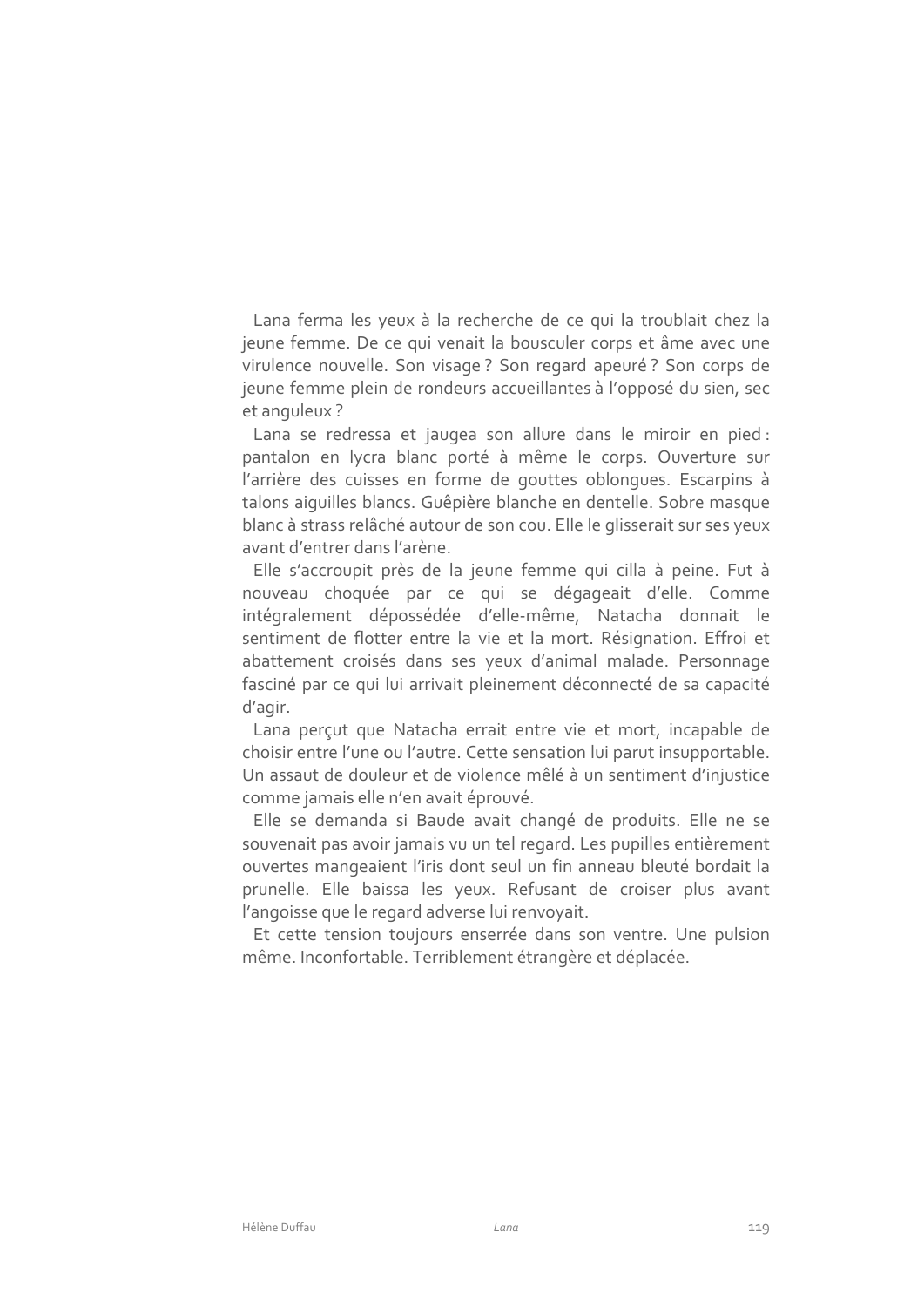Lana ferma les yeux à la recherche de ce qui la troublait chez la jeune femme. De ce qui venait la bousculer corps et âme avec une virulence nouvelle. Son visage ? Son regard apeuré ? Son corps de jeune femme plein de rondeurs accueillantes à l'opposé du sien, sec et anguleux ?

Lana se redressa et jaugea son allure dans le miroir en pied : pantalon en lycra blanc porté à même le corps. Ouverture sur l'arrière des cuisses en forme de gouttes oblongues. Escarpins à talons aiguilles blancs. Guêpière blanche en dentelle. Sobre masque blanc à strass relâché autour de son cou. Elle le glisserait sur ses yeux avant d'entrer dans l'arène.

Elle s'accroupit près de la jeune femme qui cilla à peine. Fut à nouveau choquée par ce qui se dégageait d'elle. Comme intégralement dépossédée d'elle-même, Natacha donnait le sentiment de flotter entre la vie et la mort. Résignation. Effroi et abattement croisés dans ses yeux d'animal malade. Personnage fasciné par ce qui lui arrivait pleinement déconnecté de sa capacité d'agir.

Lana perçut que Natacha errait entre vie et mort, incapable de choisir entre l'une ou l'autre. Cette sensation lui parut insupportable. Un assaut de douleur et de violence mêlé à un sentiment d'injustice comme jamais elle n'en avait éprouvé.

Elle se demanda si Baude avait changé de produits. Elle ne se souvenait pas avoir jamais vu un tel regard. Les pupilles entièrement ouvertes mangeaient l'iris dont seul un fin anneau bleuté bordait la prunelle. Elle baissa les yeux. Refusant de croiser plus avant l'angoisse que le regard adverse lui renvoyait.

Et cette tension toujours enserrée dans son ventre. Une pulsion même. Inconfortable. Terriblement étrangère et déplacée.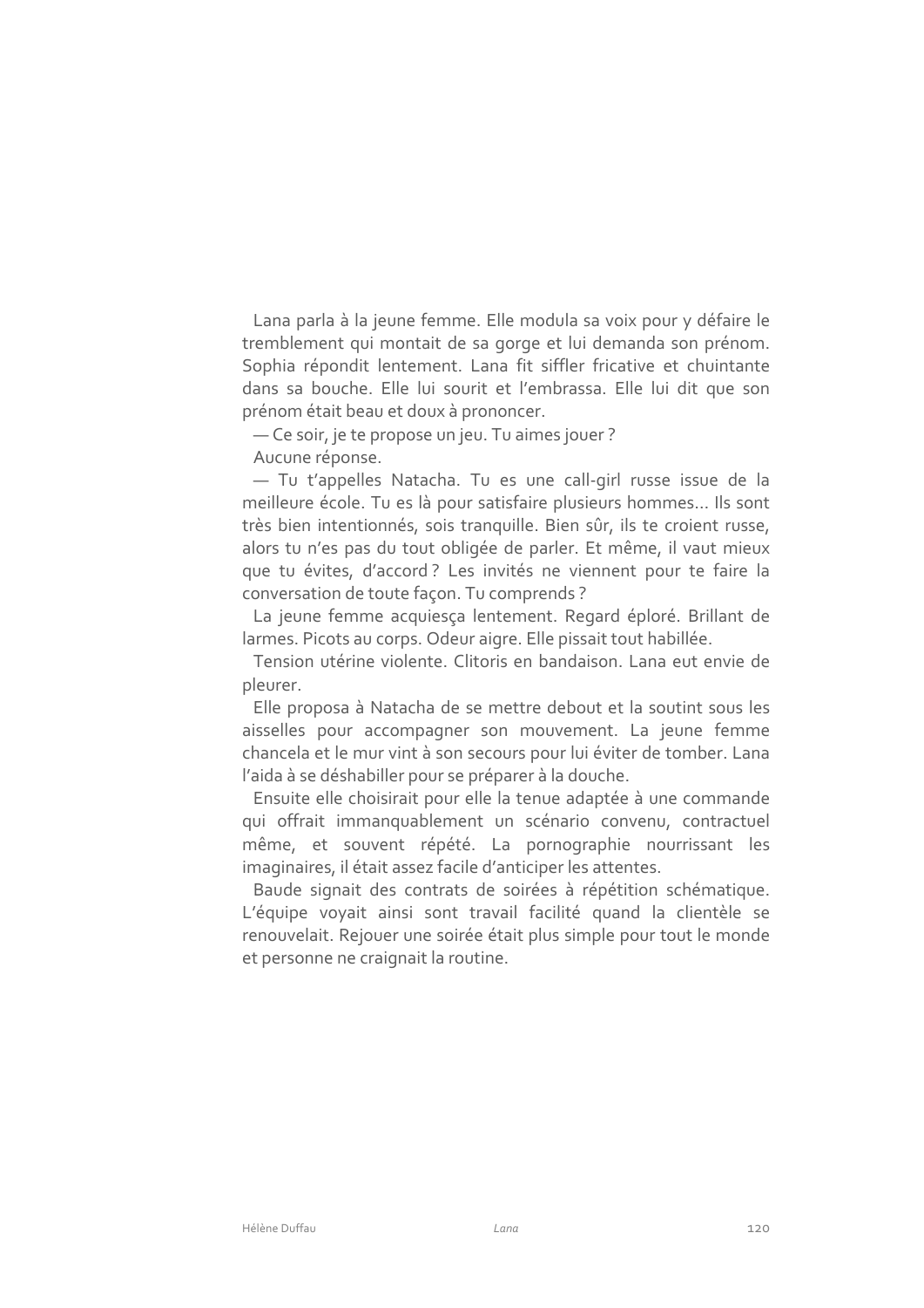Lana parla à la jeune femme. Elle modula sa voix pour y défaire le tremblement qui montait de sa gorge et lui demanda son prénom. Sophia répondit lentement. Lana fit siffler fricative et chuintante dans sa bouche. Elle lui sourit et l'embrassa. Elle lui dit que son prénom était beau et doux à prononcer.

— Ce soir, je te propose un jeu. Tu aimes jouer ?

Aucune réponse.

— Tu t'appelles Natacha. Tu es une call-girl russe issue de la meilleure école. Tu es là pour satisfaire plusieurs hommes… Ils sont très bien intentionnés, sois tranquille. Bien sûr, ils te croient russe, alors tu n'es pas du tout obligée de parler. Et même, il vaut mieux que tu évites, d'accord ? Les invités ne viennent pour te faire la conversation de toute façon. Tu comprends ?

La jeune femme acquiesça lentement. Regard éploré. Brillant de larmes. Picots au corps. Odeur aigre. Elle pissait tout habillée.

Tension utérine violente. Clitoris en bandaison. Lana eut envie de pleurer.

Elle proposa à Natacha de se mettre debout et la soutint sous les aisselles pour accompagner son mouvement. La jeune femme chancela et le mur vint à son secours pour lui éviter de tomber. Lana l'aida à se déshabiller pour se préparer à la douche.

Ensuite elle choisirait pour elle la tenue adaptée à une commande qui offrait immanquablement un scénario convenu, contractuel même, et souvent répété. La pornographie nourrissant les imaginaires, il était assez facile d'anticiper les attentes.

Baude signait des contrats de soirées à répétition schématique. L'équipe voyait ainsi sont travail facilité quand la clientèle se renouvelait. Rejouer une soirée était plus simple pour tout le monde et personne ne craignait la routine.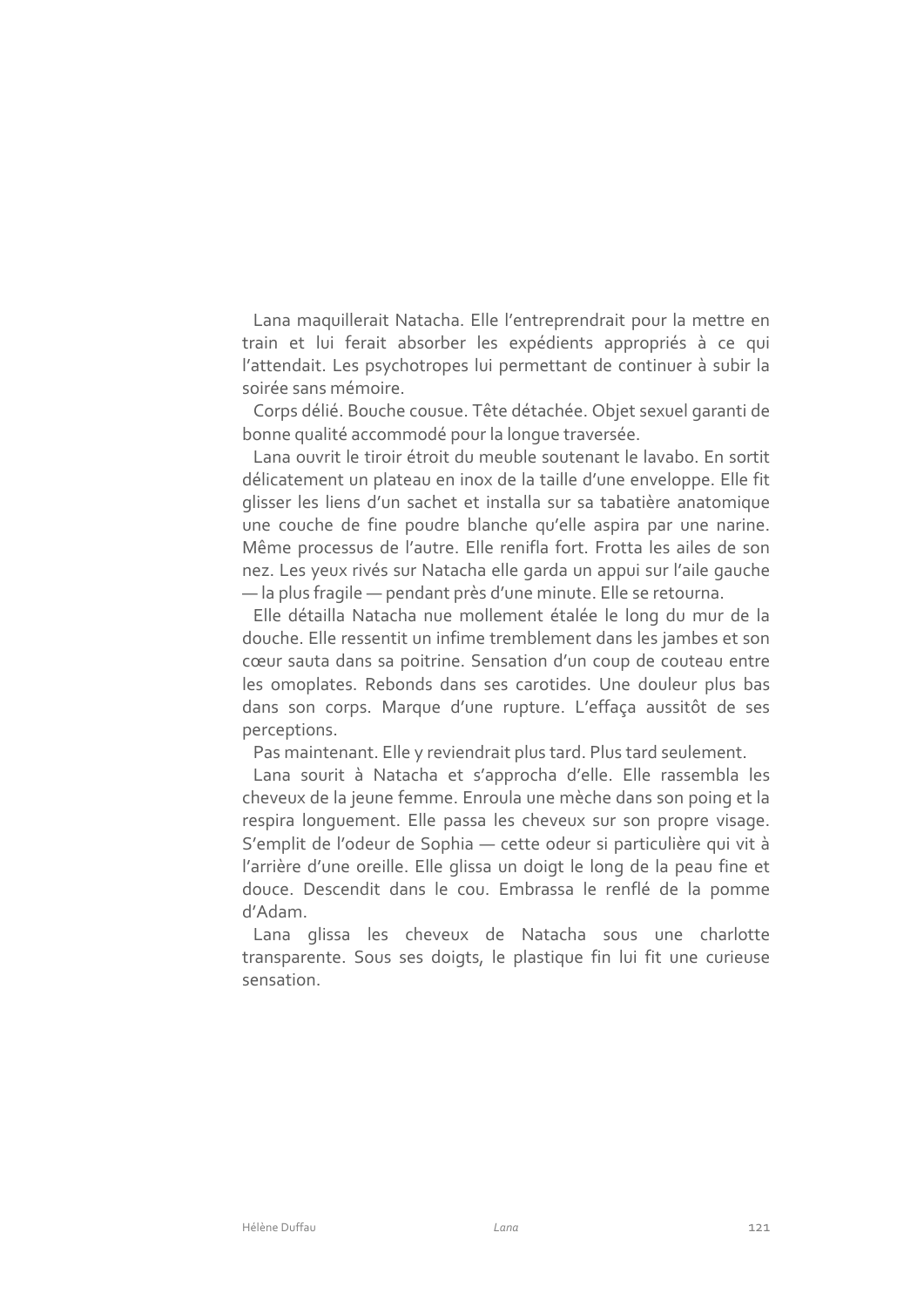Lana maquillerait Natacha. Elle l'entreprendrait pour la mettre en train et lui ferait absorber les expédients appropriés à ce qui l'attendait. Les psychotropes lui permettant de continuer à subir la soirée sans mémoire.

Corps délié. Bouche cousue. Tête détachée. Objet sexuel garanti de bonne qualité accommodé pour la longue traversée.

Lana ouvrit le tiroir étroit du meuble soutenant le lavabo. En sortit délicatement un plateau en inox de la taille d'une enveloppe. Elle fit glisser les liens d'un sachet et installa sur sa tabatière anatomique une couche de fine poudre blanche qu'elle aspira par une narine. Même processus de l'autre. Elle renifla fort. Frotta les ailes de son nez. Les yeux rivés sur Natacha elle garda un appui sur l'aile gauche — la plus fragile — pendant près d'une minute. Elle se retourna.

Elle détailla Natacha nue mollement étalée le long du mur de la douche. Elle ressentit un infime tremblement dans les jambes et son cœur sauta dans sa poitrine. Sensation d'un coup de couteau entre les omoplates. Rebonds dans ses carotides. Une douleur plus bas dans son corps. Marque d'une rupture. L'effaça aussitôt de ses perceptions.

Pas maintenant. Elle y reviendrait plus tard. Plus tard seulement.

Lana sourit à Natacha et s'approcha d'elle. Elle rassembla les cheveux de la jeune femme. Enroula une mèche dans son poing et la respira longuement. Elle passa les cheveux sur son propre visage. S'emplit de l'odeur de Sophia — cette odeur si particulière qui vit à l'arrière d'une oreille. Elle glissa un doigt le long de la peau fine et douce. Descendit dans le cou. Embrassa le renflé de la pomme d'Adam.

Lana glissa les cheveux de Natacha sous une charlotte transparente. Sous ses doigts, le plastique fin lui fit une curieuse sensation.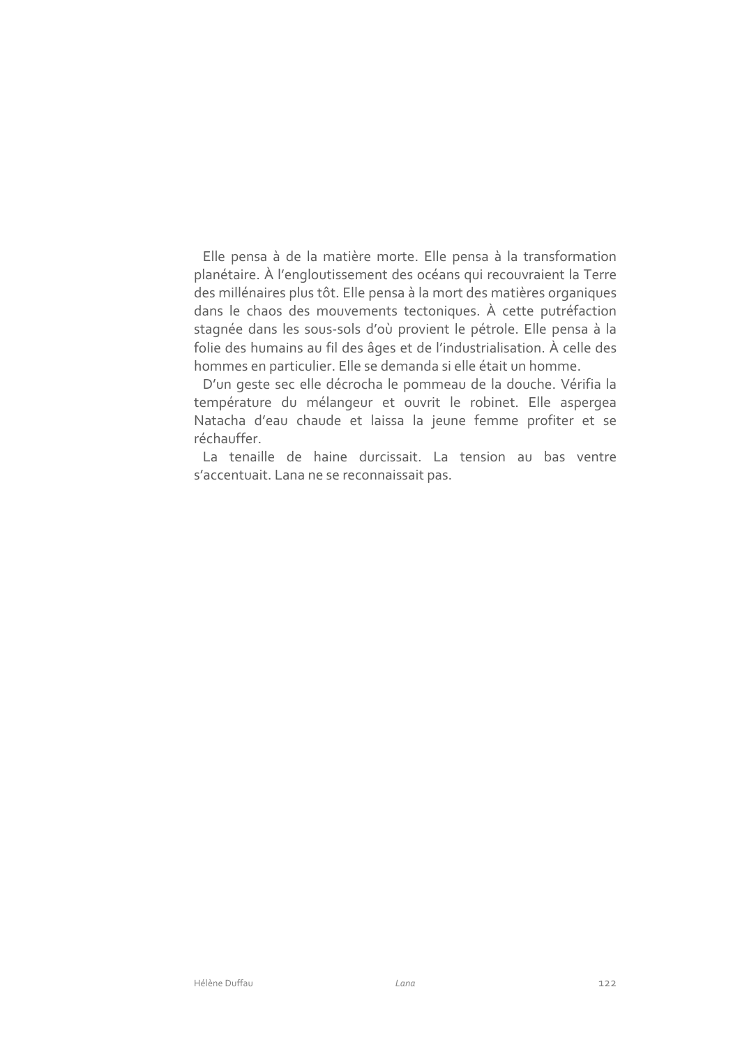Elle pensa à de la matière morte. Elle pensa à la transformation planétaire. À l'engloutissement des océans qui recouvraient la Terre des millénaires plus tôt. Elle pensa à la mort des matières organiques dans le chaos des mouvements tectoniques. À cette putréfaction stagnée dans les sous-sols d'où provient le pétrole. Elle pensa à la folie des humains au fil des âges et de l'industrialisation. À celle des hommes en particulier. Elle se demanda si elle était un homme.

D'un geste sec elle décrocha le pommeau de la douche. Vérifia la température du mélangeur et ouvrit le robinet. Elle aspergea Natacha d'eau chaude et laissa la jeune femme profiter et se réchauffer.

La tenaille de haine durcissait. La tension au bas ventre s'accentuait. Lana ne se reconnaissait pas.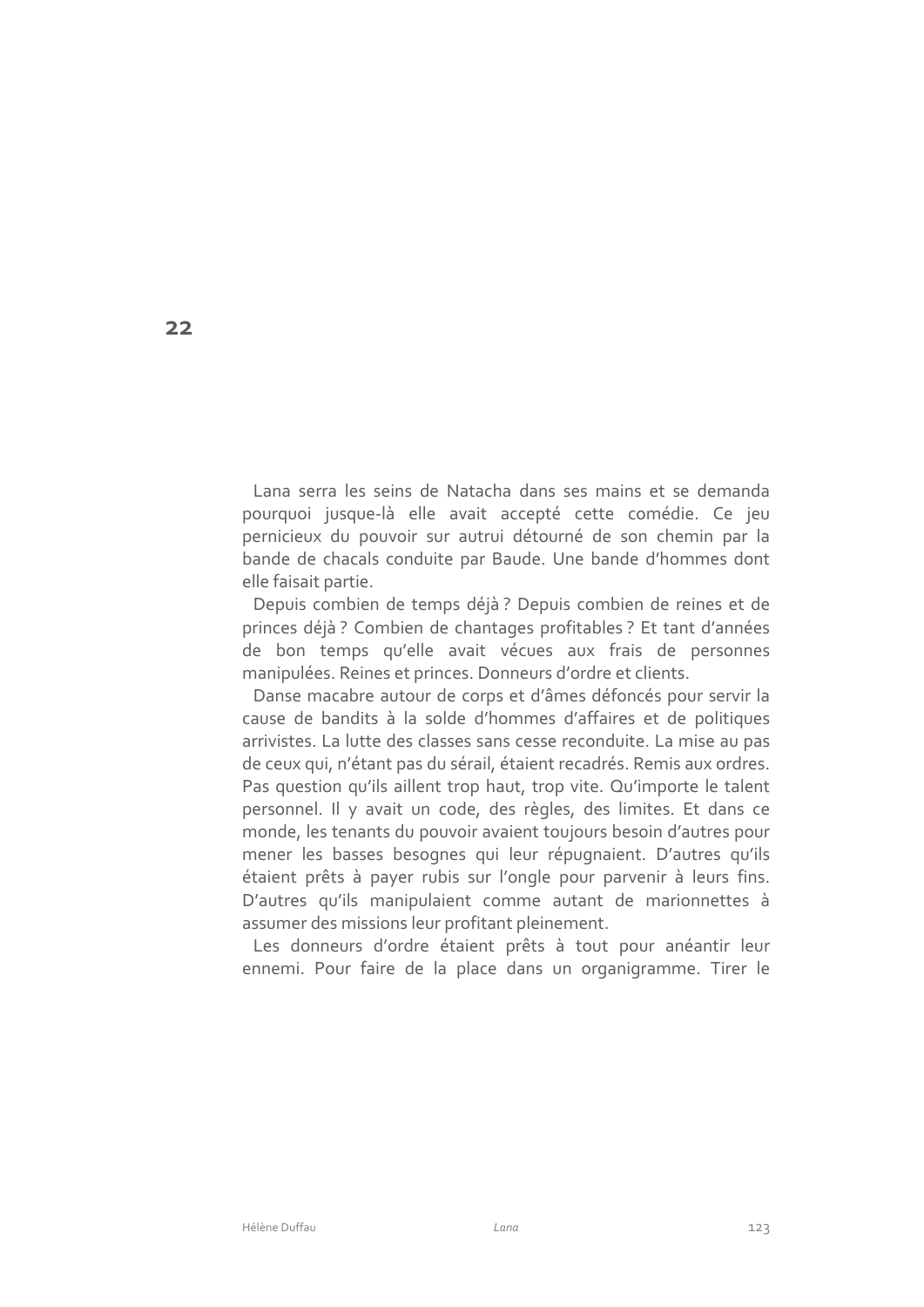## 22

Lana serra les seins de Natacha dans ses mains et se demanda pourquoi jusque-là elle avait accepté cette comédie. Ce jeu pernicieux du pouvoir sur autrui détourné de son chemin par la bande de chacals conduite par Baude. Une bande d'hommes dont elle faisait partie.

Depuis combien de temps déjà ? Depuis combien de reines et de princes déjà ? Combien de chantages profitables ? Et tant d'années de bon temps qu'elle avait vécues aux frais de personnes manipulées. Reines et princes. Donneurs d'ordre et clients.

Danse macabre autour de corps et d'âmes défoncés pour servir la cause de bandits à la solde d'hommes d'affaires et de politiques arrivistes. La lutte des classes sans cesse reconduite. La mise au pas de ceux qui, n'étant pas du sérail, étaient recadrés. Remis aux ordres. Pas question qu'ils aillent trop haut, trop vite. Qu'importe le talent personnel. Il y avait un code, des règles, des limites. Et dans ce monde, les tenants du pouvoir avaient toujours besoin d'autres pour mener les basses besognes qui leur répugnaient. D'autres qu'ils étaient prêts à payer rubis sur l'ongle pour parvenir à leurs fins. D'autres qu'ils manipulaient comme autant de marionnettes à assumer des missions leur profitant pleinement.

Les donneurs d'ordre étaient prêts à tout pour anéantir leur ennemi. Pour faire de la place dans un organigramme. Tirer le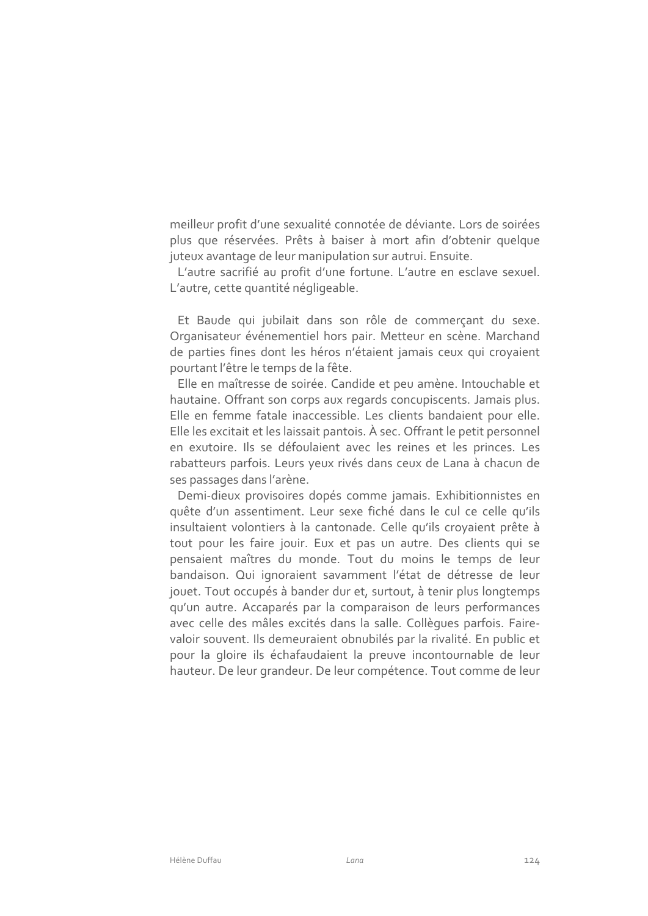meilleur profit d'une sexualité connotée de déviante. Lors de soirées plus que réservées. Prêts à baiser à mort afin d'obtenir quelque juteux avantage de leur manipulation sur autrui. Ensuite.

L'autre sacrifié au profit d'une fortune. L'autre en esclave sexuel. L'autre, cette quantité négligeable.

Et Baude qui jubilait dans son rôle de commerçant du sexe. Organisateur événementiel hors pair. Metteur en scène. Marchand de parties fines dont les héros n'étaient jamais ceux qui croyaient pourtant l'être le temps de la fête.

Elle en maîtresse de soirée. Candide et peu amène. Intouchable et hautaine. Offrant son corps aux regards concupiscents. Jamais plus. Elle en femme fatale inaccessible. Les clients bandaient pour elle. Elle les excitait et les laissait pantois. À sec. Offrant le petit personnel en exutoire. Ils se défoulaient avec les reines et les princes. Les rabatteurs parfois. Leurs yeux rivés dans ceux de Lana à chacun de ses passages dans l'arène.

Demi-dieux provisoires dopés comme jamais. Exhibitionnistes en quête d'un assentiment. Leur sexe fiché dans le cul ce celle qu'ils insultaient volontiers à la cantonade. Celle qu'ils croyaient prête à tout pour les faire jouir. Eux et pas un autre. Des clients qui se pensaient maîtres du monde. Tout du moins le temps de leur bandaison. Qui ignoraient savamment l'état de détresse de leur jouet. Tout occupés à bander dur et, surtout, à tenir plus longtemps qu'un autre. Accaparés par la comparaison de leurs performances avec celle des mâles excités dans la salle. Collègues parfois. Faire-valoir souvent. Ils demeuraient obnubilés par la rivalité. En public et pour la gloire ils échafaudaient la preuve incontournable de leur hauteur. De leur grandeur. De leur compétence. Tout comme de leur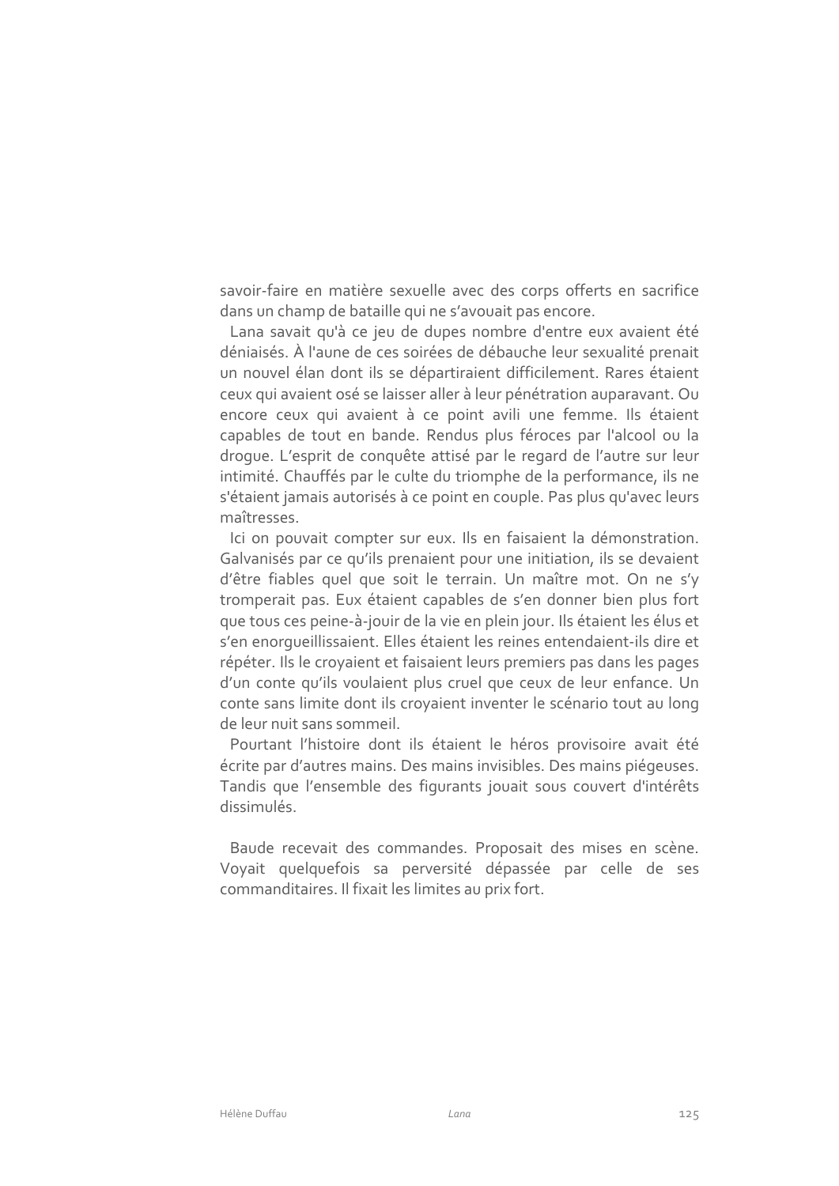savoir-faire en matière sexuelle avec des corps offerts en sacrifice dans un champ de bataille qui ne s'avouait pas encore.

Lana savait qu'à ce jeu de dupes nombre d'entre eux avaient été déniaisés. À l'aune de ces soirées de débauche leur sexualité prenait un nouvel élan dont ils se départiraient difficilement. Rares étaient ceux qui avaient osé se laisser aller à leur pénétration auparavant. Ou encore ceux qui avaient à ce point avili une femme. Ils étaient capables de tout en bande. Rendus plus féroces par l'alcool ou la drogue. L'esprit de conquête attisé par le regard de l'autre sur leur intimité. Chauffés par le culte du triomphe de la performance, ils ne s'étaient jamais autorisés à ce point en couple. Pas plus qu'avec leurs maîtresses.

Ici on pouvait compter sur eux. Ils en faisaient la démonstration. Galvanisés par ce qu'ils prenaient pour une initiation, ils se devaient d'être fiables quel que soit le terrain. Un maître mot. On ne s'y tromperait pas. Eux étaient capables de s'en donner bien plus fort que tous ces peine-à-jouir de la vie en plein jour. Ils étaient les élus et s'en enorgueillissaient. Elles étaient les reines entendaient-ils dire et répéter. Ils le croyaient et faisaient leurs premiers pas dans les pages d'un conte qu'ils voulaient plus cruel que ceux de leur enfance. Un conte sans limite dont ils croyaient inventer le scénario tout au long de leur nuit sans sommeil.

Pourtant l'histoire dont ils étaient le héros provisoire avait été écrite par d'autres mains. Des mains invisibles. Des mains piégeuses. Tandis que l'ensemble des figurants jouait sous couvert d'intérêts dissimulés.

Baude recevait des commandes. Proposait des mises en scène. Voyait quelquefois sa perversité dépassée par celle de ses commanditaires. Il fixait les limites au prix fort.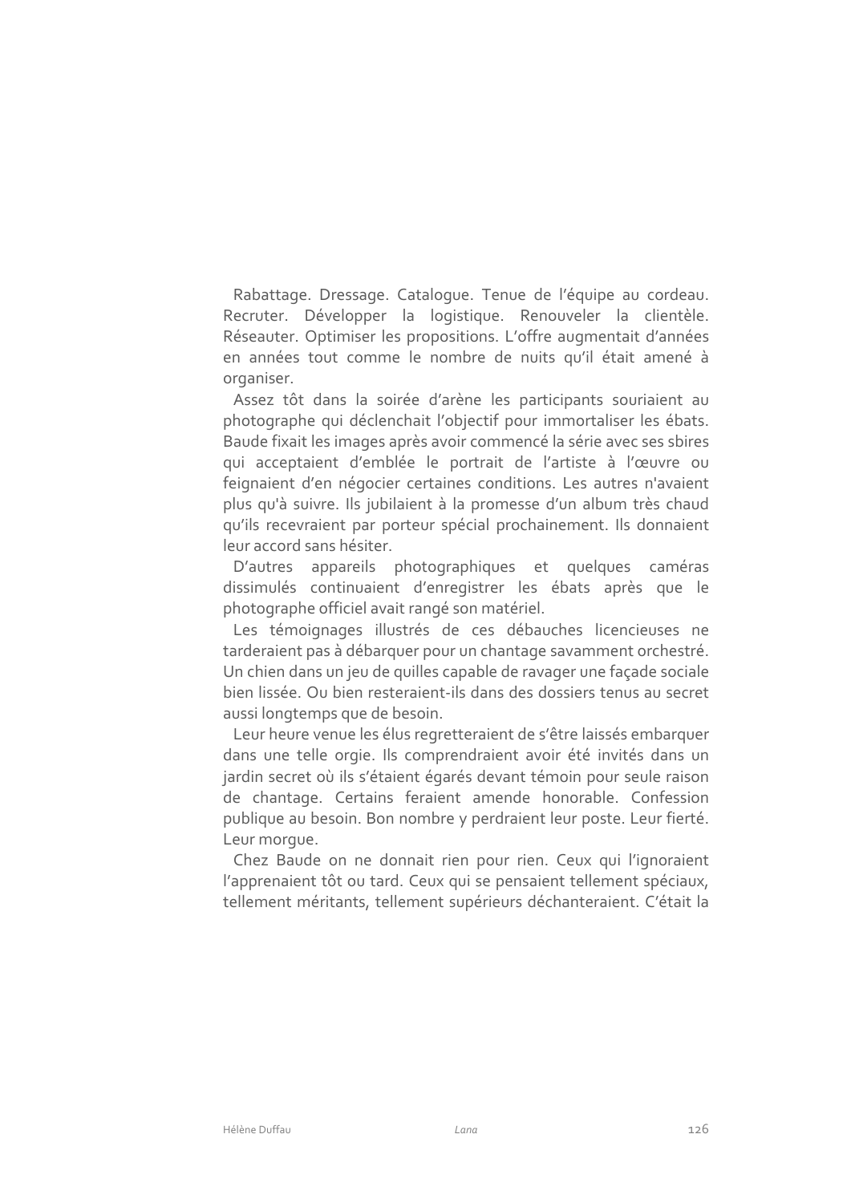Rabattage. Dressage. Catalogue. Tenue de l'équipe au cordeau. Recruter. Développer la logistique. Renouveler la clientèle. Réseauter. Optimiser les propositions. L'offre augmentait d'années en années tout comme le nombre de nuits qu'il était amené à organiser.

Assez tôt dans la soirée d'arène les participants souriaient au photographe qui déclenchait l'objectif pour immortaliser les ébats. Baude fixait les images après avoir commencé la série avec ses sbires qui acceptaient d'emblée le portrait de l'artiste à l'œuvre ou feignaient d'en négocier certaines conditions. Les autres n'avaient plus qu'à suivre. Ils jubilaient à la promesse d'un album très chaud qu'ils recevraient par porteur spécial prochainement. Ils donnaient leur accord sans hésiter.

D'autres appareils photographiques et quelques caméras dissimulés continuaient d'enregistrer les ébats après que le photographe officiel avait rangé son matériel.

Les témoignages illustrés de ces débauches licencieuses ne tarderaient pas à débarquer pour un chantage savamment orchestré. Un chien dans un jeu de quilles capable de ravager une façade sociale bien lissée. Ou bien resteraient-ils dans des dossiers tenus au secret aussi longtemps que de besoin.

Leur heure venue les élus regretteraient de s'être laissés embarquer dans une telle orgie. Ils comprendraient avoir été invités dans un jardin secret où ils s'étaient égarés devant témoin pour seule raison de chantage. Certains feraient amende honorable. Confession publique au besoin. Bon nombre y perdraient leur poste. Leur fierté. Leur morgue.

Chez Baude on ne donnait rien pour rien. Ceux qui l'ignoraient l'apprenaient tôt ou tard. Ceux qui se pensaient tellement spéciaux, tellement méritants, tellement supérieurs déchanteraient. C'était la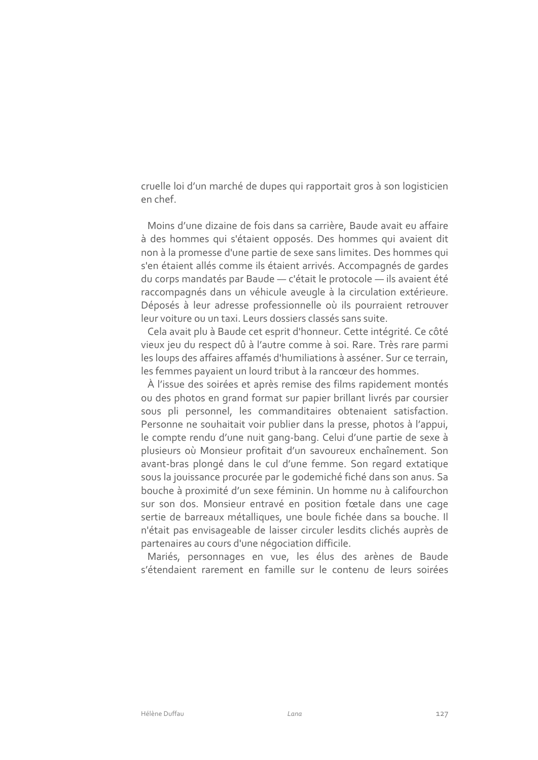cruelle loi d'un marché de dupes qui rapportait gros à son logisticien en chef.

Moins d'une dizaine de fois dans sa carrière, Baude avait eu affaire à des hommes qui s'étaient opposés. Des hommes qui avaient dit non à la promesse d'une partie de sexe sans limites. Des hommes qui s'en étaient allés comme ils étaient arrivés. Accompagnés de gardes du corps mandatés par Baude — c'était le protocole — ils avaient été raccompagnés dans un véhicule aveugle à la circulation extérieure. Déposés à leur adresse professionnelle où ils pourraient retrouver leur voiture ou un taxi. Leurs dossiers classés sans suite.

Cela avait plu à Baude cet esprit d'honneur. Cette intégrité. Ce côté vieux jeu du respect dû à l'autre comme à soi. Rare. Très rare parmi les loups des affaires affamés d'humiliations à asséner. Sur ce terrain, les femmes payaient un lourd tribut à la rancœur des hommes.

À l'issue des soirées et après remise des films rapidement montés ou des photos en grand format sur papier brillant livrés par coursier sous pli personnel, les commanditaires obtenaient satisfaction. Personne ne souhaitait voir publier dans la presse, photos à l'appui, le compte rendu d'une nuit gang-bang. Celui d'une partie de sexe à plusieurs où Monsieur profitait d'un savoureux enchaînement. Son avant-bras plongé dans le cul d'une femme. Son regard extatique sous la jouissance procurée par le godemiché fiché dans son anus. Sa bouche à proximité d'un sexe féminin. Un homme nu à califourchon sur son dos. Monsieur entravé en position fœtale dans une cage sertie de barreaux métalliques, une boule fichée dans sa bouche. Il n'était pas envisageable de laisser circuler lesdits clichés auprès de partenaires au cours d'une négociation difficile.

Mariés, personnages en vue, les élus des arènes de Baude s'étendaient rarement en famille sur le contenu de leurs soirées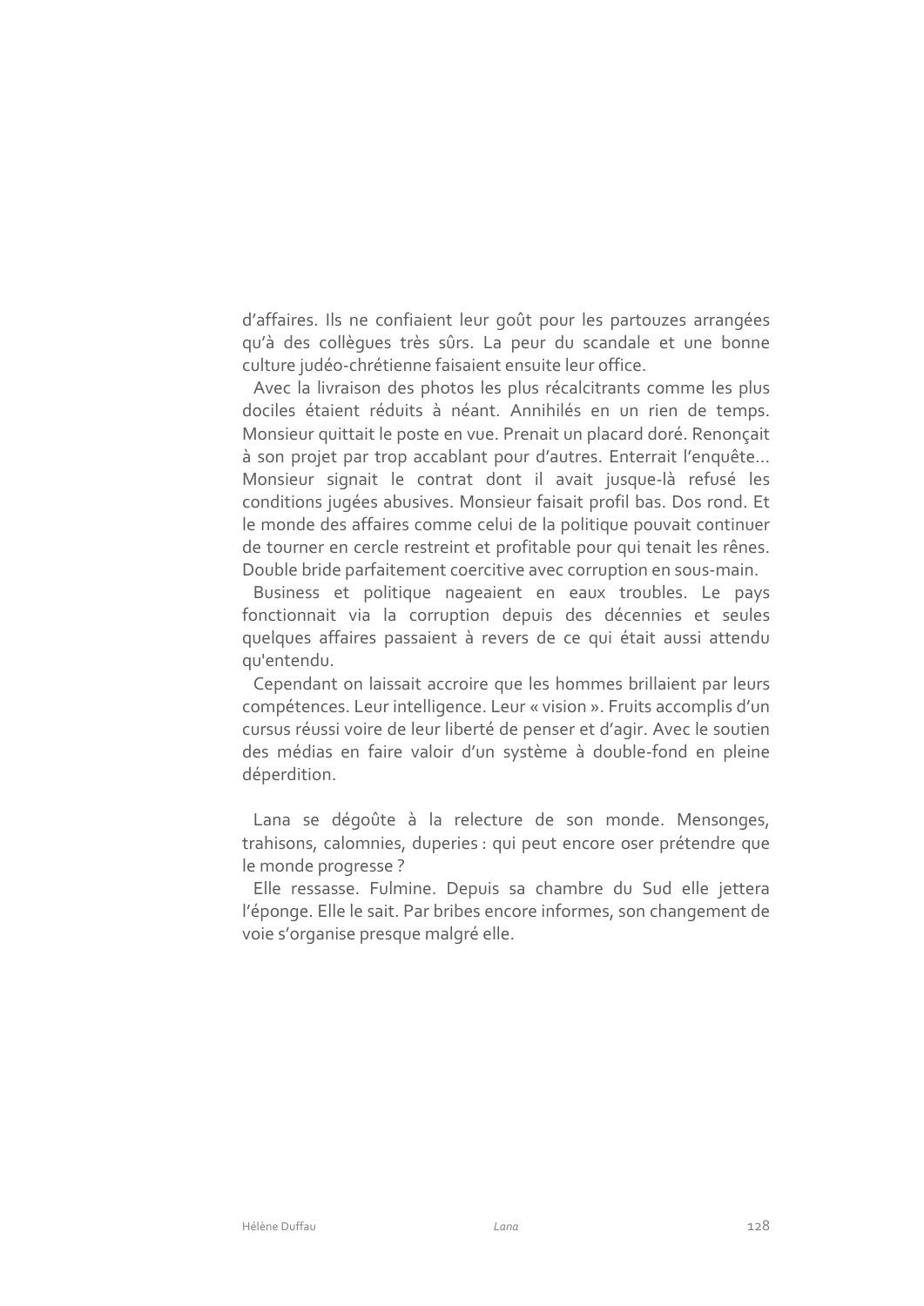d'affaires. Ils ne confiaient leur goût pour les partouzes arrangées qu'à des collègues très sûrs. La peur du scandale et une bonne culture judéo-chrétienne faisaient ensuite leur office.

Avec la livraison des photos les plus récalcitrants comme les plus dociles étaient réduits à néant. Annihilés en un rien de temps. Monsieur quittait le poste en vue. Prenait un placard doré. Renonçait à son projet par trop accablant pour d'autres. Enterrait l'enquête… Monsieur signait le contrat dont il avait jusque-là refusé les conditions jugées abusives. Monsieur faisait profil bas. Dos rond. Et le monde des affaires comme celui de la politique pouvait continuer de tourner en cercle restreint et profitable pour qui tenait les rênes. Double bride parfaitement coercitive avec corruption en sous-main.

Business et politique nageaient en eaux troubles. Le pays fonctionnait via la corruption depuis des décennies et seules quelques affaires passaient à revers de ce qui était aussi attendu qu'entendu.

Cependant on laissait accroire que les hommes brillaient par leurs compétences. Leur intelligence. Leur « vision ». Fruits accomplis d'un cursus réussi voire de leur liberté de penser et d'agir. Avec le soutien des médias en faire valoir d'un système à double-fond en pleine déperdition.

Lana se dégoûte à la relecture de son monde. Mensonges, trahisons, calomnies, duperies : qui peut encore oser prétendre que le monde progresse ?

Elle ressasse. Fulmine. Depuis sa chambre du Sud elle jettera l'éponge. Elle le sait. Par bribes encore informes, son changement de voie s'organise presque malgré elle.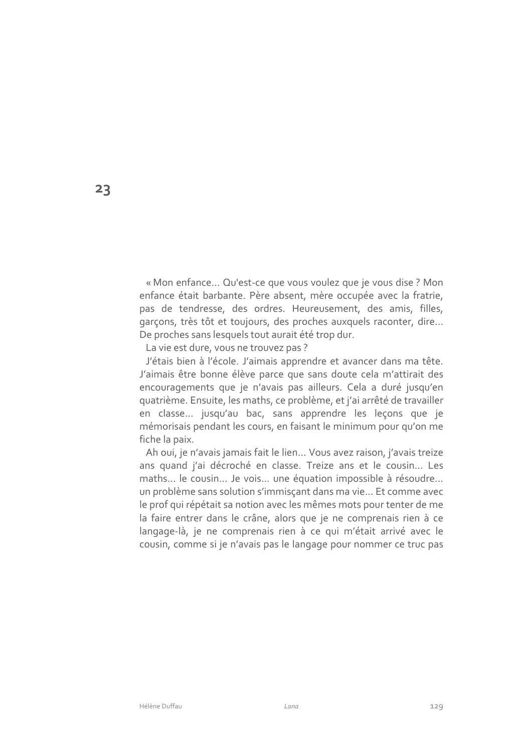# 23

« Mon enfance… Qu'est-ce que vous voulez que je vous dise ? Mon enfance était barbante. Père absent, mère occupée avec la fratrie, pas de tendresse, des ordres. Heureusement, des amis, filles, garçons, très tôt et toujours, des proches auxquels raconter, dire… De proches sans lesquels tout aurait été trop dur.

La vie est dure, vous ne trouvez pas ?

J'étais bien à l'école. J'aimais apprendre et avancer dans ma tête. J'aimais être bonne élève parce que sans doute cela m'attirait des encouragements que je n'avais pas ailleurs. Cela a duré jusqu'en quatrième. Ensuite, les maths, ce problème, et j'ai arrêté de travailler en classe… jusqu'au bac, sans apprendre les leçons que je mémorisais pendant les cours, en faisant le minimum pour qu'on me fiche la paix.

Ah oui, je n'avais jamais fait le lien… Vous avez raison, j'avais treize ans quand j'ai décroché en classe. Treize ans et le cousin… Les maths… le cousin… Je vois… une équation impossible à résoudre… un problème sans solution s'immisçant dans ma vie… Et comme avec le prof qui répétait sa notion avec les mêmes mots pour tenter de me la faire entrer dans le crâne, alors que je ne comprenais rien à ce langage-là, je ne comprenais rien à ce qui m'était arrivé avec le cousin, comme si je n'avais pas le langage pour nommer ce truc pas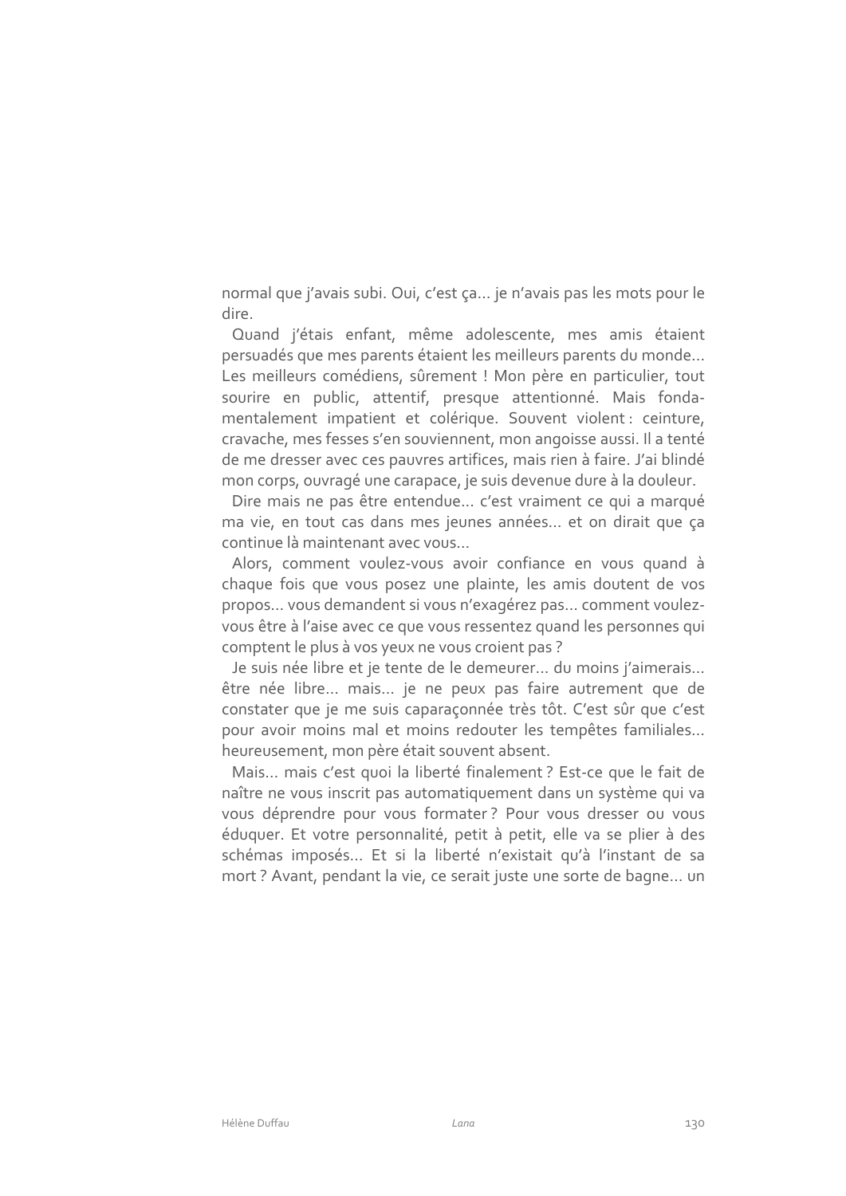normal que j'avais subi. Oui, c'est ça… je n'avais pas les mots pour le dire.

Quand j'étais enfant, même adolescente, mes amis étaient persuadés que mes parents étaient les meilleurs parents du monde… Les meilleurs comédiens, sûrement ! Mon père en particulier, tout sourire en public, attentif, presque attentionné. Mais fondamentalement impatient et colérique. Souvent violent : ceinture, cravache, mes fesses s'en souviennent, mon angoisse aussi. Il a tenté de me dresser avec ces pauvres artifices, mais rien à faire. J'ai blindé mon corps, ouvragé une carapace, je suis devenue dure à la douleur.

Dire mais ne pas être entendue… c'est vraiment ce qui a marqué ma vie, en tout cas dans mes jeunes années… et on dirait que ça continue là maintenant avec vous…

Alors, comment voulez-vous avoir confiance en vous quand à chaque fois que vous posez une plainte, les amis doutent de vos propos… vous demandent si vous n'exagérez pas… comment voulez-vous être à l'aise avec ce que vous ressentez quand les personnes qui comptent le plus à vos yeux ne vous croient pas ?

Je suis née libre et je tente de le demeurer… du moins j'aimerais… être née libre… mais… je ne peux pas faire autrement que de constater que je me suis caparaçonnée très tôt. C'est sûr que c'est pour avoir moins mal et moins redouter les tempêtes familiales… heureusement, mon père était souvent absent.

Mais… mais c'est quoi la liberté finalement ? Est-ce que le fait de naître ne vous inscrit pas automatiquement dans un système qui va vous déprendre pour vous formater ? Pour vous dresser ou vous éduquer. Et votre personnalité, petit à petit, elle va se plier à des schémas imposés… Et si la liberté n'existait qu'à l'instant de sa mort ? Avant, pendant la vie, ce serait juste une sorte de bagne… un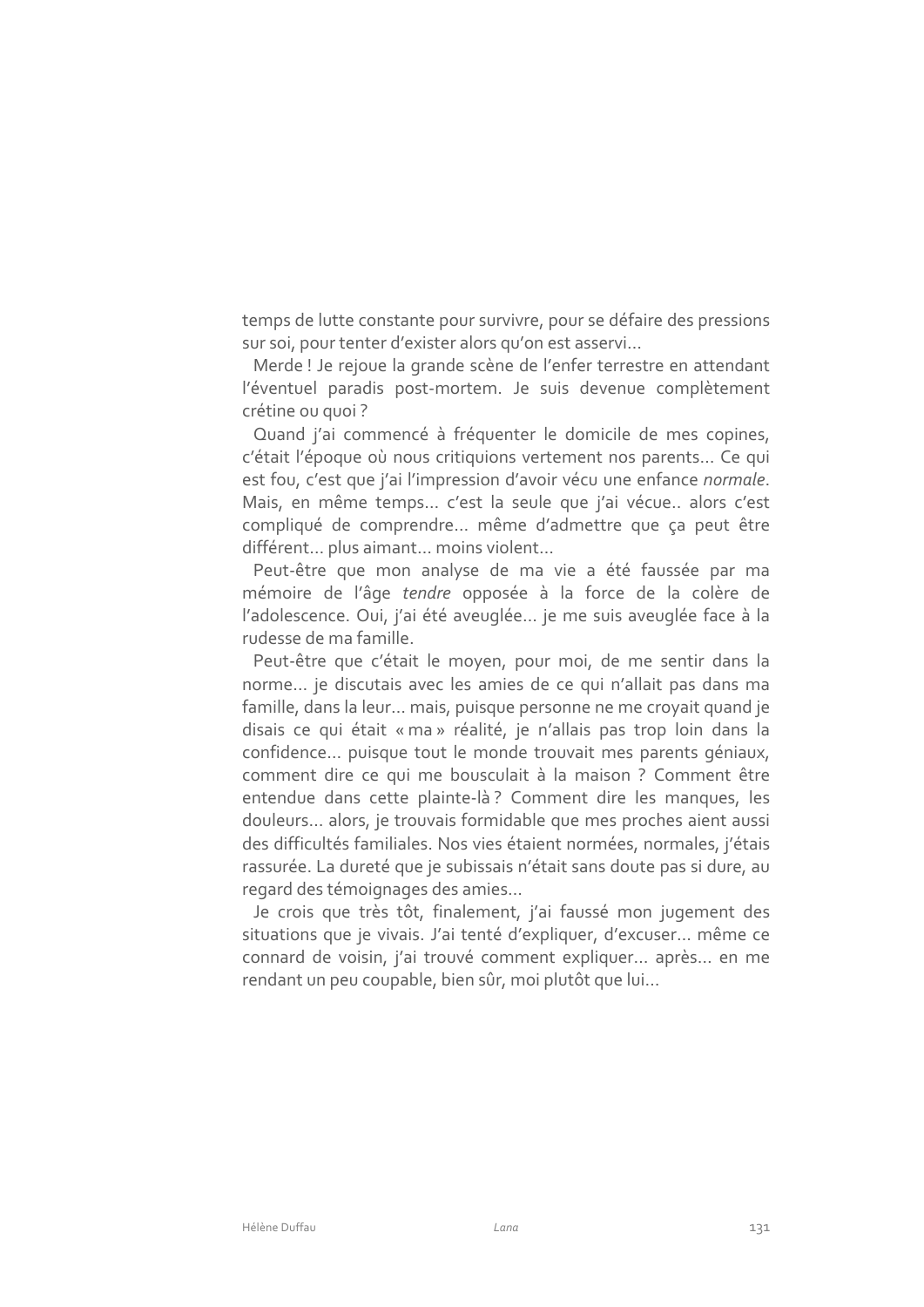temps de lutte constante pour survivre, pour se défaire des pressions sur soi, pour tenter d'exister alors qu'on est asservi…

Merde ! Je rejoue la grande scène de l'enfer terrestre en attendant l'éventuel paradis post-mortem. Je suis devenue complètement crétine ou quoi ?

Quand j'ai commencé à fréquenter le domicile de mes copines, c'était l'époque où nous critiquions vertement nos parents… Ce qui est fou, c'est que j'ai l'impression d'avoir vécu une enfance *normale*. Mais, en même temps… c'est la seule que j'ai vécue.. alors c'est compliqué de comprendre… même d'admettre que ça peut être différent… plus aimant… moins violent…

Peut-être que mon analyse de ma vie a été faussée par ma mémoire de l'âge *tendre* opposée à la force de la colère de l'adolescence. Oui, j'ai été aveuglée… je me suis aveuglée face à la rudesse de ma famille.

Peut-être que c'était le moyen, pour moi, de me sentir dans la norme… je discutais avec les amies de ce qui n'allait pas dans ma famille, dans la leur… mais, puisque personne ne me croyait quand je disais ce qui était « ma » réalité, je n'allais pas trop loin dans la confidence… puisque tout le monde trouvait mes parents géniaux, comment dire ce qui me bousculait à la maison ? Comment être entendue dans cette plainte-là ? Comment dire les manques, les douleurs… alors, je trouvais formidable que mes proches aient aussi des difficultés familiales. Nos vies étaient normées, normales, j'étais rassurée. La dureté que je subissais n'était sans doute pas si dure, au regard des témoignages des amies…

Je crois que très tôt, finalement, j'ai faussé mon jugement des situations que je vivais. J'ai tenté d'expliquer, d'excuser… même ce connard de voisin, j'ai trouvé comment expliquer… après… en me rendant un peu coupable, bien sûr, moi plutôt que lui…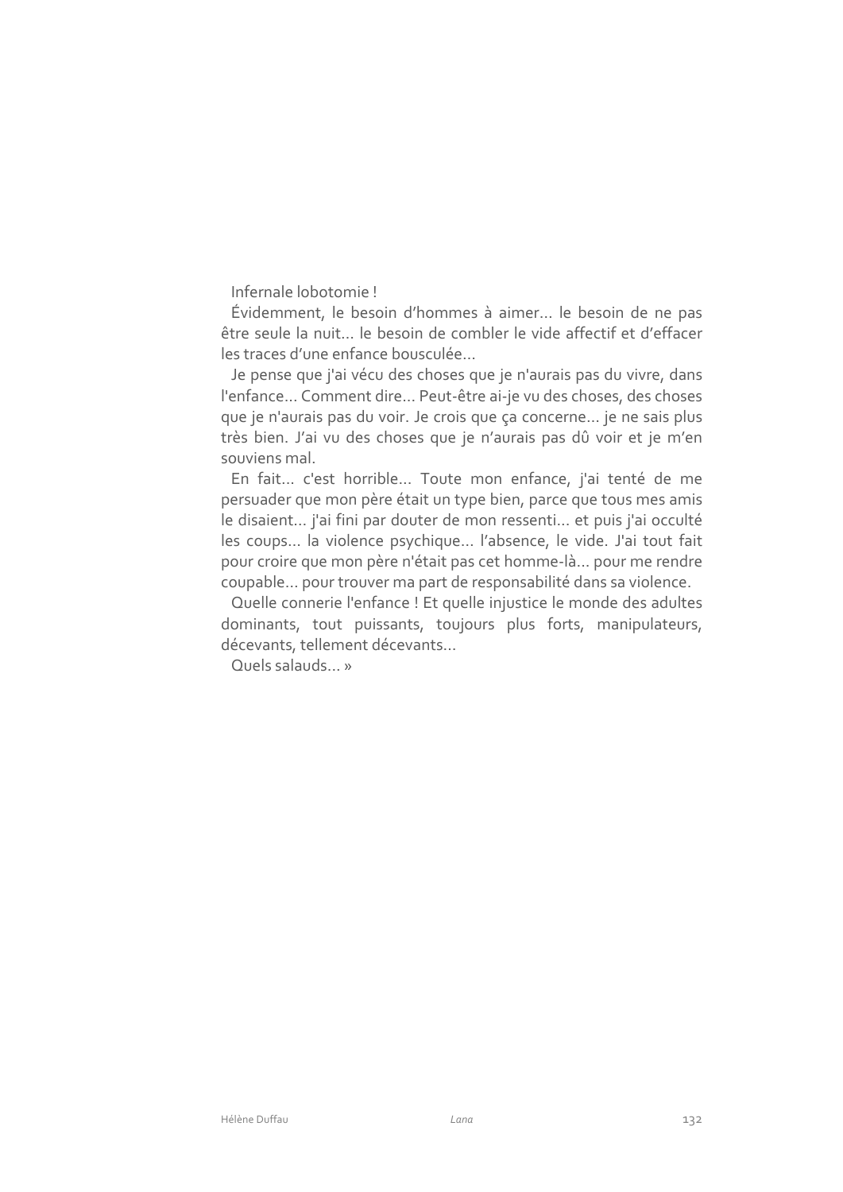Infernale lobotomie !

Évidemment, le besoin d'hommes à aimer... le besoin de ne pas être seule la nuit... le besoin de combler le vide affectif et d'effacer les traces d'une enfance bousculée...

Je pense que j'ai vécu des choses que je n'aurais pas du vivre, dans l'enfance... Comment dire... Peut-être ai-je vu des choses, des choses que je n'aurais pas du voir. Je crois que ça concerne... je ne sais plus très bien. J'ai vu des choses que je n'aurais pas dû voir et je m'en souviens mal.

En fait... c'est horrible... Toute mon enfance, j'ai tenté de me persuader que mon père était un type bien, parce que tous mes amis le disaient... j'ai fini par douter de mon ressenti... et puis j'ai occulté les coups... la violence psychique... l'absence, le vide. J'ai tout fait pour croire que mon père n'était pas cet homme-là... pour me rendre coupable... pour trouver ma part de responsabilité dans sa violence.

Quelle connerie l'enfance ! Et quelle injustice le monde des adultes dominants, tout puissants, toujours plus forts, manipulateurs, décevants, tellement décevants...

Quels salauds... »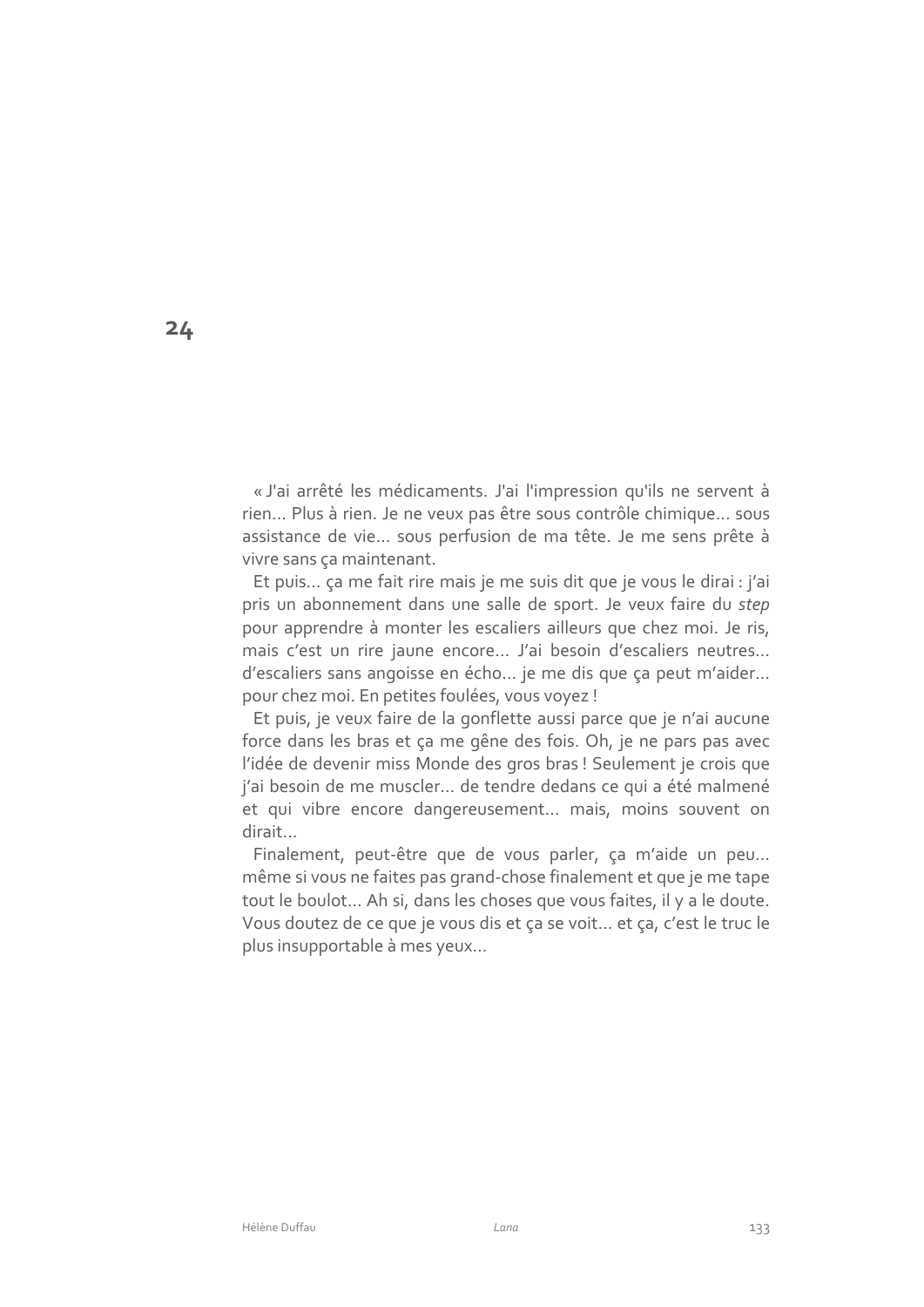# 24

« J'ai arrêté les médicaments. J'ai l'impression qu'ils ne servent à rien… Plus à rien. Je ne veux pas être sous contrôle chimique… sous assistance de vie… sous perfusion de ma tête. Je me sens prête à vivre sans ça maintenant.

Et puis… ça me fait rire mais je me suis dit que je vous le dirai : j'ai pris un abonnement dans une salle de sport. Je veux faire du *step* pour apprendre à monter les escaliers ailleurs que chez moi. Je ris, mais c'est un rire jaune encore… J'ai besoin d'escaliers neutres… d'escaliers sans angoisse en écho… je me dis que ça peut m'aider… pour chez moi. En petites foulées, vous voyez !

Et puis, je veux faire de la gonflette aussi parce que je n'ai aucune force dans les bras et ça me gêne des fois. Oh, je ne pars pas avec l'idée de devenir miss Monde des gros bras ! Seulement je crois que j'ai besoin de me muscler… de tendre dedans ce qui a été malmené et qui vibre encore dangereusement… mais, moins souvent on dirait…

Finalement, peut-être que de vous parler, ça m'aide un peu… même si vous ne faites pas grand-chose finalement et que je me tape tout le boulot… Ah si, dans les choses que vous faites, il y a le doute. Vous doutez de ce que je vous dis et ça se voit… et ça, c'est le truc le plus insupportable à mes yeux…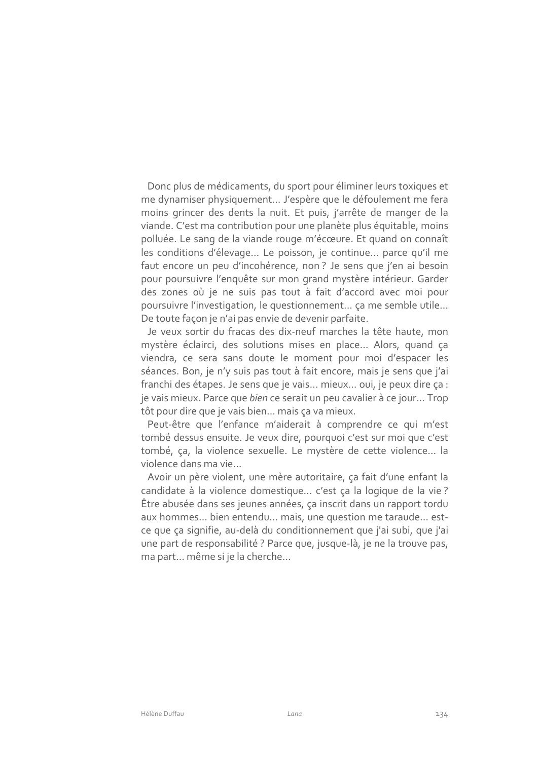Donc plus de médicaments, du sport pour éliminer leurs toxiques et me dynamiser physiquement… J'espère que le défoulement me fera moins grincer des dents la nuit. Et puis, j'arrête de manger de la viande. C'est ma contribution pour une planète plus équitable, moins polluée. Le sang de la viande rouge m'écœure. Et quand on connaît les conditions d'élevage… Le poisson, je continue… parce qu'il me faut encore un peu d'incohérence, non ? Je sens que j'en ai besoin pour poursuivre l'enquête sur mon grand mystère intérieur. Garder des zones où je ne suis pas tout à fait d'accord avec moi pour poursuivre l'investigation, le questionnement… ça me semble utile… De toute façon je n'ai pas envie de devenir parfaite.

Je veux sortir du fracas des dix-neuf marches la tête haute, mon mystère éclairci, des solutions mises en place… Alors, quand ça viendra, ce sera sans doute le moment pour moi d'espacer les séances. Bon, je n'y suis pas tout à fait encore, mais je sens que j'ai franchi des étapes. Je sens que je vais… mieux… oui, je peux dire ça : je vais mieux. Parce que *bien* ce serait un peu cavalier à ce jour… Trop tôt pour dire que je vais bien… mais ça va mieux.

Peut-être que l'enfance m'aiderait à comprendre ce qui m'est tombé dessus ensuite. Je veux dire, pourquoi c'est sur moi que c'est tombé, ça, la violence sexuelle. Le mystère de cette violence… la violence dans ma vie…

Avoir un père violent, une mère autoritaire, ça fait d'une enfant la candidate à la violence domestique… c'est ça la logique de la vie ? Être abusée dans ses jeunes années, ça inscrit dans un rapport tordu aux hommes… bien entendu… mais, une question me taraude… est-ce que ça signifie, au-delà du conditionnement que j'ai subi, que j'ai une part de responsabilité ? Parce que, jusque-là, je ne la trouve pas, ma part… même si je la cherche…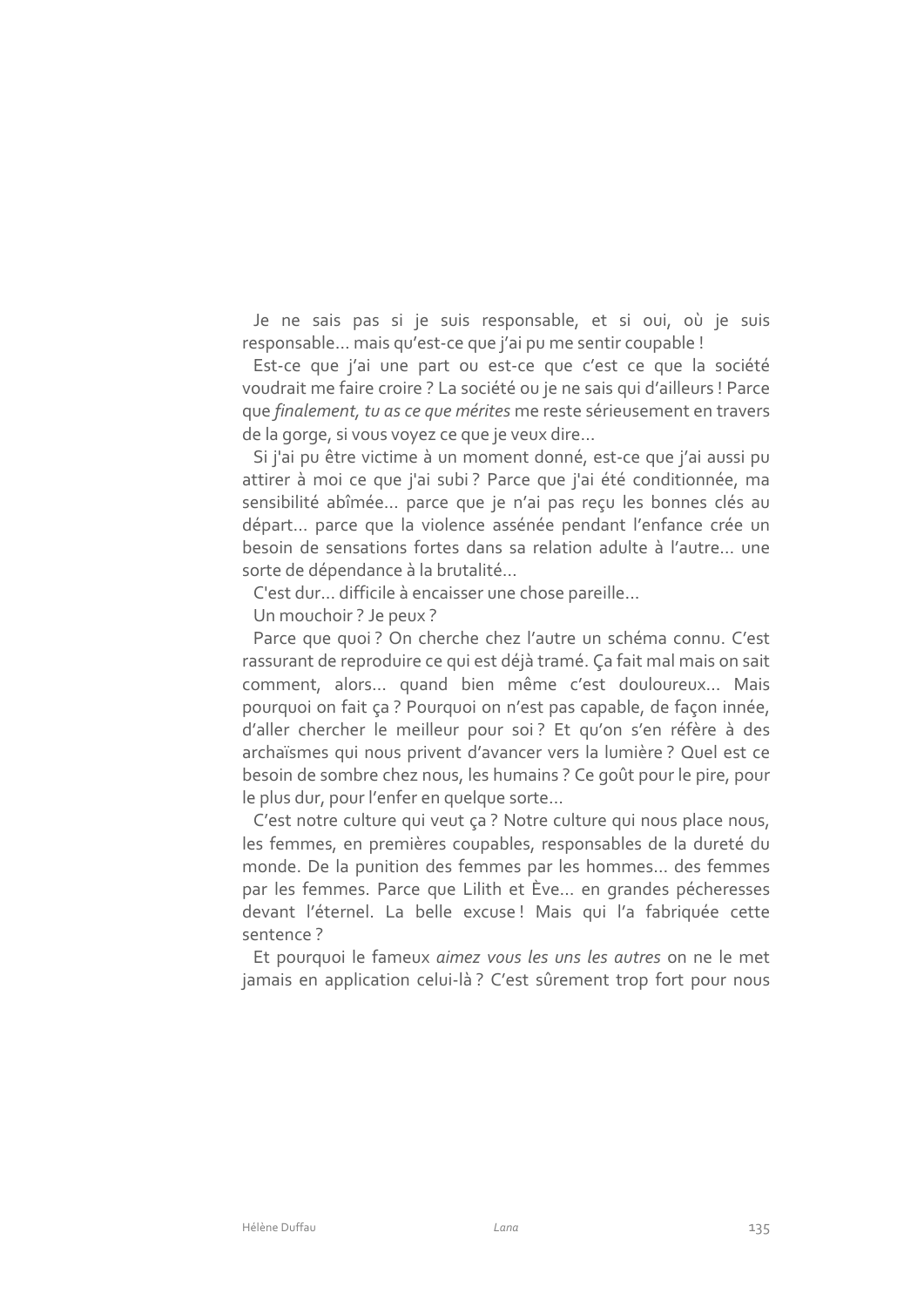Je ne sais pas si je suis responsable, et si oui, où je suis responsable… mais qu'est-ce que j'ai pu me sentir coupable !

Est-ce que j'ai une part ou est-ce que c'est ce que la société voudrait me faire croire ? La société ou je ne sais qui d'ailleurs ! Parce que *finalement, tu as ce que mérites* me reste sérieusement en travers de la gorge, si vous voyez ce que je veux dire…

Si j'ai pu être victime à un moment donné, est-ce que j'ai aussi pu attirer à moi ce que j'ai subi ? Parce que j'ai été conditionnée, ma sensibilité abîmée… parce que je n'ai pas reçu les bonnes clés au départ… parce que la violence assénée pendant l'enfance crée un besoin de sensations fortes dans sa relation adulte à l'autre… une sorte de dépendance à la brutalité…

C'est dur… difficile à encaisser une chose pareille…

Un mouchoir ? Je peux ?

Parce que quoi ? On cherche chez l'autre un schéma connu. C'est rassurant de reproduire ce qui est déjà tramé. Ça fait mal mais on sait comment, alors… quand bien même c'est douloureux… Mais pourquoi on fait ça ? Pourquoi on n'est pas capable, de façon innée, d'aller chercher le meilleur pour soi ? Et qu'on s'en réfère à des archaïsmes qui nous privent d'avancer vers la lumière ? Quel est ce besoin de sombre chez nous, les humains ? Ce goût pour le pire, pour le plus dur, pour l'enfer en quelque sorte…

C'est notre culture qui veut ça ? Notre culture qui nous place nous, les femmes, en premières coupables, responsables de la dureté du monde. De la punition des femmes par les hommes… des femmes par les femmes. Parce que Lilith et Ève… en grandes pécheresses devant l'éternel. La belle excuse ! Mais qui l'a fabriquée cette sentence ?

Et pourquoi le fameux *aimez vous les uns les autres* on ne le met jamais en application celui-là ? C'est sûrement trop fort pour nous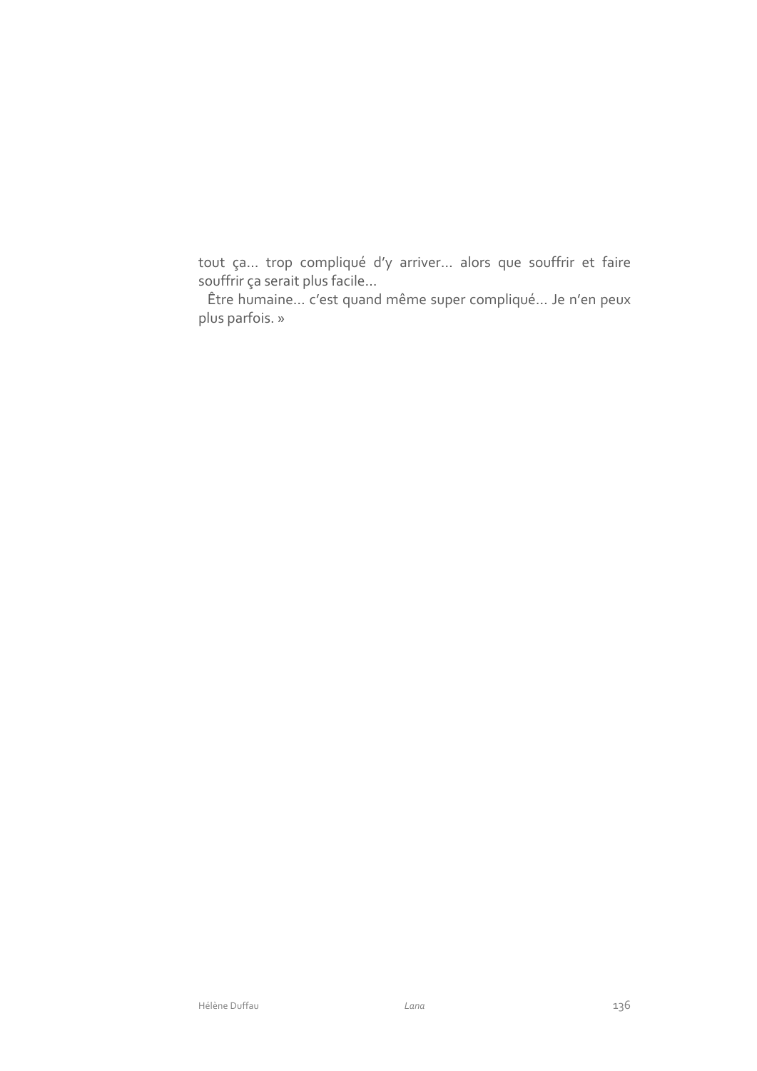tout ça… trop compliqué d'y arriver… alors que souffrir et faire souffrir ça serait plus facile…

Être humaine… c'est quand même super compliqué… Je n'en peux plus parfois. »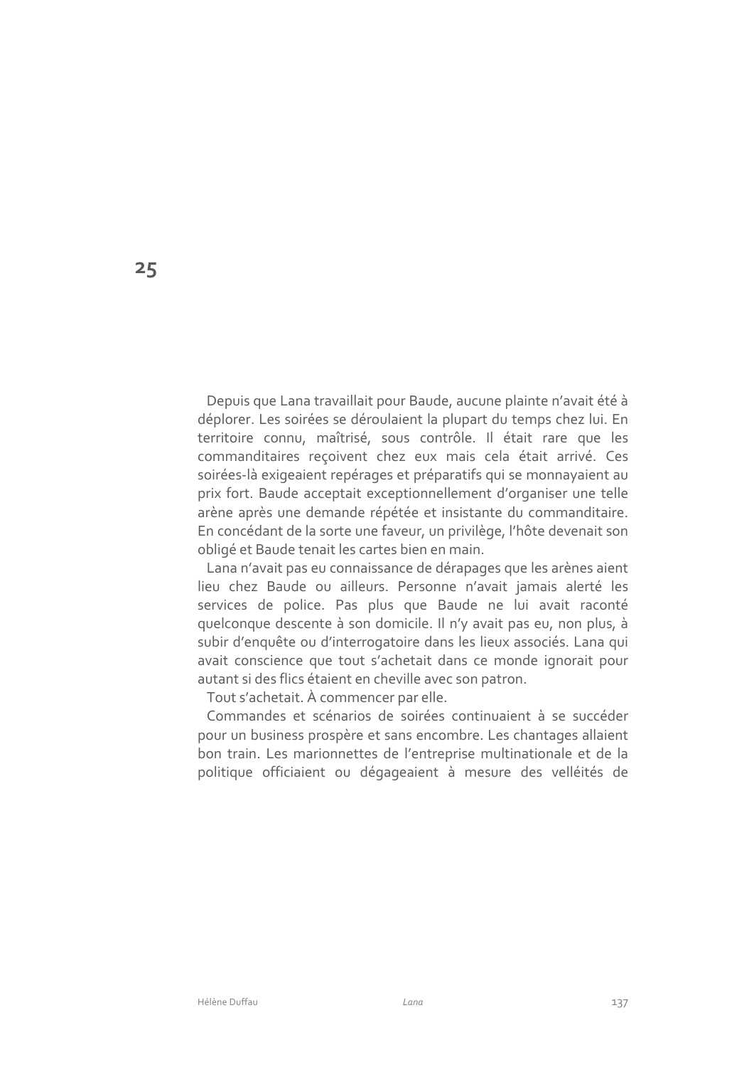# 25

Depuis que Lana travaillait pour Baude, aucune plainte n'avait été à déplorer. Les soirées se déroulaient la plupart du temps chez lui. En territoire connu, maîtrisé, sous contrôle. Il était rare que les commanditaires reçoivent chez eux mais cela était arrivé. Ces soirées-là exigeaient repérages et préparatifs qui se monnayaient au prix fort. Baude acceptait exceptionnellement d'organiser une telle arène après une demande répétée et insistante du commanditaire. En concédant de la sorte une faveur, un privilège, l'hôte devenait son obligé et Baude tenait les cartes bien en main.

Lana n'avait pas eu connaissance de dérapages que les arènes aient lieu chez Baude ou ailleurs. Personne n'avait jamais alerté les services de police. Pas plus que Baude ne lui avait raconté quelconque descente à son domicile. Il n'y avait pas eu, non plus, à subir d'enquête ou d'interrogatoire dans les lieux associés. Lana qui avait conscience que tout s'achetait dans ce monde ignorait pour autant si des flics étaient en cheville avec son patron.

Tout s'achetait. À commencer par elle.

Commandes et scénarios de soirées continuaient à se succéder pour un business prospère et sans encombre. Les chantages allaient bon train. Les marionnettes de l'entreprise multinationale et de la politique officiaient ou dégageaient à mesure des velléités de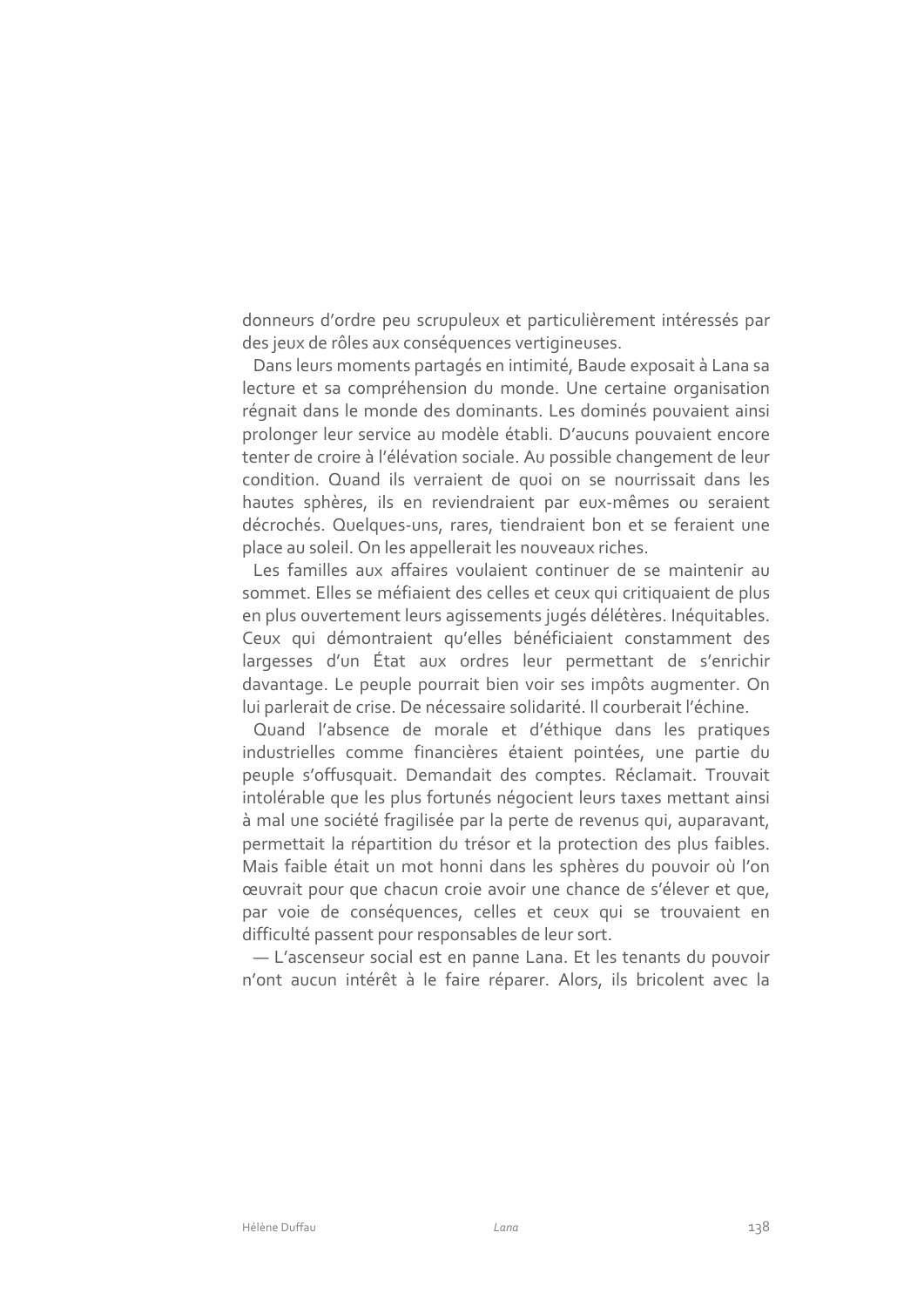donneurs d’ordre peu scrupuleux et particulièrement intéressés par des jeux de rôles aux conséquences vertigineuses.

Dans leurs moments partagés en intimité, Baude exposait à Lana sa lecture et sa compréhension du monde. Une certaine organisation régnait dans le monde des dominants. Les dominés pouvaient ainsi prolonger leur service au modèle établi. D’aucuns pouvaient encore tenter de croire à l’élévation sociale. Au possible changement de leur condition. Quand ils verraient de quoi on se nourrissait dans les hautes sphères, ils en reviendraient par eux-mêmes ou seraient décrochés. Quelques-uns, rares, tiendraient bon et se feraient une place au soleil. On les appellerait les nouveaux riches.

Les familles aux affaires voulaient continuer de se maintenir au sommet. Elles se méfiaient des celles et ceux qui critiquaient de plus en plus ouvertement leurs agissements jugés délétères. Inéquitables. Ceux qui démontraient qu’elles bénéficiaient constamment des largesses d’un État aux ordres leur permettant de s’enrichir davantage. Le peuple pourrait bien voir ses impôts augmenter. On lui parlerait de crise. De nécessaire solidarité. Il courberait l’échine.

Quand l’absence de morale et d’éthique dans les pratiques industrielles comme financières étaient pointées, une partie du peuple s’offusquait. Demandait des comptes. Réclamait. Trouvait intolérable que les plus fortunés négocient leurs taxes mettant ainsi à mal une société fragilisée par la perte de revenus qui, auparavant, permettait la répartition du trésor et la protection des plus faibles. Mais faible était un mot honni dans les sphères du pouvoir où l’on œuvrait pour que chacun croie avoir une chance de s’élever et que, par voie de conséquences, celles et ceux qui se trouvaient en difficulté passent pour responsables de leur sort.

— L’ascenseur social est en panne Lana. Et les tenants du pouvoir n’ont aucun intérêt à le faire réparer. Alors, ils bricolent avec la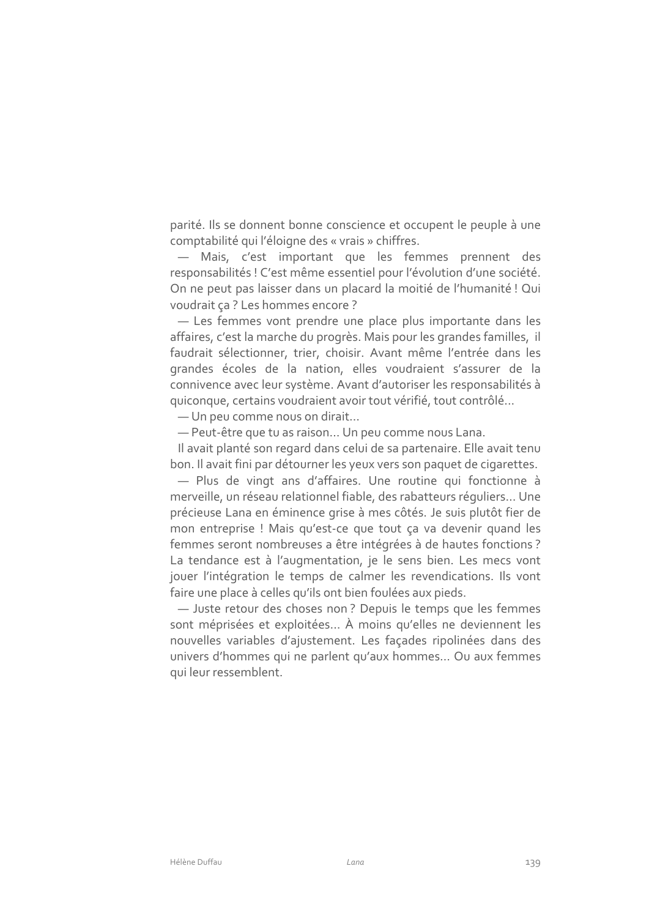parité. Ils se donnent bonne conscience et occupent le peuple à une comptabilité qui l'éloigne des « vrais » chiffres.

— Mais, c'est important que les femmes prennent des responsabilités ! C'est même essentiel pour l'évolution d'une société. On ne peut pas laisser dans un placard la moitié de l'humanité ! Qui voudrait ça ? Les hommes encore ?

— Les femmes vont prendre une place plus importante dans les affaires, c'est la marche du progrès. Mais pour les grandes familles, il faudrait sélectionner, trier, choisir. Avant même l'entrée dans les grandes écoles de la nation, elles voudraient s'assurer de la connivence avec leur système. Avant d'autoriser les responsabilités à quiconque, certains voudraient avoir tout vérifié, tout contrôlé…

— Un peu comme nous on dirait…

— Peut-être que tu as raison… Un peu comme nous Lana.

Il avait planté son regard dans celui de sa partenaire. Elle avait tenu bon. Il avait fini par détourner les yeux vers son paquet de cigarettes.

— Plus de vingt ans d'affaires. Une routine qui fonctionne à merveille, un réseau relationnel fiable, des rabatteurs réguliers… Une précieuse Lana en éminence grise à mes côtés. Je suis plutôt fier de mon entreprise ! Mais qu'est-ce que tout ça va devenir quand les femmes seront nombreuses a être intégrées à de hautes fonctions ? La tendance est à l'augmentation, je le sens bien. Les mecs vont jouer l'intégration le temps de calmer les revendications. Ils vont faire une place à celles qu'ils ont bien foulées aux pieds.

— Juste retour des choses non ? Depuis le temps que les femmes sont méprisées et exploitées… À moins qu'elles ne deviennent les nouvelles variables d'ajustement. Les façades ripolinées dans des univers d'hommes qui ne parlent qu'aux hommes… Ou aux femmes qui leur ressemblent.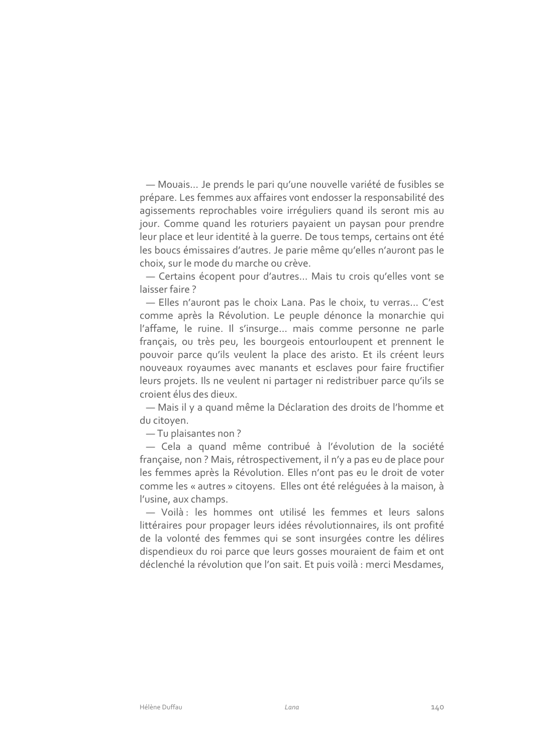— Mouais… Je prends le pari qu'une nouvelle variété de fusibles se prépare. Les femmes aux affaires vont endosser la responsabilité des agissements reprochables voire irréguliers quand ils seront mis au jour. Comme quand les roturiers payaient un paysan pour prendre leur place et leur identité à la guerre. De tous temps, certains ont été les boucs émissaires d'autres. Je parie même qu'elles n'auront pas le choix, sur le mode du marche ou crève.

— Certains écopent pour d'autres… Mais tu crois qu'elles vont se laisser faire ?

— Elles n'auront pas le choix Lana. Pas le choix, tu verras… C'est comme après la Révolution. Le peuple dénonce la monarchie qui l'affame, le ruine. Il s'insurge… mais comme personne ne parle français, ou très peu, les bourgeois entourloupent et prennent le pouvoir parce qu'ils veulent la place des aristo. Et ils créent leurs nouveaux royaumes avec manants et esclaves pour faire fructifier leurs projets. Ils ne veulent ni partager ni redistribuer parce qu'ils se croient élus des dieux.

— Mais il y a quand même la Déclaration des droits de l'homme et du citoyen.

— Tu plaisantes non ?

— Cela a quand même contribué à l'évolution de la société française, non ? Mais, rétrospectivement, il n'y a pas eu de place pour les femmes après la Révolution. Elles n'ont pas eu le droit de voter comme les « autres » citoyens. Elles ont été reléguées à la maison, à l'usine, aux champs.

— Voilà : les hommes ont utilisé les femmes et leurs salons littéraires pour propager leurs idées révolutionnaires, ils ont profité de la volonté des femmes qui se sont insurgées contre les délires dispendieux du roi parce que leurs gosses mouraient de faim et ont déclenché la révolution que l'on sait. Et puis voilà : merci Mesdames,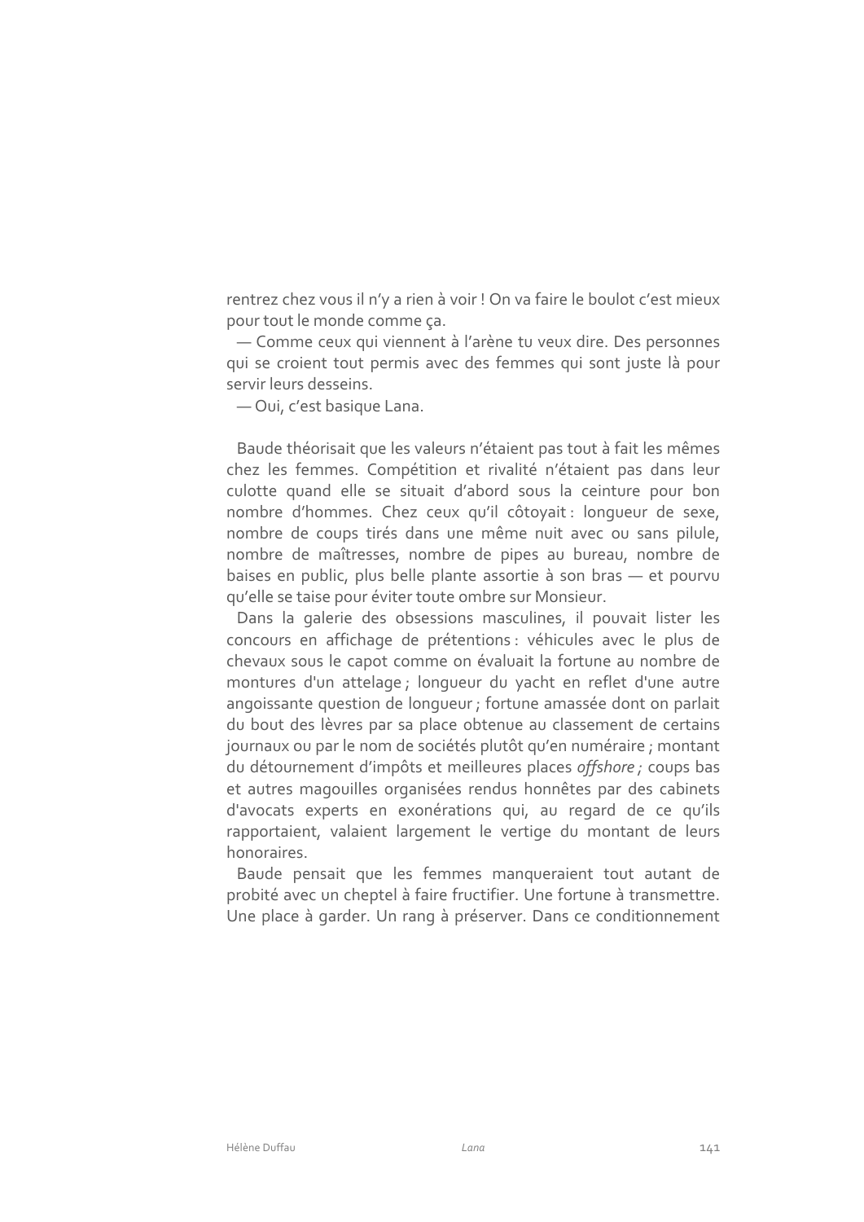rentrez chez vous il n'y a rien à voir ! On va faire le boulot c'est mieux pour tout le monde comme ça.

— Comme ceux qui viennent à l'arène tu veux dire. Des personnes qui se croient tout permis avec des femmes qui sont juste là pour servir leurs desseins.

— Oui, c'est basique Lana.

Baude théorisait que les valeurs n'étaient pas tout à fait les mêmes chez les femmes. Compétition et rivalité n'étaient pas dans leur culotte quand elle se situait d'abord sous la ceinture pour bon nombre d'hommes. Chez ceux qu'il côtoyait : longueur de sexe, nombre de coups tirés dans une même nuit avec ou sans pilule, nombre de maîtresses, nombre de pipes au bureau, nombre de baises en public, plus belle plante assortie à son bras — et pourvu qu'elle se taise pour éviter toute ombre sur Monsieur.

Dans la galerie des obsessions masculines, il pouvait lister les concours en affichage de prétentions : véhicules avec le plus de chevaux sous le capot comme on évaluait la fortune au nombre de montures d'un attelage ; longueur du yacht en reflet d'une autre angoissante question de longueur ; fortune amassée dont on parlait du bout des lèvres par sa place obtenue au classement de certains journaux ou par le nom de sociétés plutôt qu'en numéraire ; montant du détournement d'impôts et meilleures places *offshore ;* coups bas et autres magouilles organisées rendus honnêtes par des cabinets d'avocats experts en exonérations qui, au regard de ce qu'ils rapportaient, valaient largement le vertige du montant de leurs honoraires.

Baude pensait que les femmes manqueraient tout autant de probité avec un cheptel à faire fructifier. Une fortune à transmettre. Une place à garder. Un rang à préserver. Dans ce conditionnement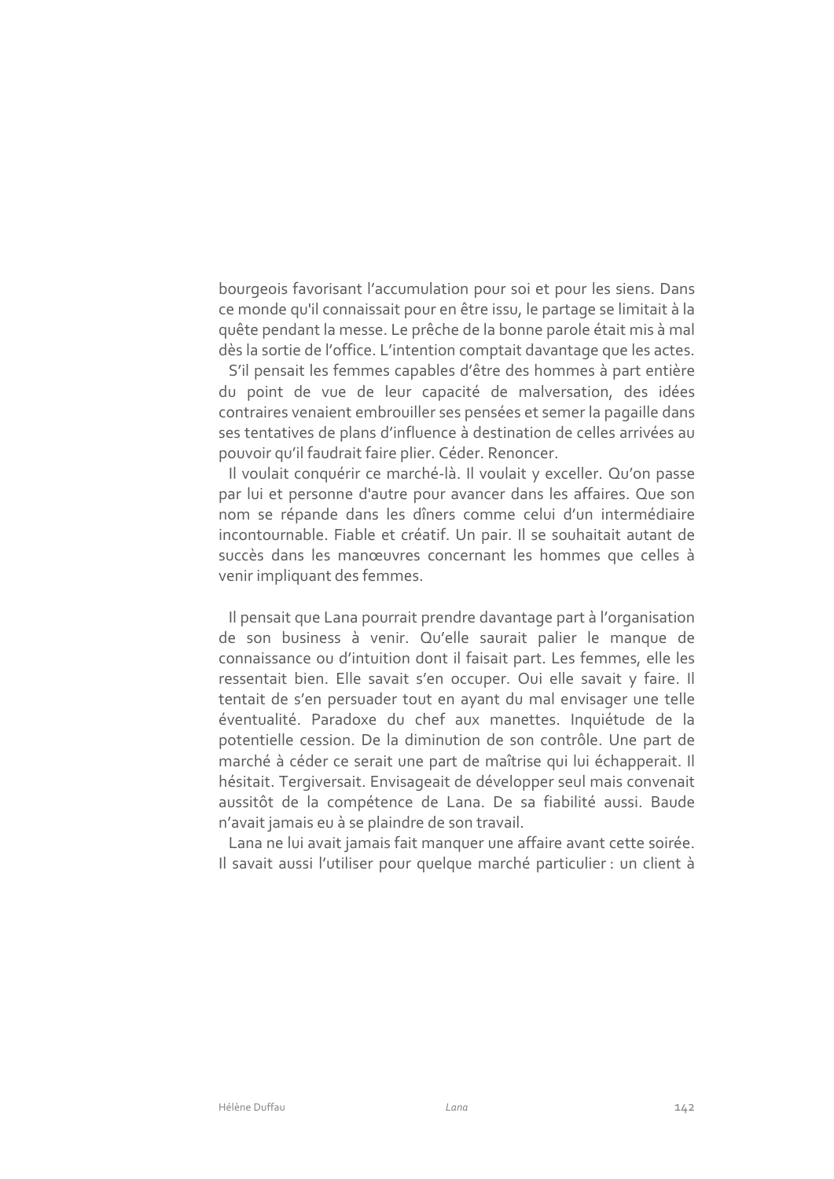bourgeois favorisant l'accumulation pour soi et pour les siens. Dans ce monde qu'il connaissait pour en être issu, le partage se limitait à la quête pendant la messe. Le prêche de la bonne parole était mis à mal dès la sortie de l'office. L'intention comptait davantage que les actes.

S'il pensait les femmes capables d'être des hommes à part entière du point de vue de leur capacité de malversation, des idées contraires venaient embrouiller ses pensées et semer la pagaille dans ses tentatives de plans d'influence à destination de celles arrivées au pouvoir qu'il faudrait faire plier. Céder. Renoncer.

Il voulait conquérir ce marché-là. Il voulait y exceller. Qu'on passe par lui et personne d'autre pour avancer dans les affaires. Que son nom se répande dans les dîners comme celui d'un intermédiaire incontournable. Fiable et créatif. Un pair. Il se souhaitait autant de succès dans les manœuvres concernant les hommes que celles à venir impliquant des femmes.

Il pensait que Lana pourrait prendre davantage part à l'organisation de son business à venir. Qu'elle saurait palier le manque de connaissance ou d'intuition dont il faisait part. Les femmes, elle les ressentait bien. Elle savait s'en occuper. Oui elle savait y faire. Il tentait de s'en persuader tout en ayant du mal envisager une telle éventualité. Paradoxe du chef aux manettes. Inquiétude de la potentielle cession. De la diminution de son contrôle. Une part de marché à céder ce serait une part de maîtrise qui lui échapperait. Il hésitait. Tergiversait. Envisageait de développer seul mais convenait aussitôt de la compétence de Lana. De sa fiabilité aussi. Baude n'avait jamais eu à se plaindre de son travail.

Lana ne lui avait jamais fait manquer une affaire avant cette soirée. Il savait aussi l'utiliser pour quelque marché particulier : un client à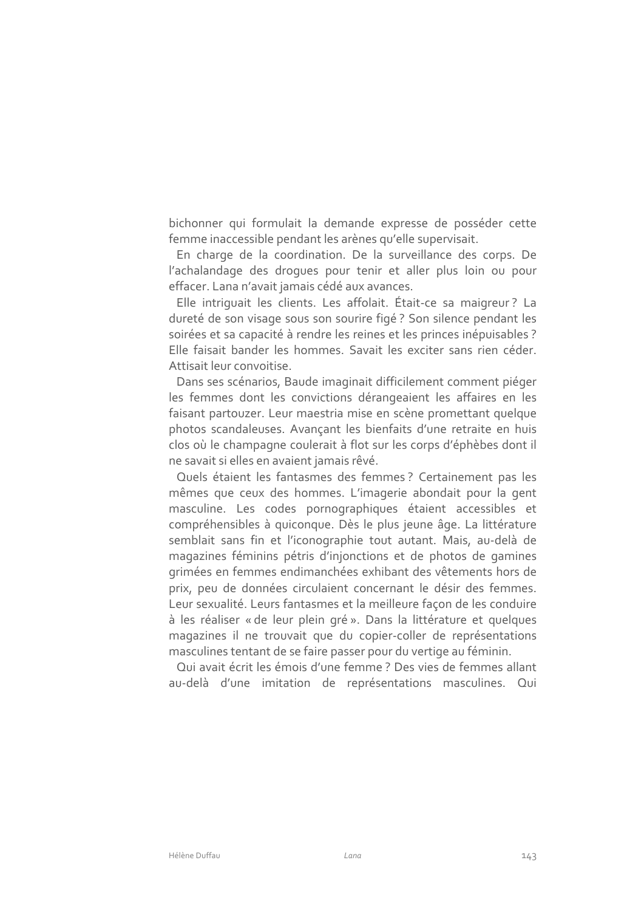bichonner qui formulait la demande expresse de posséder cette femme inaccessible pendant les arènes qu'elle supervisait.

En charge de la coordination. De la surveillance des corps. De l'achalandage des drogues pour tenir et aller plus loin ou pour effacer. Lana n'avait jamais cédé aux avances.

Elle intriguait les clients. Les affolait. Était-ce sa maigreur ? La dureté de son visage sous son sourire figé ? Son silence pendant les soirées et sa capacité à rendre les reines et les princes inépuisables ? Elle faisait bander les hommes. Savait les exciter sans rien céder. Attisait leur convoitise.

Dans ses scénarios, Baude imaginait difficilement comment piéger les femmes dont les convictions dérangeaient les affaires en les faisant partouzer. Leur maestria mise en scène promettant quelque photos scandaleuses. Avançant les bienfaits d'une retraite en huis clos où le champagne coulerait à flot sur les corps d'éphèbes dont il ne savait si elles en avaient jamais rêvé.

Quels étaient les fantasmes des femmes ? Certainement pas les mêmes que ceux des hommes. L'imagerie abondait pour la gent masculine. Les codes pornographiques étaient accessibles et compréhensibles à quiconque. Dès le plus jeune âge. La littérature semblait sans fin et l'iconographie tout autant. Mais, au-delà de magazines féminins pétris d'injonctions et de photos de gamines grimées en femmes endimanchées exhibant des vêtements hors de prix, peu de données circulaient concernant le désir des femmes. Leur sexualité. Leurs fantasmes et la meilleure façon de les conduire à les réaliser « de leur plein gré ». Dans la littérature et quelques magazines il ne trouvait que du copier-coller de représentations masculines tentant de se faire passer pour du vertige au féminin.

Qui avait écrit les émois d'une femme ? Des vies de femmes allant au-delà d'une imitation de représentations masculines. Qui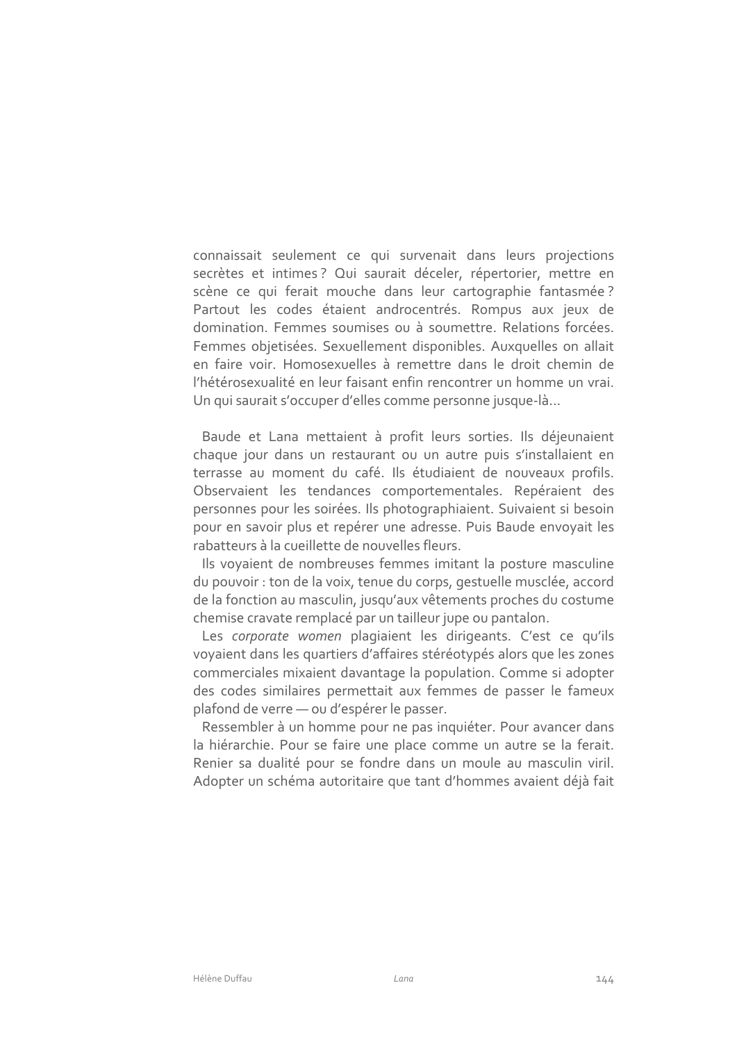connaissait seulement ce qui survenait dans leurs projections secrètes et intimes ? Qui saurait déceler, répertorier, mettre en scène ce qui ferait mouche dans leur cartographie fantasmée ? Partout les codes étaient androcentrés. Rompus aux jeux de domination. Femmes soumises ou à soumettre. Relations forcées. Femmes objetisées. Sexuellement disponibles. Auxquelles on allait en faire voir. Homosexuelles à remettre dans le droit chemin de l'hétérosexualité en leur faisant enfin rencontrer un homme un vrai. Un qui saurait s'occuper d'elles comme personne jusque-là…

Baude et Lana mettaient à profit leurs sorties. Ils déjeunaient chaque jour dans un restaurant ou un autre puis s'installaient en terrasse au moment du café. Ils étudiaient de nouveaux profils. Observaient les tendances comportementales. Repéraient des personnes pour les soirées. Ils photographiaient. Suivaient si besoin pour en savoir plus et repérer une adresse. Puis Baude envoyait les rabatteurs à la cueillette de nouvelles fleurs.

Ils voyaient de nombreuses femmes imitant la posture masculine du pouvoir : ton de la voix, tenue du corps, gestuelle musclée, accord de la fonction au masculin, jusqu'aux vêtements proches du costume chemise cravate remplacé par un tailleur jupe ou pantalon.

Les *corporate women* plagiaient les dirigeants. C'est ce qu'ils voyaient dans les quartiers d'affaires stéréotypés alors que les zones commerciales mixaient davantage la population. Comme si adopter des codes similaires permettait aux femmes de passer le fameux plafond de verre — ou d'espérer le passer.

Ressembler à un homme pour ne pas inquiéter. Pour avancer dans la hiérarchie. Pour se faire une place comme un autre se la ferait. Renier sa dualité pour se fondre dans un moule au masculin viril. Adopter un schéma autoritaire que tant d'hommes avaient déjà fait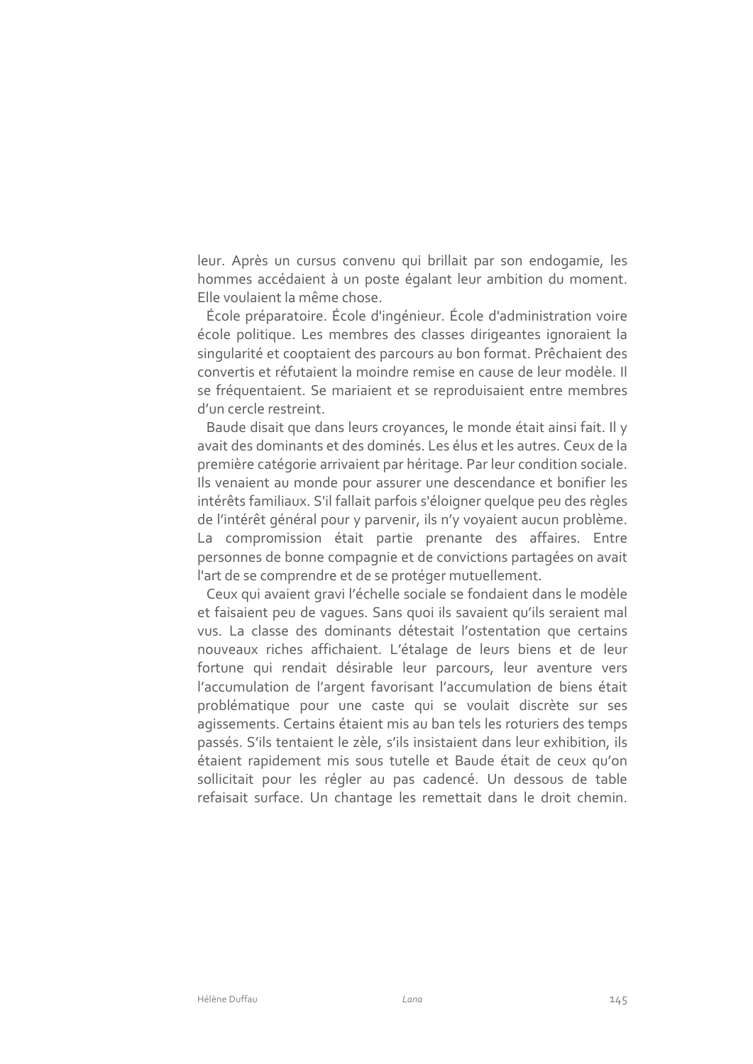leur. Après un cursus convenu qui brillait par son endogamie, les hommes accédaient à un poste égalant leur ambition du moment. Elle voulaient la même chose.

École préparatoire. École d'ingénieur. École d'administration voire école politique. Les membres des classes dirigeantes ignoraient la singularité et cooptaient des parcours au bon format. Prêchaient des convertis et réfutaient la moindre remise en cause de leur modèle. Il se fréquentaient. Se mariaient et se reproduisaient entre membres d'un cercle restreint.

Baude disait que dans leurs croyances, le monde était ainsi fait. Il y avait des dominants et des dominés. Les élus et les autres. Ceux de la première catégorie arrivaient par héritage. Par leur condition sociale. Ils venaient au monde pour assurer une descendance et bonifier les intérêts familiaux. S'il fallait parfois s'éloigner quelque peu des règles de l'intérêt général pour y parvenir, ils n'y voyaient aucun problème. La compromission était partie prenante des affaires. Entre personnes de bonne compagnie et de convictions partagées on avait l'art de se comprendre et de se protéger mutuellement.

Ceux qui avaient gravi l'échelle sociale se fondaient dans le modèle et faisaient peu de vagues. Sans quoi ils savaient qu'ils seraient mal vus. La classe des dominants détestait l'ostentation que certains nouveaux riches affichaient. L'étalage de leurs biens et de leur fortune qui rendait désirable leur parcours, leur aventure vers l'accumulation de l'argent favorisant l'accumulation de biens était problématique pour une caste qui se voulait discrète sur ses agissements. Certains étaient mis au ban tels les roturiers des temps passés. S'ils tentaient le zèle, s'ils insistaient dans leur exhibition, ils étaient rapidement mis sous tutelle et Baude était de ceux qu'on sollicitait pour les régler au pas cadencé. Un dessous de table refaisait surface. Un chantage les remettait dans le droit chemin.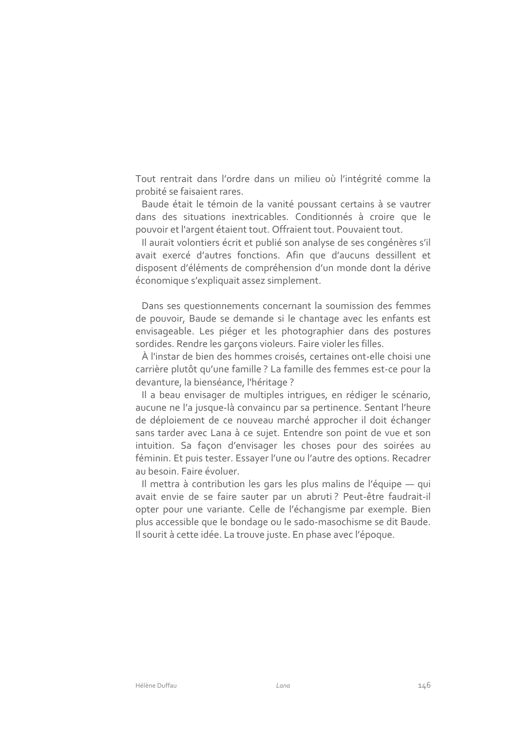Tout rentrait dans l'ordre dans un milieu où l'intégrité comme la probité se faisaient rares.

Baude était le témoin de la vanité poussant certains à se vautrer dans des situations inextricables. Conditionnés à croire que le pouvoir et l'argent étaient tout. Offraient tout. Pouvaient tout.

Il aurait volontiers écrit et publié son analyse de ses congénères s'il avait exercé d'autres fonctions. Afin que d'aucuns dessillent et disposent d'éléments de compréhension d'un monde dont la dérive économique s'expliquait assez simplement.

Dans ses questionnements concernant la soumission des femmes de pouvoir, Baude se demande si le chantage avec les enfants est envisageable. Les piéger et les photographier dans des postures sordides. Rendre les garçons violeurs. Faire violer les filles.

À l'instar de bien des hommes croisés, certaines ont-elle choisi une carrière plutôt qu'une famille ? La famille des femmes est-ce pour la devanture, la bienséance, l'héritage ?

Il a beau envisager de multiples intrigues, en rédiger le scénario, aucune ne l'a jusque-là convaincu par sa pertinence. Sentant l'heure de déploiement de ce nouveau marché approcher il doit échanger sans tarder avec Lana à ce sujet. Entendre son point de vue et son intuition. Sa façon d'envisager les choses pour des soirées au féminin. Et puis tester. Essayer l'une ou l'autre des options. Recadrer au besoin. Faire évoluer.

Il mettra à contribution les gars les plus malins de l'équipe — qui avait envie de se faire sauter par un abruti ? Peut-être faudrait-il opter pour une variante. Celle de l'échangisme par exemple. Bien plus accessible que le bondage ou le sado-masochisme se dit Baude. Il sourit à cette idée. La trouve juste. En phase avec l'époque.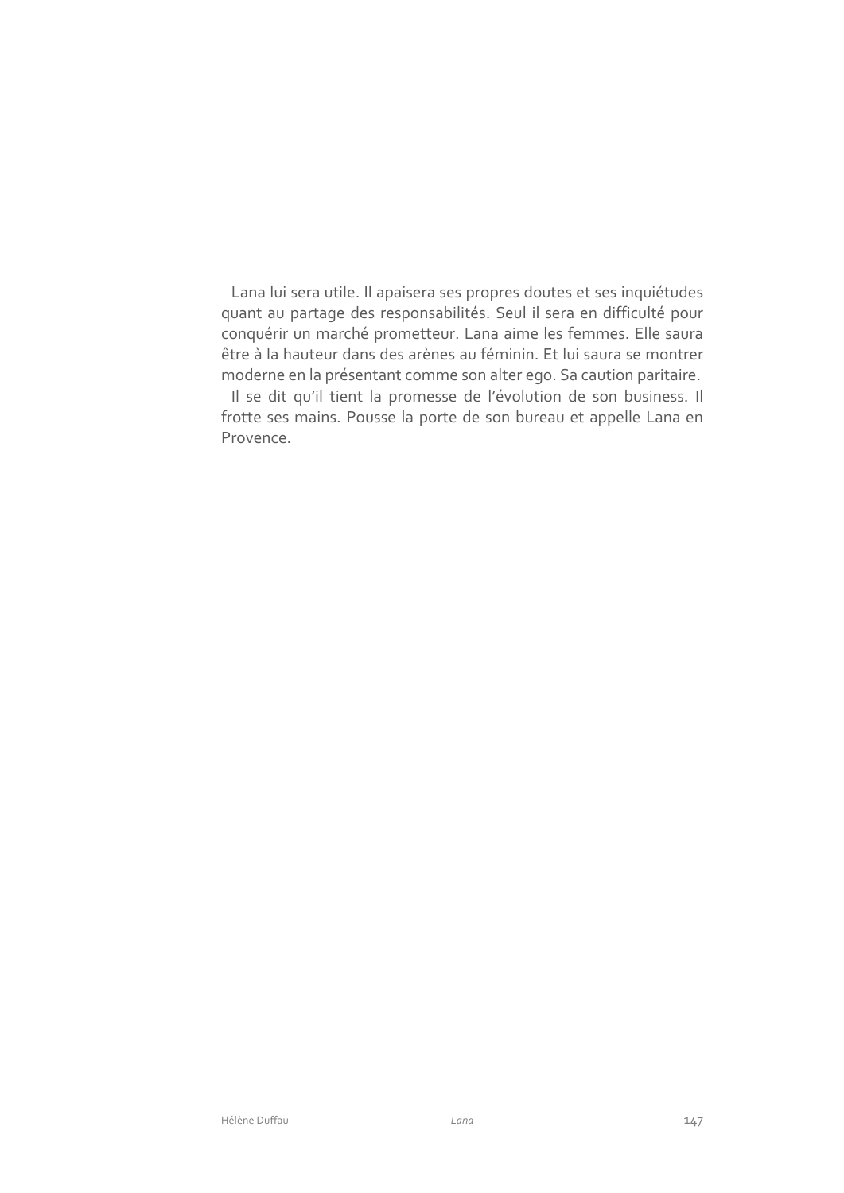Lana lui sera utile. Il apaisera ses propres doutes et ses inquiétudes quant au partage des responsabilités. Seul il sera en difficulté pour conquérir un marché prometteur. Lana aime les femmes. Elle saura être à la hauteur dans des arènes au féminin. Et lui saura se montrer moderne en la présentant comme son alter ego. Sa caution paritaire.

Il se dit qu'il tient la promesse de l'évolution de son business. Il frotte ses mains. Pousse la porte de son bureau et appelle Lana en Provence.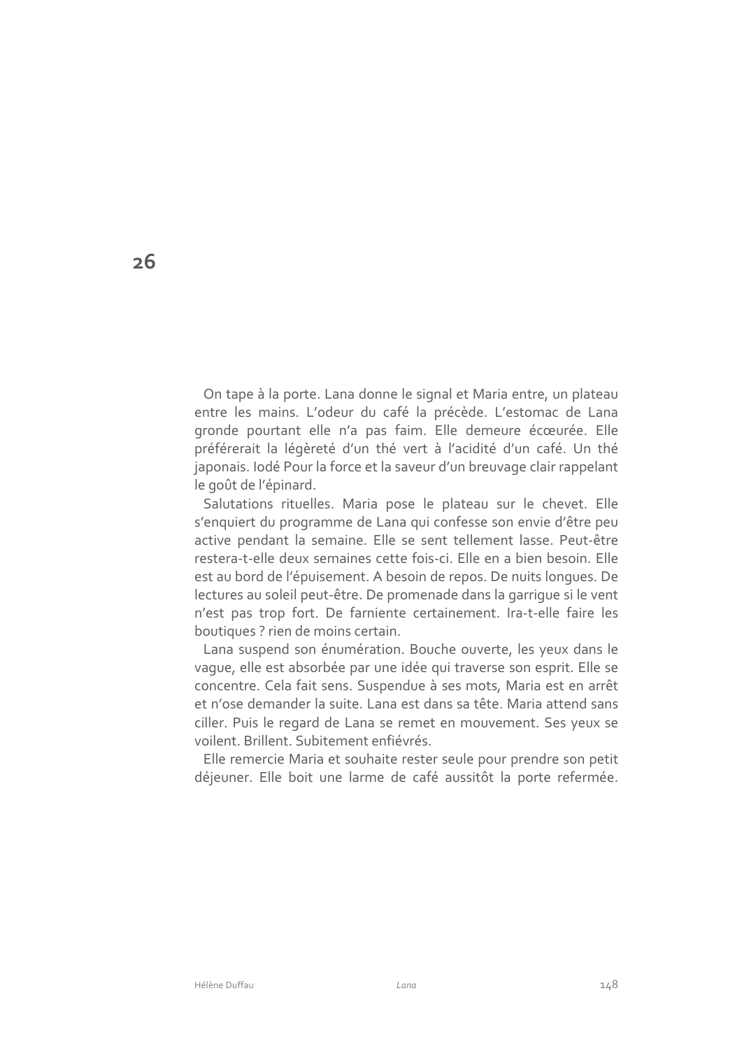# 26

On tape à la porte. Lana donne le signal et Maria entre, un plateau entre les mains. L'odeur du café la précède. L'estomac de Lana gronde pourtant elle n'a pas faim. Elle demeure écœurée. Elle préférerait la légèreté d'un thé vert à l'acidité d'un café. Un thé japonais. Iodé Pour la force et la saveur d'un breuvage clair rappelant le goût de l'épinard.

Salutations rituelles. Maria pose le plateau sur le chevet. Elle s'enquiert du programme de Lana qui confesse son envie d'être peu active pendant la semaine. Elle se sent tellement lasse. Peut-être restera-t-elle deux semaines cette fois-ci. Elle en a bien besoin. Elle est au bord de l'épuisement. A besoin de repos. De nuits longues. De lectures au soleil peut-être. De promenade dans la garrigue si le vent n'est pas trop fort. De farniente certainement. Ira-t-elle faire les boutiques ? rien de moins certain.

Lana suspend son énumération. Bouche ouverte, les yeux dans le vague, elle est absorbée par une idée qui traverse son esprit. Elle se concentre. Cela fait sens. Suspendue à ses mots, Maria est en arrêt et n'ose demander la suite. Lana est dans sa tête. Maria attend sans ciller. Puis le regard de Lana se remet en mouvement. Ses yeux se voilent. Brillent. Subitement enfiévrés.

Elle remercie Maria et souhaite rester seule pour prendre son petit déjeuner. Elle boit une larme de café aussitôt la porte refermée.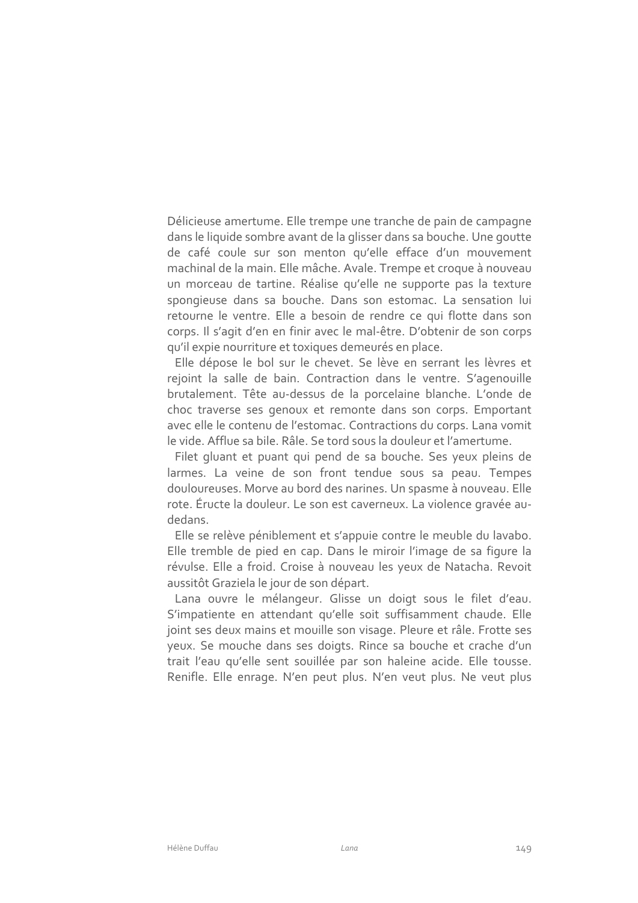Délicieuse amertume. Elle trempe une tranche de pain de campagne dans le liquide sombre avant de la glisser dans sa bouche. Une goutte de café coule sur son menton qu'elle efface d'un mouvement machinal de la main. Elle mâche. Avale. Trempe et croque à nouveau un morceau de tartine. Réalise qu'elle ne supporte pas la texture spongieuse dans sa bouche. Dans son estomac. La sensation lui retourne le ventre. Elle a besoin de rendre ce qui flotte dans son corps. Il s'agit d'en en finir avec le mal-être. D'obtenir de son corps qu'il expie nourriture et toxiques demeurés en place.

Elle dépose le bol sur le chevet. Se lève en serrant les lèvres et rejoint la salle de bain. Contraction dans le ventre. S'agenouille brutalement. Tête au-dessus de la porcelaine blanche. L'onde de choc traverse ses genoux et remonte dans son corps. Emportant avec elle le contenu de l'estomac. Contractions du corps. Lana vomit le vide. Afflue sa bile. Râle. Se tord sous la douleur et l'amertume.

Filet gluant et puant qui pend de sa bouche. Ses yeux pleins de larmes. La veine de son front tendue sous sa peau. Tempes douloureuses. Morve au bord des narines. Un spasme à nouveau. Elle rote. Éructe la douleur. Le son est caverneux. La violence gravée au-dedans.

Elle se relève péniblement et s'appuie contre le meuble du lavabo. Elle tremble de pied en cap. Dans le miroir l'image de sa figure la révulse. Elle a froid. Croise à nouveau les yeux de Natacha. Revoit aussitôt Graziela le jour de son départ.

Lana ouvre le mélangeur. Glisse un doigt sous le filet d'eau. S'impatiente en attendant qu'elle soit suffisamment chaude. Elle joint ses deux mains et mouille son visage. Pleure et râle. Frotte ses yeux. Se mouche dans ses doigts. Rince sa bouche et crache d'un trait l'eau qu'elle sent souillée par son haleine acide. Elle tousse. Renifle. Elle enrage. N'en peut plus. N'en veut plus. Ne veut plus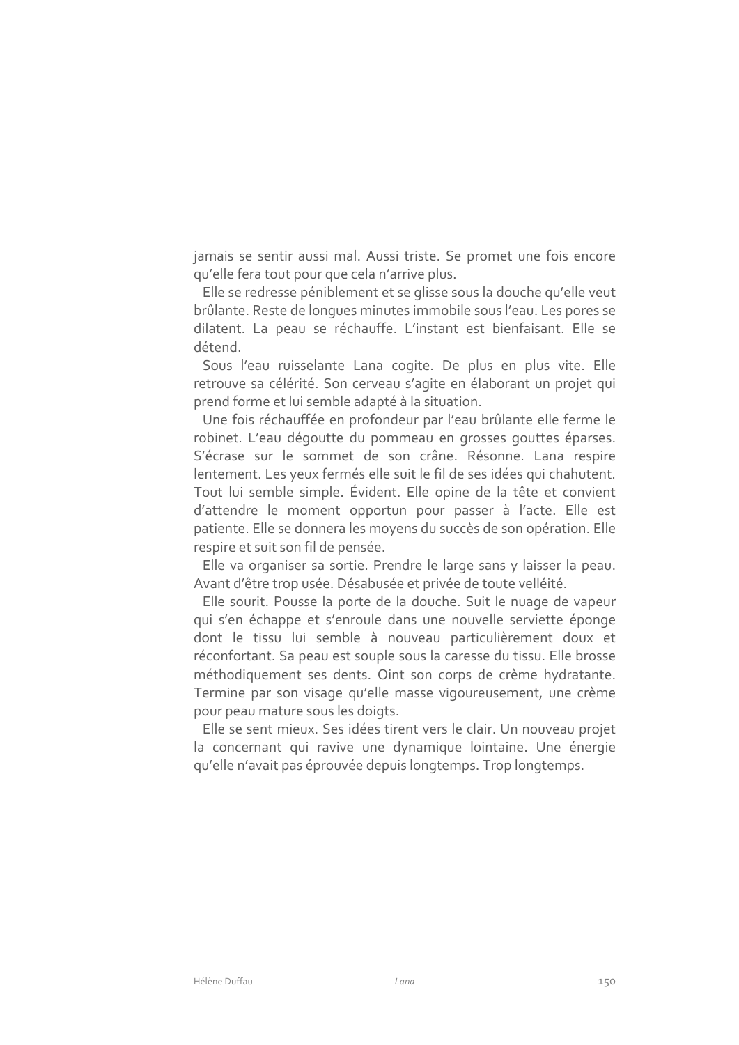jamais se sentir aussi mal. Aussi triste. Se promet une fois encore qu'elle fera tout pour que cela n'arrive plus.

Elle se redresse péniblement et se glisse sous la douche qu'elle veut brûlante. Reste de longues minutes immobile sous l'eau. Les pores se dilatent. La peau se réchauffe. L'instant est bienfaisant. Elle se détend.

Sous l'eau ruisselante Lana cogite. De plus en plus vite. Elle retrouve sa célérité. Son cerveau s'agite en élaborant un projet qui prend forme et lui semble adapté à la situation.

Une fois réchauffée en profondeur par l'eau brûlante elle ferme le robinet. L'eau dégoutte du pommeau en grosses gouttes éparses. S'écrase sur le sommet de son crâne. Résonne. Lana respire lentement. Les yeux fermés elle suit le fil de ses idées qui chahutent. Tout lui semble simple. Évident. Elle opine de la tête et convient d'attendre le moment opportun pour passer à l'acte. Elle est patiente. Elle se donnera les moyens du succès de son opération. Elle respire et suit son fil de pensée.

Elle va organiser sa sortie. Prendre le large sans y laisser la peau. Avant d'être trop usée. Désabusée et privée de toute velléité.

Elle sourit. Pousse la porte de la douche. Suit le nuage de vapeur qui s'en échappe et s'enroule dans une nouvelle serviette éponge dont le tissu lui semble à nouveau particulièrement doux et réconfortant. Sa peau est souple sous la caresse du tissu. Elle brosse méthodiquement ses dents. Oint son corps de crème hydratante. Termine par son visage qu'elle masse vigoureusement, une crème pour peau mature sous les doigts.

Elle se sent mieux. Ses idées tirent vers le clair. Un nouveau projet la concernant qui ravive une dynamique lointaine. Une énergie qu'elle n'avait pas éprouvée depuis longtemps. Trop longtemps.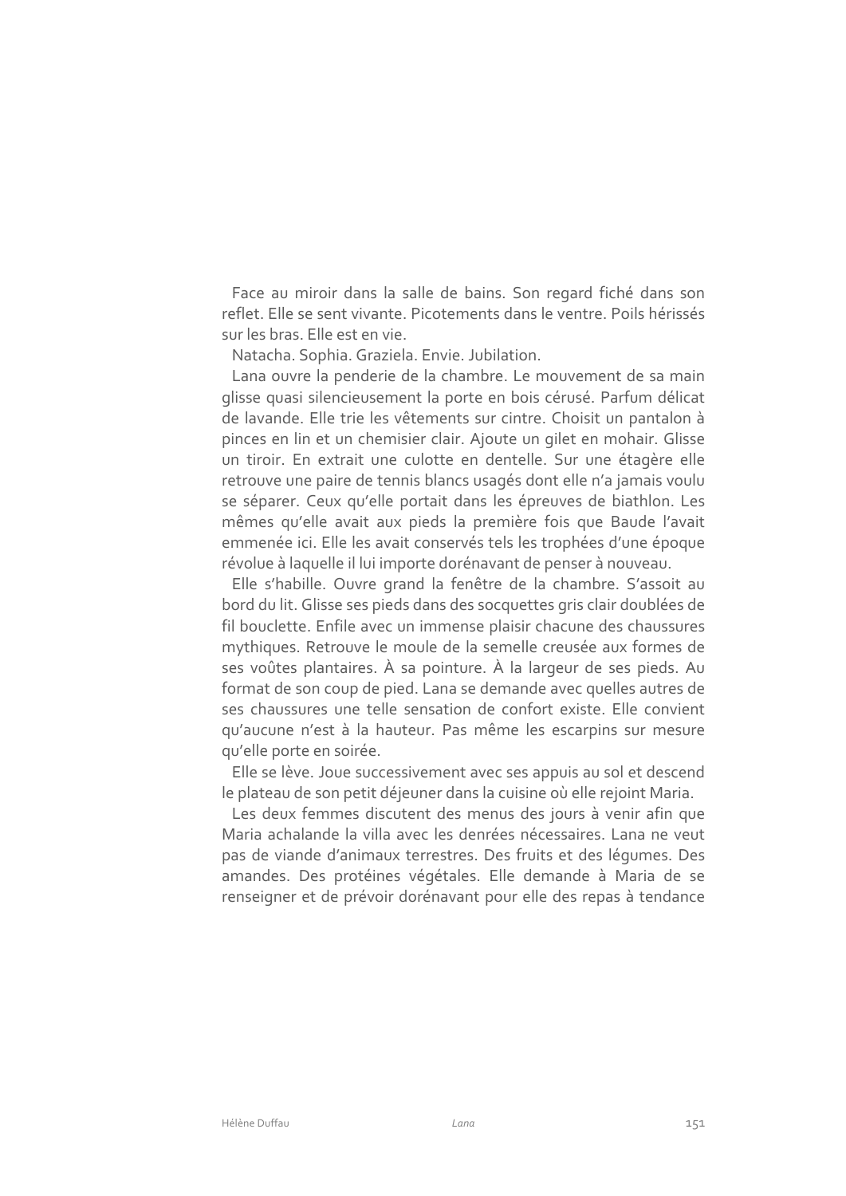Face au miroir dans la salle de bains. Son regard fiché dans son reflet. Elle se sent vivante. Picotements dans le ventre. Poils hérissés sur les bras. Elle est en vie.

Natacha. Sophia. Graziela. Envie. Jubilation.

Lana ouvre la penderie de la chambre. Le mouvement de sa main glisse quasi silencieusement la porte en bois cérusé. Parfum délicat de lavande. Elle trie les vêtements sur cintre. Choisit un pantalon à pinces en lin et un chemisier clair. Ajoute un gilet en mohair. Glisse un tiroir. En extrait une culotte en dentelle. Sur une étagère elle retrouve une paire de tennis blancs usagés dont elle n'a jamais voulu se séparer. Ceux qu'elle portait dans les épreuves de biathlon. Les mêmes qu'elle avait aux pieds la première fois que Baude l'avait emmenée ici. Elle les avait conservés tels les trophées d'une époque révolue à laquelle il lui importe dorénavant de penser à nouveau.

Elle s'habille. Ouvre grand la fenêtre de la chambre. S'assoit au bord du lit. Glisse ses pieds dans des socquettes gris clair doublées de fil bouclette. Enfile avec un immense plaisir chacune des chaussures mythiques. Retrouve le moule de la semelle creusée aux formes de ses voûtes plantaires. À sa pointure. À la largeur de ses pieds. Au format de son coup de pied. Lana se demande avec quelles autres de ses chaussures une telle sensation de confort existe. Elle convient qu'aucune n'est à la hauteur. Pas même les escarpins sur mesure qu'elle porte en soirée.

Elle se lève. Joue successivement avec ses appuis au sol et descend le plateau de son petit déjeuner dans la cuisine où elle rejoint Maria.

Les deux femmes discutent des menus des jours à venir afin que Maria achalande la villa avec les denrées nécessaires. Lana ne veut pas de viande d'animaux terrestres. Des fruits et des légumes. Des amandes. Des protéines végétales. Elle demande à Maria de se renseigner et de prévoir dorénavant pour elle des repas à tendance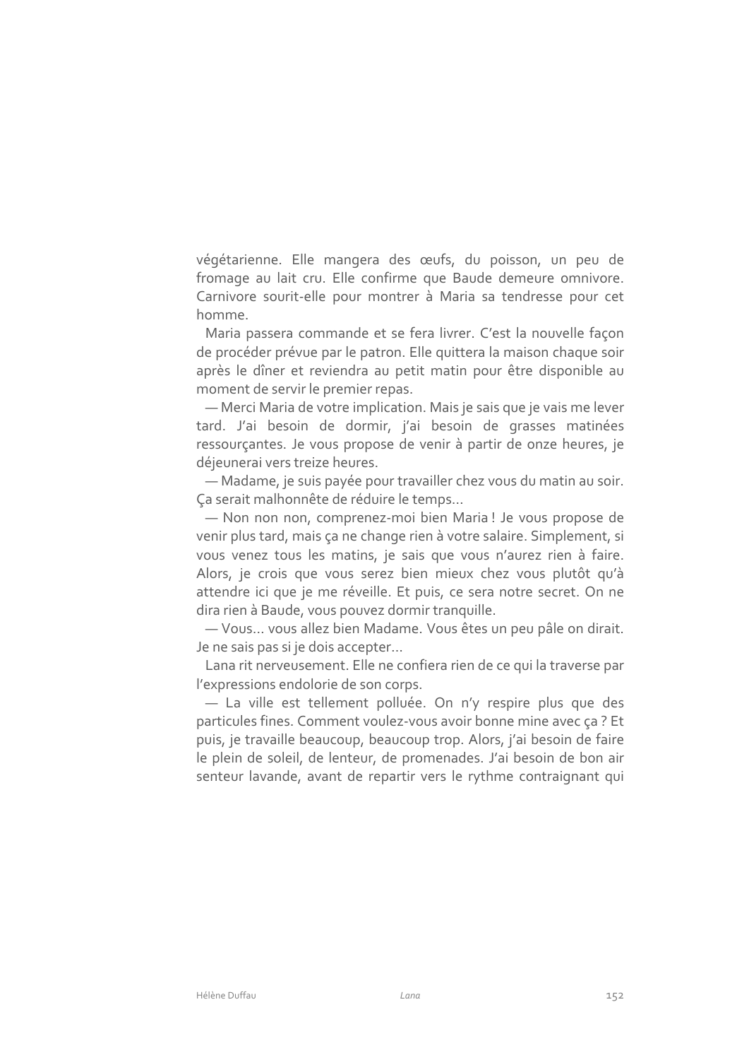végétarienne. Elle mangera des œufs, du poisson, un peu de fromage au lait cru. Elle confirme que Baude demeure omnivore. Carnivore sourit-elle pour montrer à Maria sa tendresse pour cet homme.

Maria passera commande et se fera livrer. C'est la nouvelle façon de procéder prévue par le patron. Elle quittera la maison chaque soir après le dîner et reviendra au petit matin pour être disponible au moment de servir le premier repas.

— Merci Maria de votre implication. Mais je sais que je vais me lever tard. J'ai besoin de dormir, j'ai besoin de grasses matinées ressourçantes. Je vous propose de venir à partir de onze heures, je déjeunerai vers treize heures.

— Madame, je suis payée pour travailler chez vous du matin au soir. Ça serait malhonnête de réduire le temps…

— Non non non, comprenez-moi bien Maria ! Je vous propose de venir plus tard, mais ça ne change rien à votre salaire. Simplement, si vous venez tous les matins, je sais que vous n'aurez rien à faire. Alors, je crois que vous serez bien mieux chez vous plutôt qu'à attendre ici que je me réveille. Et puis, ce sera notre secret. On ne dira rien à Baude, vous pouvez dormir tranquille.

— Vous… vous allez bien Madame. Vous êtes un peu pâle on dirait. Je ne sais pas si je dois accepter…

Lana rit nerveusement. Elle ne confiera rien de ce qui la traverse par l'expressions endolorie de son corps.

— La ville est tellement polluée. On n'y respire plus que des particules fines. Comment voulez-vous avoir bonne mine avec ça ? Et puis, je travaille beaucoup, beaucoup trop. Alors, j'ai besoin de faire le plein de soleil, de lenteur, de promenades. J'ai besoin de bon air senteur lavande, avant de repartir vers le rythme contraignant qui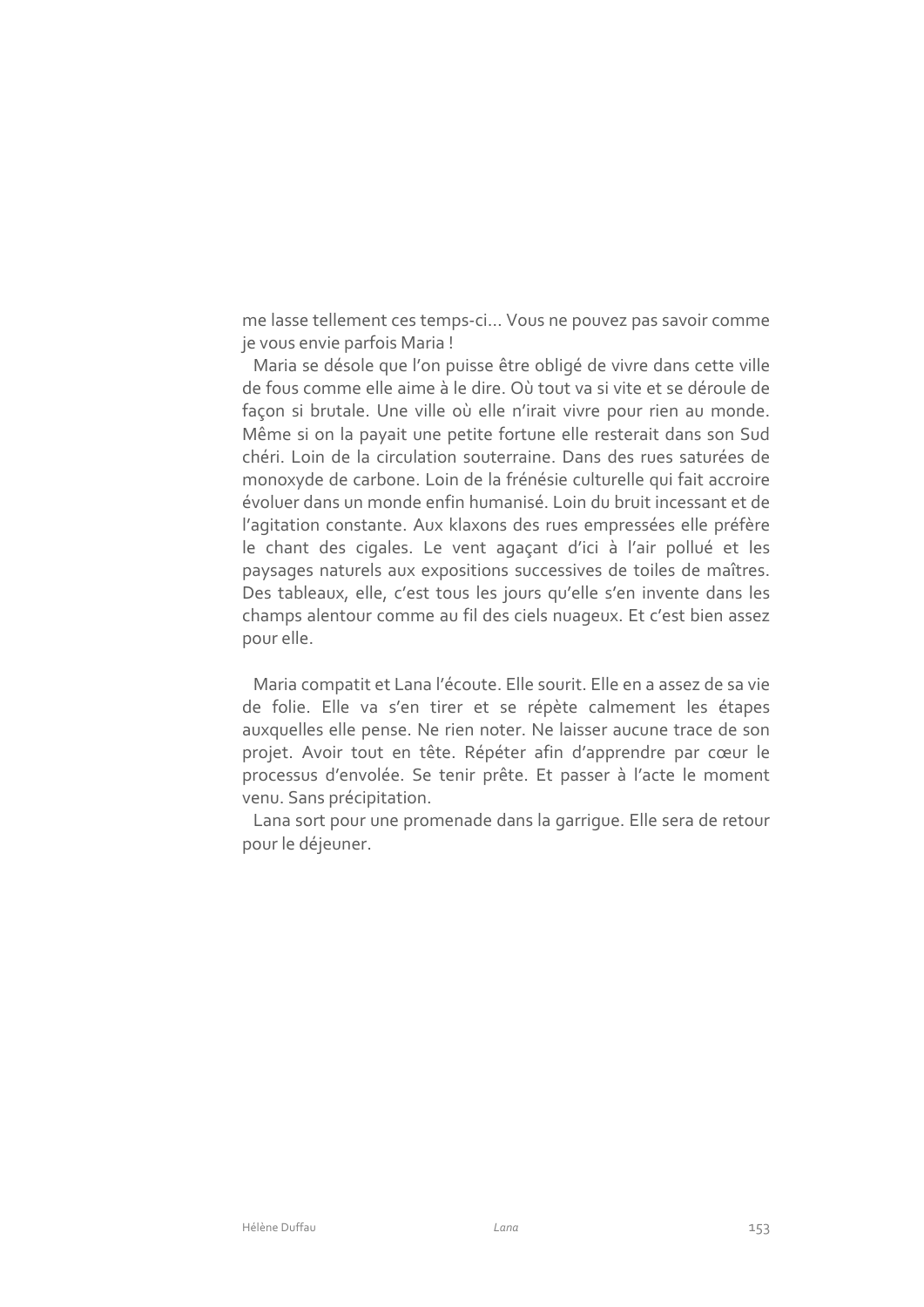me lasse tellement ces temps-ci… Vous ne pouvez pas savoir comme je vous envie parfois Maria !

Maria se désole que l'on puisse être obligé de vivre dans cette ville de fous comme elle aime à le dire. Où tout va si vite et se déroule de façon si brutale. Une ville où elle n'irait vivre pour rien au monde. Même si on la payait une petite fortune elle resterait dans son Sud chéri. Loin de la circulation souterraine. Dans des rues saturées de monoxyde de carbone. Loin de la frénésie culturelle qui fait accroire évoluer dans un monde enfin humanisé. Loin du bruit incessant et de l'agitation constante. Aux klaxons des rues empressées elle préfère le chant des cigales. Le vent agaçant d'ici à l'air pollué et les paysages naturels aux expositions successives de toiles de maîtres. Des tableaux, elle, c'est tous les jours qu'elle s'en invente dans les champs alentour comme au fil des ciels nuageux. Et c'est bien assez pour elle.

Maria compatit et Lana l'écoute. Elle sourit. Elle en a assez de sa vie de folie. Elle va s'en tirer et se répète calmement les étapes auxquelles elle pense. Ne rien noter. Ne laisser aucune trace de son projet. Avoir tout en tête. Répéter afin d'apprendre par cœur le processus d'envolée. Se tenir prête. Et passer à l'acte le moment venu. Sans précipitation.

Lana sort pour une promenade dans la garrigue. Elle sera de retour pour le déjeuner.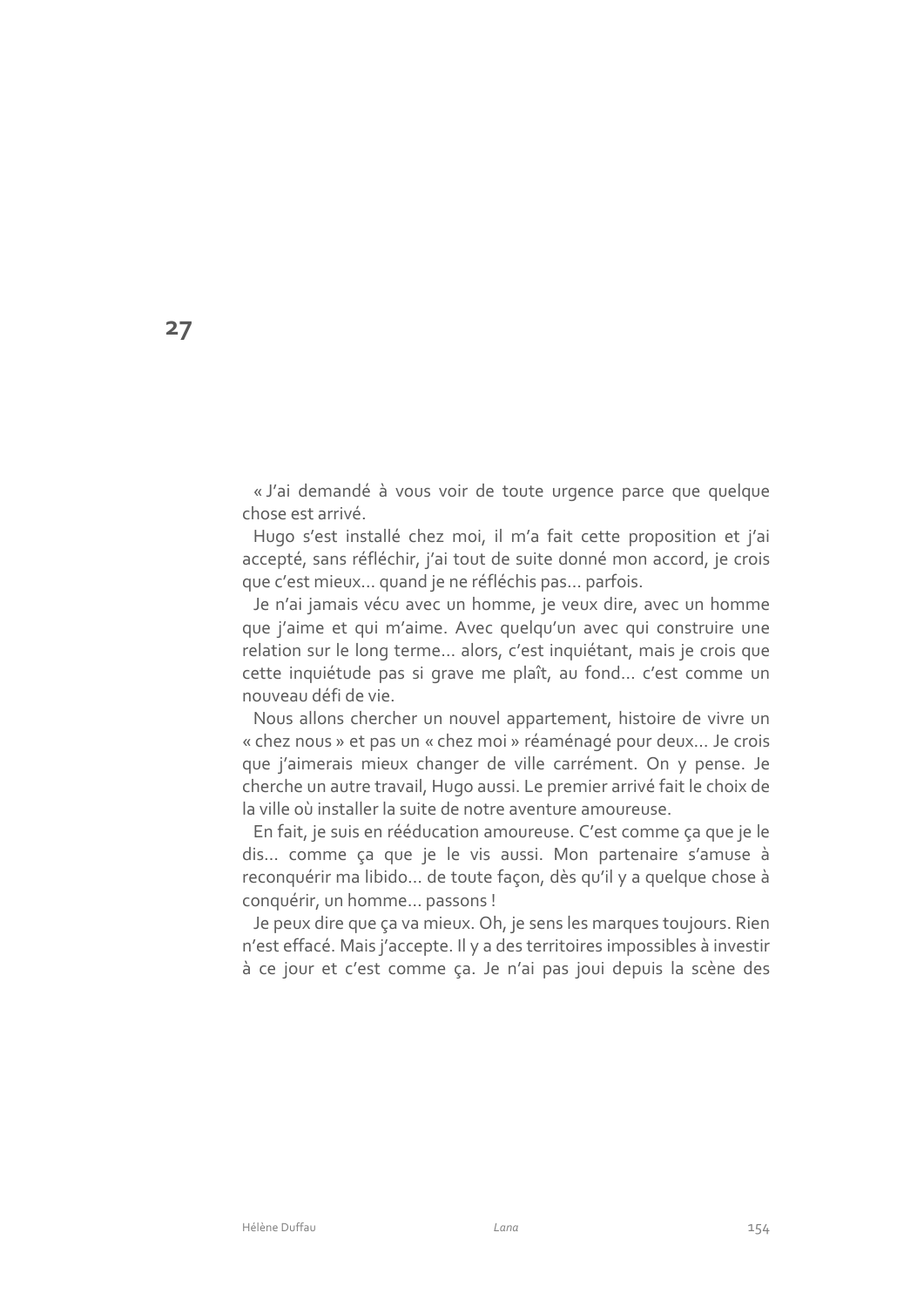# 27

« J'ai demandé à vous voir de toute urgence parce que quelque chose est arrivé.

Hugo s'est installé chez moi, il m'a fait cette proposition et j'ai accepté, sans réfléchir, j'ai tout de suite donné mon accord, je crois que c'est mieux… quand je ne réfléchis pas… parfois.

Je n'ai jamais vécu avec un homme, je veux dire, avec un homme que j'aime et qui m'aime. Avec quelqu'un avec qui construire une relation sur le long terme… alors, c'est inquiétant, mais je crois que cette inquiétude pas si grave me plaît, au fond… c'est comme un nouveau défi de vie.

Nous allons chercher un nouvel appartement, histoire de vivre un « chez nous » et pas un « chez moi » réaménagé pour deux… Je crois que j'aimerais mieux changer de ville carrément. On y pense. Je cherche un autre travail, Hugo aussi. Le premier arrivé fait le choix de la ville où installer la suite de notre aventure amoureuse.

En fait, je suis en rééducation amoureuse. C'est comme ça que je le dis… comme ça que je le vis aussi. Mon partenaire s'amuse à reconquérir ma libido… de toute façon, dès qu'il y a quelque chose à conquérir, un homme… passons !

Je peux dire que ça va mieux. Oh, je sens les marques toujours. Rien n'est effacé. Mais j'accepte. Il y a des territoires impossibles à investir à ce jour et c'est comme ça. Je n'ai pas joui depuis la scène des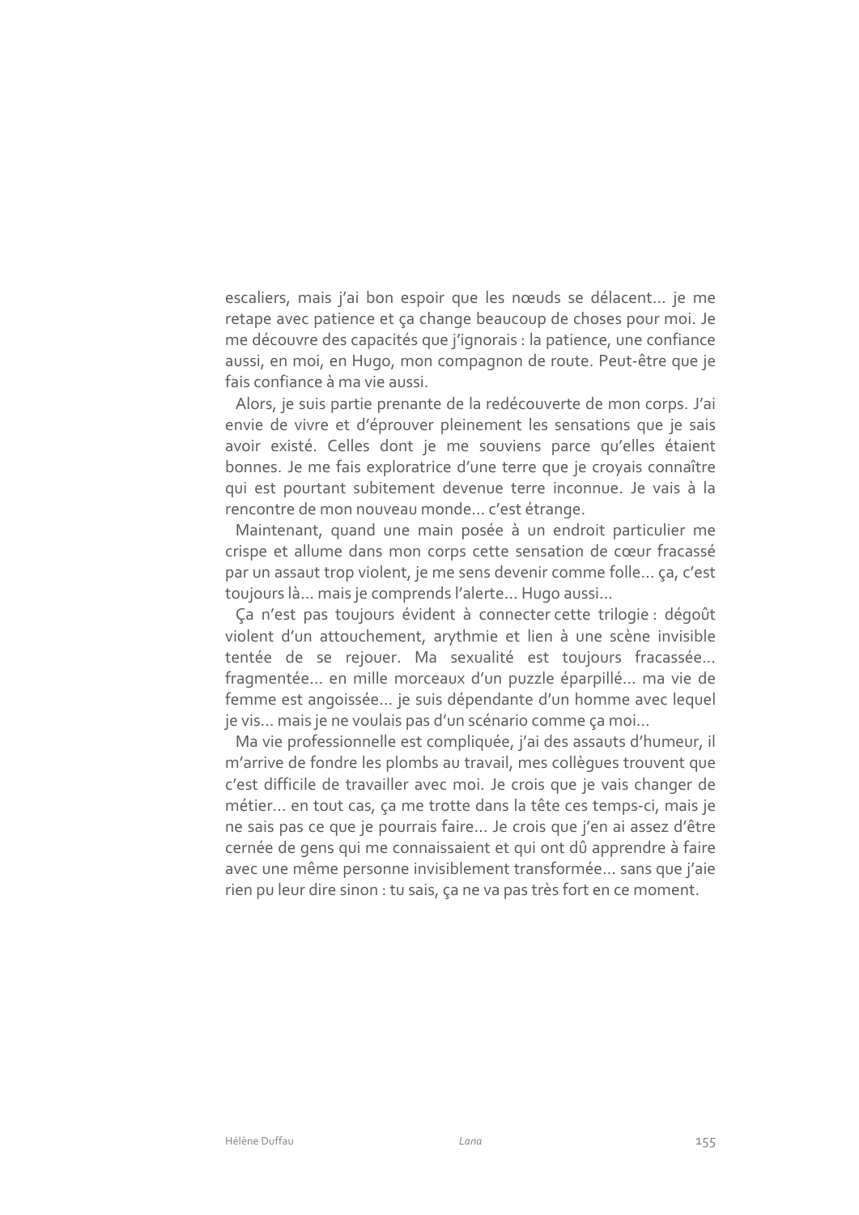escaliers, mais j'ai bon espoir que les nœuds se délacent… je me retape avec patience et ça change beaucoup de choses pour moi. Je me découvre des capacités que j'ignorais : la patience, une confiance aussi, en moi, en Hugo, mon compagnon de route. Peut-être que je fais confiance à ma vie aussi.

Alors, je suis partie prenante de la redécouverte de mon corps. J'ai envie de vivre et d'éprouver pleinement les sensations que je sais avoir existé. Celles dont je me souviens parce qu'elles étaient bonnes. Je me fais exploratrice d'une terre que je croyais connaître qui est pourtant subitement devenue terre inconnue. Je vais à la rencontre de mon nouveau monde… c'est étrange.

Maintenant, quand une main posée à un endroit particulier me crispe et allume dans mon corps cette sensation de cœur fracassé par un assaut trop violent, je me sens devenir comme folle… ça, c'est toujours là… mais je comprends l'alerte… Hugo aussi…

Ça n'est pas toujours évident à connecter cette trilogie : dégoût violent d'un attouchement, arythmie et lien à une scène invisible tentée de se rejouer. Ma sexualité est toujours fracassée… fragmentée… en mille morceaux d'un puzzle éparpillé… ma vie de femme est angoissée… je suis dépendante d'un homme avec lequel je vis… mais je ne voulais pas d'un scénario comme ça moi…

Ma vie professionnelle est compliquée, j'ai des assauts d'humeur, il m'arrive de fondre les plombs au travail, mes collègues trouvent que c'est difficile de travailler avec moi. Je crois que je vais changer de métier… en tout cas, ça me trotte dans la tête ces temps-ci, mais je ne sais pas ce que je pourrais faire… Je crois que j'en ai assez d'être cernée de gens qui me connaissaient et qui ont dû apprendre à faire avec une même personne invisiblement transformée… sans que j'aie rien pu leur dire sinon : tu sais, ça ne va pas très fort en ce moment.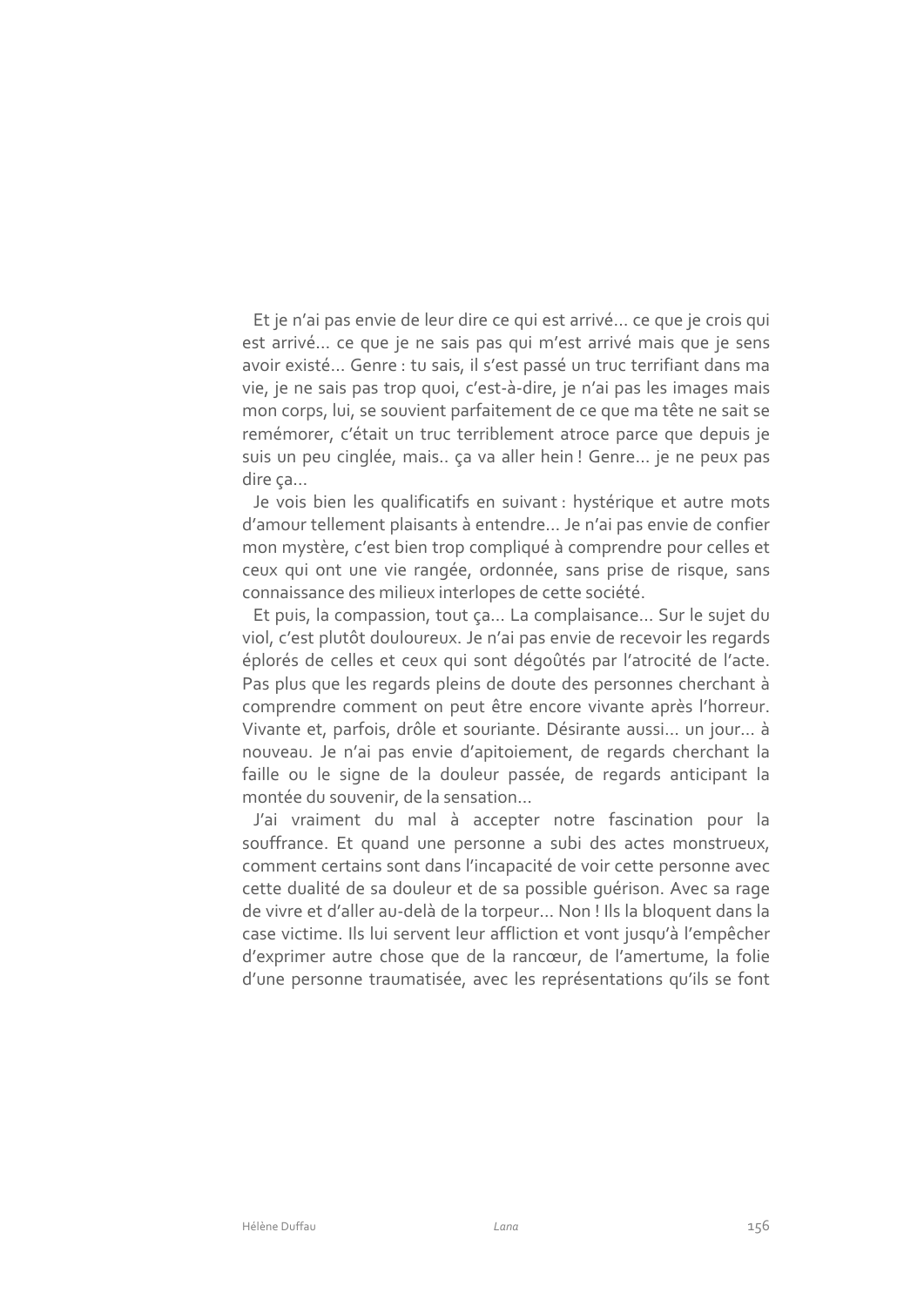Et je n'ai pas envie de leur dire ce qui est arrivé… ce que je crois qui est arrivé… ce que je ne sais pas qui m'est arrivé mais que je sens avoir existé… Genre : tu sais, il s'est passé un truc terrifiant dans ma vie, je ne sais pas trop quoi, c'est-à-dire, je n'ai pas les images mais mon corps, lui, se souvient parfaitement de ce que ma tête ne sait se remémorer, c'était un truc terriblement atroce parce que depuis je suis un peu cinglée, mais.. ça va aller hein ! Genre… je ne peux pas dire ça…

Je vois bien les qualificatifs en suivant : hystérique et autre mots d'amour tellement plaisants à entendre… Je n'ai pas envie de confier mon mystère, c'est bien trop compliqué à comprendre pour celles et ceux qui ont une vie rangée, ordonnée, sans prise de risque, sans connaissance des milieux interlopes de cette société.

Et puis, la compassion, tout ça… La complaisance… Sur le sujet du viol, c'est plutôt douloureux. Je n'ai pas envie de recevoir les regards éplorés de celles et ceux qui sont dégoûtés par l'atrocité de l'acte. Pas plus que les regards pleins de doute des personnes cherchant à comprendre comment on peut être encore vivante après l'horreur. Vivante et, parfois, drôle et souriante. Désirante aussi… un jour… à nouveau. Je n'ai pas envie d'apitoiement, de regards cherchant la faille ou le signe de la douleur passée, de regards anticipant la montée du souvenir, de la sensation…

J'ai vraiment du mal à accepter notre fascination pour la souffrance. Et quand une personne a subi des actes monstrueux, comment certains sont dans l'incapacité de voir cette personne avec cette dualité de sa douleur et de sa possible guérison. Avec sa rage de vivre et d'aller au-delà de la torpeur… Non ! Ils la bloquent dans la case victime. Ils lui servent leur affliction et vont jusqu'à l'empêcher d'exprimer autre chose que de la rancœur, de l'amertume, la folie d'une personne traumatisée, avec les représentations qu'ils se font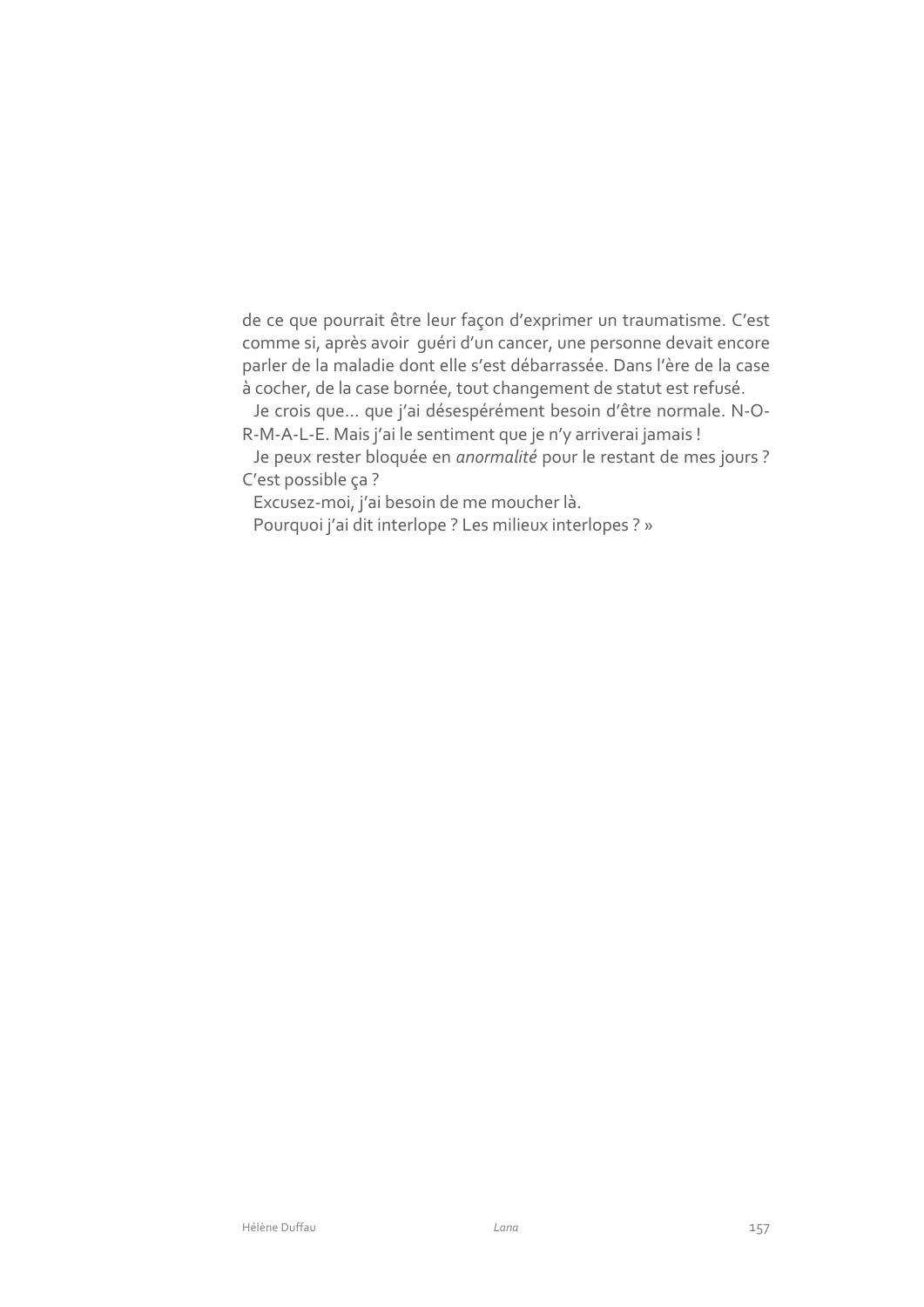de ce que pourrait être leur façon d'exprimer un traumatisme. C'est comme si, après avoir guéri d'un cancer, une personne devait encore parler de la maladie dont elle s'est débarrassée. Dans l'ère de la case à cocher, de la case bornée, tout changement de statut est refusé.

Je crois que... que j'ai désespérément besoin d'être normale. N-O-R-M-A-L-E. Mais j'ai le sentiment que je n'y arriverai jamais !

Je peux rester bloquée en *anormalité* pour le restant de mes jours ? C'est possible ça ?

Excusez-moi, j'ai besoin de me moucher là.

Pourquoi j'ai dit interlope ? Les milieux interlopes ? »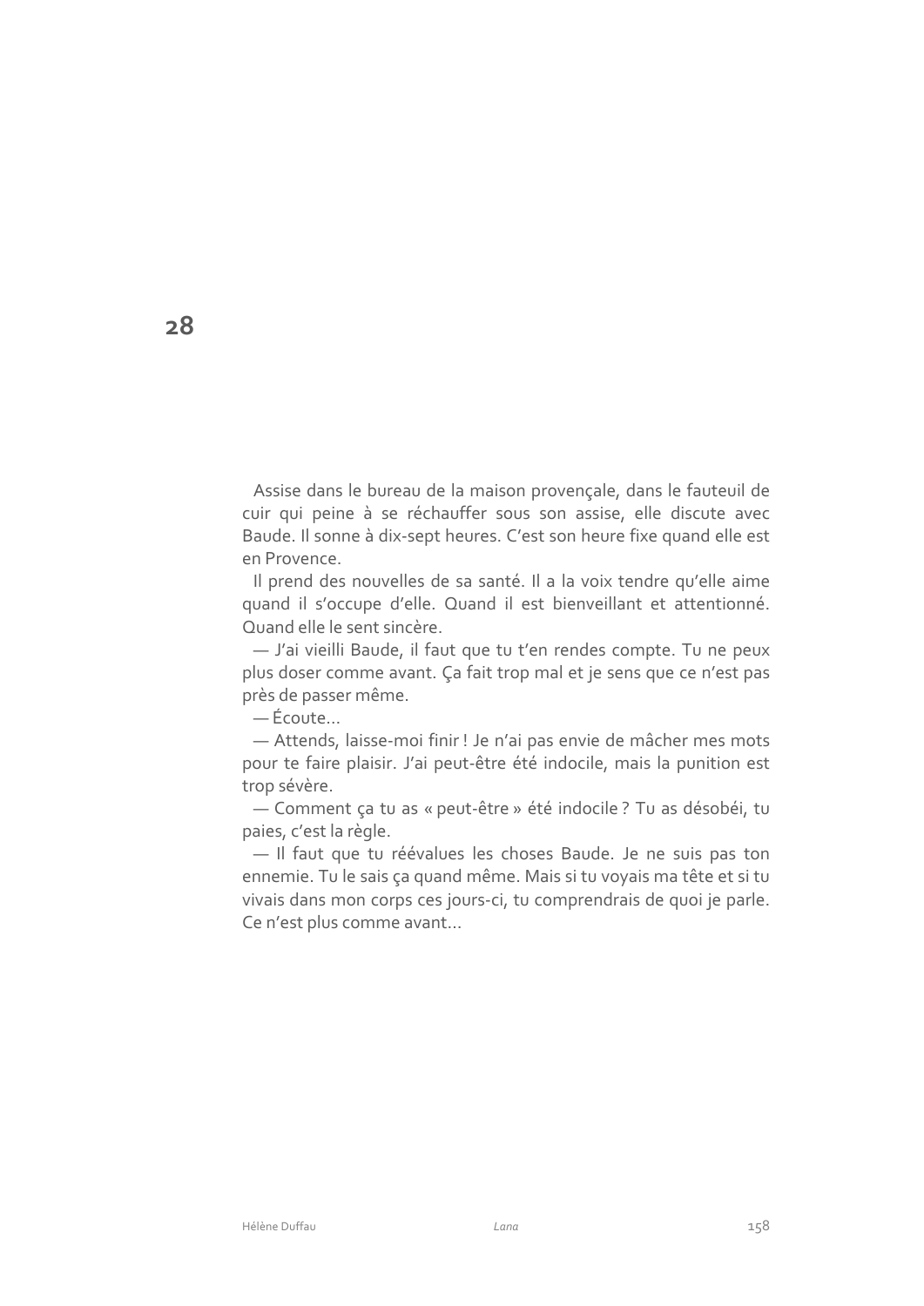# 28

Assise dans le bureau de la maison provençale, dans le fauteuil de cuir qui peine à se réchauffer sous son assise, elle discute avec Baude. Il sonne à dix-sept heures. C'est son heure fixe quand elle est en Provence.

Il prend des nouvelles de sa santé. Il a la voix tendre qu'elle aime quand il s'occupe d'elle. Quand il est bienveillant et attentionné. Quand elle le sent sincère.

— J'ai vieilli Baude, il faut que tu t'en rendes compte. Tu ne peux plus doser comme avant. Ça fait trop mal et je sens que ce n'est pas près de passer même.

— Écoute…

— Attends, laisse-moi finir ! Je n'ai pas envie de mâcher mes mots pour te faire plaisir. J'ai peut-être été indocile, mais la punition est trop sévère.

— Comment ça tu as « peut-être » été indocile ? Tu as désobéi, tu paies, c'est la règle.

— Il faut que tu réévalues les choses Baude. Je ne suis pas ton ennemie. Tu le sais ça quand même. Mais si tu voyais ma tête et si tu vivais dans mon corps ces jours-ci, tu comprendrais de quoi je parle. Ce n'est plus comme avant…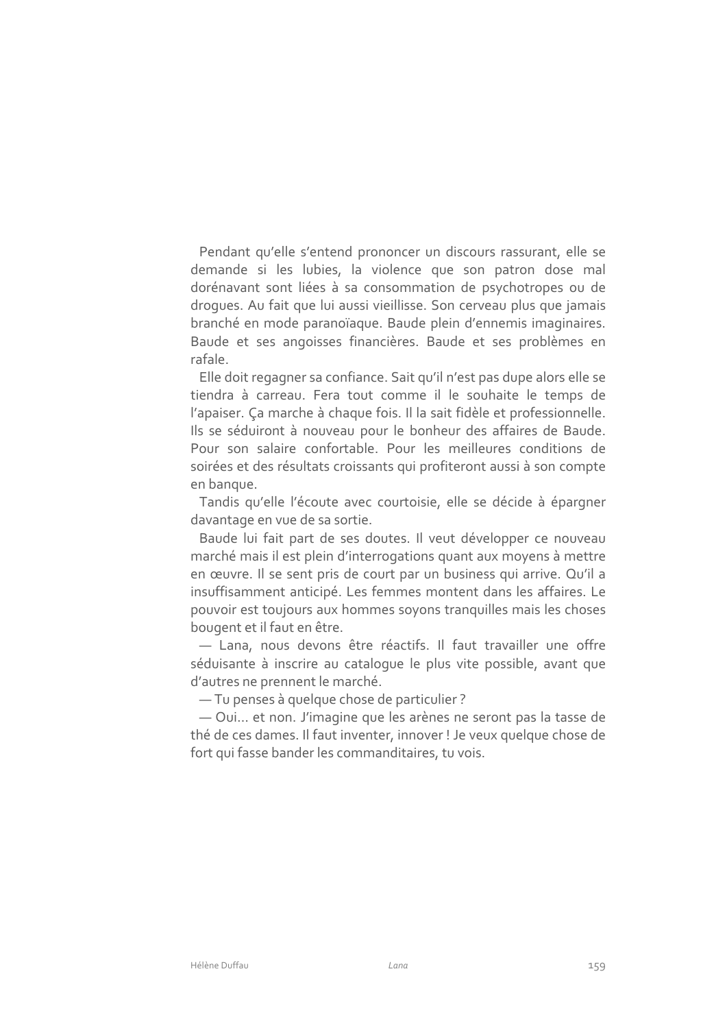Pendant qu'elle s'entend prononcer un discours rassurant, elle se demande si les lubies, la violence que son patron dose mal dorénavant sont liées à sa consommation de psychotropes ou de drogues. Au fait que lui aussi vieillisse. Son cerveau plus que jamais branché en mode paranoïaque. Baude plein d'ennemis imaginaires. Baude et ses angoisses financières. Baude et ses problèmes en rafale.

Elle doit regagner sa confiance. Sait qu'il n'est pas dupe alors elle se tiendra à carreau. Fera tout comme il le souhaite le temps de l'apaiser. Ça marche à chaque fois. Il la sait fidèle et professionnelle. Ils se séduiront à nouveau pour le bonheur des affaires de Baude. Pour son salaire confortable. Pour les meilleures conditions de soirées et des résultats croissants qui profiteront aussi à son compte en banque.

Tandis qu'elle l'écoute avec courtoisie, elle se décide à épargner davantage en vue de sa sortie.

Baude lui fait part de ses doutes. Il veut développer ce nouveau marché mais il est plein d'interrogations quant aux moyens à mettre en œuvre. Il se sent pris de court par un business qui arrive. Qu'il a insuffisamment anticipé. Les femmes montent dans les affaires. Le pouvoir est toujours aux hommes soyons tranquilles mais les choses bougent et il faut en être.

— Lana, nous devons être réactifs. Il faut travailler une offre séduisante à inscrire au catalogue le plus vite possible, avant que d'autres ne prennent le marché.

— Tu penses à quelque chose de particulier ?

— Oui… et non. J'imagine que les arènes ne seront pas la tasse de thé de ces dames. Il faut inventer, innover ! Je veux quelque chose de fort qui fasse bander les commanditaires, tu vois.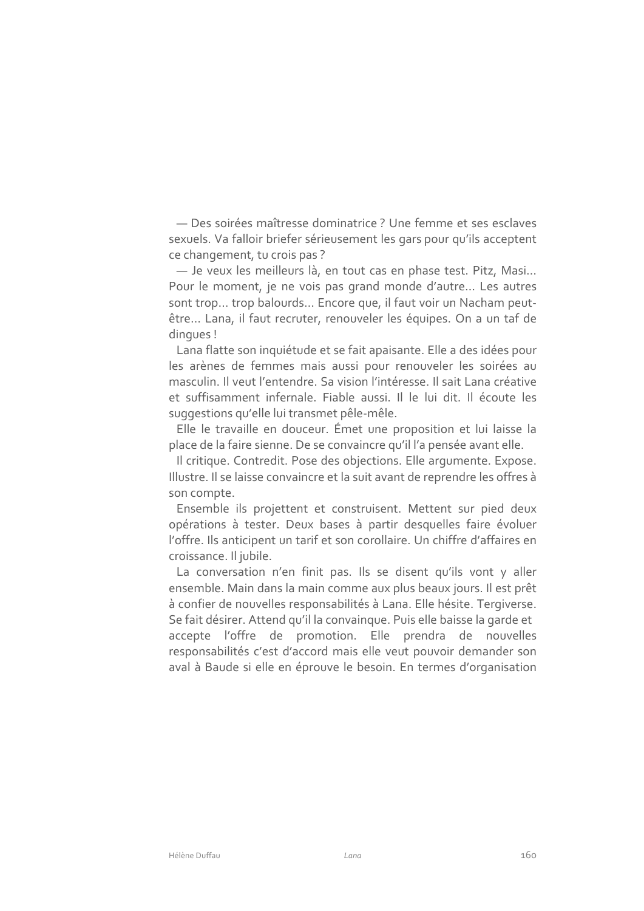— Des soirées maîtresse dominatrice ? Une femme et ses esclaves sexuels. Va falloir briefer sérieusement les gars pour qu'ils acceptent ce changement, tu crois pas ?

— Je veux les meilleurs là, en tout cas en phase test. Pitz, Masi… Pour le moment, je ne vois pas grand monde d'autre… Les autres sont trop… trop balourds… Encore que, il faut voir un Nacham peut-être… Lana, il faut recruter, renouveler les équipes. On a un taf de dingues !

Lana flatte son inquiétude et se fait apaisante. Elle a des idées pour les arènes de femmes mais aussi pour renouveler les soirées au masculin. Il veut l'entendre. Sa vision l'intéresse. Il sait Lana créative et suffisamment infernale. Fiable aussi. Il le lui dit. Il écoute les suggestions qu'elle lui transmet pêle-mêle.

Elle le travaille en douceur. Émet une proposition et lui laisse la place de la faire sienne. De se convaincre qu'il l'a pensée avant elle.

Il critique. Contredit. Pose des objections. Elle argumente. Expose. Illustre. Il se laisse convaincre et la suit avant de reprendre les offres à son compte.

Ensemble ils projettent et construisent. Mettent sur pied deux opérations à tester. Deux bases à partir desquelles faire évoluer l'offre. Ils anticipent un tarif et son corollaire. Un chiffre d'affaires en croissance. Il jubile.

La conversation n'en finit pas. Ils se disent qu'ils vont y aller ensemble. Main dans la main comme aux plus beaux jours. Il est prêt à confier de nouvelles responsabilités à Lana. Elle hésite. Tergiverse. Se fait désirer. Attend qu'il la convainque. Puis elle baisse la garde et accepte l'offre de promotion. Elle prendra de nouvelles responsabilités c'est d'accord mais elle veut pouvoir demander son aval à Baude si elle en éprouve le besoin. En termes d'organisation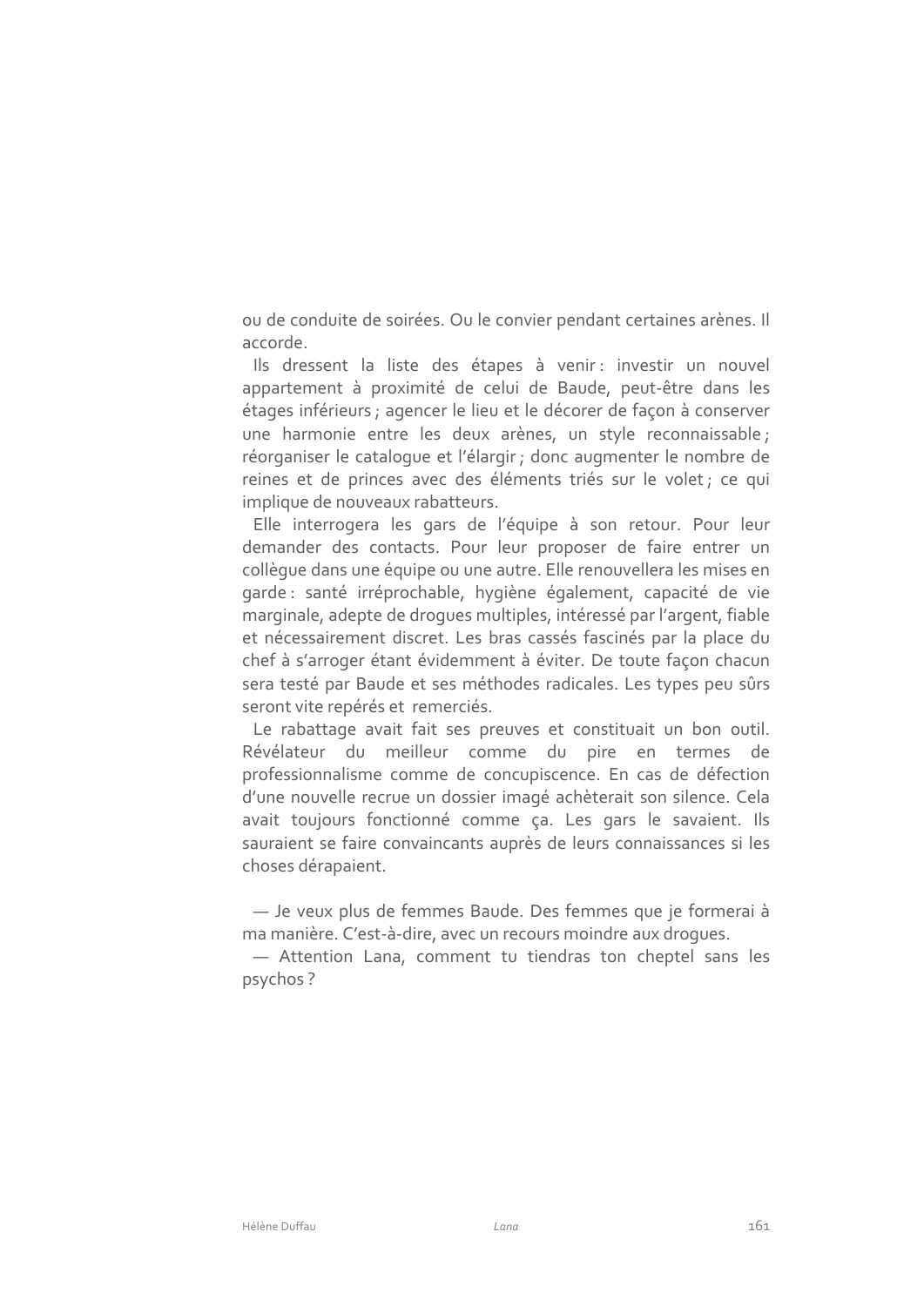ou de conduite de soirées. Ou le convier pendant certaines arènes. Il accorde.

Ils dressent la liste des étapes à venir : investir un nouvel appartement à proximité de celui de Baude, peut-être dans les étages inférieurs ; agencer le lieu et le décorer de façon à conserver une harmonie entre les deux arènes, un style reconnaissable ; réorganiser le catalogue et l'élargir ; donc augmenter le nombre de reines et de princes avec des éléments triés sur le volet ; ce qui implique de nouveaux rabatteurs.

Elle interrogera les gars de l'équipe à son retour. Pour leur demander des contacts. Pour leur proposer de faire entrer un collègue dans une équipe ou une autre. Elle renouvellera les mises en garde : santé irréprochable, hygiène également, capacité de vie marginale, adepte de drogues multiples, intéressé par l'argent, fiable et nécessairement discret. Les bras cassés fascinés par la place du chef à s'arroger étant évidemment à éviter. De toute façon chacun sera testé par Baude et ses méthodes radicales. Les types peu sûrs seront vite repérés et remerciés.

Le rabattage avait fait ses preuves et constituait un bon outil. Révélateur du meilleur comme du pire en termes de professionnalisme comme de concupiscence. En cas de défection d'une nouvelle recrue un dossier imagé achèterait son silence. Cela avait toujours fonctionné comme ça. Les gars le savaient. Ils sauraient se faire convaincants auprès de leurs connaissances si les choses dérapaient.

— Je veux plus de femmes Baude. Des femmes que je formerai à ma manière. C'est-à-dire, avec un recours moindre aux drogues.

— Attention Lana, comment tu tiendras ton cheptel sans les psychos ?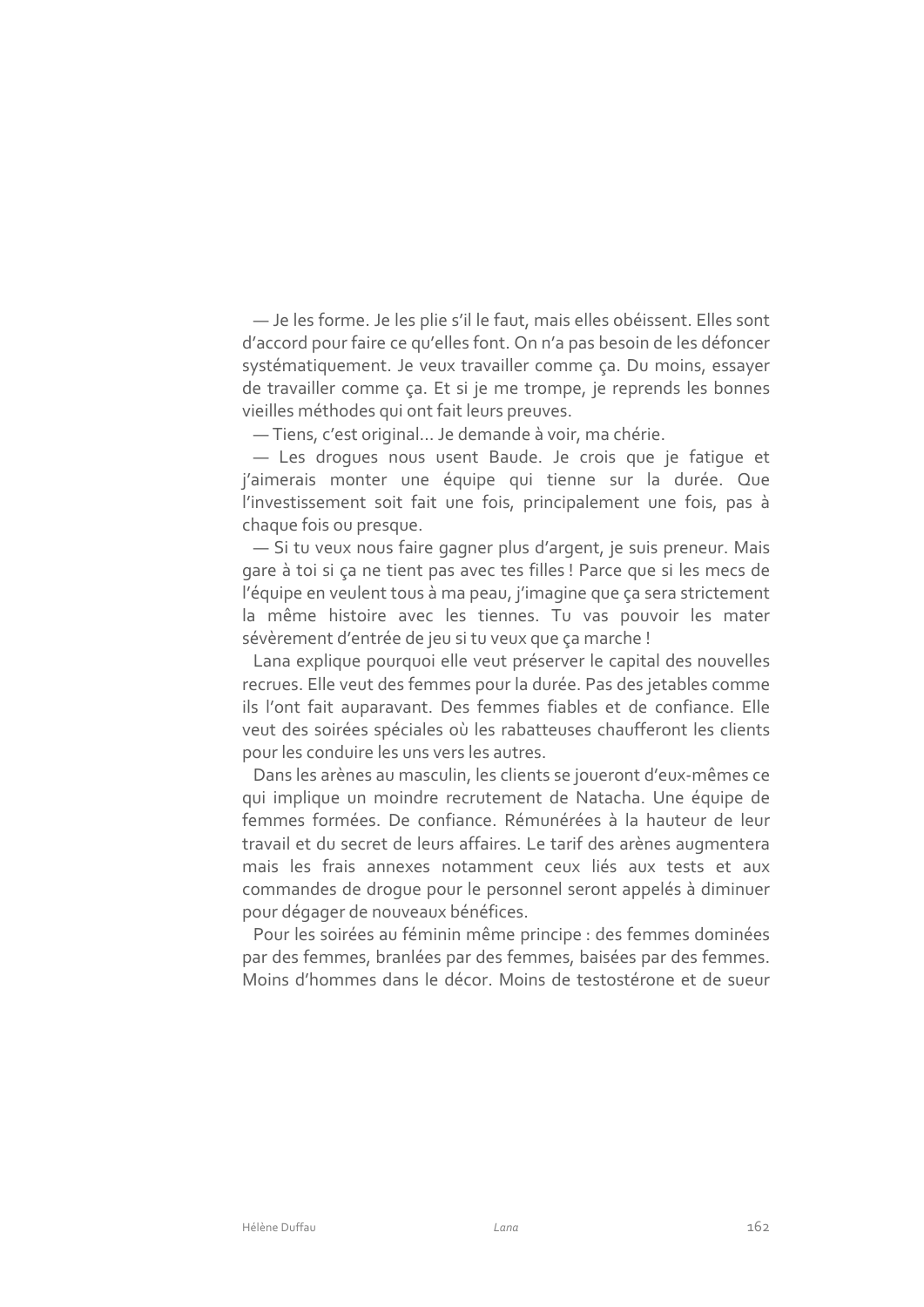— Je les forme. Je les plie s'il le faut, mais elles obéissent. Elles sont d'accord pour faire ce qu'elles font. On n'a pas besoin de les défoncer systématiquement. Je veux travailler comme ça. Du moins, essayer de travailler comme ça. Et si je me trompe, je reprends les bonnes vieilles méthodes qui ont fait leurs preuves.

— Tiens, c'est original… Je demande à voir, ma chérie.

— Les drogues nous usent Baude. Je crois que je fatigue et j'aimerais monter une équipe qui tienne sur la durée. Que l'investissement soit fait une fois, principalement une fois, pas à chaque fois ou presque.

— Si tu veux nous faire gagner plus d'argent, je suis preneur. Mais gare à toi si ça ne tient pas avec tes filles ! Parce que si les mecs de l'équipe en veulent tous à ma peau, j'imagine que ça sera strictement la même histoire avec les tiennes. Tu vas pouvoir les mater sévèrement d'entrée de jeu si tu veux que ça marche !

Lana explique pourquoi elle veut préserver le capital des nouvelles recrues. Elle veut des femmes pour la durée. Pas des jetables comme ils l'ont fait auparavant. Des femmes fiables et de confiance. Elle veut des soirées spéciales où les rabatteuses chaufferont les clients pour les conduire les uns vers les autres.

Dans les arènes au masculin, les clients se joueront d'eux-mêmes ce qui implique un moindre recrutement de Natacha. Une équipe de femmes formées. De confiance. Rémunérées à la hauteur de leur travail et du secret de leurs affaires. Le tarif des arènes augmentera mais les frais annexes notamment ceux liés aux tests et aux commandes de drogue pour le personnel seront appelés à diminuer pour dégager de nouveaux bénéfices.

Pour les soirées au féminin même principe : des femmes dominées par des femmes, branlées par des femmes, baisées par des femmes. Moins d'hommes dans le décor. Moins de testostérone et de sueur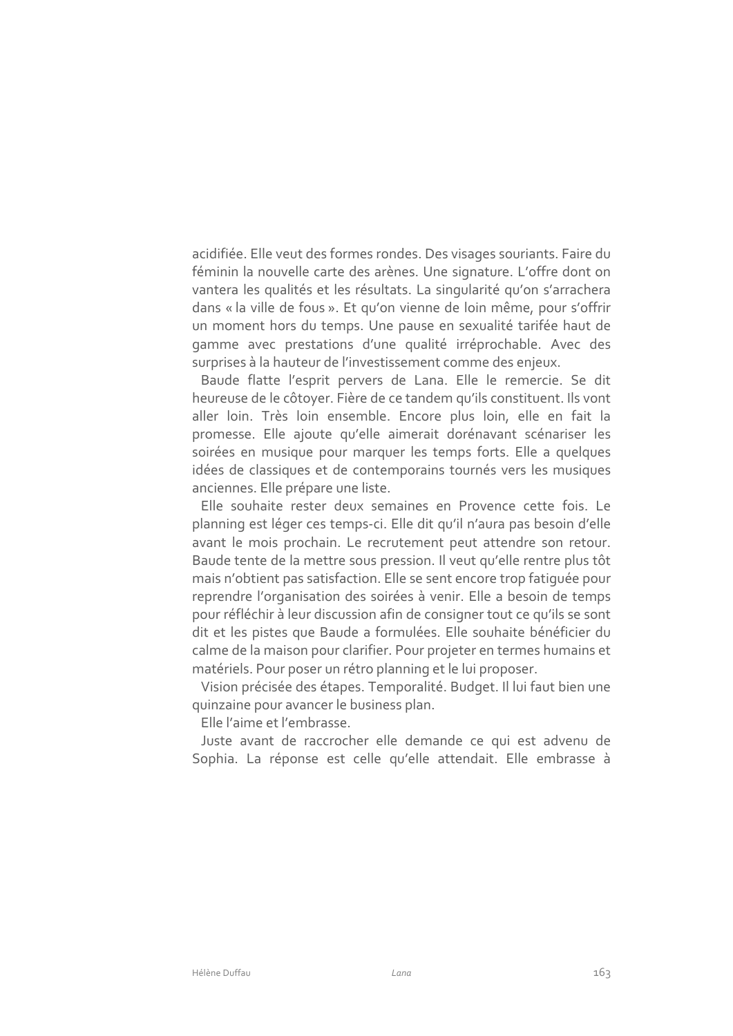acidifiée. Elle veut des formes rondes. Des visages souriants. Faire du féminin la nouvelle carte des arènes. Une signature. L'offre dont on vantera les qualités et les résultats. La singularité qu'on s'arrachera dans « la ville de fous ». Et qu'on vienne de loin même, pour s'offrir un moment hors du temps. Une pause en sexualité tarifée haut de gamme avec prestations d'une qualité irréprochable. Avec des surprises à la hauteur de l'investissement comme des enjeux.

Baude flatte l'esprit pervers de Lana. Elle le remercie. Se dit heureuse de le côtoyer. Fière de ce tandem qu'ils constituent. Ils vont aller loin. Très loin ensemble. Encore plus loin, elle en fait la promesse. Elle ajoute qu'elle aimerait dorénavant scénariser les soirées en musique pour marquer les temps forts. Elle a quelques idées de classiques et de contemporains tournés vers les musiques anciennes. Elle prépare une liste.

Elle souhaite rester deux semaines en Provence cette fois. Le planning est léger ces temps-ci. Elle dit qu'il n'aura pas besoin d'elle avant le mois prochain. Le recrutement peut attendre son retour. Baude tente de la mettre sous pression. Il veut qu'elle rentre plus tôt mais n'obtient pas satisfaction. Elle se sent encore trop fatiguée pour reprendre l'organisation des soirées à venir. Elle a besoin de temps pour réfléchir à leur discussion afin de consigner tout ce qu'ils se sont dit et les pistes que Baude a formulées. Elle souhaite bénéficier du calme de la maison pour clarifier. Pour projeter en termes humains et matériels. Pour poser un rétro planning et le lui proposer.

Vision précisée des étapes. Temporalité. Budget. Il lui faut bien une quinzaine pour avancer le business plan.

Elle l'aime et l'embrasse.

Juste avant de raccrocher elle demande ce qui est advenu de Sophia. La réponse est celle qu'elle attendait. Elle embrasse à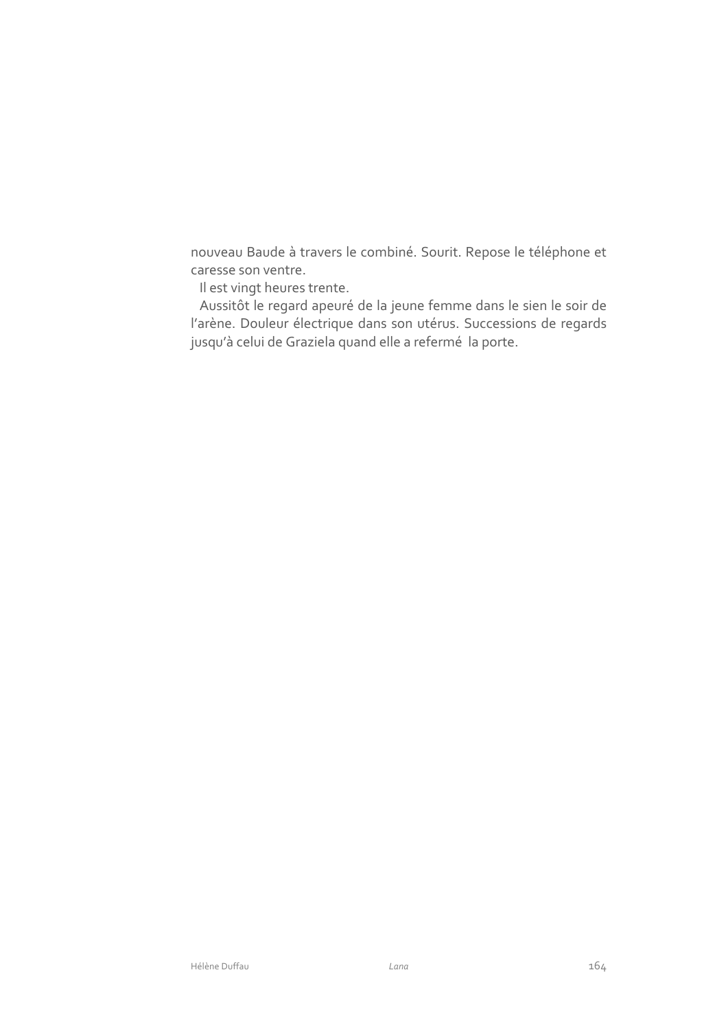nouveau Baude à travers le combiné. Sourit. Repose le téléphone et caresse son ventre.

Il est vingt heures trente.

Aussitôt le regard apeuré de la jeune femme dans le sien le soir de l'arène. Douleur électrique dans son utérus. Successions de regards jusqu'à celui de Graziela quand elle a refermé la porte.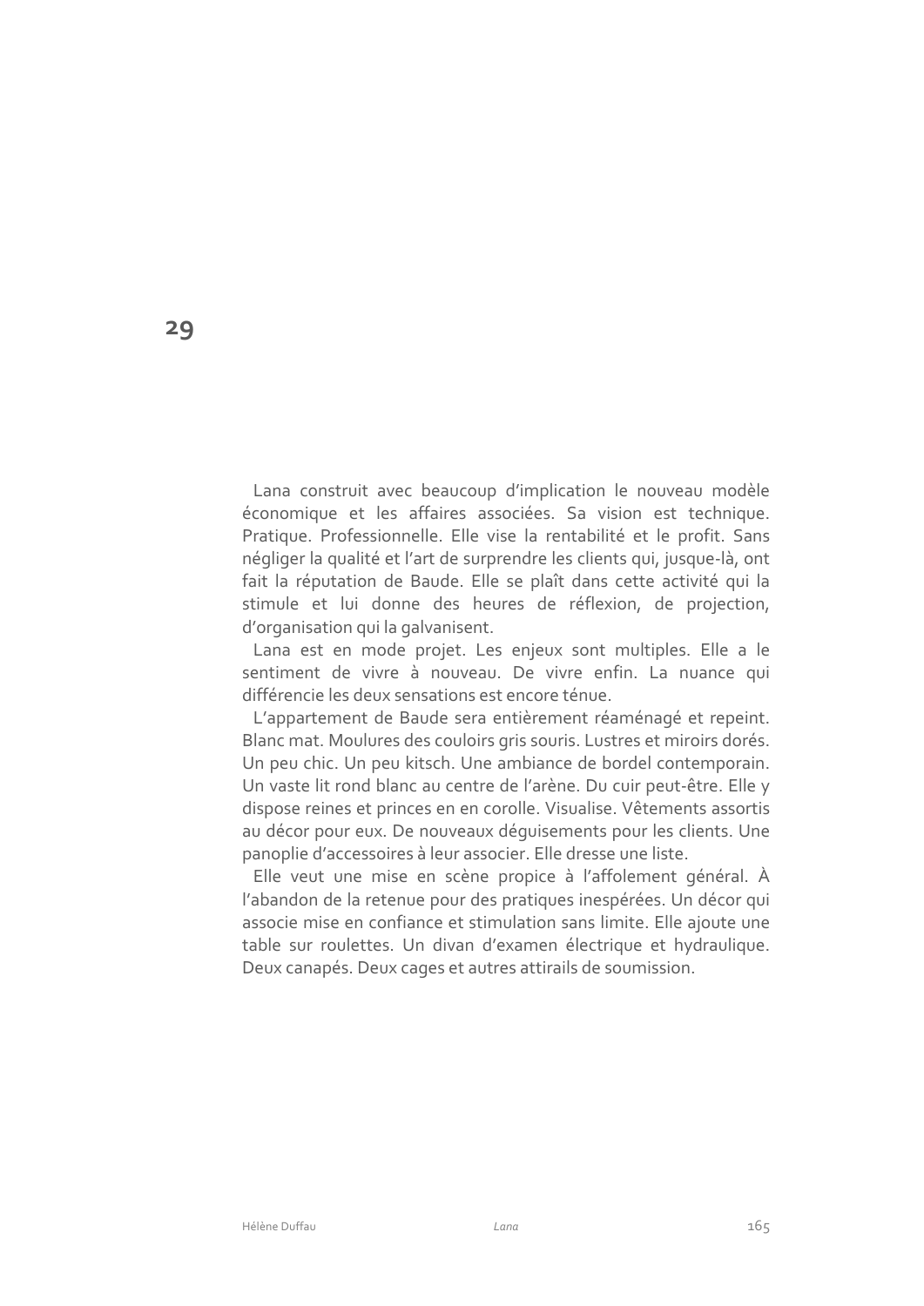# 29

Lana construit avec beaucoup d'implication le nouveau modèle économique et les affaires associées. Sa vision est technique. Pratique. Professionnelle. Elle vise la rentabilité et le profit. Sans négliger la qualité et l'art de surprendre les clients qui, jusque-là, ont fait la réputation de Baude. Elle se plaît dans cette activité qui la stimule et lui donne des heures de réflexion, de projection, d'organisation qui la galvanisent.

Lana est en mode projet. Les enjeux sont multiples. Elle a le sentiment de vivre à nouveau. De vivre enfin. La nuance qui différencie les deux sensations est encore ténue.

L'appartement de Baude sera entièrement réaménagé et repeint. Blanc mat. Moulures des couloirs gris souris. Lustres et miroirs dorés. Un peu chic. Un peu kitsch. Une ambiance de bordel contemporain. Un vaste lit rond blanc au centre de l'arène. Du cuir peut-être. Elle y dispose reines et princes en en corolle. Visualise. Vêtements assortis au décor pour eux. De nouveaux déguisements pour les clients. Une panoplie d'accessoires à leur associer. Elle dresse une liste.

Elle veut une mise en scène propice à l'affolement général. À l'abandon de la retenue pour des pratiques inespérées. Un décor qui associe mise en confiance et stimulation sans limite. Elle ajoute une table sur roulettes. Un divan d'examen électrique et hydraulique. Deux canapés. Deux cages et autres attirails de soumission.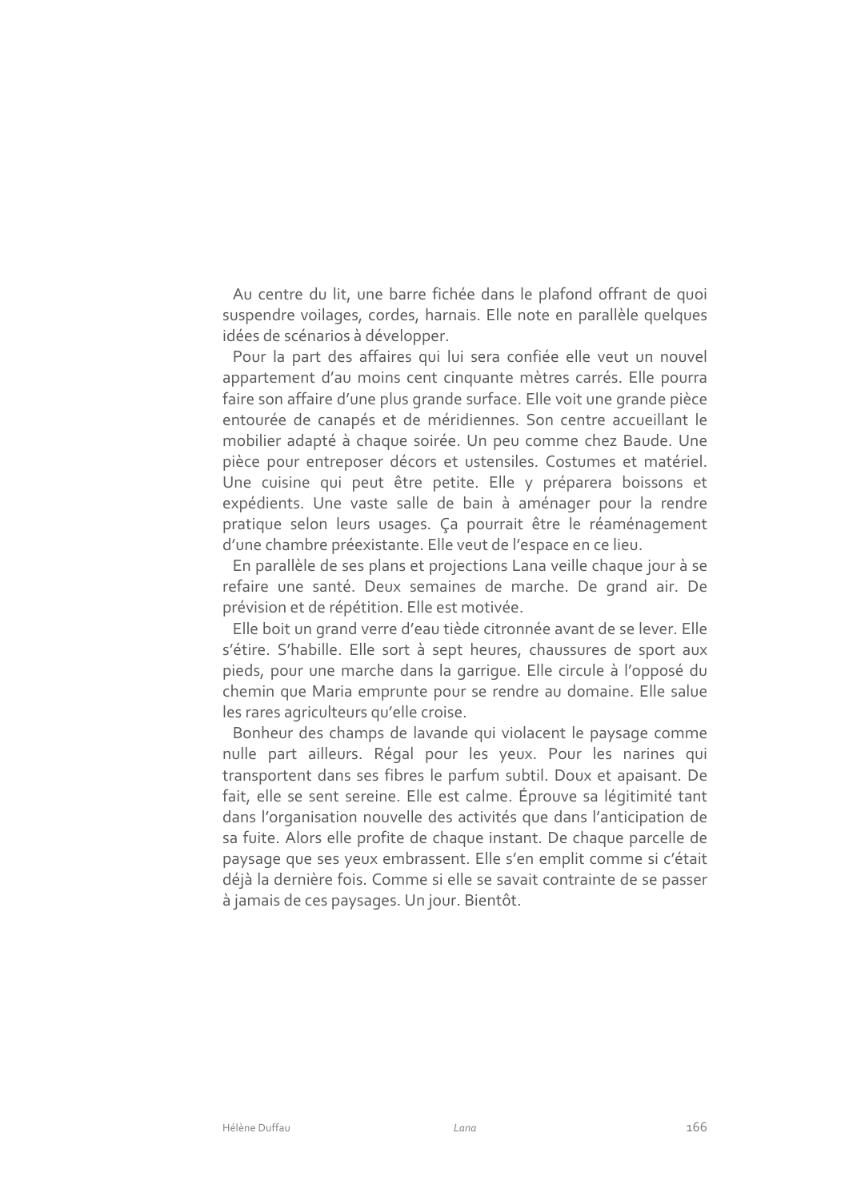Au centre du lit, une barre fichée dans le plafond offrant de quoi suspendre voilages, cordes, harnais. Elle note en parallèle quelques idées de scénarios à développer.

Pour la part des affaires qui lui sera confiée elle veut un nouvel appartement d'au moins cent cinquante mètres carrés. Elle pourra faire son affaire d'une plus grande surface. Elle voit une grande pièce entourée de canapés et de méridiennes. Son centre accueillant le mobilier adapté à chaque soirée. Un peu comme chez Baude. Une pièce pour entreposer décors et ustensiles. Costumes et matériel. Une cuisine qui peut être petite. Elle y préparera boissons et expédients. Une vaste salle de bain à aménager pour la rendre pratique selon leurs usages. Ça pourrait être le réaménagement d'une chambre préexistante. Elle veut de l'espace en ce lieu.

En parallèle de ses plans et projections Lana veille chaque jour à se refaire une santé. Deux semaines de marche. De grand air. De prévision et de répétition. Elle est motivée.

Elle boit un grand verre d'eau tiède citronnée avant de se lever. Elle s'étire. S'habille. Elle sort à sept heures, chaussures de sport aux pieds, pour une marche dans la garrigue. Elle circule à l'opposé du chemin que Maria emprunte pour se rendre au domaine. Elle salue les rares agriculteurs qu'elle croise.

Bonheur des champs de lavande qui violacent le paysage comme nulle part ailleurs. Régal pour les yeux. Pour les narines qui transportent dans ses fibres le parfum subtil. Doux et apaisant. De fait, elle se sent sereine. Elle est calme. Éprouve sa légitimité tant dans l'organisation nouvelle des activités que dans l'anticipation de sa fuite. Alors elle profite de chaque instant. De chaque parcelle de paysage que ses yeux embrassent. Elle s'en emplit comme si c'était déjà la dernière fois. Comme si elle se savait contrainte de se passer à jamais de ces paysages. Un jour. Bientôt.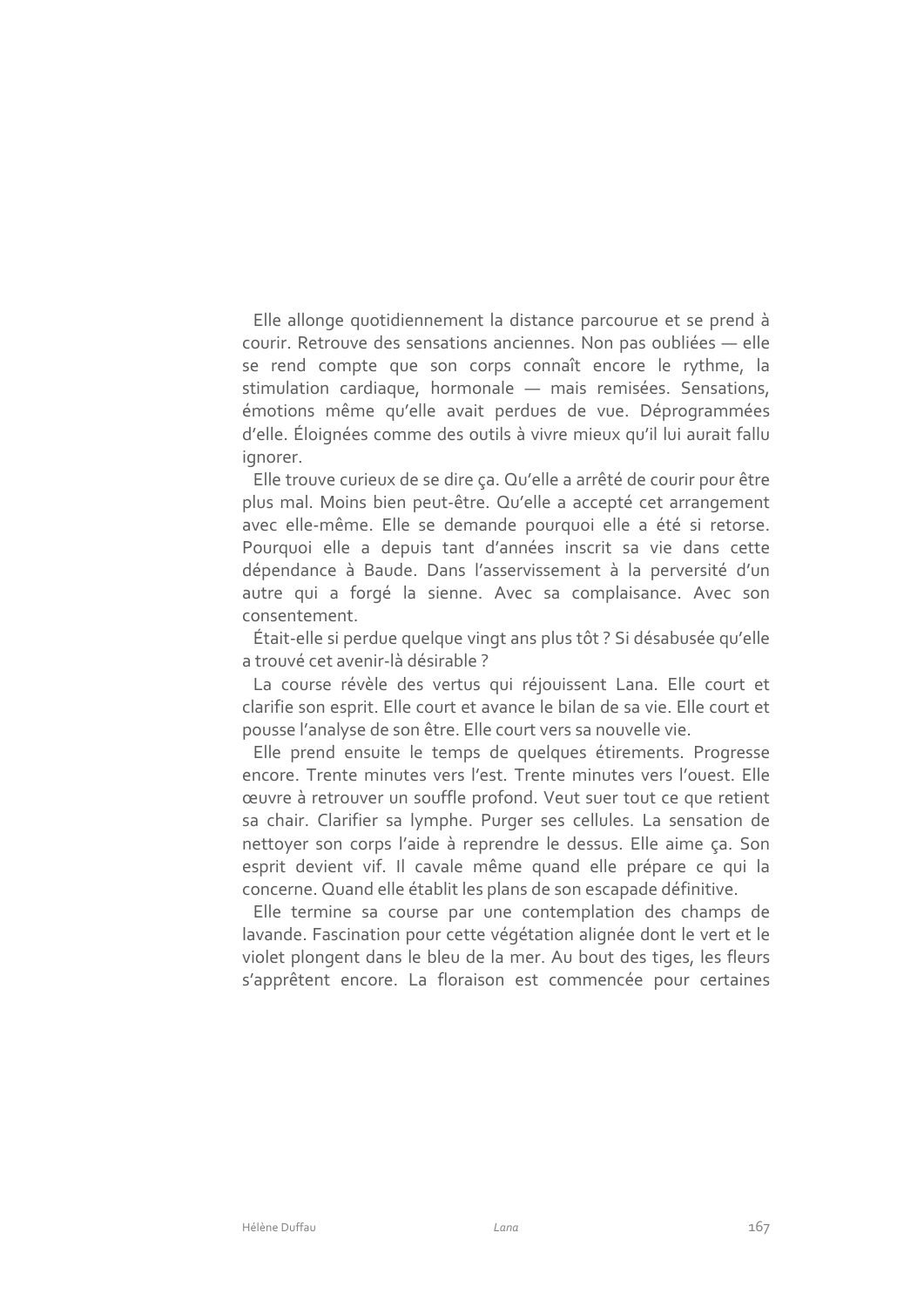Elle allonge quotidiennement la distance parcourue et se prend à courir. Retrouve des sensations anciennes. Non pas oubliées — elle se rend compte que son corps connaît encore le rythme, la stimulation cardiaque, hormonale — mais remisées. Sensations, émotions même qu'elle avait perdues de vue. Déprogrammées d'elle. Éloignées comme des outils à vivre mieux qu'il lui aurait fallu ignorer.

Elle trouve curieux de se dire ça. Qu'elle a arrêté de courir pour être plus mal. Moins bien peut-être. Qu'elle a accepté cet arrangement avec elle-même. Elle se demande pourquoi elle a été si retorse. Pourquoi elle a depuis tant d'années inscrit sa vie dans cette dépendance à Baude. Dans l'asservissement à la perversité d'un autre qui a forgé la sienne. Avec sa complaisance. Avec son consentement.

Était-elle si perdue quelque vingt ans plus tôt ? Si désabusée qu'elle a trouvé cet avenir-là désirable ?

La course révèle des vertus qui réjouissent Lana. Elle court et clarifie son esprit. Elle court et avance le bilan de sa vie. Elle court et pousse l'analyse de son être. Elle court vers sa nouvelle vie.

Elle prend ensuite le temps de quelques étirements. Progresse encore. Trente minutes vers l'est. Trente minutes vers l'ouest. Elle œuvre à retrouver un souffle profond. Veut suer tout ce que retient sa chair. Clarifier sa lymphe. Purger ses cellules. La sensation de nettoyer son corps l'aide à reprendre le dessus. Elle aime ça. Son esprit devient vif. Il cavale même quand elle prépare ce qui la concerne. Quand elle établit les plans de son escapade définitive.

Elle termine sa course par une contemplation des champs de lavande. Fascination pour cette végétation alignée dont le vert et le violet plongent dans le bleu de la mer. Au bout des tiges, les fleurs s'apprêtent encore. La floraison est commencée pour certaines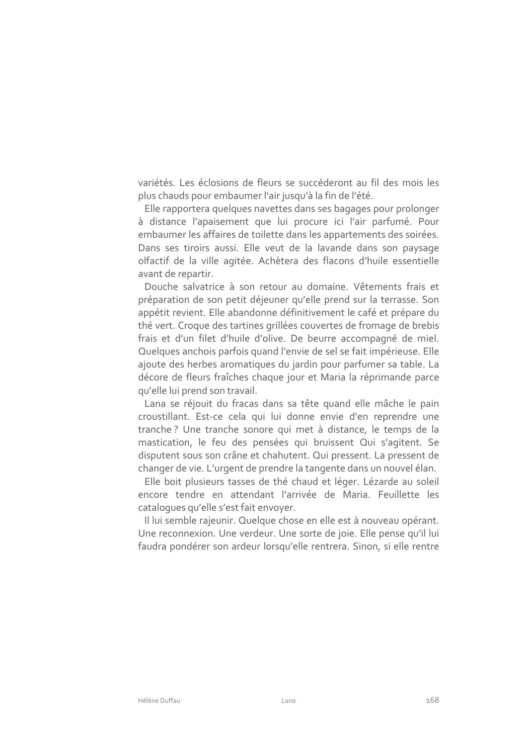variétés. Les éclosions de fleurs se succéderont au fil des mois les plus chauds pour embaumer l'air jusqu'à la fin de l'été.

Elle rapportera quelques navettes dans ses bagages pour prolonger à distance l'apaisement que lui procure ici l'air parfumé. Pour embaumer les affaires de toilette dans les appartements des soirées. Dans ses tiroirs aussi. Elle veut de la lavande dans son paysage olfactif de la ville agitée. Achètera des flacons d'huile essentielle avant de repartir.

Douche salvatrice à son retour au domaine. Vêtements frais et préparation de son petit déjeuner qu'elle prend sur la terrasse. Son appétit revient. Elle abandonne définitivement le café et prépare du thé vert. Croque des tartines grillées couvertes de fromage de brebis frais et d'un filet d'huile d'olive. De beurre accompagné de miel. Quelques anchois parfois quand l'envie de sel se fait impérieuse. Elle ajoute des herbes aromatiques du jardin pour parfumer sa table. La décore de fleurs fraîches chaque jour et Maria la réprimande parce qu'elle lui prend son travail.

Lana se réjouit du fracas dans sa tête quand elle mâche le pain croustillant. Est-ce cela qui lui donne envie d'en reprendre une tranche ? Une tranche sonore qui met à distance, le temps de la mastication, le feu des pensées qui bruissent Qui s'agitent. Se disputent sous son crâne et chahutent. Qui pressent. La pressent de changer de vie. L'urgent de prendre la tangente dans un nouvel élan.

Elle boit plusieurs tasses de thé chaud et léger. Lézarde au soleil encore tendre en attendant l'arrivée de Maria. Feuillette les catalogues qu'elle s'est fait envoyer.

Il lui semble rajeunir. Quelque chose en elle est à nouveau opérant. Une reconnexion. Une verdeur. Une sorte de joie. Elle pense qu'il lui faudra pondérer son ardeur lorsqu'elle rentrera. Sinon, si elle rentre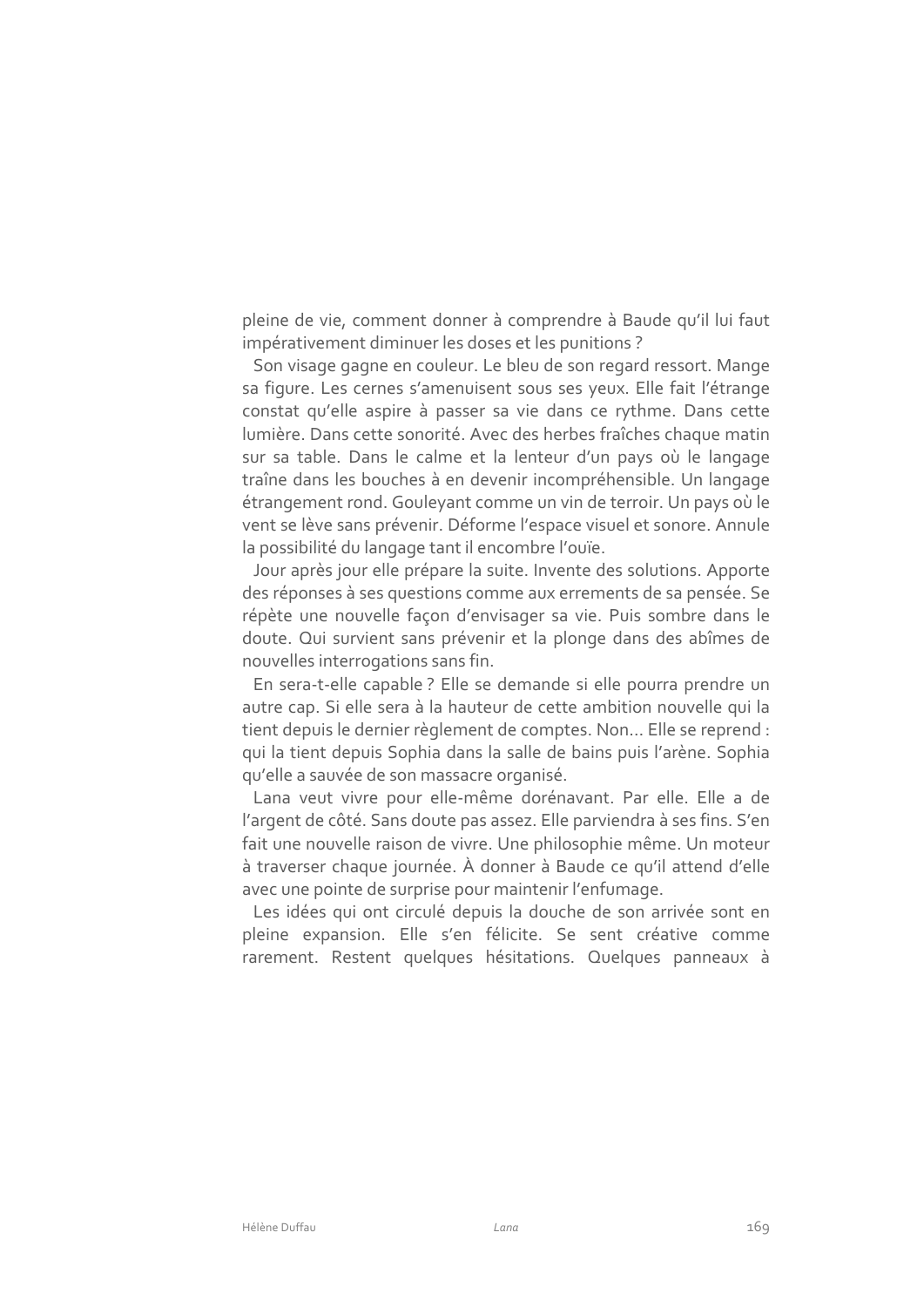pleine de vie, comment donner à comprendre à Baude qu'il lui faut impérativement diminuer les doses et les punitions ?

Son visage gagne en couleur. Le bleu de son regard ressort. Mange sa figure. Les cernes s'amenuisent sous ses yeux. Elle fait l'étrange constat qu'elle aspire à passer sa vie dans ce rythme. Dans cette lumière. Dans cette sonorité. Avec des herbes fraîches chaque matin sur sa table. Dans le calme et la lenteur d'un pays où le langage traîne dans les bouches à en devenir incompréhensible. Un langage étrangement rond. Gouleyant comme un vin de terroir. Un pays où le vent se lève sans prévenir. Déforme l'espace visuel et sonore. Annule la possibilité du langage tant il encombre l'ouïe.

Jour après jour elle prépare la suite. Invente des solutions. Apporte des réponses à ses questions comme aux errements de sa pensée. Se répète une nouvelle façon d'envisager sa vie. Puis sombre dans le doute. Qui survient sans prévenir et la plonge dans des abîmes de nouvelles interrogations sans fin.

En sera-t-elle capable ? Elle se demande si elle pourra prendre un autre cap. Si elle sera à la hauteur de cette ambition nouvelle qui la tient depuis le dernier règlement de comptes. Non... Elle se reprend : qui la tient depuis Sophia dans la salle de bains puis l'arène. Sophia qu'elle a sauvée de son massacre organisé.

Lana veut vivre pour elle-même dorénavant. Par elle. Elle a de l'argent de côté. Sans doute pas assez. Elle parviendra à ses fins. S'en fait une nouvelle raison de vivre. Une philosophie même. Un moteur à traverser chaque journée. À donner à Baude ce qu'il attend d'elle avec une pointe de surprise pour maintenir l'enfumage.

Les idées qui ont circulé depuis la douche de son arrivée sont en pleine expansion. Elle s'en félicite. Se sent créative comme rarement. Restent quelques hésitations. Quelques panneaux à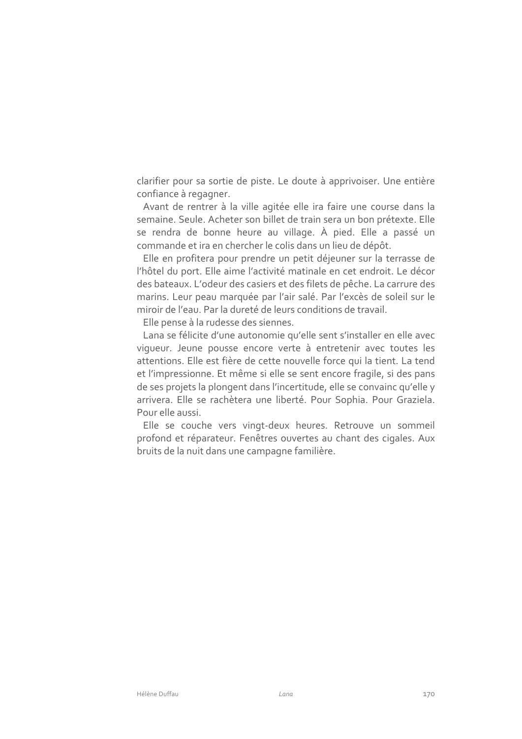clarifier pour sa sortie de piste. Le doute à apprivoiser. Une entière confiance à regagner.

Avant de rentrer à la ville agitée elle ira faire une course dans la semaine. Seule. Acheter son billet de train sera un bon prétexte. Elle se rendra de bonne heure au village. À pied. Elle a passé un commande et ira en chercher le colis dans un lieu de dépôt.

Elle en profitera pour prendre un petit déjeuner sur la terrasse de l'hôtel du port. Elle aime l'activité matinale en cet endroit. Le décor des bateaux. L'odeur des casiers et des filets de pêche. La carrure des marins. Leur peau marquée par l'air salé. Par l'excès de soleil sur le miroir de l'eau. Par la dureté de leurs conditions de travail.

Elle pense à la rudesse des siennes.

Lana se félicite d'une autonomie qu'elle sent s'installer en elle avec vigueur. Jeune pousse encore verte à entretenir avec toutes les attentions. Elle est fière de cette nouvelle force qui la tient. La tend et l'impressionne. Et même si elle se sent encore fragile, si des pans de ses projets la plongent dans l'incertitude, elle se convainc qu'elle y arrivera. Elle se rachètera une liberté. Pour Sophia. Pour Graziela. Pour elle aussi.

Elle se couche vers vingt-deux heures. Retrouve un sommeil profond et réparateur. Fenêtres ouvertes au chant des cigales. Aux bruits de la nuit dans une campagne familière.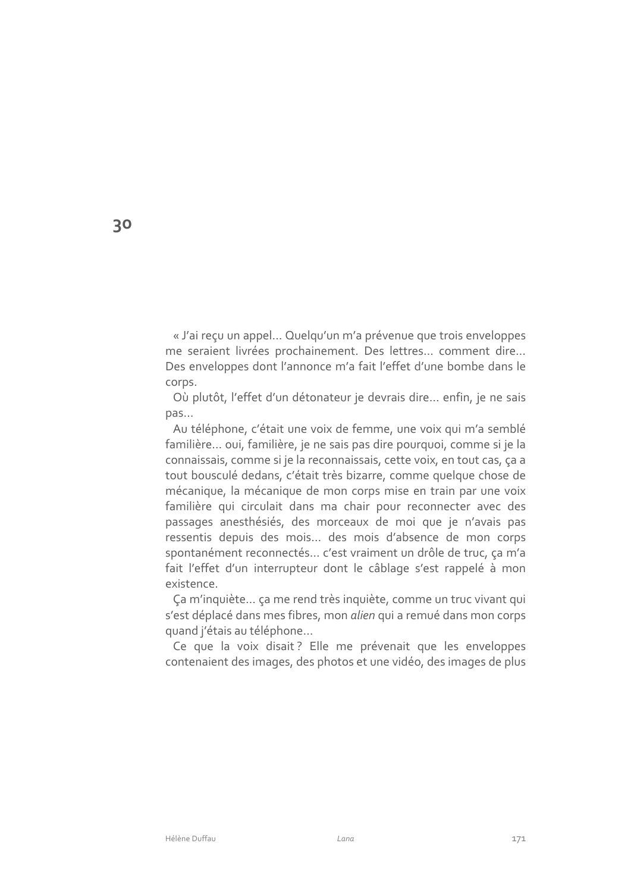# 30

« J'ai reçu un appel… Quelqu'un m'a prévenue que trois enveloppes me seraient livrées prochainement. Des lettres… comment dire… Des enveloppes dont l'annonce m'a fait l'effet d'une bombe dans le corps.

Où plutôt, l'effet d'un détonateur je devrais dire… enfin, je ne sais pas…

Au téléphone, c'était une voix de femme, une voix qui m'a semblé familière… oui, familière, je ne sais pas dire pourquoi, comme si je la connaissais, comme si je la reconnaissais, cette voix, en tout cas, ça a tout bousculé dedans, c'était très bizarre, comme quelque chose de mécanique, la mécanique de mon corps mise en train par une voix familière qui circulait dans ma chair pour reconnecter avec des passages anesthésiés, des morceaux de moi que je n'avais pas ressentis depuis des mois… des mois d'absence de mon corps spontanément reconnectés… c'est vraiment un drôle de truc, ça m'a fait l'effet d'un interrupteur dont le câblage s'est rappelé à mon existence.

Ça m'inquiète… ça me rend très inquiète, comme un truc vivant qui s'est déplacé dans mes fibres, mon *alien* qui a remué dans mon corps quand j'étais au téléphone…

Ce que la voix disait ? Elle me prévenait que les enveloppes contenaient des images, des photos et une vidéo, des images de plus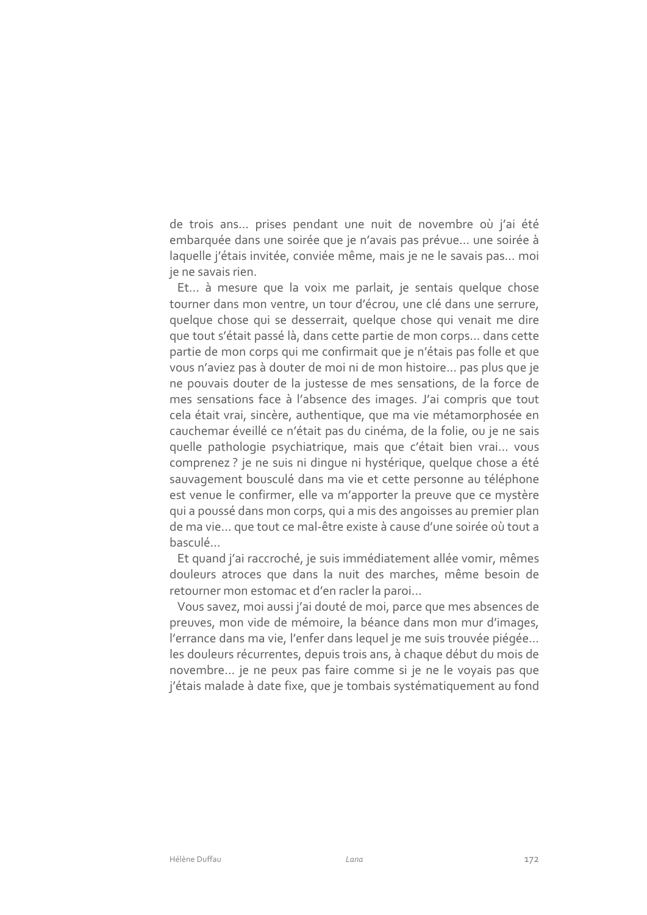de trois ans… prises pendant une nuit de novembre où j'ai été embarquée dans une soirée que je n'avais pas prévue… une soirée à laquelle j'étais invitée, conviée même, mais je ne le savais pas… moi je ne savais rien.

Et… à mesure que la voix me parlait, je sentais quelque chose tourner dans mon ventre, un tour d'écrou, une clé dans une serrure, quelque chose qui se desserrait, quelque chose qui venait me dire que tout s'était passé là, dans cette partie de mon corps… dans cette partie de mon corps qui me confirmait que je n'étais pas folle et que vous n'aviez pas à douter de moi ni de mon histoire… pas plus que je ne pouvais douter de la justesse de mes sensations, de la force de mes sensations face à l'absence des images. J'ai compris que tout cela était vrai, sincère, authentique, que ma vie métamorphosée en cauchemar éveillé ce n'était pas du cinéma, de la folie, ou je ne sais quelle pathologie psychiatrique, mais que c'était bien vrai… vous comprenez ? je ne suis ni dingue ni hystérique, quelque chose a été sauvagement bousculé dans ma vie et cette personne au téléphone est venue le confirmer, elle va m'apporter la preuve que ce mystère qui a poussé dans mon corps, qui a mis des angoisses au premier plan de ma vie… que tout ce mal-être existe à cause d'une soirée où tout a basculé…

Et quand j'ai raccroché, je suis immédiatement allée vomir, mêmes douleurs atroces que dans la nuit des marches, même besoin de retourner mon estomac et d'en racler la paroi…

Vous savez, moi aussi j'ai douté de moi, parce que mes absences de preuves, mon vide de mémoire, la béance dans mon mur d'images, l'errance dans ma vie, l'enfer dans lequel je me suis trouvée piégée… les douleurs récurrentes, depuis trois ans, à chaque début du mois de novembre… je ne peux pas faire comme si je ne le voyais pas que j'étais malade à date fixe, que je tombais systématiquement au fond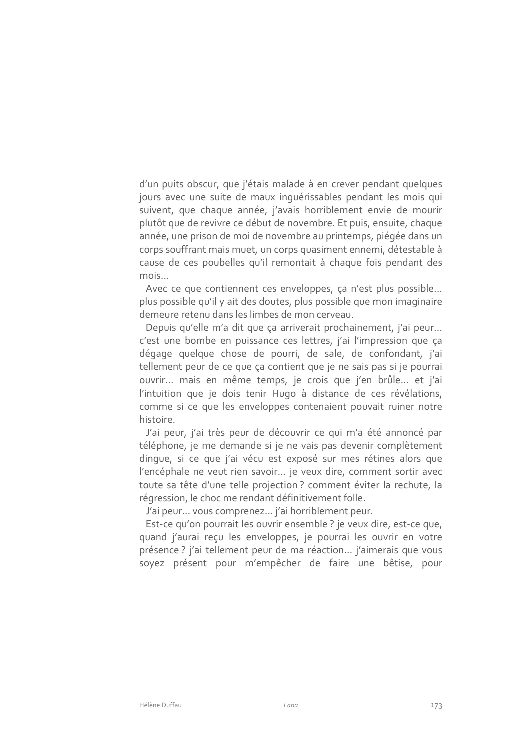d'un puits obscur, que j'étais malade à en crever pendant quelques jours avec une suite de maux inguérissables pendant les mois qui suivent, que chaque année, j'avais horriblement envie de mourir plutôt que de revivre ce début de novembre. Et puis, ensuite, chaque année, une prison de moi de novembre au printemps, piégée dans un corps souffrant mais muet, un corps quasiment ennemi, détestable à cause de ces poubelles qu'il remontait à chaque fois pendant des mois…

Avec ce que contiennent ces enveloppes, ça n'est plus possible… plus possible qu'il y ait des doutes, plus possible que mon imaginaire demeure retenu dans les limbes de mon cerveau.

Depuis qu'elle m'a dit que ça arriverait prochainement, j'ai peur… c'est une bombe en puissance ces lettres, j'ai l'impression que ça dégage quelque chose de pourri, de sale, de confondant, j'ai tellement peur de ce que ça contient que je ne sais pas si je pourrai ouvrir… mais en même temps, je crois que j'en brûle… et j'ai l'intuition que je dois tenir Hugo à distance de ces révélations, comme si ce que les enveloppes contenaient pouvait ruiner notre histoire.

J'ai peur, j'ai très peur de découvrir ce qui m'a été annoncé par téléphone, je me demande si je ne vais pas devenir complètement dingue, si ce que j'ai vécu est exposé sur mes rétines alors que l'encéphale ne veut rien savoir… je veux dire, comment sortir avec toute sa tête d'une telle projection ? comment éviter la rechute, la régression, le choc me rendant définitivement folle.

J'ai peur… vous comprenez… j'ai horriblement peur.

Est-ce qu'on pourrait les ouvrir ensemble ? je veux dire, est-ce que, quand j'aurai reçu les enveloppes, je pourrai les ouvrir en votre présence ? j'ai tellement peur de ma réaction… j'aimerais que vous soyez présent pour m'empêcher de faire une bêtise, pour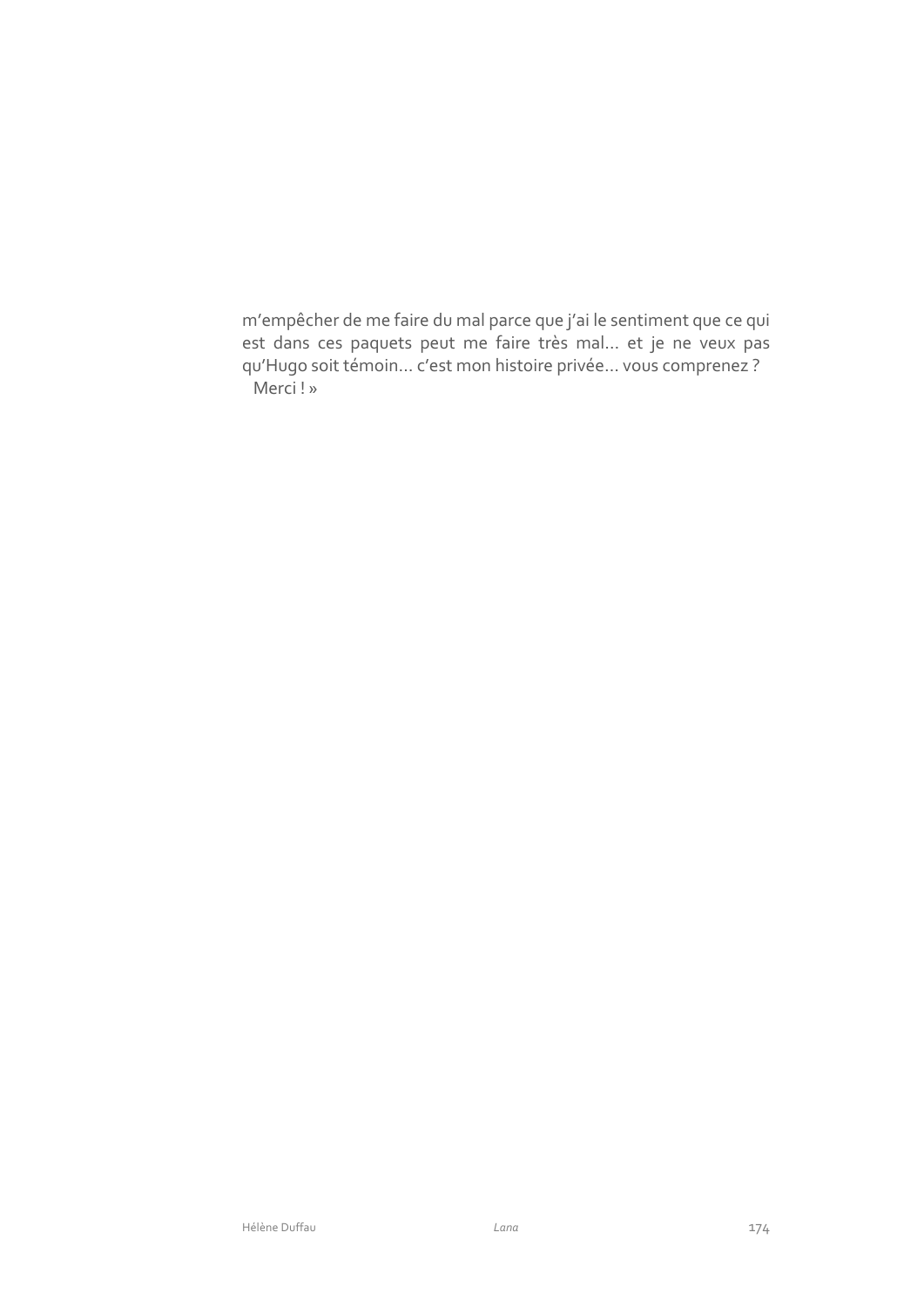m'empêcher de me faire du mal parce que j'ai le sentiment que ce qui est dans ces paquets peut me faire très mal… et je ne veux pas qu'Hugo soit témoin… c'est mon histoire privée… vous comprenez ?

Merci ! »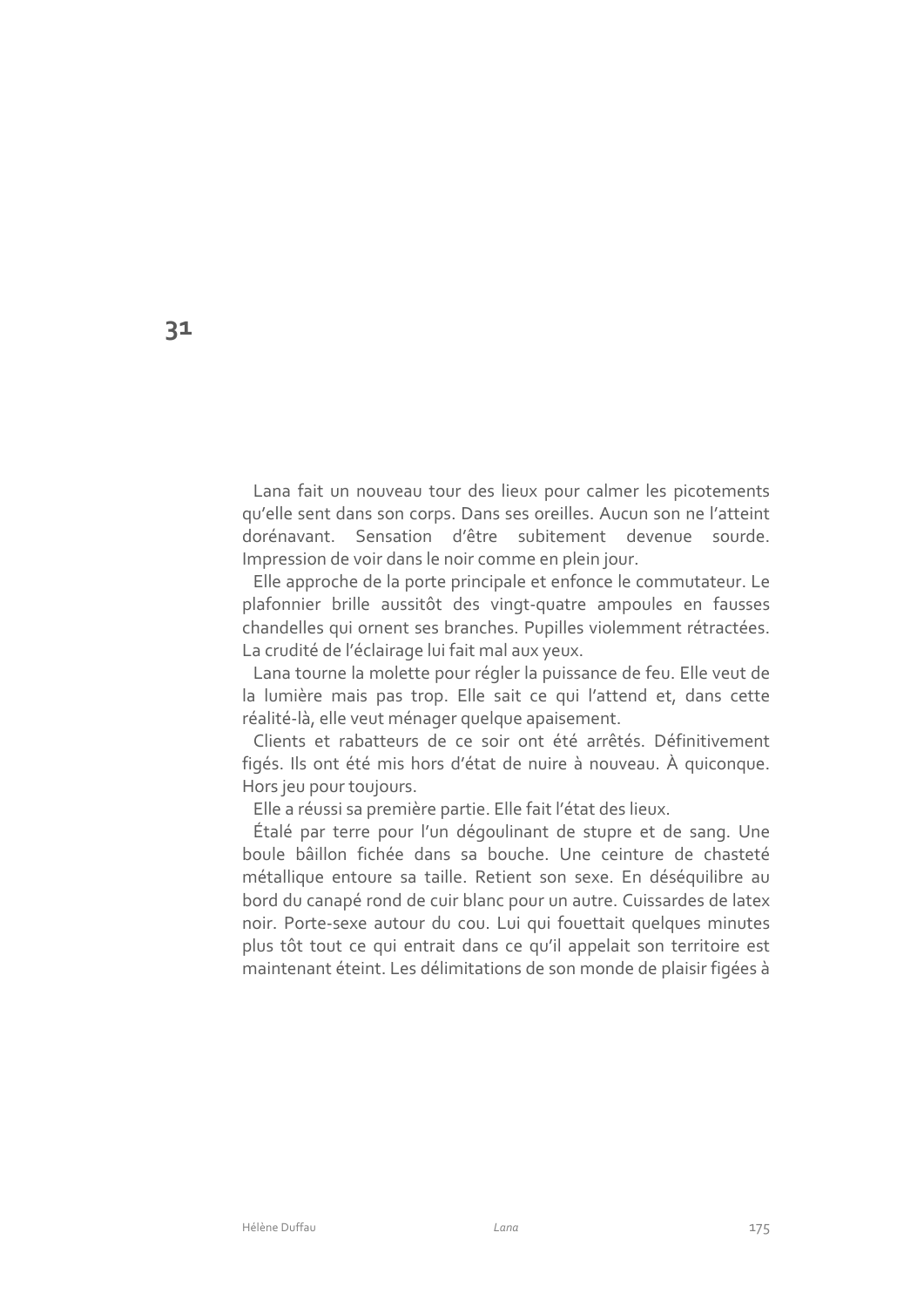# 31

Lana fait un nouveau tour des lieux pour calmer les picotements qu'elle sent dans son corps. Dans ses oreilles. Aucun son ne l'atteint dorénavant. Sensation d'être subitement devenue sourde. Impression de voir dans le noir comme en plein jour.

Elle approche de la porte principale et enfonce le commutateur. Le plafonnier brille aussitôt des vingt-quatre ampoules en fausses chandelles qui ornent ses branches. Pupilles violemment rétractées. La crudité de l'éclairage lui fait mal aux yeux.

Lana tourne la molette pour régler la puissance de feu. Elle veut de la lumière mais pas trop. Elle sait ce qui l'attend et, dans cette réalité-là, elle veut ménager quelque apaisement.

Clients et rabatteurs de ce soir ont été arrêtés. Définitivement figés. Ils ont été mis hors d'état de nuire à nouveau. À quiconque. Hors jeu pour toujours.

Elle a réussi sa première partie. Elle fait l'état des lieux.

Étalé par terre pour l'un dégoulinant de stupre et de sang. Une boule bâillon fichée dans sa bouche. Une ceinture de chasteté métallique entoure sa taille. Retient son sexe. En déséquilibre au bord du canapé rond de cuir blanc pour un autre. Cuissardes de latex noir. Porte-sexe autour du cou. Lui qui fouettait quelques minutes plus tôt tout ce qui entrait dans ce qu'il appelait son territoire est maintenant éteint. Les délimitations de son monde de plaisir figées à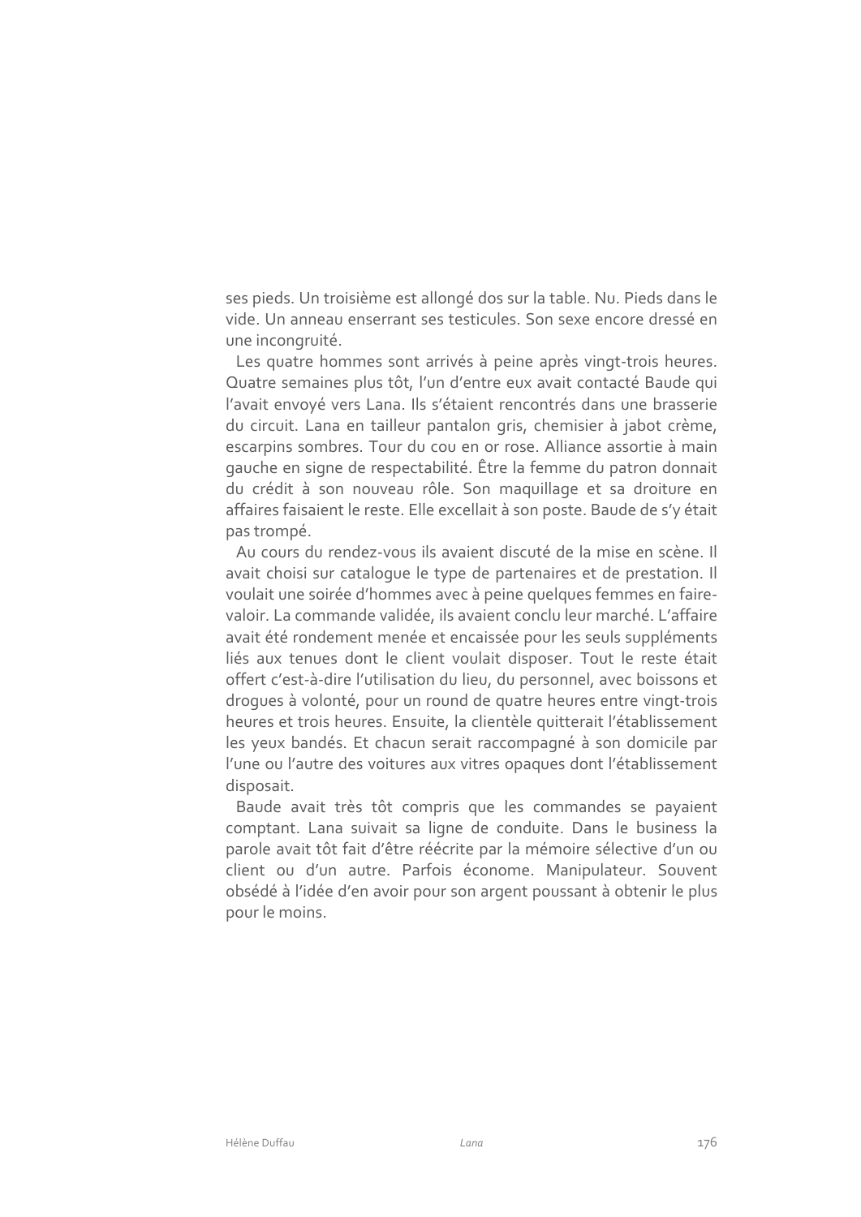ses pieds. Un troisième est allongé dos sur la table. Nu. Pieds dans le vide. Un anneau enserrant ses testicules. Son sexe encore dressé en une incongruité.

Les quatre hommes sont arrivés à peine après vingt-trois heures. Quatre semaines plus tôt, l'un d'entre eux avait contacté Baude qui l'avait envoyé vers Lana. Ils s'étaient rencontrés dans une brasserie du circuit. Lana en tailleur pantalon gris, chemisier à jabot crème, escarpins sombres. Tour du cou en or rose. Alliance assortie à main gauche en signe de respectabilité. Être la femme du patron donnait du crédit à son nouveau rôle. Son maquillage et sa droiture en affaires faisaient le reste. Elle excellait à son poste. Baude de s'y était pas trompé.

Au cours du rendez-vous ils avaient discuté de la mise en scène. Il avait choisi sur catalogue le type de partenaires et de prestation. Il voulait une soirée d'hommes avec à peine quelques femmes en faire-valoir. La commande validée, ils avaient conclu leur marché. L'affaire avait été rondement menée et encaissée pour les seuls suppléments liés aux tenues dont le client voulait disposer. Tout le reste était offert c'est-à-dire l'utilisation du lieu, du personnel, avec boissons et drogues à volonté, pour un round de quatre heures entre vingt-trois heures et trois heures. Ensuite, la clientèle quitterait l'établissement les yeux bandés. Et chacun serait raccompagné à son domicile par l'une ou l'autre des voitures aux vitres opaques dont l'établissement disposait.

Baude avait très tôt compris que les commandes se payaient comptant. Lana suivait sa ligne de conduite. Dans le business la parole avait tôt fait d'être réécrite par la mémoire sélective d'un ou client ou d'un autre. Parfois économe. Manipulateur. Souvent obsédé à l'idée d'en avoir pour son argent poussant à obtenir le plus pour le moins.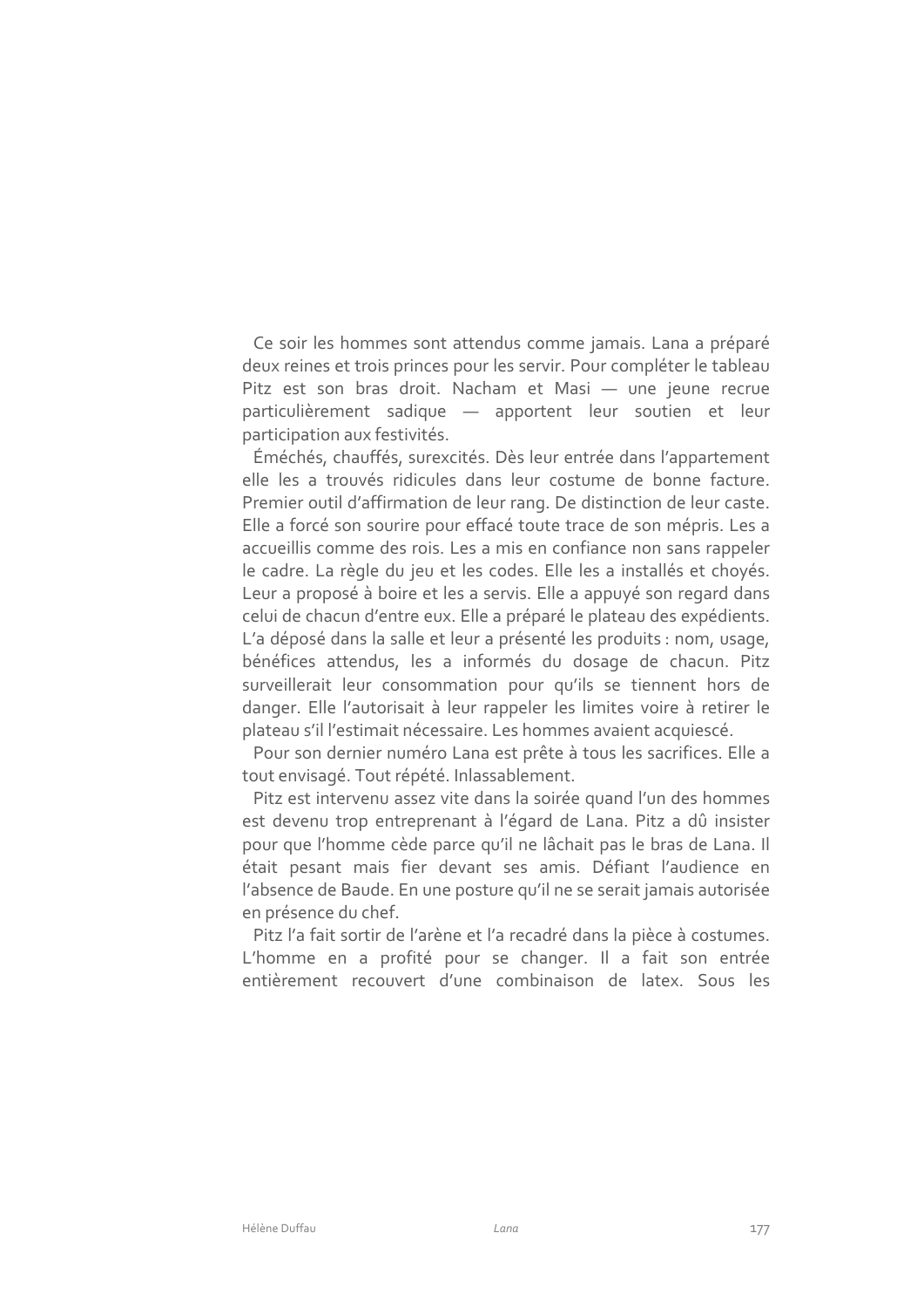Ce soir les hommes sont attendus comme jamais. Lana a préparé deux reines et trois princes pour les servir. Pour compléter le tableau Pitz est son bras droit. Nacham et Masi — une jeune recrue particulièrement sadique — apportent leur soutien et leur participation aux festivités.

Éméchés, chauffés, surexcités. Dès leur entrée dans l'appartement elle les a trouvés ridicules dans leur costume de bonne facture. Premier outil d'affirmation de leur rang. De distinction de leur caste. Elle a forcé son sourire pour effacé toute trace de son mépris. Les a accueillis comme des rois. Les a mis en confiance non sans rappeler le cadre. La règle du jeu et les codes. Elle les a installés et choyés. Leur a proposé à boire et les a servis. Elle a appuyé son regard dans celui de chacun d'entre eux. Elle a préparé le plateau des expédients. L'a déposé dans la salle et leur a présenté les produits : nom, usage, bénéfices attendus, les a informés du dosage de chacun. Pitz surveillerait leur consommation pour qu'ils se tiennent hors de danger. Elle l'autorisait à leur rappeler les limites voire à retirer le plateau s'il l'estimait nécessaire. Les hommes avaient acquiescé.

Pour son dernier numéro Lana est prête à tous les sacrifices. Elle a tout envisagé. Tout répété. Inlassablement.

Pitz est intervenu assez vite dans la soirée quand l'un des hommes est devenu trop entreprenant à l'égard de Lana. Pitz a dû insister pour que l'homme cède parce qu'il ne lâchait pas le bras de Lana. Il était pesant mais fier devant ses amis. Défiant l'audience en l'absence de Baude. En une posture qu'il ne se serait jamais autorisée en présence du chef.

Pitz l'a fait sortir de l'arène et l'a recadré dans la pièce à costumes. L'homme en a profité pour se changer. Il a fait son entrée entièrement recouvert d'une combinaison de latex. Sous les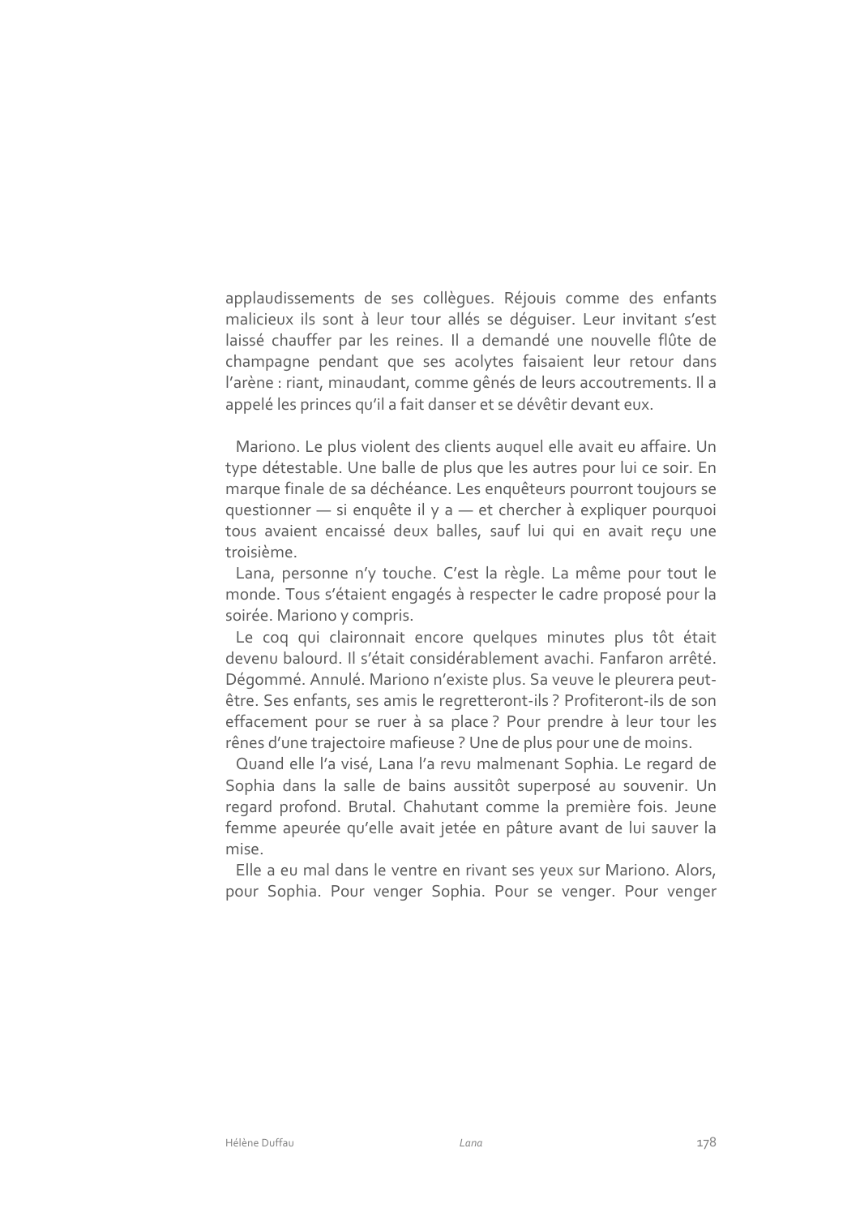applaudissements de ses collègues. Réjouis comme des enfants malicieux ils sont à leur tour allés se déguiser. Leur invitant s'est laissé chauffer par les reines. Il a demandé une nouvelle flûte de champagne pendant que ses acolytes faisaient leur retour dans l'arène : riant, minaudant, comme gênés de leurs accoutrements. Il a appelé les princes qu'il a fait danser et se dévêtir devant eux.

Mariono. Le plus violent des clients auquel elle avait eu affaire. Un type détestable. Une balle de plus que les autres pour lui ce soir. En marque finale de sa déchéance. Les enquêteurs pourront toujours se questionner — si enquête il y a — et chercher à expliquer pourquoi tous avaient encaissé deux balles, sauf lui qui en avait reçu une troisième.

Lana, personne n'y touche. C'est la règle. La même pour tout le monde. Tous s'étaient engagés à respecter le cadre proposé pour la soirée. Mariono y compris.

Le coq qui claironnait encore quelques minutes plus tôt était devenu balourd. Il s'était considérablement avachi. Fanfaron arrêté. Dégommé. Annulé. Mariono n'existe plus. Sa veuve le pleurera peut-être. Ses enfants, ses amis le regretteront-ils ? Profiteront-ils de son effacement pour se ruer à sa place ? Pour prendre à leur tour les rênes d'une trajectoire mafieuse ? Une de plus pour une de moins.

Quand elle l'a visé, Lana l'a revu malmenant Sophia. Le regard de Sophia dans la salle de bains aussitôt superposé au souvenir. Un regard profond. Brutal. Chahutant comme la première fois. Jeune femme apeurée qu'elle avait jetée en pâture avant de lui sauver la mise.

Elle a eu mal dans le ventre en rivant ses yeux sur Mariono. Alors, pour Sophia. Pour venger Sophia. Pour se venger. Pour venger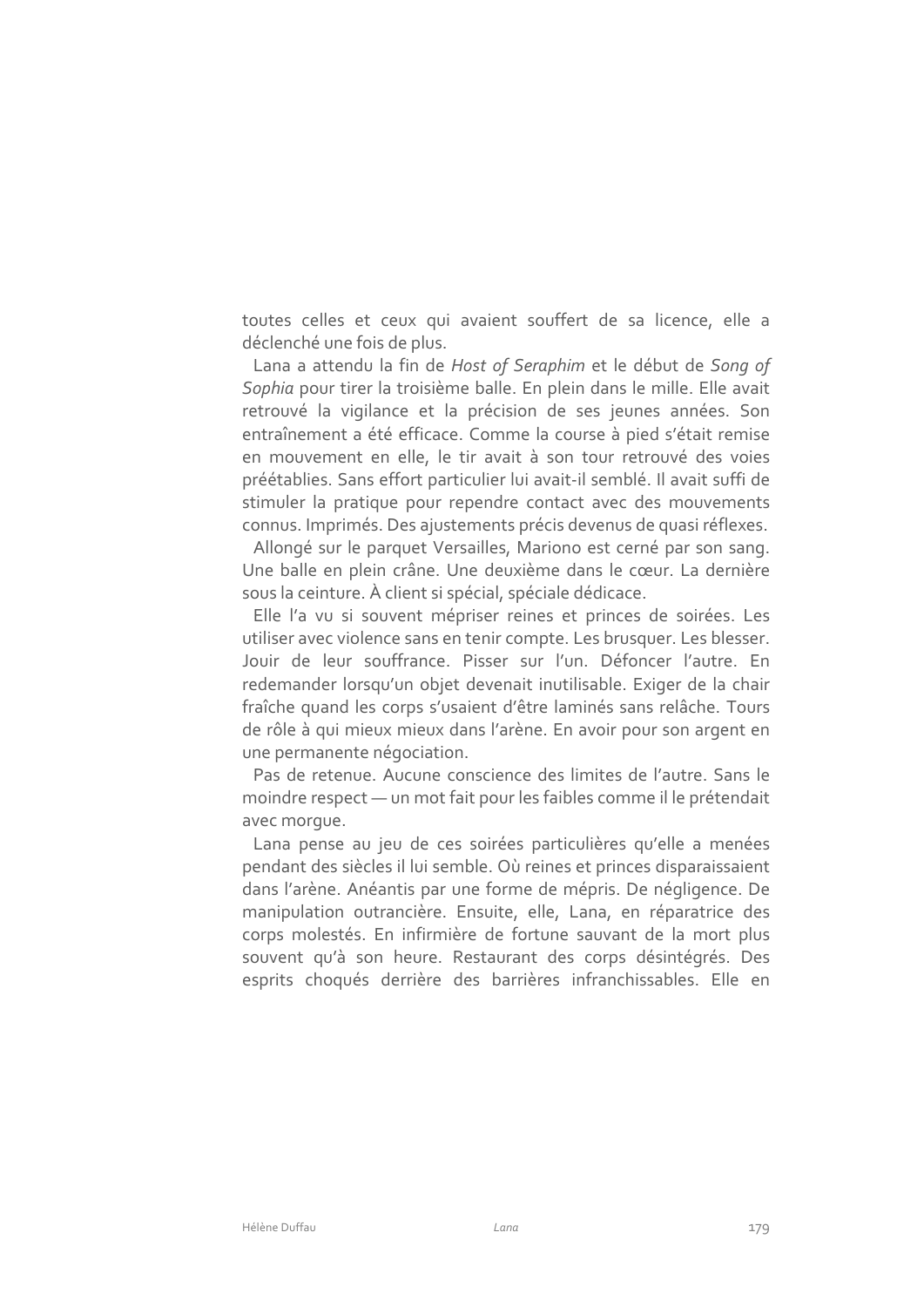toutes celles et ceux qui avaient souffert de sa licence, elle a déclenché une fois de plus.

Lana a attendu la fin de *Host of Seraphim* et le début de *Song of Sophia* pour tirer la troisième balle. En plein dans le mille. Elle avait retrouvé la vigilance et la précision de ses jeunes années. Son entraînement a été efficace. Comme la course à pied s'était remise en mouvement en elle, le tir avait à son tour retrouvé des voies préétablies. Sans effort particulier lui avait-il semblé. Il avait suffi de stimuler la pratique pour rependre contact avec des mouvements connus. Imprimés. Des ajustements précis devenus de quasi réflexes.

Allongé sur le parquet Versailles, Mariono est cerné par son sang. Une balle en plein crâne. Une deuxième dans le cœur. La dernière sous la ceinture. À client si spécial, spéciale dédicace.

Elle l'a vu si souvent mépriser reines et princes de soirées. Les utiliser avec violence sans en tenir compte. Les brusquer. Les blesser. Jouir de leur souffrance. Pisser sur l'un. Défoncer l'autre. En redemander lorsqu'un objet devenait inutilisable. Exiger de la chair fraîche quand les corps s'usaient d'être laminés sans relâche. Tours de rôle à qui mieux mieux dans l'arène. En avoir pour son argent en une permanente négociation.

Pas de retenue. Aucune conscience des limites de l'autre. Sans le moindre respect — un mot fait pour les faibles comme il le prétendait avec morgue.

Lana pense au jeu de ces soirées particulières qu'elle a menées pendant des siècles il lui semble. Où reines et princes disparaissaient dans l'arène. Anéantis par une forme de mépris. De négligence. De manipulation outrancière. Ensuite, elle, Lana, en réparatrice des corps molestés. En infirmière de fortune sauvant de la mort plus souvent qu'à son heure. Restaurant des corps désintégrés. Des esprits choqués derrière des barrières infranchissables. Elle en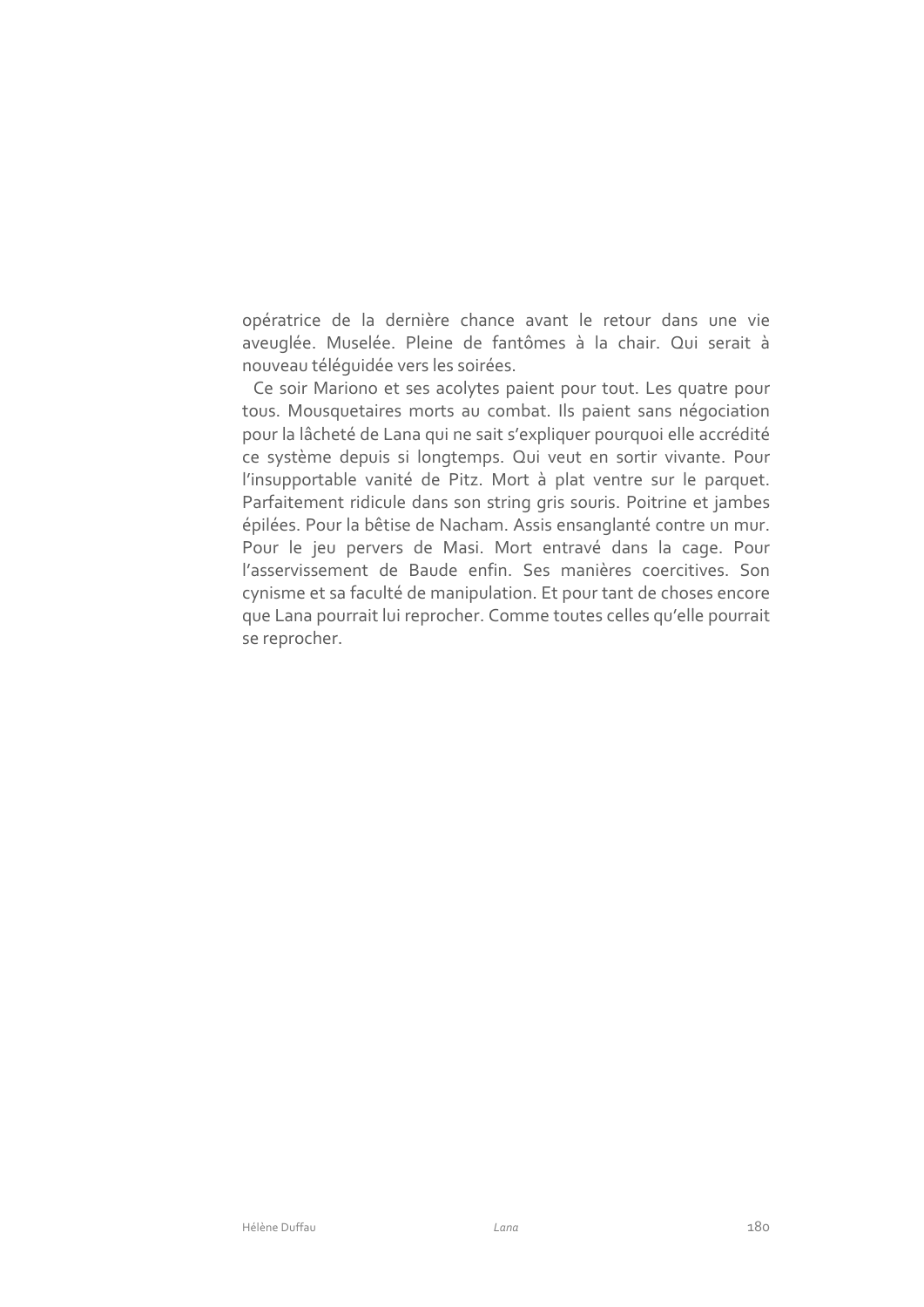opératrice de la dernière chance avant le retour dans une vie aveuglée. Muselée. Pleine de fantômes à la chair. Qui serait à nouveau téléguidée vers les soirées.

Ce soir Mariono et ses acolytes paient pour tout. Les quatre pour tous. Mousquetaires morts au combat. Ils paient sans négociation pour la lâcheté de Lana qui ne sait s'expliquer pourquoi elle accrédité ce système depuis si longtemps. Qui veut en sortir vivante. Pour l'insupportable vanité de Pitz. Mort à plat ventre sur le parquet. Parfaitement ridicule dans son string gris souris. Poitrine et jambes épilées. Pour la bêtise de Nacham. Assis ensanglanté contre un mur. Pour le jeu pervers de Masi. Mort entravé dans la cage. Pour l'asservissement de Baude enfin. Ses manières coercitives. Son cynisme et sa faculté de manipulation. Et pour tant de choses encore que Lana pourrait lui reprocher. Comme toutes celles qu'elle pourrait se reprocher.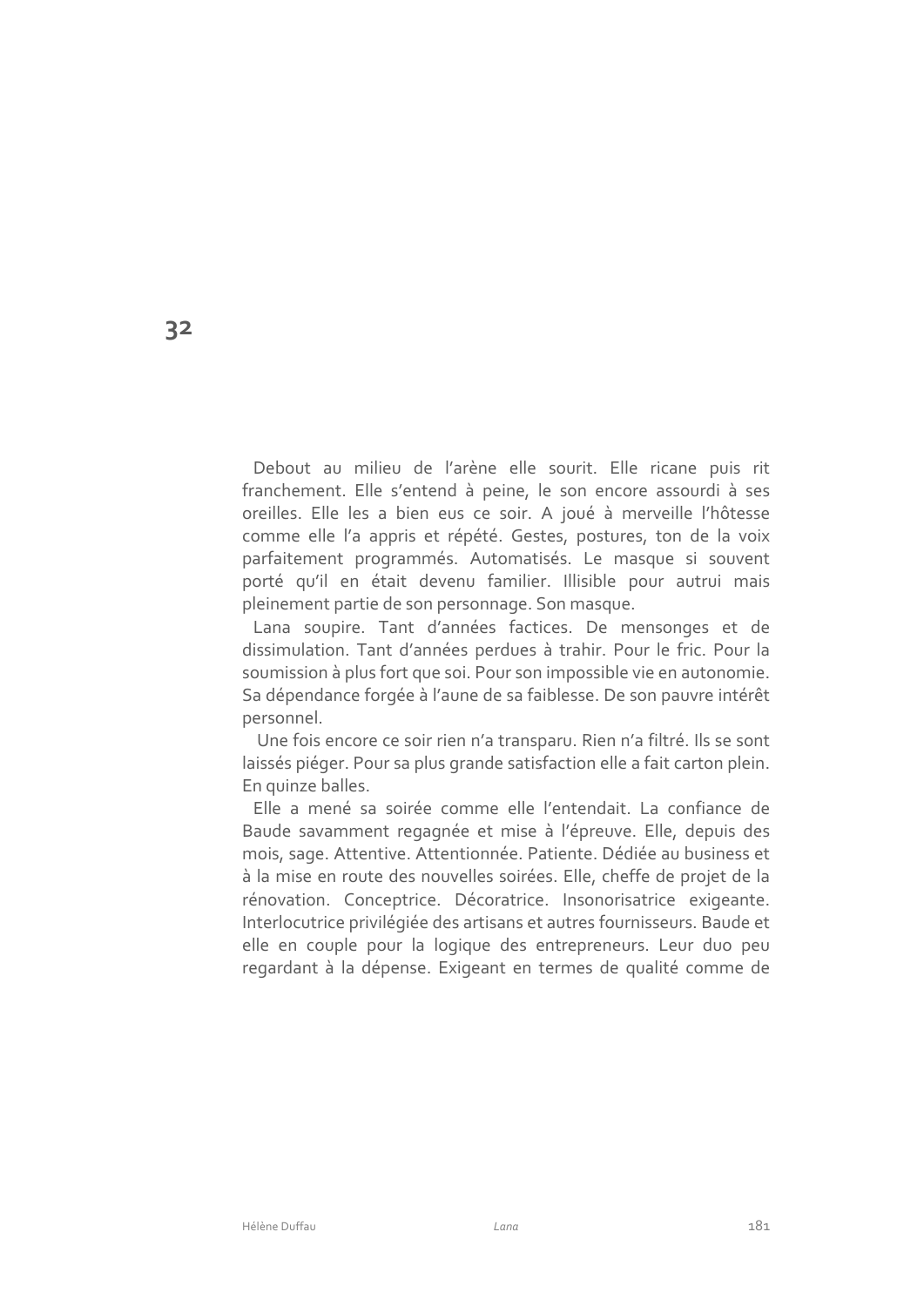# 32

Debout au milieu de l'arène elle sourit. Elle ricane puis rit franchement. Elle s'entend à peine, le son encore assourdi à ses oreilles. Elle les a bien eus ce soir. A joué à merveille l'hôtesse comme elle l'a appris et répété. Gestes, postures, ton de la voix parfaitement programmés. Automatisés. Le masque si souvent porté qu'il en était devenu familier. Illisible pour autrui mais pleinement partie de son personnage. Son masque.

Lana soupire. Tant d'années factices. De mensonges et de dissimulation. Tant d'années perdues à trahir. Pour le fric. Pour la soumission à plus fort que soi. Pour son impossible vie en autonomie. Sa dépendance forgée à l'aune de sa faiblesse. De son pauvre intérêt personnel.

Une fois encore ce soir rien n'a transparu. Rien n'a filtré. Ils se sont laissés piéger. Pour sa plus grande satisfaction elle a fait carton plein. En quinze balles.

Elle a mené sa soirée comme elle l'entendait. La confiance de Baude savamment regagnée et mise à l'épreuve. Elle, depuis des mois, sage. Attentive. Attentionnée. Patiente. Dédiée au business et à la mise en route des nouvelles soirées. Elle, cheffe de projet de la rénovation. Conceptrice. Décoratrice. Insonorisatrice exigeante. Interlocutrice privilégiée des artisans et autres fournisseurs. Baude et elle en couple pour la logique des entrepreneurs. Leur duo peu regardant à la dépense. Exigeant en termes de qualité comme de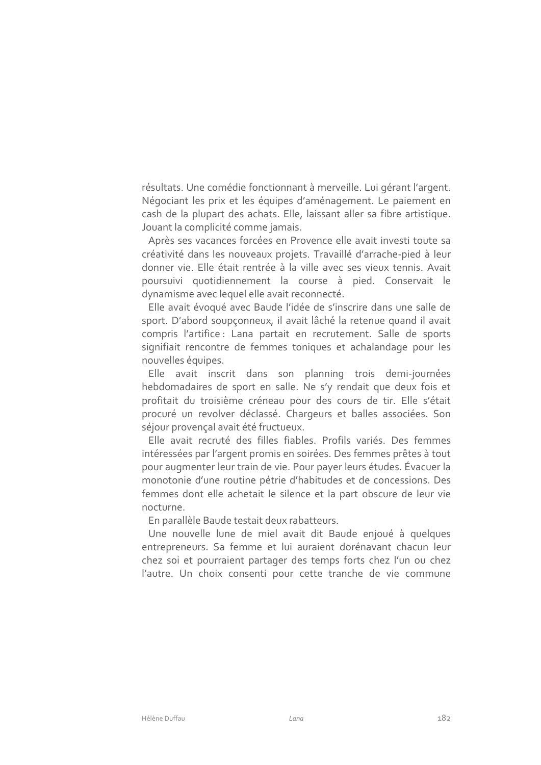résultats. Une comédie fonctionnant à merveille. Lui gérant l'argent. Négociant les prix et les équipes d'aménagement. Le paiement en cash de la plupart des achats. Elle, laissant aller sa fibre artistique. Jouant la complicité comme jamais.

Après ses vacances forcées en Provence elle avait investi toute sa créativité dans les nouveaux projets. Travaillé d'arrache-pied à leur donner vie. Elle était rentrée à la ville avec ses vieux tennis. Avait poursuivi quotidiennement la course à pied. Conservait le dynamisme avec lequel elle avait reconnecté.

Elle avait évoqué avec Baude l'idée de s'inscrire dans une salle de sport. D'abord soupçonneux, il avait lâché la retenue quand il avait compris l'artifice : Lana partait en recrutement. Salle de sports signifiait rencontre de femmes toniques et achalandage pour les nouvelles équipes.

Elle avait inscrit dans son planning trois demi-journées hebdomadaires de sport en salle. Ne s'y rendait que deux fois et profitait du troisième créneau pour des cours de tir. Elle s'était procuré un revolver déclassé. Chargeurs et balles associées. Son séjour provençal avait été fructueux.

Elle avait recruté des filles fiables. Profils variés. Des femmes intéressées par l'argent promis en soirées. Des femmes prêtes à tout pour augmenter leur train de vie. Pour payer leurs études. Évacuer la monotonie d'une routine pétrie d'habitudes et de concessions. Des femmes dont elle achetait le silence et la part obscure de leur vie nocturne.

En parallèle Baude testait deux rabatteurs.

Une nouvelle lune de miel avait dit Baude enjoué à quelques entrepreneurs. Sa femme et lui auraient dorénavant chacun leur chez soi et pourraient partager des temps forts chez l'un ou chez l'autre. Un choix consenti pour cette tranche de vie commune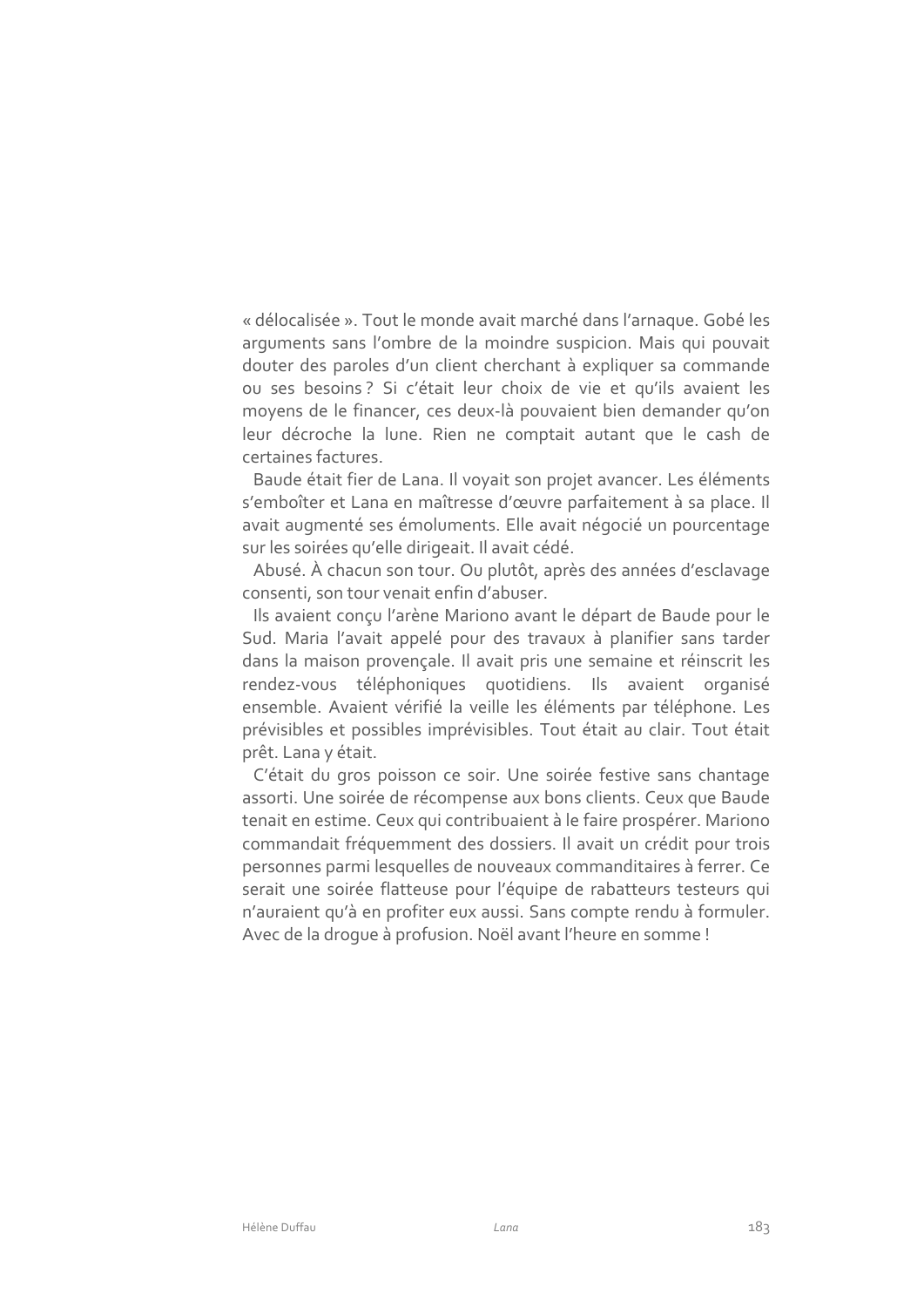« délocalisée ». Tout le monde avait marché dans l'arnaque. Gobé les arguments sans l'ombre de la moindre suspicion. Mais qui pouvait douter des paroles d'un client cherchant à expliquer sa commande ou ses besoins ? Si c'était leur choix de vie et qu'ils avaient les moyens de le financer, ces deux-là pouvaient bien demander qu'on leur décroche la lune. Rien ne comptait autant que le cash de certaines factures.

Baude était fier de Lana. Il voyait son projet avancer. Les éléments s'emboîter et Lana en maîtresse d'œuvre parfaitement à sa place. Il avait augmenté ses émoluments. Elle avait négocié un pourcentage sur les soirées qu'elle dirigeait. Il avait cédé.

Abusé. À chacun son tour. Ou plutôt, après des années d'esclavage consenti, son tour venait enfin d'abuser.

Ils avaient conçu l'arène Mariono avant le départ de Baude pour le Sud. Maria l'avait appelé pour des travaux à planifier sans tarder dans la maison provençale. Il avait pris une semaine et réinscrit les rendez-vous téléphoniques quotidiens. Ils avaient organisé ensemble. Avaient vérifié la veille les éléments par téléphone. Les prévisibles et possibles imprévisibles. Tout était au clair. Tout était prêt. Lana y était.

C'était du gros poisson ce soir. Une soirée festive sans chantage assorti. Une soirée de récompense aux bons clients. Ceux que Baude tenait en estime. Ceux qui contribuaient à le faire prospérer. Mariono commandait fréquemment des dossiers. Il avait un crédit pour trois personnes parmi lesquelles de nouveaux commanditaires à ferrer. Ce serait une soirée flatteuse pour l'équipe de rabatteurs testeurs qui n'auraient qu'à en profiter eux aussi. Sans compte rendu à formuler. Avec de la drogue à profusion. Noël avant l'heure en somme !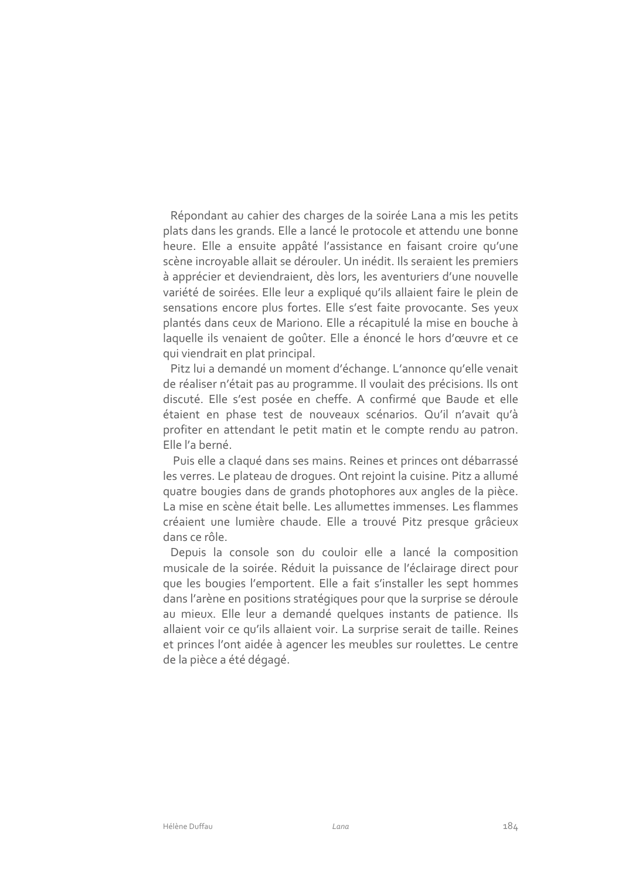Répondant au cahier des charges de la soirée Lana a mis les petits plats dans les grands. Elle a lancé le protocole et attendu une bonne heure. Elle a ensuite appâté l'assistance en faisant croire qu'une scène incroyable allait se dérouler. Un inédit. Ils seraient les premiers à apprécier et deviendraient, dès lors, les aventuriers d'une nouvelle variété de soirées. Elle leur a expliqué qu'ils allaient faire le plein de sensations encore plus fortes. Elle s'est faite provocante. Ses yeux plantés dans ceux de Mariono. Elle a récapitulé la mise en bouche à laquelle ils venaient de goûter. Elle a énoncé le hors d'œuvre et ce qui viendrait en plat principal.

Pitz lui a demandé un moment d'échange. L'annonce qu'elle venait de réaliser n'était pas au programme. Il voulait des précisions. Ils ont discuté. Elle s'est posée en cheffe. A confirmé que Baude et elle étaient en phase test de nouveaux scénarios. Qu'il n'avait qu'à profiter en attendant le petit matin et le compte rendu au patron. Elle l'a berné.

Puis elle a claqué dans ses mains. Reines et princes ont débarrassé les verres. Le plateau de drogues. Ont rejoint la cuisine. Pitz a allumé quatre bougies dans de grands photophores aux angles de la pièce. La mise en scène était belle. Les allumettes immenses. Les flammes créaient une lumière chaude. Elle a trouvé Pitz presque grâcieux dans ce rôle.

Depuis la console son du couloir elle a lancé la composition musicale de la soirée. Réduit la puissance de l'éclairage direct pour que les bougies l'emportent. Elle a fait s'installer les sept hommes dans l'arène en positions stratégiques pour que la surprise se déroule au mieux. Elle leur a demandé quelques instants de patience. Ils allaient voir ce qu'ils allaient voir. La surprise serait de taille. Reines et princes l'ont aidée à agencer les meubles sur roulettes. Le centre de la pièce a été dégagé.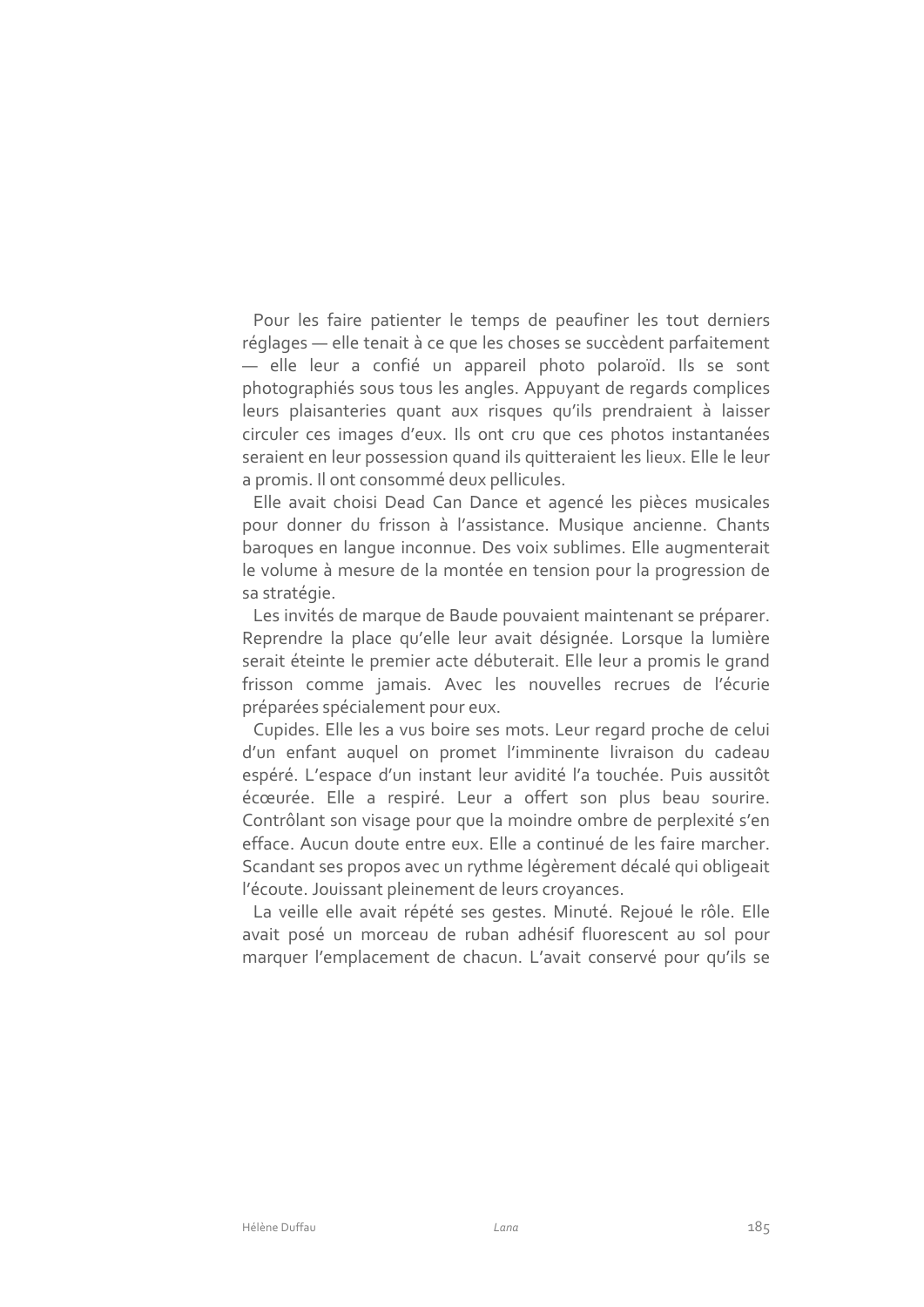Pour les faire patienter le temps de peaufiner les tout derniers réglages — elle tenait à ce que les choses se succèdent parfaitement — elle leur a confié un appareil photo polaroïd. Ils se sont photographiés sous tous les angles. Appuyant de regards complices leurs plaisanteries quant aux risques qu'ils prendraient à laisser circuler ces images d'eux. Ils ont cru que ces photos instantanées seraient en leur possession quand ils quitteraient les lieux. Elle le leur a promis. Il ont consommé deux pellicules.

Elle avait choisi Dead Can Dance et agencé les pièces musicales pour donner du frisson à l'assistance. Musique ancienne. Chants baroques en langue inconnue. Des voix sublimes. Elle augmenterait le volume à mesure de la montée en tension pour la progression de sa stratégie.

Les invités de marque de Baude pouvaient maintenant se préparer. Reprendre la place qu'elle leur avait désignée. Lorsque la lumière serait éteinte le premier acte débuterait. Elle leur a promis le grand frisson comme jamais. Avec les nouvelles recrues de l'écurie préparées spécialement pour eux.

Cupides. Elle les a vus boire ses mots. Leur regard proche de celui d'un enfant auquel on promet l'imminente livraison du cadeau espéré. L'espace d'un instant leur avidité l'a touchée. Puis aussitôt écœurée. Elle a respiré. Leur a offert son plus beau sourire. Contrôlant son visage pour que la moindre ombre de perplexité s'en efface. Aucun doute entre eux. Elle a continué de les faire marcher. Scandant ses propos avec un rythme légèrement décalé qui obligeait l'écoute. Jouissant pleinement de leurs croyances.

La veille elle avait répété ses gestes. Minuté. Rejoué le rôle. Elle avait posé un morceau de ruban adhésif fluorescent au sol pour marquer l'emplacement de chacun. L'avait conservé pour qu'ils se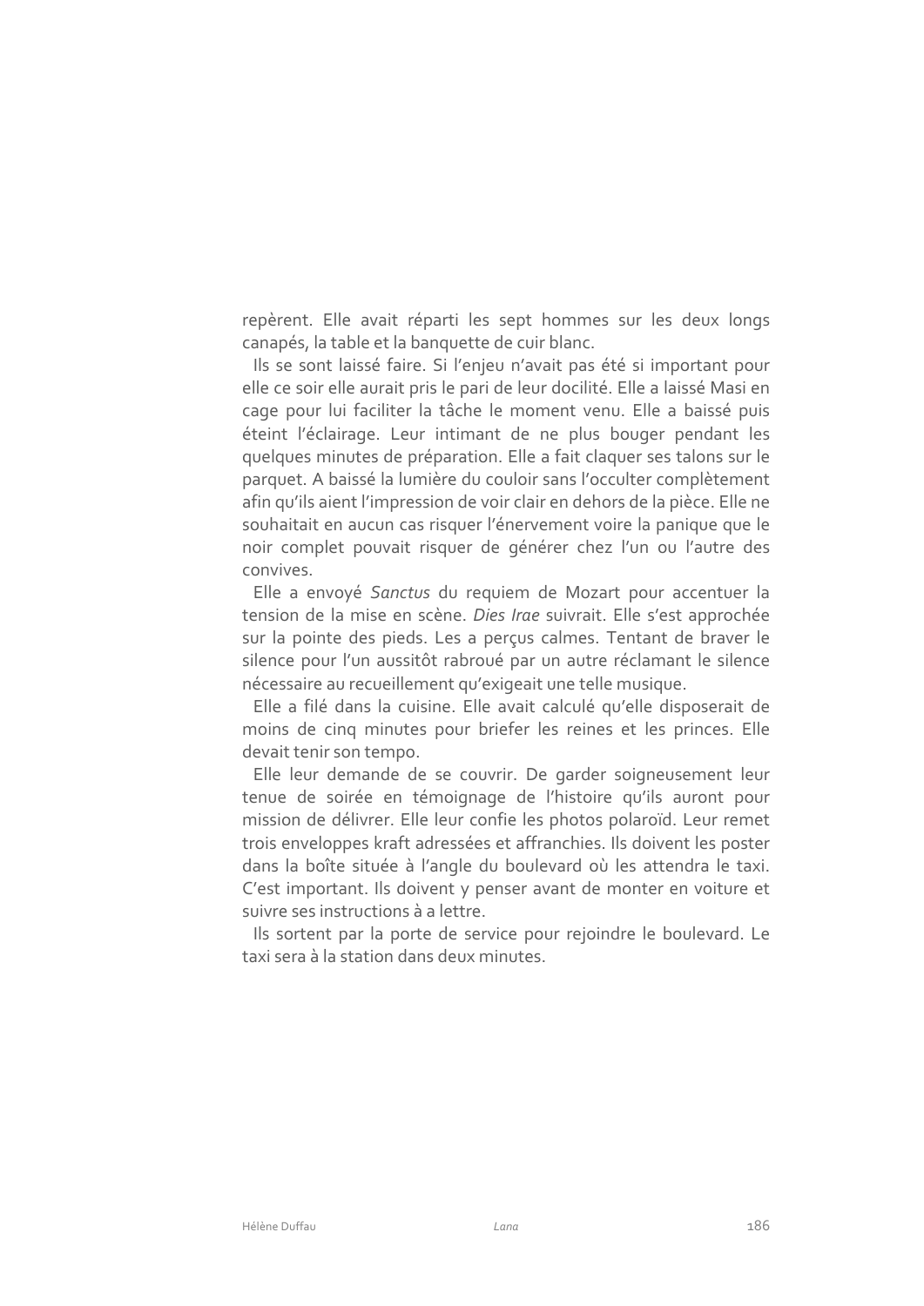repèrent. Elle avait réparti les sept hommes sur les deux longs canapés, la table et la banquette de cuir blanc.

Ils se sont laissé faire. Si l'enjeu n'avait pas été si important pour elle ce soir elle aurait pris le pari de leur docilité. Elle a laissé Masi en cage pour lui faciliter la tâche le moment venu. Elle a baissé puis éteint l'éclairage. Leur intimant de ne plus bouger pendant les quelques minutes de préparation. Elle a fait claquer ses talons sur le parquet. A baissé la lumière du couloir sans l'occulter complètement afin qu'ils aient l'impression de voir clair en dehors de la pièce. Elle ne souhaitait en aucun cas risquer l'énervement voire la panique que le noir complet pouvait risquer de générer chez l'un ou l'autre des convives.

Elle a envoyé *Sanctus* du requiem de Mozart pour accentuer la tension de la mise en scène. *Dies Irae* suivrait. Elle s'est approchée sur la pointe des pieds. Les a perçus calmes. Tentant de braver le silence pour l'un aussitôt rabroué par un autre réclamant le silence nécessaire au recueillement qu'exigeait une telle musique.

Elle a filé dans la cuisine. Elle avait calculé qu'elle disposerait de moins de cinq minutes pour briefer les reines et les princes. Elle devait tenir son tempo.

Elle leur demande de se couvrir. De garder soigneusement leur tenue de soirée en témoignage de l'histoire qu'ils auront pour mission de délivrer. Elle leur confie les photos polaroïd. Leur remet trois enveloppes kraft adressées et affranchies. Ils doivent les poster dans la boîte située à l'angle du boulevard où les attendra le taxi. C'est important. Ils doivent y penser avant de monter en voiture et suivre ses instructions à a lettre.

Ils sortent par la porte de service pour rejoindre le boulevard. Le taxi sera à la station dans deux minutes.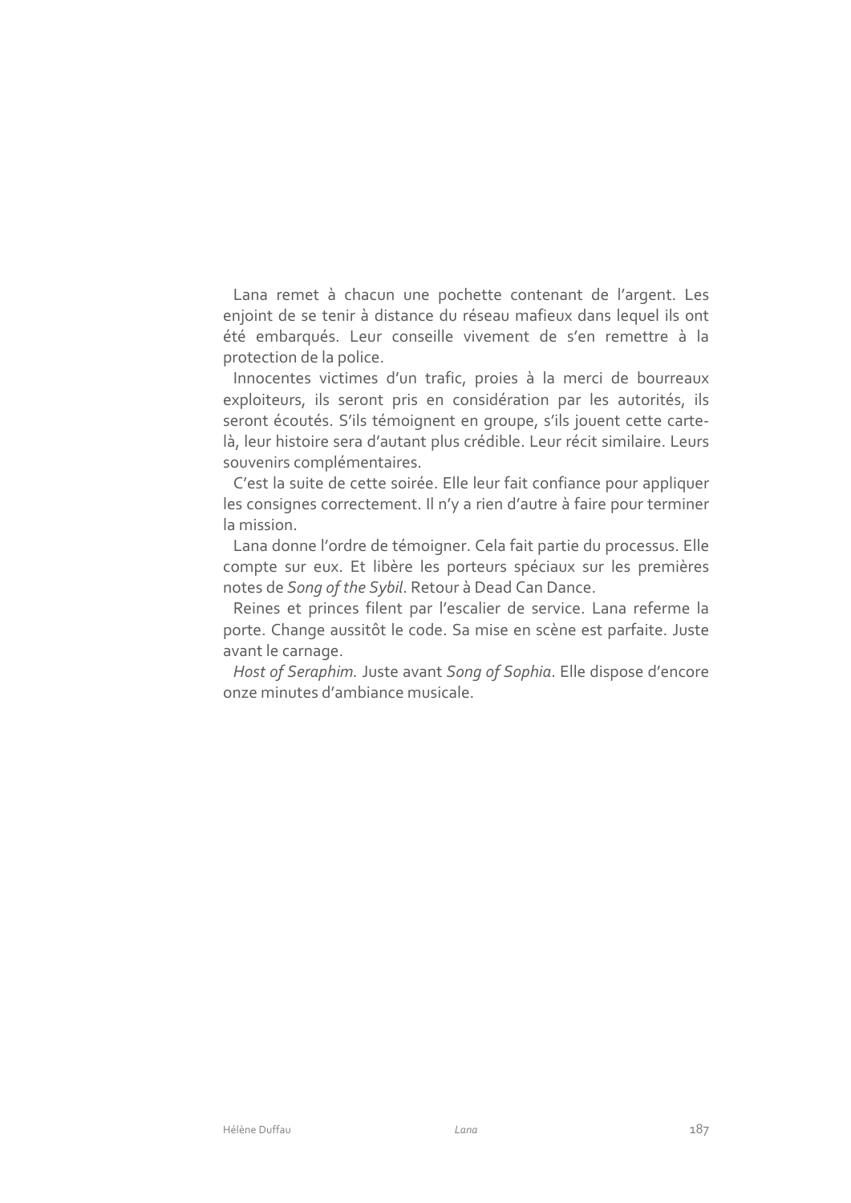Lana remet à chacun une pochette contenant de l'argent. Les enjoint de se tenir à distance du réseau mafieux dans lequel ils ont été embarqués. Leur conseille vivement de s'en remettre à la protection de la police.

Innocentes victimes d'un trafic, proies à la merci de bourreaux exploiteurs, ils seront pris en considération par les autorités, ils seront écoutés. S'ils témoignent en groupe, s'ils jouent cette carte-là, leur histoire sera d'autant plus crédible. Leur récit similaire. Leurs souvenirs complémentaires.

C'est la suite de cette soirée. Elle leur fait confiance pour appliquer les consignes correctement. Il n'y a rien d'autre à faire pour terminer la mission.

Lana donne l'ordre de témoigner. Cela fait partie du processus. Elle compte sur eux. Et libère les porteurs spéciaux sur les premières notes de *Song of the Sybil*. Retour à Dead Can Dance.

Reines et princes filent par l'escalier de service. Lana referme la porte. Change aussitôt le code. Sa mise en scène est parfaite. Juste avant le carnage.

*Host of Seraphim.* Juste avant *Song of Sophia*. Elle dispose d'encore onze minutes d'ambiance musicale.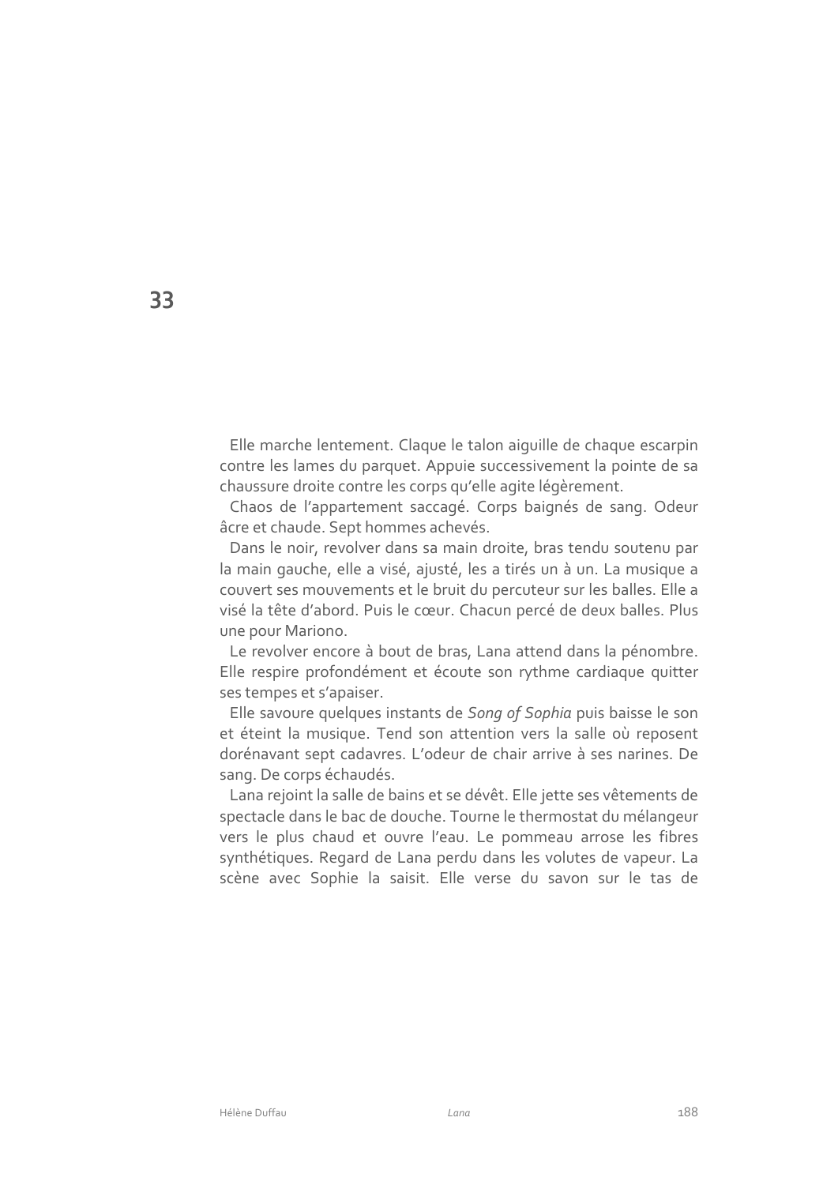# 33

Elle marche lentement. Claque le talon aiguille de chaque escarpin contre les lames du parquet. Appuie successivement la pointe de sa chaussure droite contre les corps qu'elle agite légèrement.

Chaos de l'appartement saccagé. Corps baignés de sang. Odeur âcre et chaude. Sept hommes achevés.

Dans le noir, revolver dans sa main droite, bras tendu soutenu par la main gauche, elle a visé, ajusté, les a tirés un à un. La musique a couvert ses mouvements et le bruit du percuteur sur les balles. Elle a visé la tête d'abord. Puis le cœur. Chacun percé de deux balles. Plus une pour Mariono.

Le revolver encore à bout de bras, Lana attend dans la pénombre. Elle respire profondément et écoute son rythme cardiaque quitter ses tempes et s'apaiser.

Elle savoure quelques instants de *Song of Sophia* puis baisse le son et éteint la musique. Tend son attention vers la salle où reposent dorénavant sept cadavres. L'odeur de chair arrive à ses narines. De sang. De corps échaudés.

Lana rejoint la salle de bains et se dévêt. Elle jette ses vêtements de spectacle dans le bac de douche. Tourne le thermostat du mélangeur vers le plus chaud et ouvre l'eau. Le pommeau arrose les fibres synthétiques. Regard de Lana perdu dans les volutes de vapeur. La scène avec Sophie la saisit. Elle verse du savon sur le tas de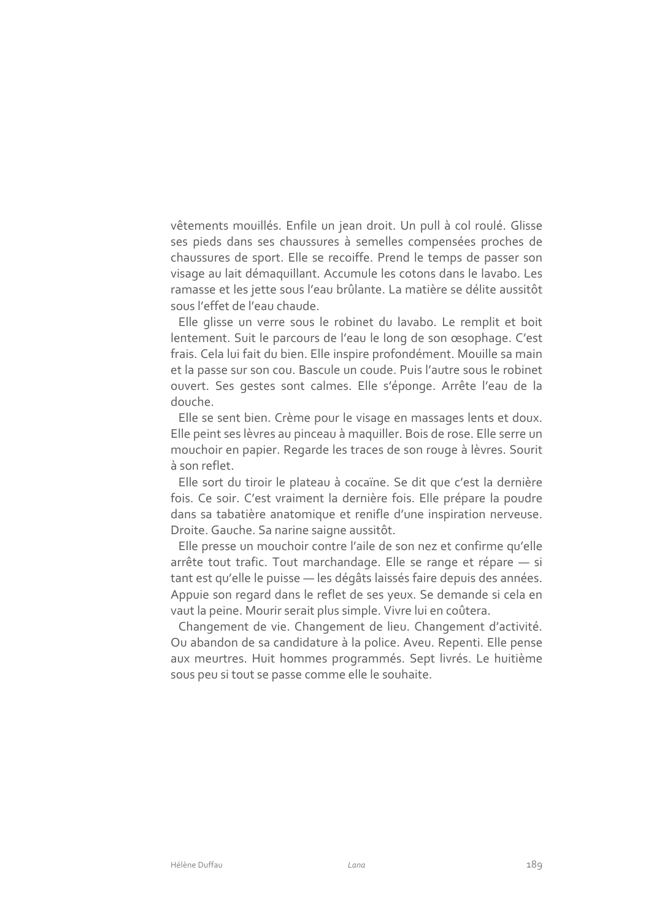vêtements mouillés. Enfile un jean droit. Un pull à col roulé. Glisse ses pieds dans ses chaussures à semelles compensées proches de chaussures de sport. Elle se recoiffe. Prend le temps de passer son visage au lait démaquillant. Accumule les cotons dans le lavabo. Les ramasse et les jette sous l'eau brûlante. La matière se délite aussitôt sous l'effet de l'eau chaude.

Elle glisse un verre sous le robinet du lavabo. Le remplit et boit lentement. Suit le parcours de l'eau le long de son œsophage. C'est frais. Cela lui fait du bien. Elle inspire profondément. Mouille sa main et la passe sur son cou. Bascule un coude. Puis l'autre sous le robinet ouvert. Ses gestes sont calmes. Elle s'éponge. Arrête l'eau de la douche.

Elle se sent bien. Crème pour le visage en massages lents et doux. Elle peint ses lèvres au pinceau à maquiller. Bois de rose. Elle serre un mouchoir en papier. Regarde les traces de son rouge à lèvres. Sourit à son reflet.

Elle sort du tiroir le plateau à cocaïne. Se dit que c'est la dernière fois. Ce soir. C'est vraiment la dernière fois. Elle prépare la poudre dans sa tabatière anatomique et renifle d'une inspiration nerveuse. Droite. Gauche. Sa narine saigne aussitôt.

Elle presse un mouchoir contre l'aile de son nez et confirme qu'elle arrête tout trafic. Tout marchandage. Elle se range et répare — si tant est qu'elle le puisse — les dégâts laissés faire depuis des années. Appuie son regard dans le reflet de ses yeux. Se demande si cela en vaut la peine. Mourir serait plus simple. Vivre lui en coûtera.

Changement de vie. Changement de lieu. Changement d'activité. Ou abandon de sa candidature à la police. Aveu. Repenti. Elle pense aux meurtres. Huit hommes programmés. Sept livrés. Le huitième sous peu si tout se passe comme elle le souhaite.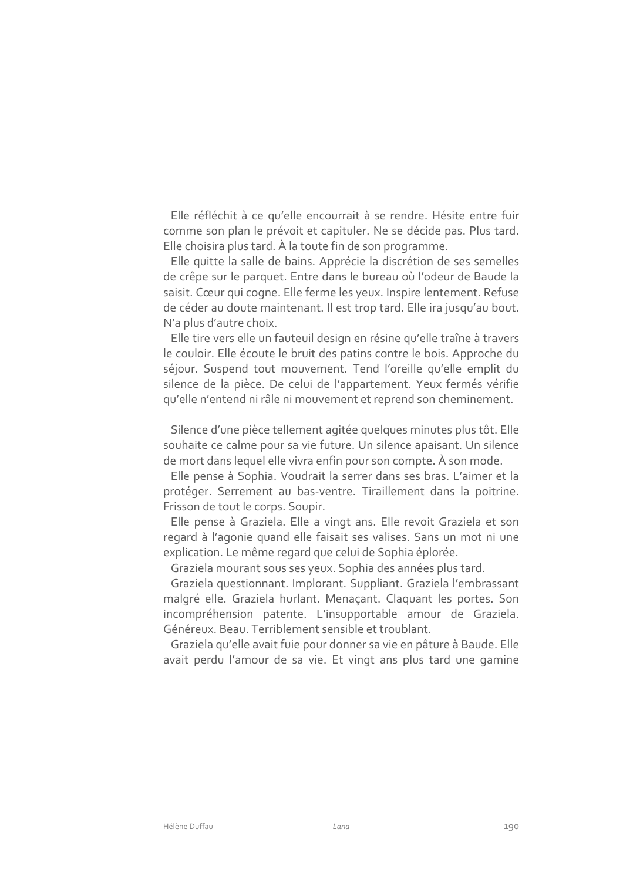Elle réfléchit à ce qu'elle encourrait à se rendre. Hésite entre fuir comme son plan le prévoit et capituler. Ne se décide pas. Plus tard. Elle choisira plus tard. À la toute fin de son programme.

Elle quitte la salle de bains. Apprécie la discrétion de ses semelles de crêpe sur le parquet. Entre dans le bureau où l'odeur de Baude la saisit. Cœur qui cogne. Elle ferme les yeux. Inspire lentement. Refuse de céder au doute maintenant. Il est trop tard. Elle ira jusqu'au bout. N'a plus d'autre choix.

Elle tire vers elle un fauteuil design en résine qu'elle traîne à travers le couloir. Elle écoute le bruit des patins contre le bois. Approche du séjour. Suspend tout mouvement. Tend l'oreille qu'elle emplit du silence de la pièce. De celui de l'appartement. Yeux fermés vérifie qu'elle n'entend ni râle ni mouvement et reprend son cheminement.

Silence d'une pièce tellement agitée quelques minutes plus tôt. Elle souhaite ce calme pour sa vie future. Un silence apaisant. Un silence de mort dans lequel elle vivra enfin pour son compte. À son mode.

Elle pense à Sophia. Voudrait la serrer dans ses bras. L'aimer et la protéger. Serrement au bas-ventre. Tiraillement dans la poitrine. Frisson de tout le corps. Soupir.

Elle pense à Graziela. Elle a vingt ans. Elle revoit Graziela et son regard à l'agonie quand elle faisait ses valises. Sans un mot ni une explication. Le même regard que celui de Sophia éplorée.

Graziela mourant sous ses yeux. Sophia des années plus tard.

Graziela questionnant. Implorant. Suppliant. Graziela l'embrassant malgré elle. Graziela hurlant. Menaçant. Claquant les portes. Son incompréhension patente. L'insupportable amour de Graziela. Généreux. Beau. Terriblement sensible et troublant.

Graziela qu'elle avait fuie pour donner sa vie en pâture à Baude. Elle avait perdu l'amour de sa vie. Et vingt ans plus tard une gamine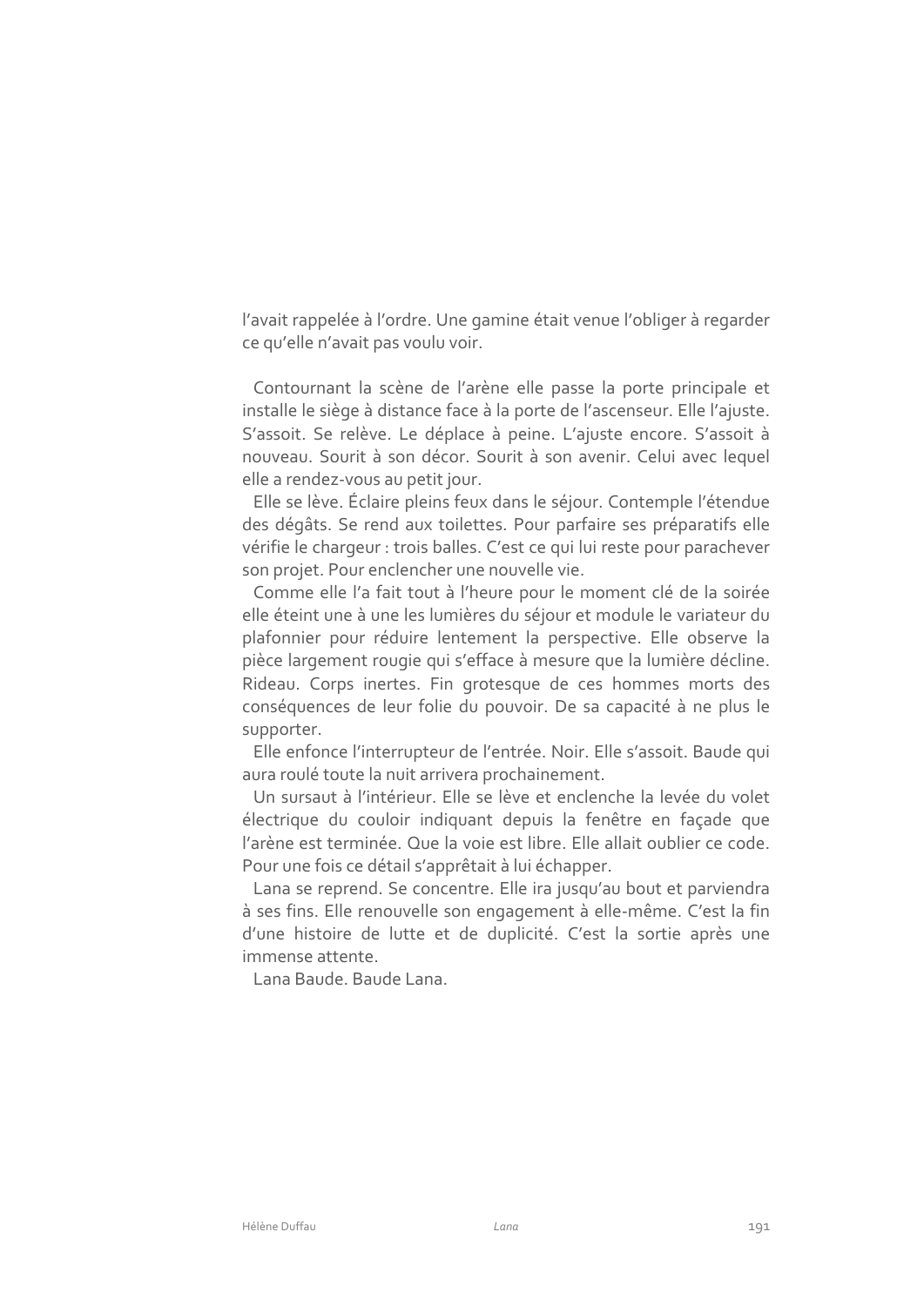l'avait rappelée à l'ordre. Une gamine était venue l'obliger à regarder ce qu'elle n'avait pas voulu voir.

Contournant la scène de l'arène elle passe la porte principale et installe le siège à distance face à la porte de l'ascenseur. Elle l'ajuste. S'assoit. Se relève. Le déplace à peine. L'ajuste encore. S'assoit à nouveau. Sourit à son décor. Sourit à son avenir. Celui avec lequel elle a rendez-vous au petit jour.

Elle se lève. Éclaire pleins feux dans le séjour. Contemple l'étendue des dégâts. Se rend aux toilettes. Pour parfaire ses préparatifs elle vérifie le chargeur : trois balles. C'est ce qui lui reste pour parachever son projet. Pour enclencher une nouvelle vie.

Comme elle l'a fait tout à l'heure pour le moment clé de la soirée elle éteint une à une les lumières du séjour et module le variateur du plafonnier pour réduire lentement la perspective. Elle observe la pièce largement rougie qui s'efface à mesure que la lumière décline. Rideau. Corps inertes. Fin grotesque de ces hommes morts des conséquences de leur folie du pouvoir. De sa capacité à ne plus le supporter.

Elle enfonce l'interrupteur de l'entrée. Noir. Elle s'assoit. Baude qui aura roulé toute la nuit arrivera prochainement.

Un sursaut à l'intérieur. Elle se lève et enclenche la levée du volet électrique du couloir indiquant depuis la fenêtre en façade que l'arène est terminée. Que la voie est libre. Elle allait oublier ce code. Pour une fois ce détail s'apprêtait à lui échapper.

Lana se reprend. Se concentre. Elle ira jusqu'au bout et parviendra à ses fins. Elle renouvelle son engagement à elle-même. C'est la fin d'une histoire de lutte et de duplicité. C'est la sortie après une immense attente.

Lana Baude. Baude Lana.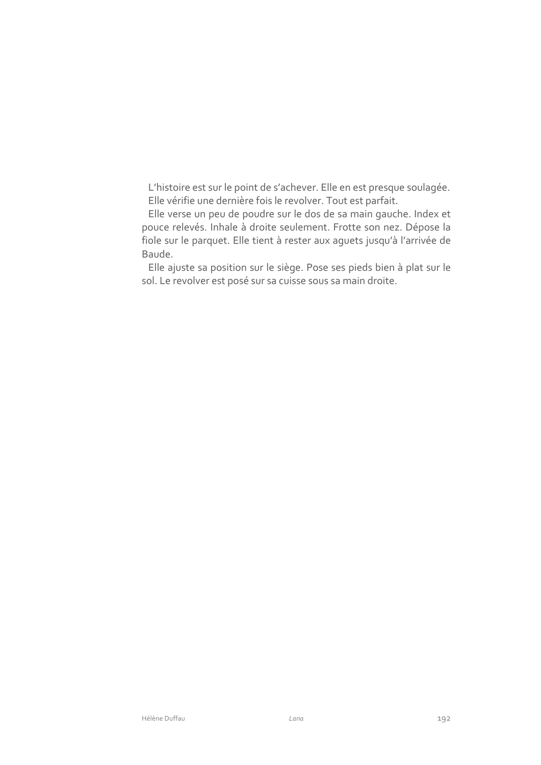L’histoire est sur le point de s’achever. Elle en est presque soulagée.

Elle vérifie une dernière fois le revolver. Tout est parfait.

Elle verse un peu de poudre sur le dos de sa main gauche. Index et pouce relevés. Inhale à droite seulement. Frotte son nez. Dépose la fiole sur le parquet. Elle tient à rester aux aguets jusqu’à l’arrivée de Baude.

Elle ajuste sa position sur le siège. Pose ses pieds bien à plat sur le sol. Le revolver est posé sur sa cuisse sous sa main droite.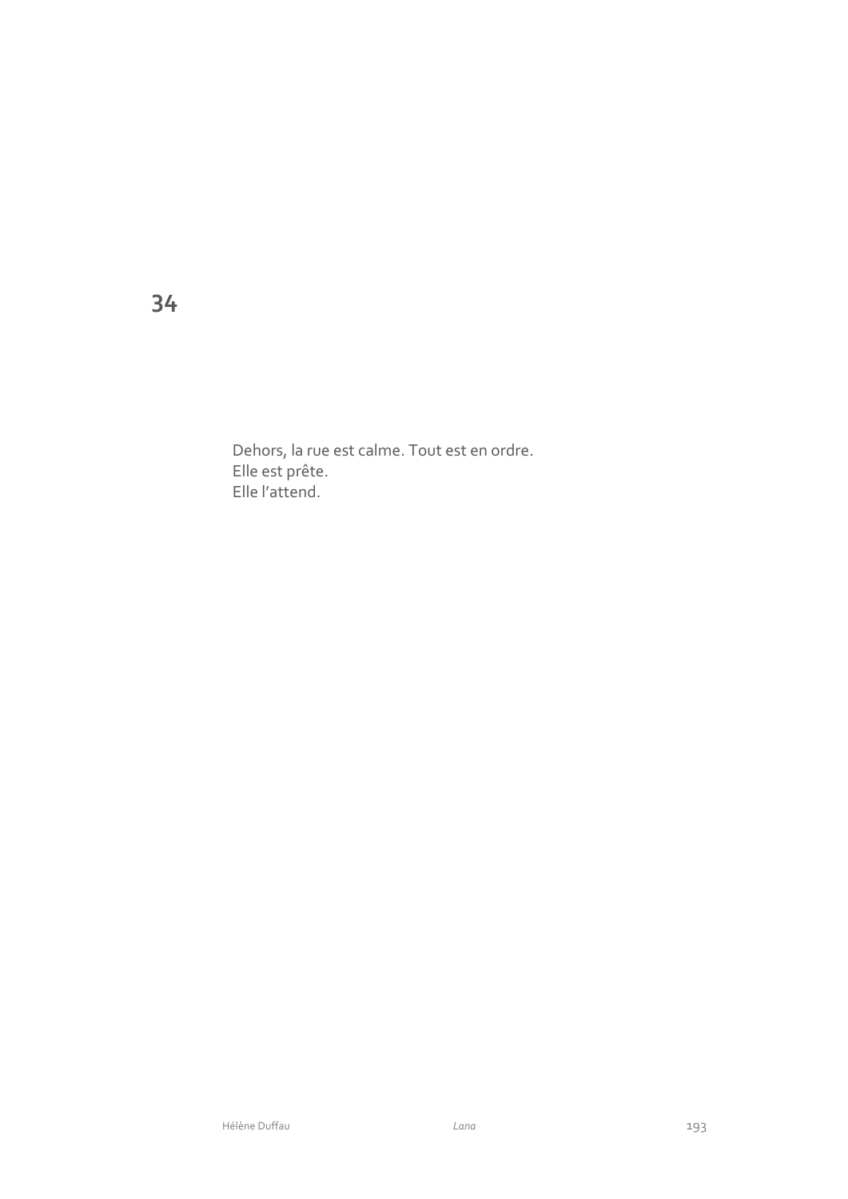## 34

Dehors, la rue est calme. Tout est en ordre.
Elle est prête.
Elle l'attend.